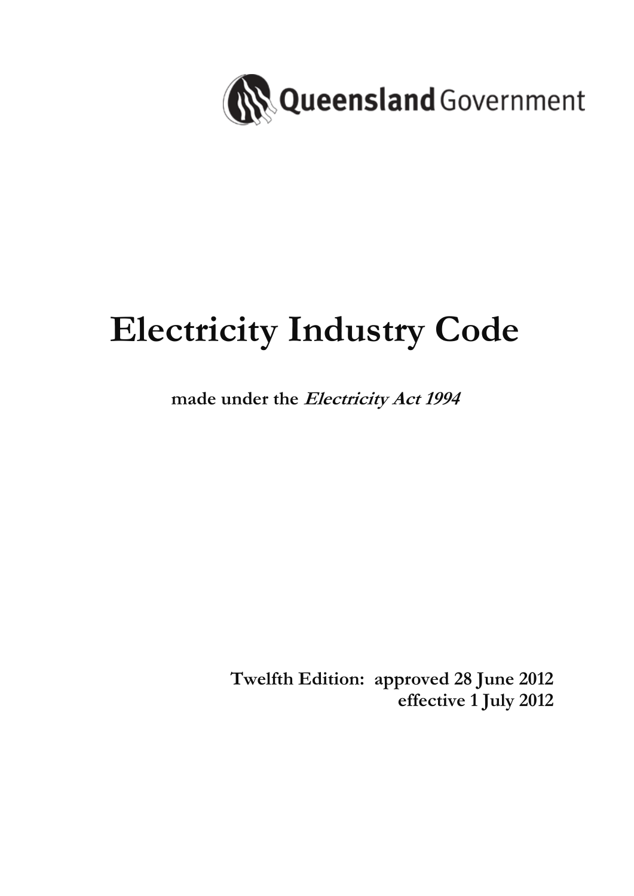Queensland Government

# Electricity Industry Code

**made under the *Electricity Act 1994***

**Twelfth Edition: approved 28 June 2012**
**effective 1 July 2012**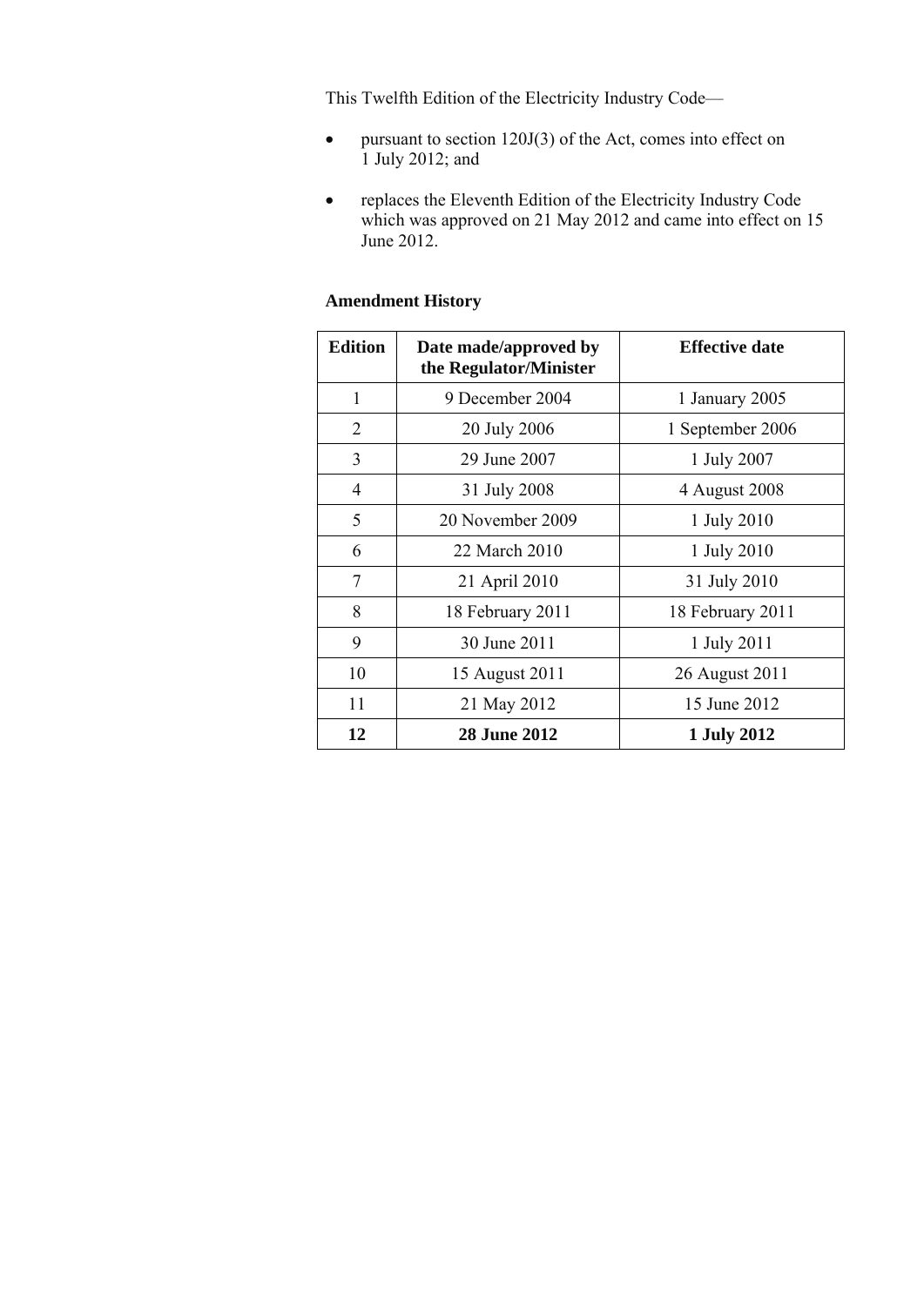This Twelfth Edition of the Electricity Industry Code—

- pursuant to section 120J(3) of the Act, comes into effect on 1 July 2012; and
- replaces the Eleventh Edition of the Electricity Industry Code which was approved on 21 May 2012 and came into effect on 15 June 2012.

**Amendment History**

| Edition | Date made/approved by the Regulator/Minister | Effective date |
|---|---|---|
| 1 | 9 December 2004 | 1 January 2005 |
| 2 | 20 July 2006 | 1 September 2006 |
| 3 | 29 June 2007 | 1 July 2007 |
| 4 | 31 July 2008 | 4 August 2008 |
| 5 | 20 November 2009 | 1 July 2010 |
| 6 | 22 March 2010 | 1 July 2010 |
| 7 | 21 April 2010 | 31 July 2010 |
| 8 | 18 February 2011 | 18 February 2011 |
| 9 | 30 June 2011 | 1 July 2011 |
| 10 | 15 August 2011 | 26 August 2011 |
| 11 | 21 May 2012 | 15 June 2012 |
| **12** | **28 June 2012** | **1 July 2012** |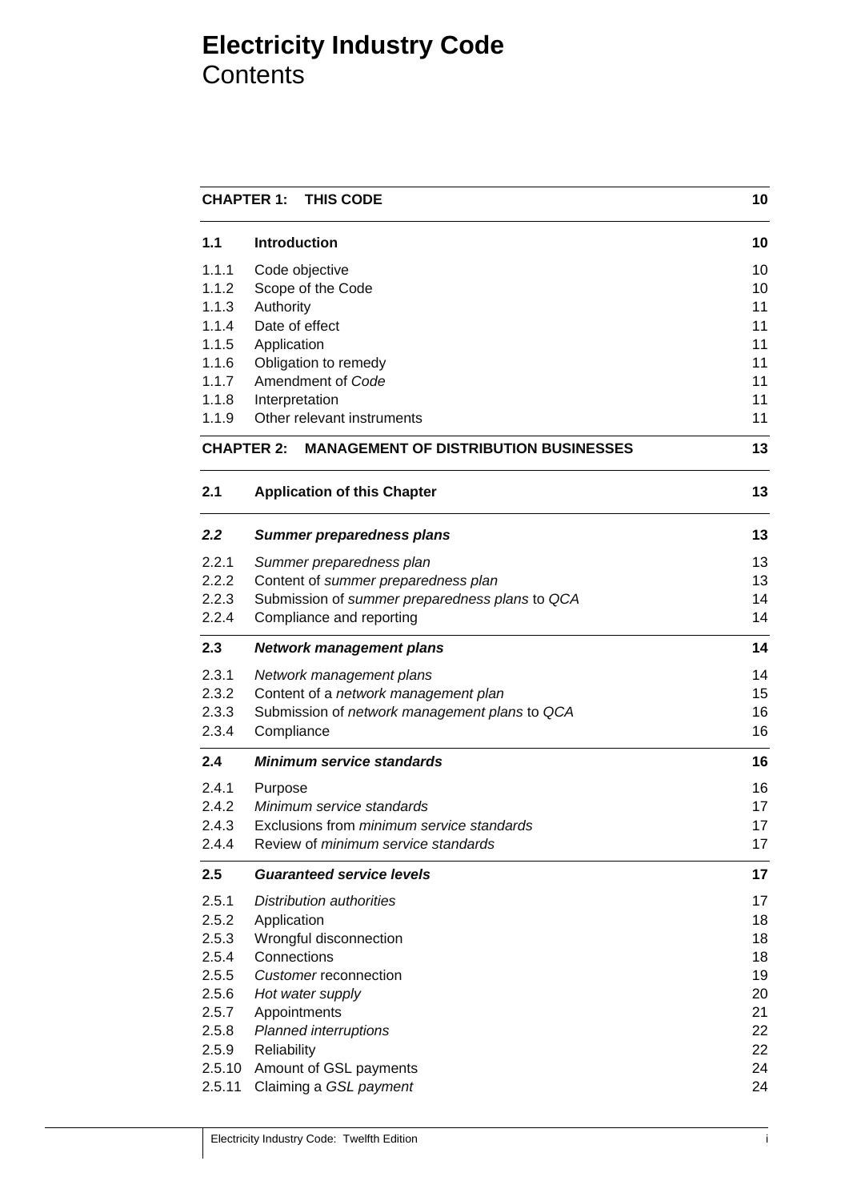# **Electricity Industry Code**
Contents

| | | |
|---|---|---|
| **CHAPTER 1: THIS CODE** | | **10** |
| **1.1** | **Introduction** | **10** |
| 1.1.1 | Code objective | 10 |
| 1.1.2 | Scope of the Code | 10 |
| 1.1.3 | Authority | 11 |
| 1.1.4 | Date of effect | 11 |
| 1.1.5 | Application | 11 |
| 1.1.6 | Obligation to remedy | 11 |
| 1.1.7 | Amendment of *Code* | 11 |
| 1.1.8 | Interpretation | 11 |
| 1.1.9 | Other relevant instruments | 11 |
| **CHAPTER 2: MANAGEMENT OF DISTRIBUTION BUSINESSES** | | **13** |
| **2.1** | **Application of this Chapter** | **13** |
| ***2.2*** | ***Summer preparedness plans*** | **13** |
| 2.2.1 | *Summer preparedness plan* | 13 |
| 2.2.2 | Content of *summer preparedness plan* | 13 |
| 2.2.3 | Submission of *summer preparedness plans* to *QCA* | 14 |
| 2.2.4 | Compliance and reporting | 14 |
| **2.3** | ***Network management plans*** | **14** |
| 2.3.1 | *Network management plans* | 14 |
| 2.3.2 | Content of a *network management plan* | 15 |
| 2.3.3 | Submission of *network management plans* to *QCA* | 16 |
| 2.3.4 | Compliance | 16 |
| **2.4** | ***Minimum service standards*** | **16** |
| 2.4.1 | Purpose | 16 |
| 2.4.2 | *Minimum service standards* | 17 |
| 2.4.3 | Exclusions from *minimum service standards* | 17 |
| 2.4.4 | Review of *minimum service standards* | 17 |
| **2.5** | ***Guaranteed service levels*** | **17** |
| 2.5.1 | *Distribution authorities* | 17 |
| 2.5.2 | Application | 18 |
| 2.5.3 | Wrongful disconnection | 18 |
| 2.5.4 | Connections | 18 |
| 2.5.5 | *Customer* reconnection | 19 |
| 2.5.6 | *Hot water supply* | 20 |
| 2.5.7 | Appointments | 21 |
| 2.5.8 | *Planned interruptions* | 22 |
| 2.5.9 | Reliability | 22 |
| 2.5.10 | Amount of GSL payments | 24 |
| 2.5.11 | Claiming a *GSL payment* | 24 |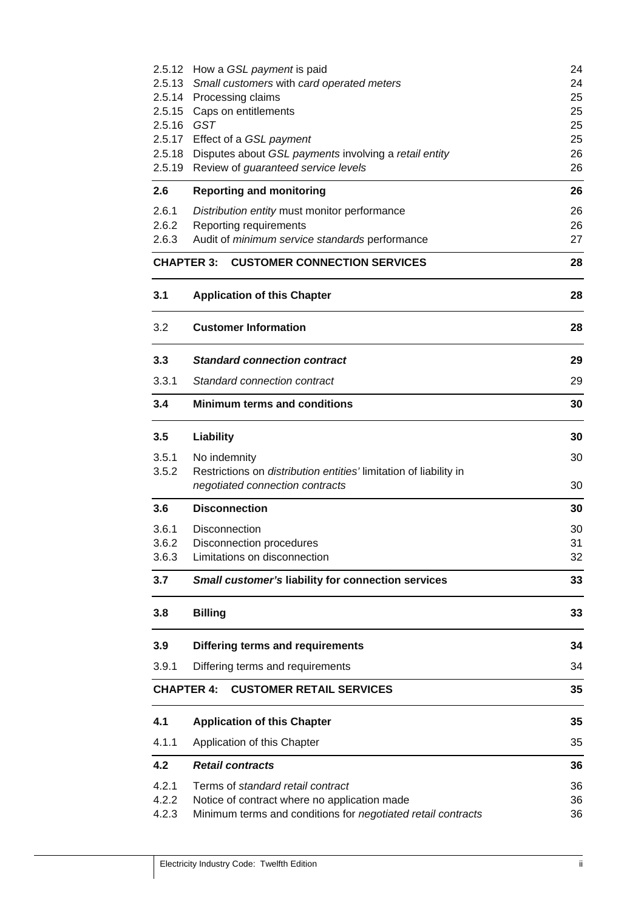| | | |
|---|---|---|
| 2.5.12 | How a *GSL payment* is paid | 24 |
| 2.5.13 | *Small customers* with *card operated meters* | 24 |
| 2.5.14 | Processing claims | 25 |
| 2.5.15 | Caps on entitlements | 25 |
| 2.5.16 | *GST* | 25 |
| 2.5.17 | Effect of a *GSL payment* | 25 |
| 2.5.18 | Disputes about *GSL payments* involving a *retail entity* | 26 |
| 2.5.19 | Review of *guaranteed service levels* | 26 |
| **2.6** | **Reporting and monitoring** | **26** |
| 2.6.1 | *Distribution entity* must monitor performance | 26 |
| 2.6.2 | Reporting requirements | 26 |
| 2.6.3 | Audit of *minimum service standards* performance | 27 |
| **CHAPTER 3:** | **CUSTOMER CONNECTION SERVICES** | **28** |
| **3.1** | **Application of this Chapter** | **28** |
| 3.2 | **Customer Information** | **28** |
| **3.3** | ***Standard connection contract*** | **29** |
| 3.3.1 | *Standard connection contract* | 29 |
| **3.4** | **Minimum terms and conditions** | **30** |
| **3.5** | **Liability** | **30** |
| 3.5.1 | No indemnity | 30 |
| 3.5.2 | Restrictions on *distribution entities'* limitation of liability in *negotiated connection contracts* | 30 |
| **3.6** | **Disconnection** | **30** |
| 3.6.1 | Disconnection | 30 |
| 3.6.2 | Disconnection procedures | 31 |
| 3.6.3 | Limitations on disconnection | 32 |
| **3.7** | ***Small customer's* liability for connection services** | **33** |
| **3.8** | **Billing** | **33** |
| **3.9** | **Differing terms and requirements** | **34** |
| 3.9.1 | Differing terms and requirements | 34 |
| **CHAPTER 4:** | **CUSTOMER RETAIL SERVICES** | **35** |
| **4.1** | **Application of this Chapter** | **35** |
| 4.1.1 | Application of this Chapter | 35 |
| **4.2** | ***Retail contracts*** | **36** |
| 4.2.1 | Terms of *standard retail contract* | 36 |
| 4.2.2 | Notice of contract where no application made | 36 |
| 4.2.3 | Minimum terms and conditions for *negotiated retail contracts* | 36 |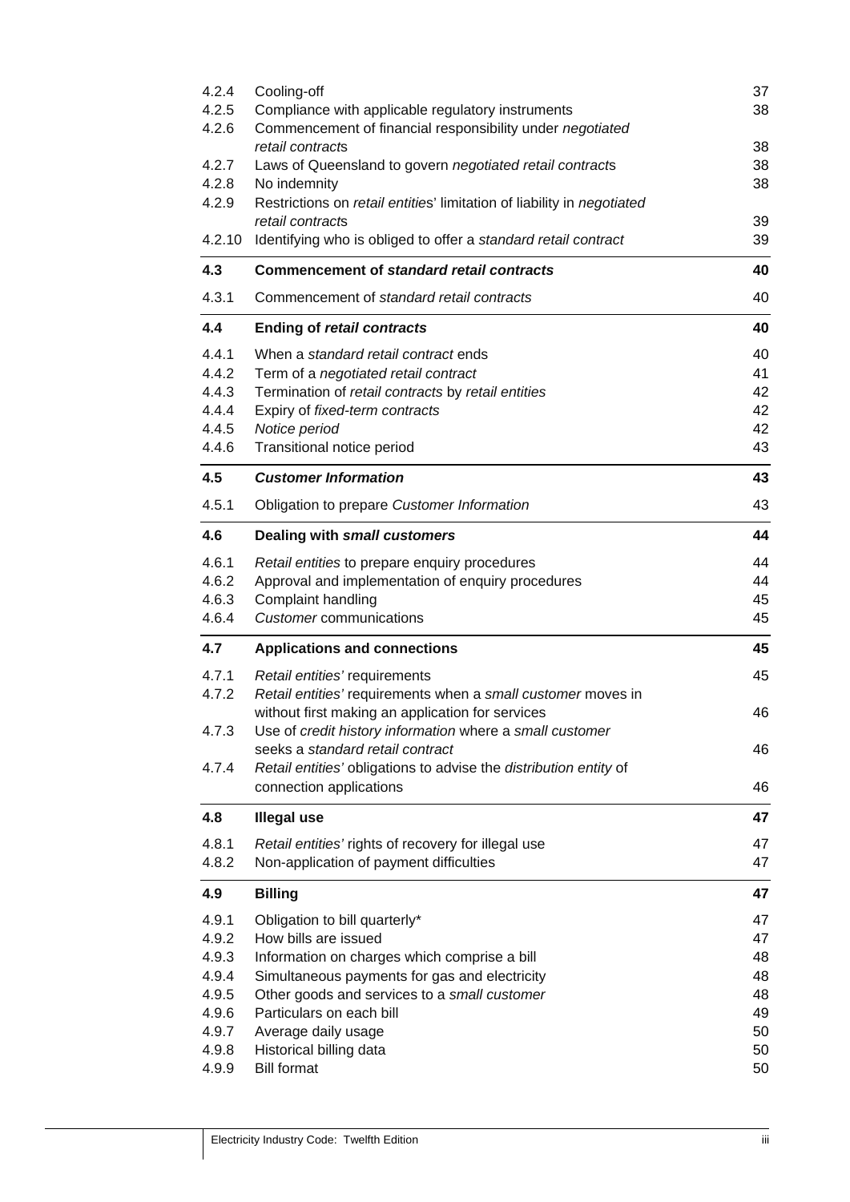| | | |
|---|---|---|
| 4.2.4 | Cooling-off | 37 |
| 4.2.5 | Compliance with applicable regulatory instruments | 38 |
| 4.2.6 | Commencement of financial responsibility under *negotiated retail contract*s | 38 |
| 4.2.7 | Laws of Queensland to govern *negotiated retail contract*s | 38 |
| 4.2.8 | No indemnity | 38 |
| 4.2.9 | Restrictions on *retail entities*' limitation of liability in *negotiated retail contract*s | 39 |
| 4.2.10 | Identifying who is obliged to offer a *standard retail contract* | 39 |
| **4.3** | **Commencement of *standard retail contracts*** | **40** |
| 4.3.1 | Commencement of *standard retail contracts* | 40 |
| **4.4** | **Ending of *retail contracts*** | **40** |
| 4.4.1 | When a *standard retail contract* ends | 40 |
| 4.4.2 | Term of a *negotiated retail contract* | 41 |
| 4.4.3 | Termination of *retail contracts* by *retail entities* | 42 |
| 4.4.4 | Expiry of *fixed-term contracts* | 42 |
| 4.4.5 | *Notice period* | 42 |
| 4.4.6 | Transitional notice period | 43 |
| **4.5** | ***Customer Information*** | **43** |
| 4.5.1 | Obligation to prepare *Customer Information* | 43 |
| **4.6** | **Dealing with *small customers*** | **44** |
| 4.6.1 | *Retail entities* to prepare enquiry procedures | 44 |
| 4.6.2 | Approval and implementation of enquiry procedures | 44 |
| 4.6.3 | Complaint handling | 45 |
| 4.6.4 | *Customer* communications | 45 |
| **4.7** | **Applications and connections** | **45** |
| 4.7.1 | *Retail entities'* requirements | 45 |
| 4.7.2 | *Retail entities'* requirements when a *small customer* moves in without first making an application for services | 46 |
| 4.7.3 | Use of *credit history information* where a *small customer* seeks a *standard retail contract* | 46 |
| 4.7.4 | *Retail entities'* obligations to advise the *distribution entity* of connection applications | 46 |
| **4.8** | **Illegal use** | **47** |
| 4.8.1 | *Retail entities'* rights of recovery for illegal use | 47 |
| 4.8.2 | Non-application of payment difficulties | 47 |
| **4.9** | **Billing** | **47** |
| 4.9.1 | Obligation to bill quarterly* | 47 |
| 4.9.2 | How bills are issued | 47 |
| 4.9.3 | Information on charges which comprise a bill | 48 |
| 4.9.4 | Simultaneous payments for gas and electricity | 48 |
| 4.9.5 | Other goods and services to a *small customer* | 48 |
| 4.9.6 | Particulars on each bill | 49 |
| 4.9.7 | Average daily usage | 50 |
| 4.9.8 | Historical billing data | 50 |
| 4.9.9 | Bill format | 50 |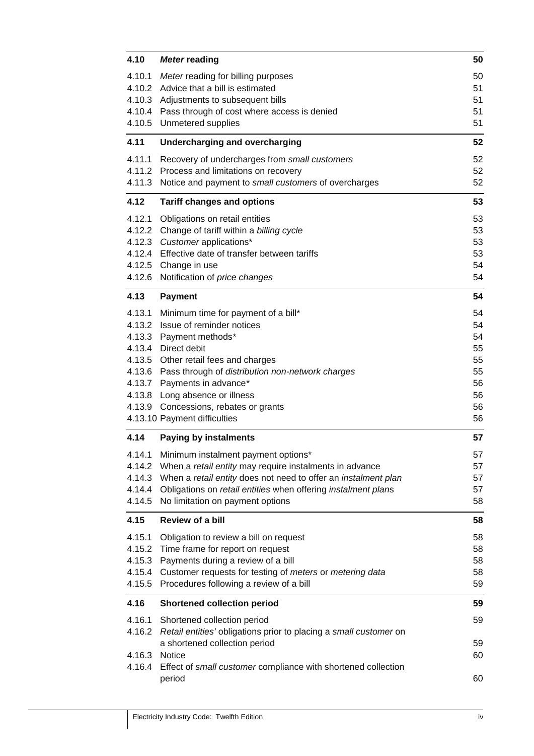| | | |
|---|---|---|
| **4.10** | ***Meter* reading** | **50** |
| 4.10.1 | *Meter* reading for billing purposes | 50 |
| 4.10.2 | Advice that a bill is estimated | 51 |
| 4.10.3 | Adjustments to subsequent bills | 51 |
| 4.10.4 | Pass through of cost where access is denied | 51 |
| 4.10.5 | Unmetered supplies | 51 |
| **4.11** | **Undercharging and overcharging** | **52** |
| 4.11.1 | Recovery of undercharges from *small customers* | 52 |
| 4.11.2 | Process and limitations on recovery | 52 |
| 4.11.3 | Notice and payment to *small customers* of overcharges | 52 |
| **4.12** | **Tariff changes and options** | **53** |
| 4.12.1 | Obligations on retail entities | 53 |
| 4.12.2 | Change of tariff within a *billing cycle* | 53 |
| 4.12.3 | *Customer* applications* | 53 |
| 4.12.4 | Effective date of transfer between tariffs | 53 |
| 4.12.5 | Change in use | 54 |
| 4.12.6 | Notification of *price changes* | 54 |
| **4.13** | **Payment** | **54** |
| 4.13.1 | Minimum time for payment of a bill* | 54 |
| 4.13.2 | Issue of reminder notices | 54 |
| 4.13.3 | Payment methods* | 54 |
| 4.13.4 | Direct debit | 55 |
| 4.13.5 | Other retail fees and charges | 55 |
| 4.13.6 | Pass through of *distribution non-network charges* | 55 |
| 4.13.7 | Payments in advance* | 56 |
| 4.13.8 | Long absence or illness | 56 |
| 4.13.9 | Concessions, rebates or grants | 56 |
| 4.13.10 | Payment difficulties | 56 |
| **4.14** | **Paying by instalments** | **57** |
| 4.14.1 | Minimum instalment payment options* | 57 |
| 4.14.2 | When a *retail entity* may require instalments in advance | 57 |
| 4.14.3 | When a *retail entity* does not need to offer an *instalment plan* | 57 |
| 4.14.4 | Obligations on *retail entities* when offering *instalment plan*s | 57 |
| 4.14.5 | No limitation on payment options | 58 |
| **4.15** | **Review of a bill** | **58** |
| 4.15.1 | Obligation to review a bill on request | 58 |
| 4.15.2 | Time frame for report on request | 58 |
| 4.15.3 | Payments during a review of a bill | 58 |
| 4.15.4 | Customer requests for testing of *meters* or *metering data* | 58 |
| 4.15.5 | Procedures following a review of a bill | 59 |
| **4.16** | **Shortened collection period** | **59** |
| 4.16.1 | Shortened collection period | 59 |
| 4.16.2 | *Retail entities'* obligations prior to placing a *small customer* on a shortened collection period | 59 |
| 4.16.3 | Notice | 60 |
| 4.16.4 | Effect of *small customer* compliance with shortened collection period | 60 |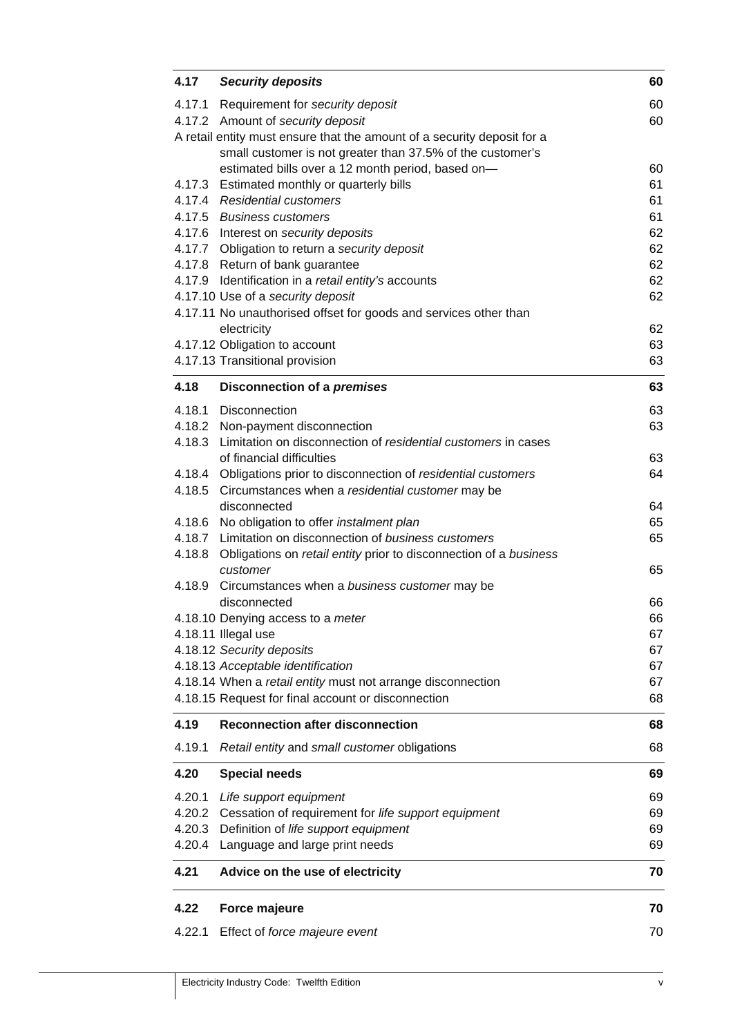| | | |
|---|---|---|
| **4.17** | ***Security deposits*** | **60** |
| 4.17.1 | Requirement for *security deposit* | 60 |
| 4.17.2 | Amount of *security deposit* | 60 |
| | A retail entity must ensure that the amount of a security deposit for a small customer is not greater than 37.5% of the customer's estimated bills over a 12 month period, based on— | 60 |
| 4.17.3 | Estimated monthly or quarterly bills | 61 |
| 4.17.4 | *Residential customers* | 61 |
| 4.17.5 | *Business customers* | 61 |
| 4.17.6 | Interest on *security deposits* | 62 |
| 4.17.7 | Obligation to return a *security deposit* | 62 |
| 4.17.8 | Return of bank guarantee | 62 |
| 4.17.9 | Identification in a *retail entity's* accounts | 62 |
| 4.17.10 | Use of a *security deposit* | 62 |
| 4.17.11 | No unauthorised offset for goods and services other than electricity | 62 |
| 4.17.12 | Obligation to account | 63 |
| 4.17.13 | Transitional provision | 63 |
| **4.18** | **Disconnection of a *premises*** | **63** |
| 4.18.1 | Disconnection | 63 |
| 4.18.2 | Non-payment disconnection | 63 |
| 4.18.3 | Limitation on disconnection of *residential customers* in cases of financial difficulties | 63 |
| 4.18.4 | Obligations prior to disconnection of *residential customers* | 64 |
| 4.18.5 | Circumstances when a *residential customer* may be disconnected | 64 |
| 4.18.6 | No obligation to offer *instalment plan* | 65 |
| 4.18.7 | Limitation on disconnection of *business customers* | 65 |
| 4.18.8 | Obligations on *retail entity* prior to disconnection of a *business customer* | 65 |
| 4.18.9 | Circumstances when a *business customer* may be disconnected | 66 |
| 4.18.10 | Denying access to a *meter* | 66 |
| 4.18.11 | Illegal use | 67 |
| 4.18.12 | *Security deposits* | 67 |
| 4.18.13 | *Acceptable identification* | 67 |
| 4.18.14 | When a *retail entity* must not arrange disconnection | 67 |
| 4.18.15 | Request for final account or disconnection | 68 |
| **4.19** | **Reconnection after disconnection** | **68** |
| 4.19.1 | *Retail entity* and *small customer* obligations | 68 |
| **4.20** | **Special needs** | **69** |
| 4.20.1 | *Life support equipment* | 69 |
| 4.20.2 | Cessation of requirement for *life support equipment* | 69 |
| 4.20.3 | Definition of *life support equipment* | 69 |
| 4.20.4 | Language and large print needs | 69 |
| **4.21** | **Advice on the use of electricity** | **70** |
| **4.22** | **Force majeure** | **70** |
| 4.22.1 | Effect of *force majeure event* | 70 |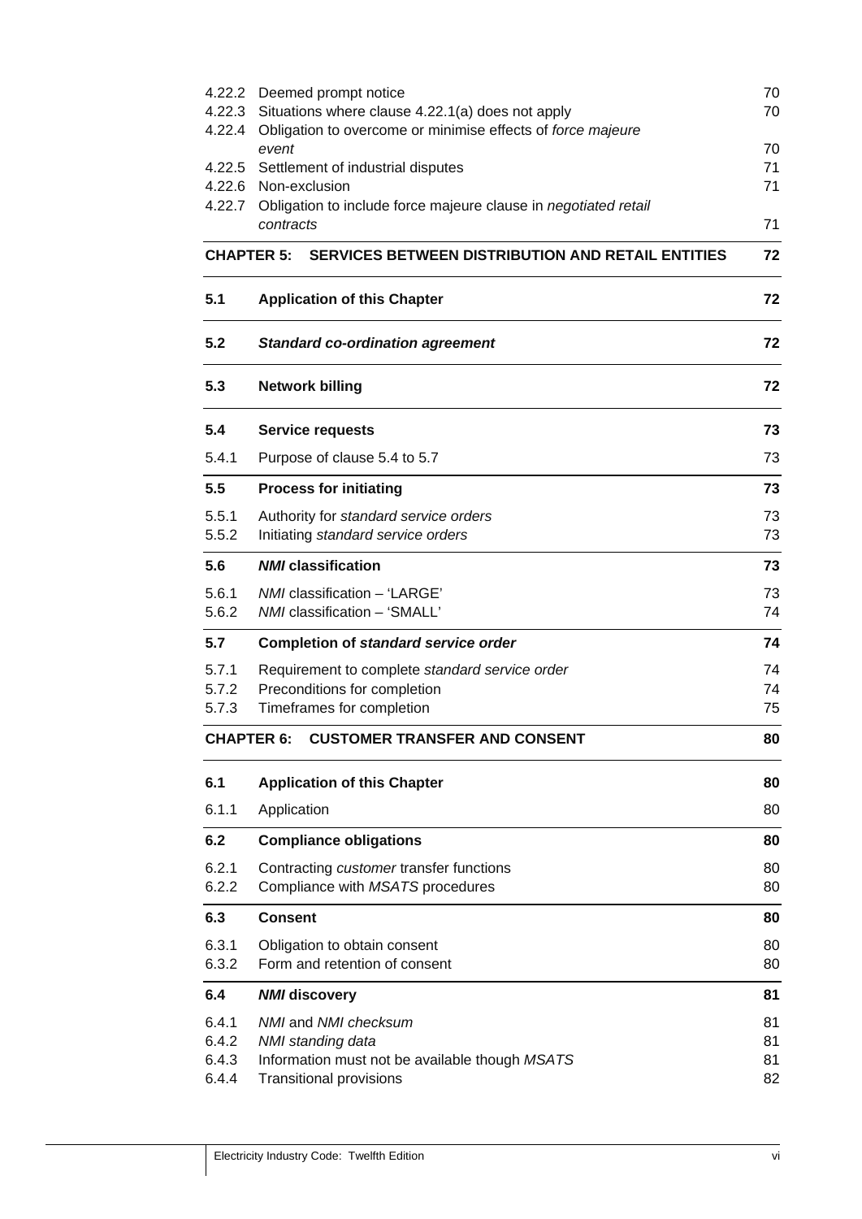| | | |
|---|---|---|
| 4.22.2 | Deemed prompt notice | 70 |
| 4.22.3 | Situations where clause 4.22.1(a) does not apply | 70 |
| 4.22.4 | Obligation to overcome or minimise effects of *force majeure event* | 70 |
| 4.22.5 | Settlement of industrial disputes | 71 |
| 4.22.6 | Non-exclusion | 71 |
| 4.22.7 | Obligation to include force majeure clause in *negotiated retail contracts* | 71 |
| **CHAPTER 5:** | **SERVICES BETWEEN DISTRIBUTION AND RETAIL ENTITIES** | **72** |
| **5.1** | **Application of this Chapter** | **72** |
| **5.2** | ***Standard co-ordination agreement*** | **72** |
| **5.3** | **Network billing** | **72** |
| **5.4** | **Service requests** | **73** |
| 5.4.1 | Purpose of clause 5.4 to 5.7 | 73 |
| **5.5** | **Process for initiating** | **73** |
| 5.5.1 | Authority for *standard service orders* | 73 |
| 5.5.2 | Initiating *standard service orders* | 73 |
| **5.6** | ***NMI*** **classification** | **73** |
| 5.6.1 | *NMI* classification – 'LARGE' | 73 |
| 5.6.2 | *NMI* classification – 'SMALL' | 74 |
| **5.7** | **Completion of** ***standard service order*** | **74** |
| 5.7.1 | Requirement to complete *standard service order* | 74 |
| 5.7.2 | Preconditions for completion | 74 |
| 5.7.3 | Timeframes for completion | 75 |
| **CHAPTER 6:** | **CUSTOMER TRANSFER AND CONSENT** | **80** |
| **6.1** | **Application of this Chapter** | **80** |
| 6.1.1 | Application | 80 |
| **6.2** | **Compliance obligations** | **80** |
| 6.2.1 | Contracting *customer* transfer functions | 80 |
| 6.2.2 | Compliance with *MSATS* procedures | 80 |
| **6.3** | **Consent** | **80** |
| 6.3.1 | Obligation to obtain consent | 80 |
| 6.3.2 | Form and retention of consent | 80 |
| **6.4** | ***NMI*** **discovery** | **81** |
| 6.4.1 | *NMI* and *NMI checksum* | 81 |
| 6.4.2 | *NMI standing data* | 81 |
| 6.4.3 | Information must not be available though *MSATS* | 81 |
| 6.4.4 | Transitional provisions | 82 |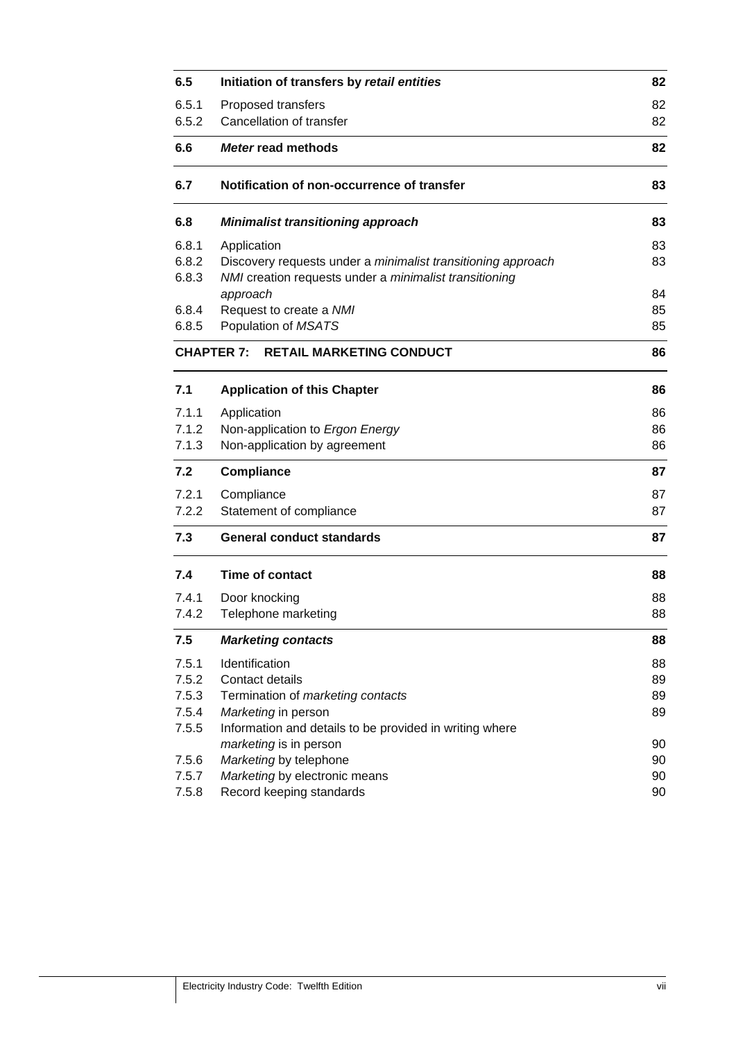| | | |
|---|---|---|
| **6.5** | **Initiation of transfers by *retail entities*** | **82** |
| 6.5.1 | Proposed transfers | 82 |
| 6.5.2 | Cancellation of transfer | 82 |
| **6.6** | ***Meter* read methods** | **82** |
| **6.7** | **Notification of non-occurrence of transfer** | **83** |
| **6.8** | ***Minimalist transitioning approach*** | **83** |
| 6.8.1 | Application | 83 |
| 6.8.2 | Discovery requests under a *minimalist transitioning approach* | 83 |
| 6.8.3 | *NMI* creation requests under a *minimalist transitioning approach* | 84 |
| 6.8.4 | Request to create a *NMI* | 85 |
| 6.8.5 | Population of *MSATS* | 85 |
| **CHAPTER 7:** | **RETAIL MARKETING CONDUCT** | **86** |
| **7.1** | **Application of this Chapter** | **86** |
| 7.1.1 | Application | 86 |
| 7.1.2 | Non-application to *Ergon Energy* | 86 |
| 7.1.3 | Non-application by agreement | 86 |
| **7.2** | **Compliance** | **87** |
| 7.2.1 | Compliance | 87 |
| 7.2.2 | Statement of compliance | 87 |
| **7.3** | **General conduct standards** | **87** |
| **7.4** | **Time of contact** | **88** |
| 7.4.1 | Door knocking | 88 |
| 7.4.2 | Telephone marketing | 88 |
| **7.5** | ***Marketing contacts*** | **88** |
| 7.5.1 | Identification | 88 |
| 7.5.2 | Contact details | 89 |
| 7.5.3 | Termination of *marketing contacts* | 89 |
| 7.5.4 | *Marketing* in person | 89 |
| 7.5.5 | Information and details to be provided in writing where *marketing* is in person | 90 |
| 7.5.6 | *Marketing* by telephone | 90 |
| 7.5.7 | *Marketing* by electronic means | 90 |
| 7.5.8 | Record keeping standards | 90 |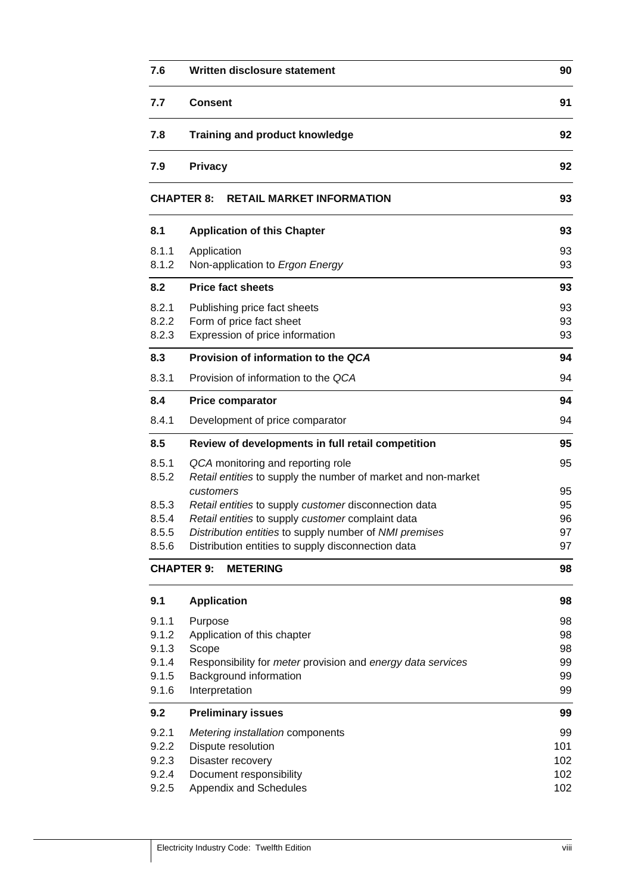| | | |
|---|---|---|
| **7.6** | **Written disclosure statement** | **90** |
| **7.7** | **Consent** | **91** |
| **7.8** | **Training and product knowledge** | **92** |
| **7.9** | **Privacy** | **92** |
| **CHAPTER 8:** | **RETAIL MARKET INFORMATION** | **93** |
| **8.1** | **Application of this Chapter** | **93** |
| 8.1.1 | Application | 93 |
| 8.1.2 | Non-application to *Ergon Energy* | 93 |
| **8.2** | **Price fact sheets** | **93** |
| 8.2.1 | Publishing price fact sheets | 93 |
| 8.2.2 | Form of price fact sheet | 93 |
| 8.2.3 | Expression of price information | 93 |
| **8.3** | **Provision of information to the *QCA*** | **94** |
| 8.3.1 | Provision of information to the *QCA* | 94 |
| **8.4** | **Price comparator** | **94** |
| 8.4.1 | Development of price comparator | 94 |
| **8.5** | **Review of developments in full retail competition** | **95** |
| 8.5.1 | *QCA* monitoring and reporting role | 95 |
| 8.5.2 | *Retail entities* to supply the number of market and non-market *customers* | 95 |
| 8.5.3 | *Retail entities* to supply *customer* disconnection data | 95 |
| 8.5.4 | *Retail entities* to supply *customer* complaint data | 96 |
| 8.5.5 | *Distribution entities* to supply number of *NMI premises* | 97 |
| 8.5.6 | Distribution entities to supply disconnection data | 97 |
| **CHAPTER 9:** | **METERING** | **98** |
| **9.1** | **Application** | **98** |
| 9.1.1 | Purpose | 98 |
| 9.1.2 | Application of this chapter | 98 |
| 9.1.3 | Scope | 98 |
| 9.1.4 | Responsibility for *meter* provision and *energy data services* | 99 |
| 9.1.5 | Background information | 99 |
| 9.1.6 | Interpretation | 99 |
| **9.2** | **Preliminary issues** | **99** |
| 9.2.1 | *Metering installation* components | 99 |
| 9.2.2 | Dispute resolution | 101 |
| 9.2.3 | Disaster recovery | 102 |
| 9.2.4 | Document responsibility | 102 |
| 9.2.5 | Appendix and Schedules | 102 |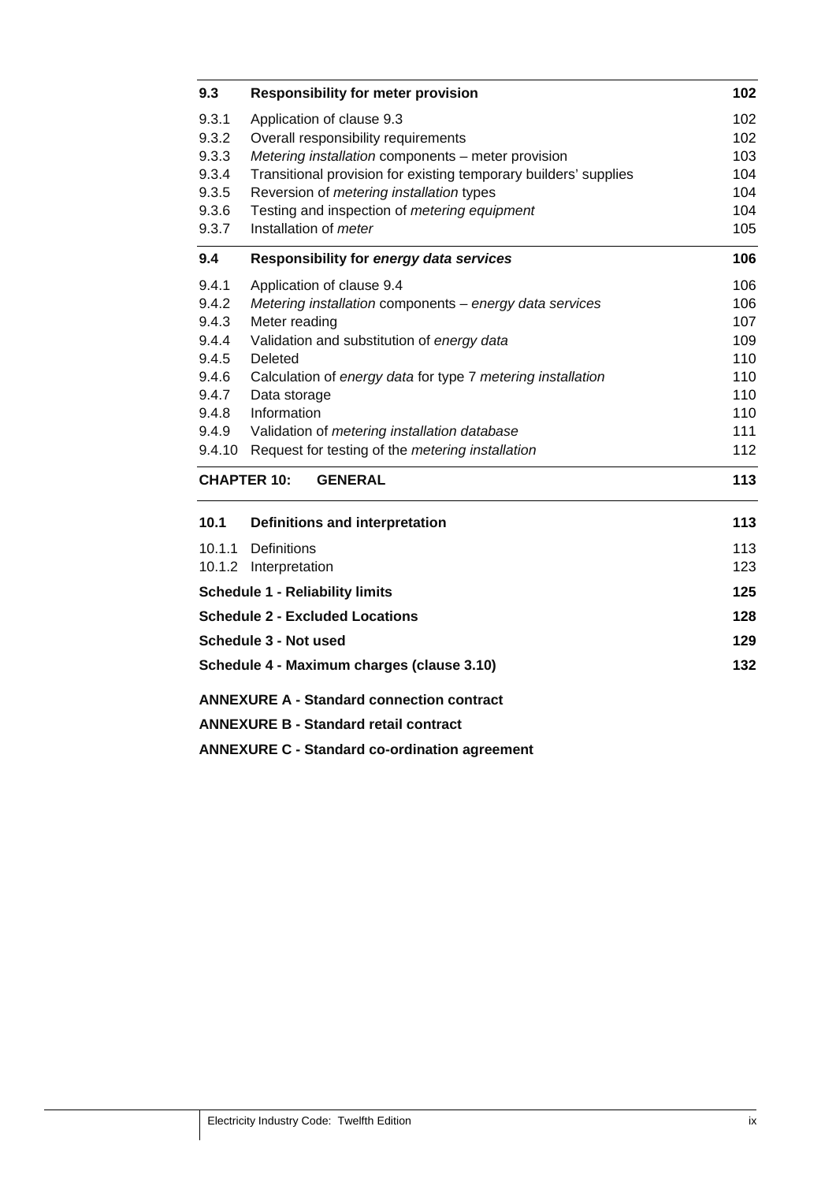| | | |
|---|---|---|
| **9.3** | **Responsibility for meter provision** | **102** |
| 9.3.1 | Application of clause 9.3 | 102 |
| 9.3.2 | Overall responsibility requirements | 102 |
| 9.3.3 | *Metering installation* components – meter provision | 103 |
| 9.3.4 | Transitional provision for existing temporary builders' supplies | 104 |
| 9.3.5 | Reversion of *metering installation* types | 104 |
| 9.3.6 | Testing and inspection of *metering equipment* | 104 |
| 9.3.7 | Installation of *meter* | 105 |
| **9.4** | **Responsibility for *energy data services*** | **106** |
| 9.4.1 | Application of clause 9.4 | 106 |
| 9.4.2 | *Metering installation* components – *energy data services* | 106 |
| 9.4.3 | Meter reading | 107 |
| 9.4.4 | Validation and substitution of *energy data* | 109 |
| 9.4.5 | Deleted | 110 |
| 9.4.6 | Calculation of *energy data* for type 7 *metering installation* | 110 |
| 9.4.7 | Data storage | 110 |
| 9.4.8 | Information | 110 |
| 9.4.9 | Validation of *metering installation database* | 111 |
| 9.4.10 | Request for testing of the *metering installation* | 112 |
| **CHAPTER 10:** | **GENERAL** | **113** |
| **10.1** | **Definitions and interpretation** | **113** |
| 10.1.1 | Definitions | 113 |
| 10.1.2 | Interpretation | 123 |
| **Schedule 1 - Reliability limits** | | **125** |
| **Schedule 2 - Excluded Locations** | | **128** |
| **Schedule 3 - Not used** | | **129** |
| **Schedule 4 - Maximum charges (clause 3.10)** | | **132** |

**ANNEXURE A - Standard connection contract**

**ANNEXURE B - Standard retail contract**

**ANNEXURE C - Standard co-ordination agreement**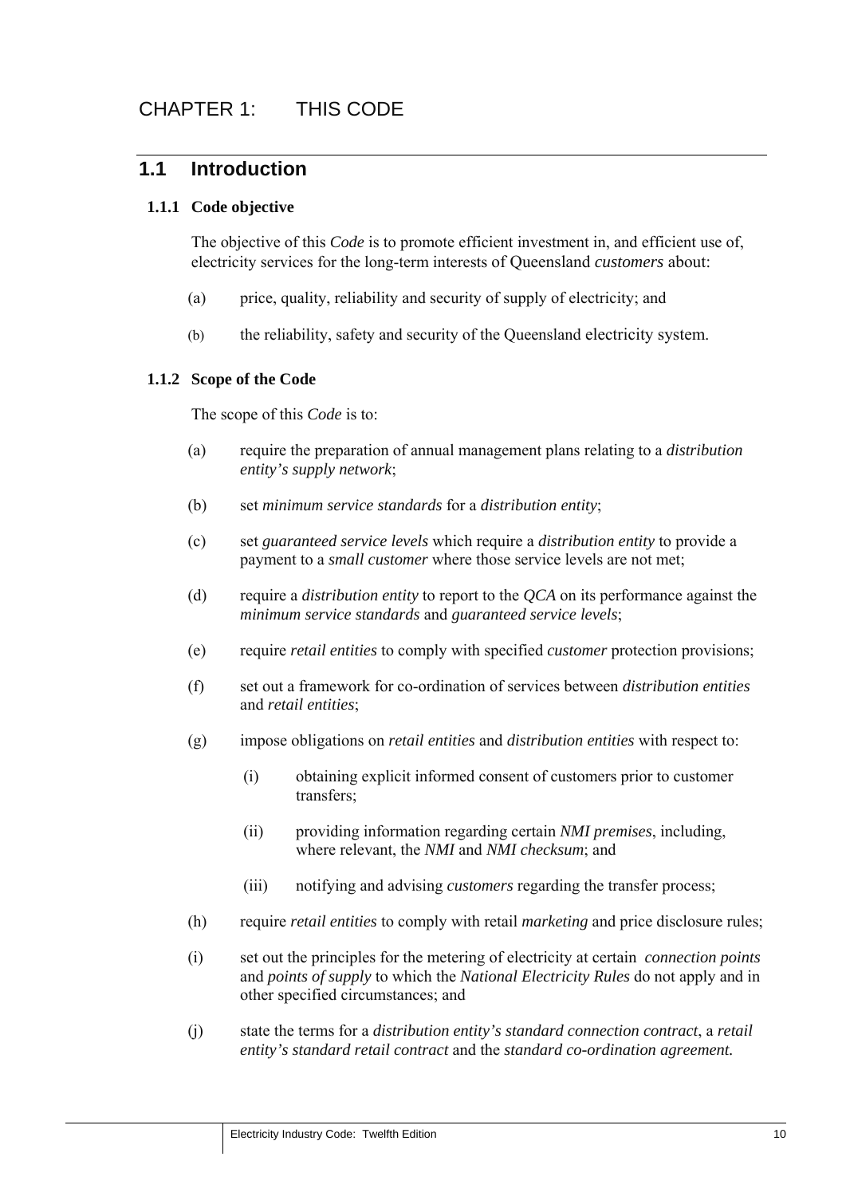# CHAPTER 1: THIS CODE

## 1.1 Introduction

### 1.1.1 Code objective

The objective of this *Code* is to promote efficient investment in, and efficient use of, electricity services for the long-term interests of Queensland *customers* about:

(a) price, quality, reliability and security of supply of electricity; and

(b) the reliability, safety and security of the Queensland electricity system.

### 1.1.2 Scope of the Code

The scope of this *Code* is to:

(a) require the preparation of annual management plans relating to a *distribution entity's supply network*;

(b) set *minimum service standards* for a *distribution entity*;

(c) set *guaranteed service levels* which require a *distribution entity* to provide a payment to a *small customer* where those service levels are not met;

(d) require a *distribution entity* to report to the *QCA* on its performance against the *minimum service standards* and *guaranteed service levels*;

(e) require *retail entities* to comply with specified *customer* protection provisions;

(f) set out a framework for co-ordination of services between *distribution entities* and *retail entities*;

(g) impose obligations on *retail entities* and *distribution entities* with respect to:

  (i) obtaining explicit informed consent of customers prior to customer transfers;

  (ii) providing information regarding certain *NMI premises*, including, where relevant, the *NMI* and *NMI checksum*; and

  (iii) notifying and advising *customers* regarding the transfer process;

(h) require *retail entities* to comply with retail *marketing* and price disclosure rules;

(i) set out the principles for the metering of electricity at certain *connection points* and *points of supply* to which the *National Electricity Rules* do not apply and in other specified circumstances; and

(j) state the terms for a *distribution entity's standard connection contract*, a *retail entity's standard retail contract* and the *standard co-ordination agreement.*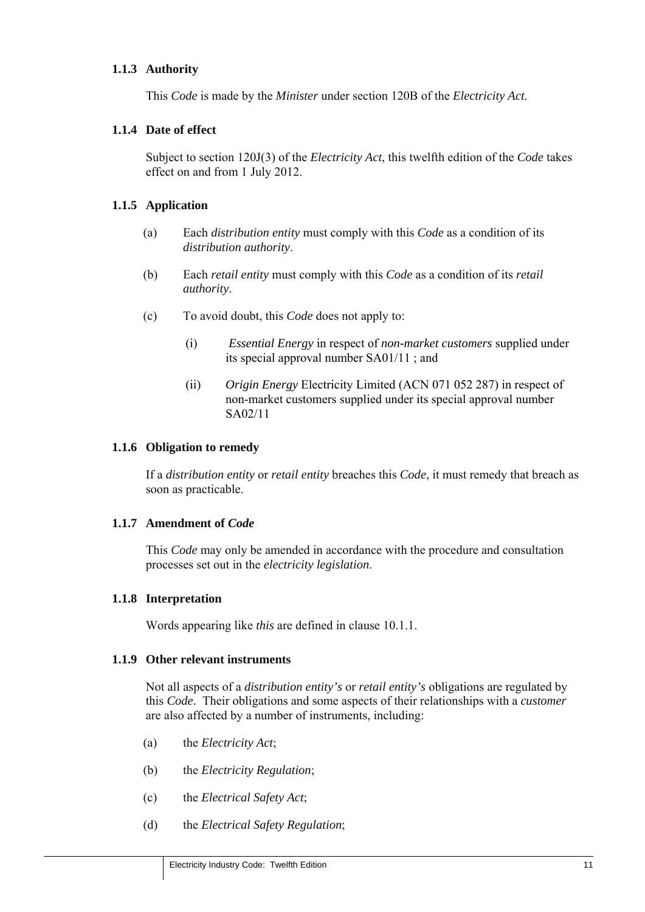### 1.1.3 Authority

This *Code* is made by the *Minister* under section 120B of the *Electricity Act.*

### 1.1.4 Date of effect

Subject to section 120J(3) of the *Electricity Act*, this twelfth edition of the *Code* takes effect on and from 1 July 2012.

### 1.1.5 Application

(a) Each *distribution entity* must comply with this *Code* as a condition of its *distribution authority*.

(b) Each *retail entity* must comply with this *Code* as a condition of its *retail authority*.

(c) To avoid doubt, this *Code* does not apply to:

  (i) *Essential Energy* in respect of *non-market customers* supplied under its special approval number SA01/11 ; and

  (ii) *Origin Energy* Electricity Limited (ACN 071 052 287) in respect of non-market customers supplied under its special approval number SA02/11

### 1.1.6 Obligation to remedy

If a *distribution entity* or *retail entity* breaches this *Code*, it must remedy that breach as soon as practicable.

### 1.1.7 Amendment of *Code*

This *Code* may only be amended in accordance with the procedure and consultation processes set out in the *electricity legislation*.

### 1.1.8 Interpretation

Words appearing like *this* are defined in clause 10.1.1.

### 1.1.9 Other relevant instruments

Not all aspects of a *distribution entity's* or *retail entity's* obligations are regulated by this *Code*. Their obligations and some aspects of their relationships with a *customer* are also affected by a number of instruments, including:

(a) the *Electricity Act*;

(b) the *Electricity Regulation*;

(c) the *Electrical Safety Act*;

(d) the *Electrical Safety Regulation*;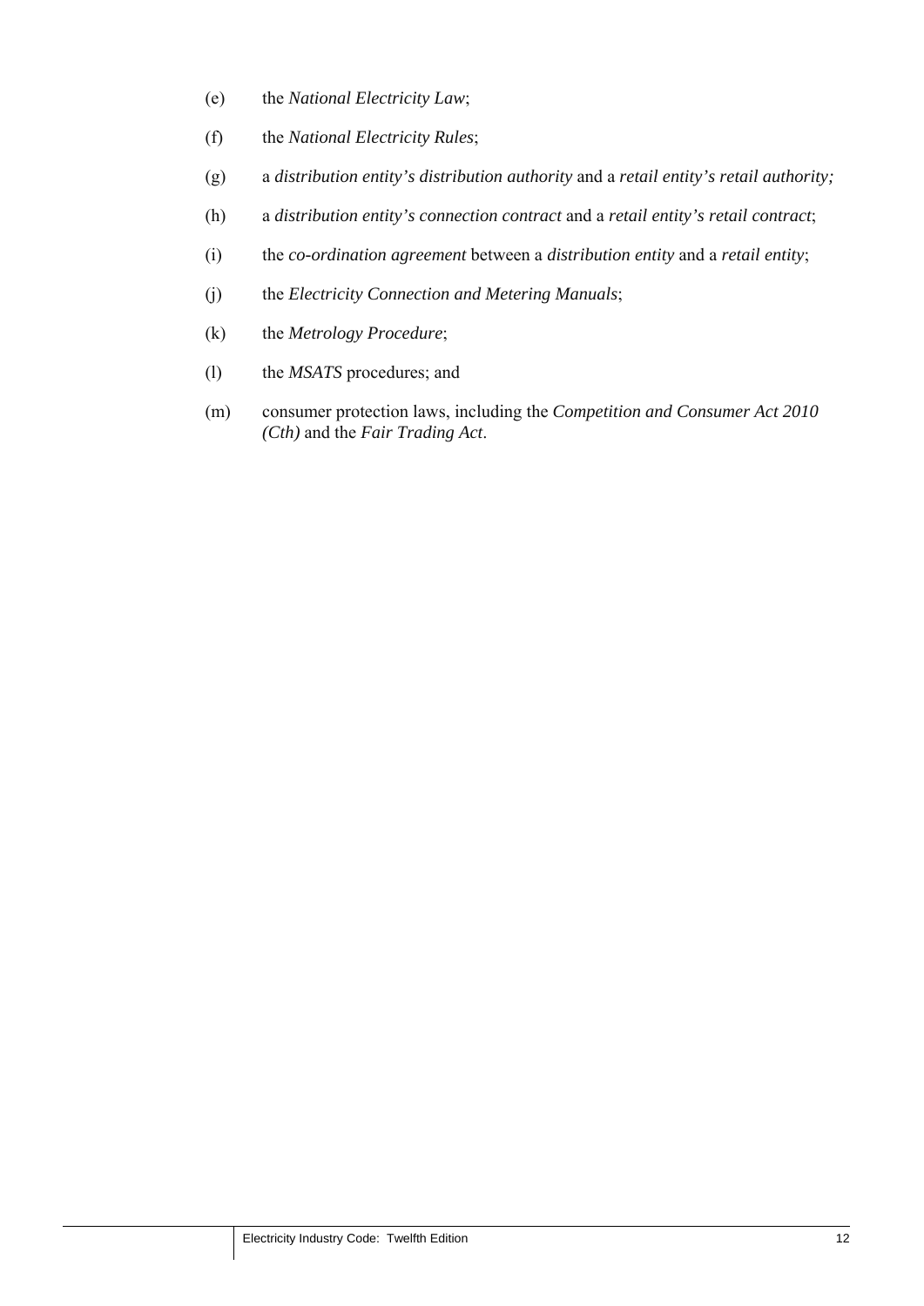(e) the *National Electricity Law*;

(f) the *National Electricity Rules*;

(g) a *distribution entity's distribution authority* and a *retail entity's retail authority;*

(h) a *distribution entity's connection contract* and a *retail entity's retail contract*;

(i) the *co-ordination agreement* between a *distribution entity* and a *retail entity*;

(j) the *Electricity Connection and Metering Manuals*;

(k) the *Metrology Procedure*;

(l) the *MSATS* procedures; and

(m) consumer protection laws, including the *Competition and Consumer Act 2010 (Cth)* and the *Fair Trading Act*.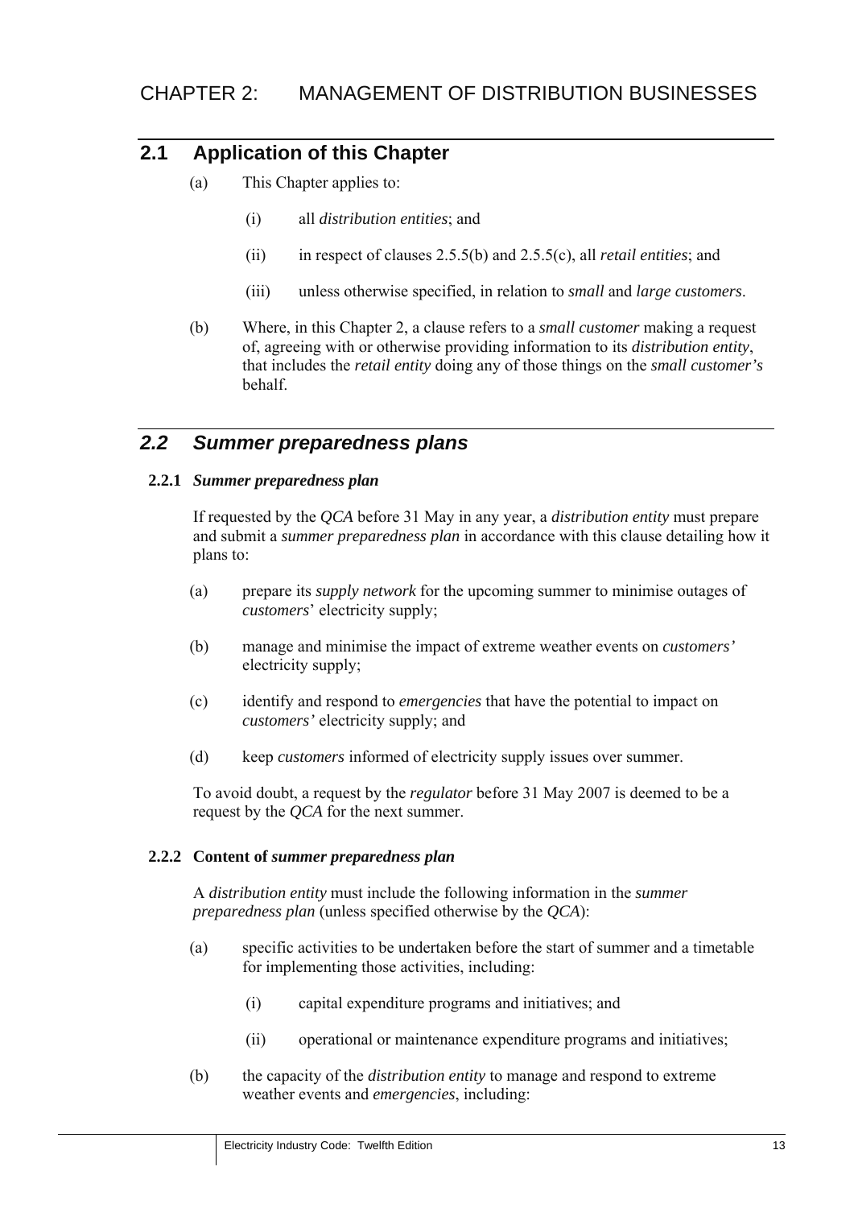# CHAPTER 2: MANAGEMENT OF DISTRIBUTION BUSINESSES

## 2.1 Application of this Chapter

(a) This Chapter applies to:

  (i) all *distribution entities*; and

  (ii) in respect of clauses 2.5.5(b) and 2.5.5(c), all *retail entities*; and

  (iii) unless otherwise specified, in relation to *small* and *large customers*.

(b) Where, in this Chapter 2, a clause refers to a *small customer* making a request of, agreeing with or otherwise providing information to its *distribution entity*, that includes the *retail entity* doing any of those things on the *small customer's* behalf.

## *2.2 Summer preparedness plans*

### 2.2.1 *Summer preparedness plan*

If requested by the *QCA* before 31 May in any year, a *distribution entity* must prepare and submit a *summer preparedness plan* in accordance with this clause detailing how it plans to:

(a) prepare its *supply network* for the upcoming summer to minimise outages of *customers*' electricity supply;

(b) manage and minimise the impact of extreme weather events on *customers'* electricity supply;

(c) identify and respond to *emergencies* that have the potential to impact on *customers'* electricity supply; and

(d) keep *customers* informed of electricity supply issues over summer.

To avoid doubt, a request by the *regulator* before 31 May 2007 is deemed to be a request by the *QCA* for the next summer.

### 2.2.2 Content of *summer preparedness plan*

A *distribution entity* must include the following information in the *summer preparedness plan* (unless specified otherwise by the *QCA*):

(a) specific activities to be undertaken before the start of summer and a timetable for implementing those activities, including:

  (i) capital expenditure programs and initiatives; and

  (ii) operational or maintenance expenditure programs and initiatives;

(b) the capacity of the *distribution entity* to manage and respond to extreme weather events and *emergencies*, including: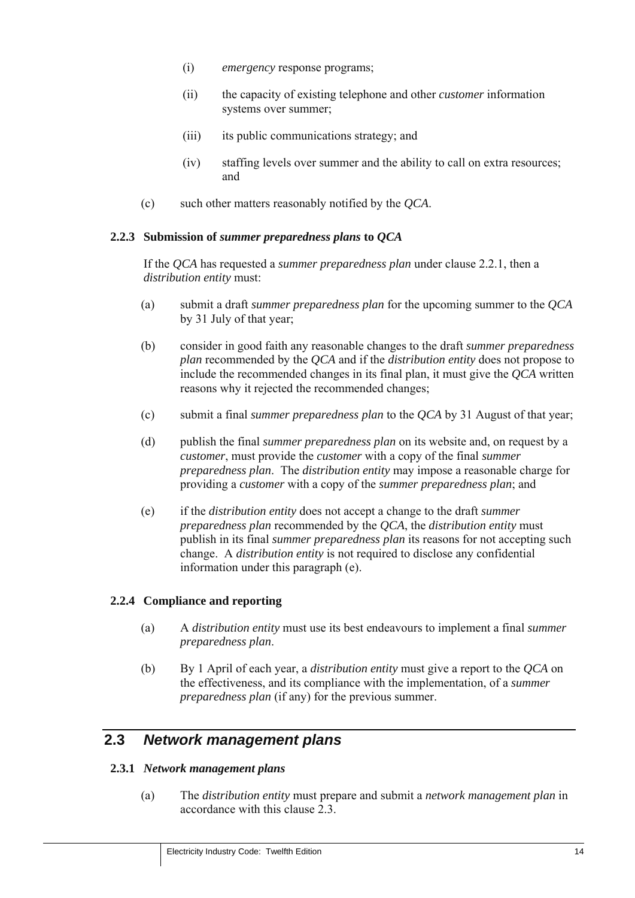(i) *emergency* response programs;

(ii) the capacity of existing telephone and other *customer* information systems over summer;

(iii) its public communications strategy; and

(iv) staffing levels over summer and the ability to call on extra resources; and

(c) such other matters reasonably notified by the *QCA*.

#### 2.2.3 Submission of *summer preparedness plans* to *QCA*

If the *QCA* has requested a *summer preparedness plan* under clause 2.2.1, then a *distribution entity* must:

(a) submit a draft *summer preparedness plan* for the upcoming summer to the *QCA* by 31 July of that year;

(b) consider in good faith any reasonable changes to the draft *summer preparedness plan* recommended by the *QCA* and if the *distribution entity* does not propose to include the recommended changes in its final plan, it must give the *QCA* written reasons why it rejected the recommended changes;

(c) submit a final *summer preparedness plan* to the *QCA* by 31 August of that year;

(d) publish the final *summer preparedness plan* on its website and, on request by a *customer*, must provide the *customer* with a copy of the final *summer preparedness plan*. The *distribution entity* may impose a reasonable charge for providing a *customer* with a copy of the *summer preparedness plan*; and

(e) if the *distribution entity* does not accept a change to the draft *summer preparedness plan* recommended by the *QCA*, the *distribution entity* must publish in its final *summer preparedness plan* its reasons for not accepting such change. A *distribution entity* is not required to disclose any confidential information under this paragraph (e).

#### 2.2.4 Compliance and reporting

(a) A *distribution entity* must use its best endeavours to implement a final *summer preparedness plan*.

(b) By 1 April of each year, a *distribution entity* must give a report to the *QCA* on the effectiveness, and its compliance with the implementation, of a *summer preparedness plan* (if any) for the previous summer.

## 2.3 *Network management plans*

#### 2.3.1 *Network management plans*

(a) The *distribution entity* must prepare and submit a *network management plan* in accordance with this clause 2.3.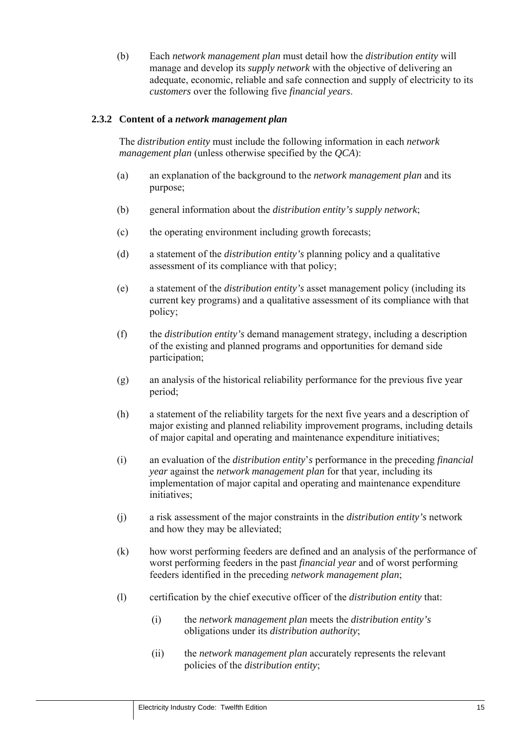(b) Each *network management plan* must detail how the *distribution entity* will manage and develop its *supply network* with the objective of delivering an adequate, economic, reliable and safe connection and supply of electricity to its *customers* over the following five *financial years*.

### 2.3.2 Content of a *network management plan*

The *distribution entity* must include the following information in each *network management plan* (unless otherwise specified by the *QCA*):

(a) an explanation of the background to the *network management plan* and its purpose;

(b) general information about the *distribution entity's supply network*;

(c) the operating environment including growth forecasts;

(d) a statement of the *distribution entity's* planning policy and a qualitative assessment of its compliance with that policy;

(e) a statement of the *distribution entity's* asset management policy (including its current key programs) and a qualitative assessment of its compliance with that policy;

(f) the *distribution entity's* demand management strategy, including a description of the existing and planned programs and opportunities for demand side participation;

(g) an analysis of the historical reliability performance for the previous five year period;

(h) a statement of the reliability targets for the next five years and a description of major existing and planned reliability improvement programs, including details of major capital and operating and maintenance expenditure initiatives;

(i) an evaluation of the *distribution entity*'s performance in the preceding *financial year* against the *network management plan* for that year, including its implementation of major capital and operating and maintenance expenditure initiatives;

(j) a risk assessment of the major constraints in the *distribution entity's* network and how they may be alleviated;

(k) how worst performing feeders are defined and an analysis of the performance of worst performing feeders in the past *financial year* and of worst performing feeders identified in the preceding *network management plan*;

(l) certification by the chief executive officer of the *distribution entity* that:

(i) the *network management plan* meets the *distribution entity's* obligations under its *distribution authority*;

(ii) the *network management plan* accurately represents the relevant policies of the *distribution entity*;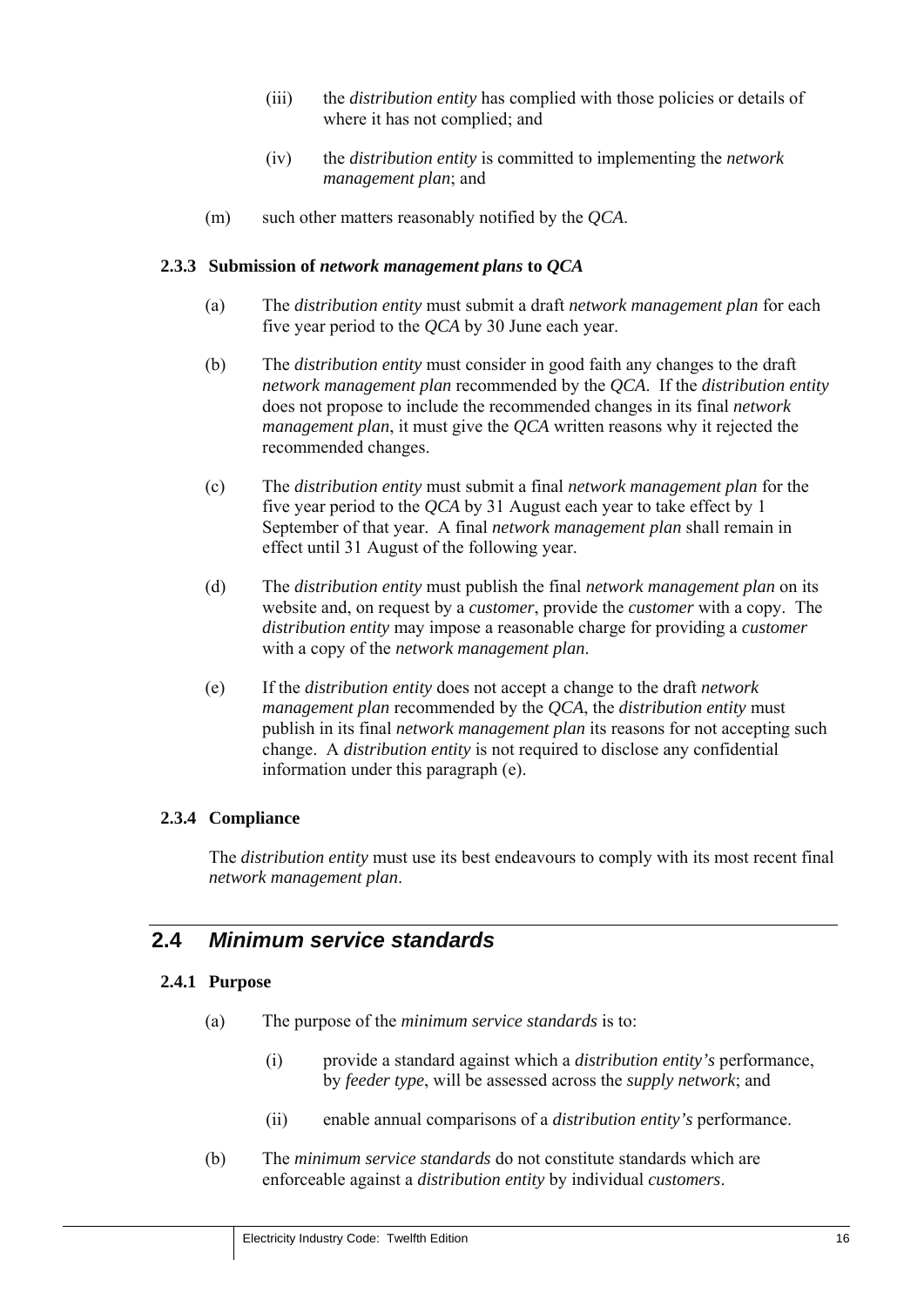(iii) the *distribution entity* has complied with those policies or details of where it has not complied; and

(iv) the *distribution entity* is committed to implementing the *network management plan*; and

(m) such other matters reasonably notified by the *QCA*.

### 2.3.3 Submission of *network management plans* to *QCA*

(a) The *distribution entity* must submit a draft *network management plan* for each five year period to the *QCA* by 30 June each year.

(b) The *distribution entity* must consider in good faith any changes to the draft *network management plan* recommended by the *QCA*. If the *distribution entity* does not propose to include the recommended changes in its final *network management plan*, it must give the *QCA* written reasons why it rejected the recommended changes.

(c) The *distribution entity* must submit a final *network management plan* for the five year period to the *QCA* by 31 August each year to take effect by 1 September of that year. A final *network management plan* shall remain in effect until 31 August of the following year.

(d) The *distribution entity* must publish the final *network management plan* on its website and, on request by a *customer*, provide the *customer* with a copy. The *distribution entity* may impose a reasonable charge for providing a *customer* with a copy of the *network management plan*.

(e) If the *distribution entity* does not accept a change to the draft *network management plan* recommended by the *QCA*, the *distribution entity* must publish in its final *network management plan* its reasons for not accepting such change. A *distribution entity* is not required to disclose any confidential information under this paragraph (e).

### 2.3.4 Compliance

The *distribution entity* must use its best endeavours to comply with its most recent final *network management plan*.

## 2.4 *Minimum service standards*

### 2.4.1 Purpose

(a) The purpose of the *minimum service standards* is to:

(i) provide a standard against which a *distribution entity's* performance, by *feeder type*, will be assessed across the *supply network*; and

(ii) enable annual comparisons of a *distribution entity's* performance.

(b) The *minimum service standards* do not constitute standards which are enforceable against a *distribution entity* by individual *customers*.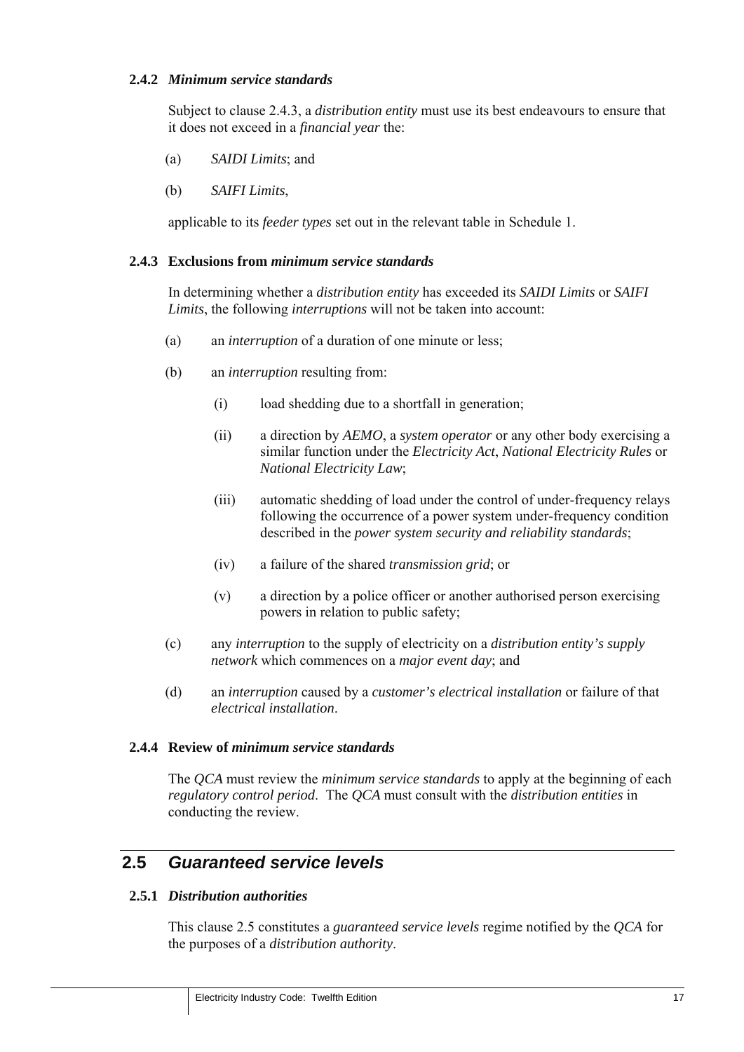### 2.4.2 *Minimum service standards*

Subject to clause 2.4.3, a *distribution entity* must use its best endeavours to ensure that it does not exceed in a *financial year* the:

(a) *SAIDI Limits*; and

(b) *SAIFI Limits*,

applicable to its *feeder types* set out in the relevant table in Schedule 1.

### 2.4.3 Exclusions from *minimum service standards*

In determining whether a *distribution entity* has exceeded its *SAIDI Limits* or *SAIFI Limits*, the following *interruptions* will not be taken into account:

(a) an *interruption* of a duration of one minute or less;

(b) an *interruption* resulting from:

  (i) load shedding due to a shortfall in generation;

  (ii) a direction by *AEMO*, a *system operator* or any other body exercising a similar function under the *Electricity Act*, *National Electricity Rules* or *National Electricity Law*;

  (iii) automatic shedding of load under the control of under-frequency relays following the occurrence of a power system under-frequency condition described in the *power system security and reliability standards*;

  (iv) a failure of the shared *transmission grid*; or

  (v) a direction by a police officer or another authorised person exercising powers in relation to public safety;

(c) any *interruption* to the supply of electricity on a *distribution entity's supply network* which commences on a *major event day*; and

(d) an *interruption* caused by a *customer's electrical installation* or failure of that *electrical installation*.

### 2.4.4 Review of *minimum service standards*

The *QCA* must review the *minimum service standards* to apply at the beginning of each *regulatory control period*. The *QCA* must consult with the *distribution entities* in conducting the review.

## 2.5 *Guaranteed service levels*

### 2.5.1 *Distribution authorities*

This clause 2.5 constitutes a *guaranteed service levels* regime notified by the *QCA* for the purposes of a *distribution authority*.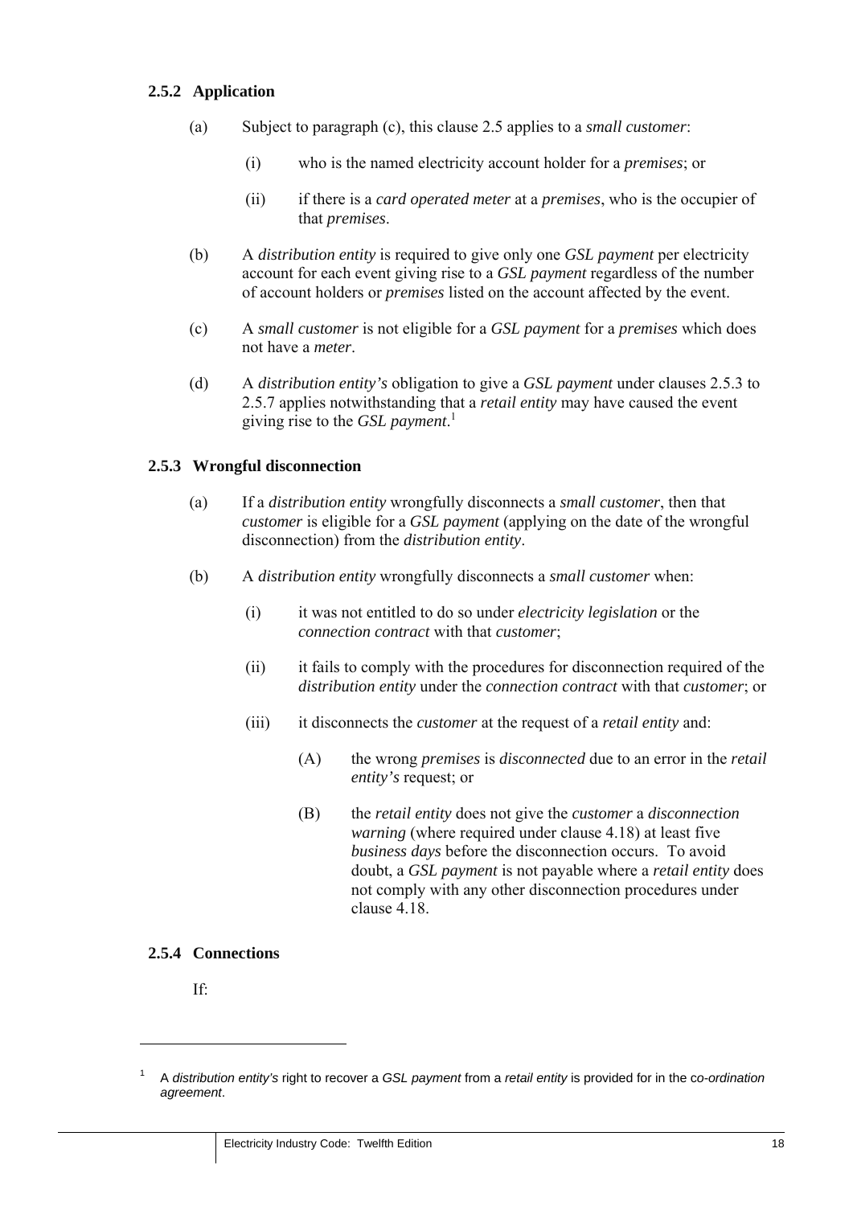### 2.5.2 Application

(a) Subject to paragraph (c), this clause 2.5 applies to a *small customer*:

  (i) who is the named electricity account holder for a *premises*; or

  (ii) if there is a *card operated meter* at a *premises*, who is the occupier of that *premises*.

(b) A *distribution entity* is required to give only one *GSL payment* per electricity account for each event giving rise to a *GSL payment* regardless of the number of account holders or *premises* listed on the account affected by the event.

(c) A *small customer* is not eligible for a *GSL payment* for a *premises* which does not have a *meter*.

(d) A *distribution entity's* obligation to give a *GSL payment* under clauses 2.5.3 to 2.5.7 applies notwithstanding that a *retail entity* may have caused the event giving rise to the *GSL payment*.[1]

### 2.5.3 Wrongful disconnection

(a) If a *distribution entity* wrongfully disconnects a *small customer*, then that *customer* is eligible for a *GSL payment* (applying on the date of the wrongful disconnection) from the *distribution entity*.

(b) A *distribution entity* wrongfully disconnects a *small customer* when:

  (i) it was not entitled to do so under *electricity legislation* or the *connection contract* with that *customer*;

  (ii) it fails to comply with the procedures for disconnection required of the *distribution entity* under the *connection contract* with that *customer*; or

  (iii) it disconnects the *customer* at the request of a *retail entity* and:

    (A) the wrong *premises* is *disconnected* due to an error in the *retail entity's* request; or

    (B) the *retail entity* does not give the *customer* a *disconnection warning* (where required under clause 4.18) at least five *business days* before the disconnection occurs. To avoid doubt, a *GSL payment* is not payable where a *retail entity* does not comply with any other disconnection procedures under clause 4.18.

### 2.5.4 Connections

If:

---

[1] A *distribution entity's* right to recover a *GSL payment* from a *retail entity* is provided for in the *co-ordination agreement*.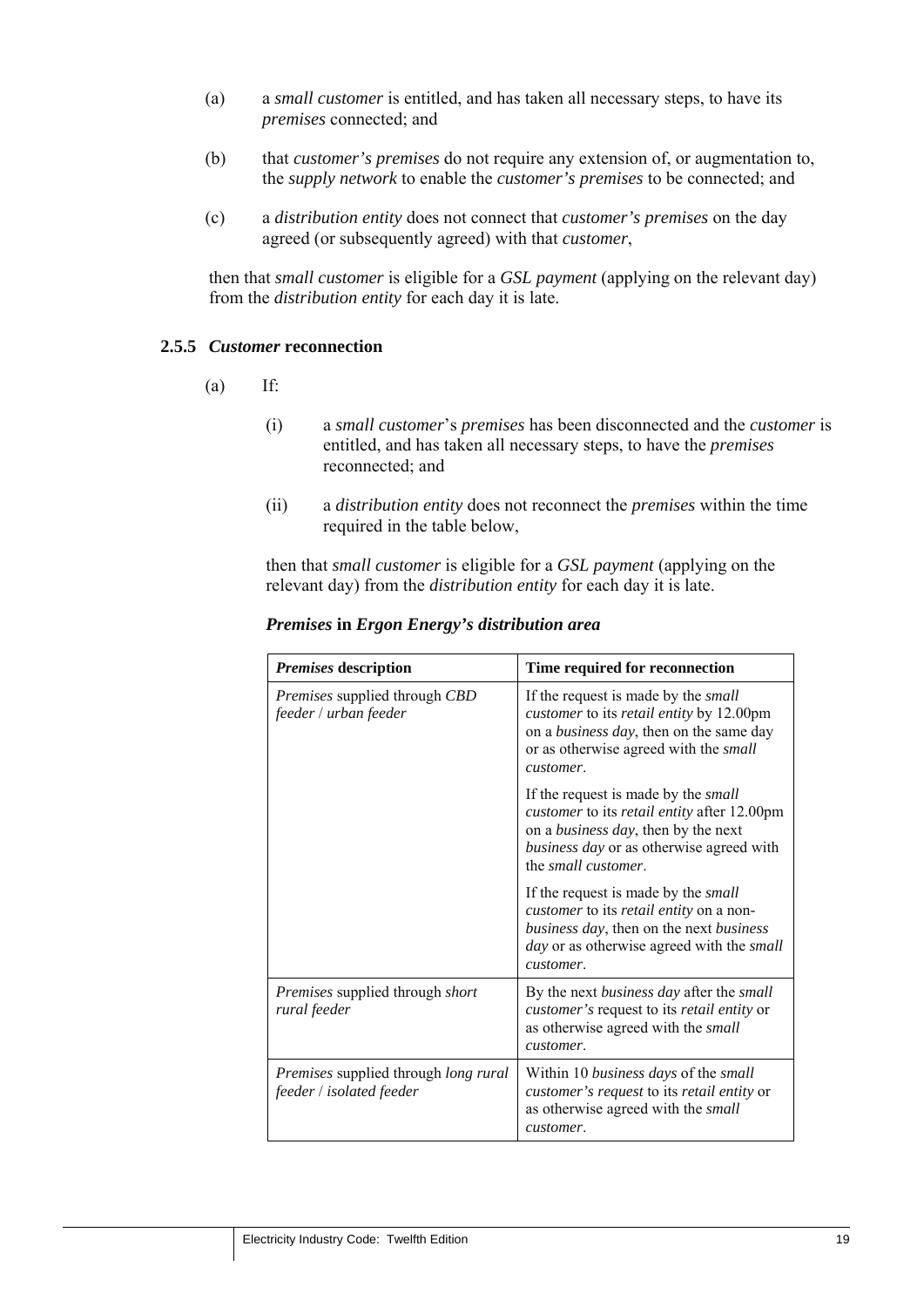(a) a *small customer* is entitled, and has taken all necessary steps, to have its *premises* connected; and

(b) that *customer's premises* do not require any extension of, or augmentation to, the *supply network* to enable the *customer's premises* to be connected; and

(c) a *distribution entity* does not connect that *customer's premises* on the day agreed (or subsequently agreed) with that *customer*,

then that *small customer* is eligible for a *GSL payment* (applying on the relevant day) from the *distribution entity* for each day it is late.

### 2.5.5 *Customer* reconnection

(a) If:

(i) a *small customer*'s *premises* has been disconnected and the *customer* is entitled, and has taken all necessary steps, to have the *premises* reconnected; and

(ii) a *distribution entity* does not reconnect the *premises* within the time required in the table below,

then that *small customer* is eligible for a *GSL payment* (applying on the relevant day) from the *distribution entity* for each day it is late.

***Premises* in *Ergon Energy's distribution area***

| *Premises* description | Time required for reconnection |
|---|---|
| *Premises* supplied through *CBD feeder* / *urban feeder* | If the request is made by the *small customer* to its *retail entity* by 12.00pm on a *business day*, then on the same day or as otherwise agreed with the *small customer*. |
| | If the request is made by the *small customer* to its *retail entity* after 12.00pm on a *business day*, then by the next *business day* or as otherwise agreed with the *small customer*. |
| | If the request is made by the *small customer* to its *retail entity* on a non-*business day*, then on the next *business day* or as otherwise agreed with the *small customer*. |
| *Premises* supplied through *short rural feeder* | By the next *business day* after the *small customer's* request to its *retail entity* or as otherwise agreed with the *small customer*. |
| *Premises* supplied through *long rural feeder* / *isolated feeder* | Within 10 *business days* of the *small customer's request* to its *retail entity* or as otherwise agreed with the *small customer*. |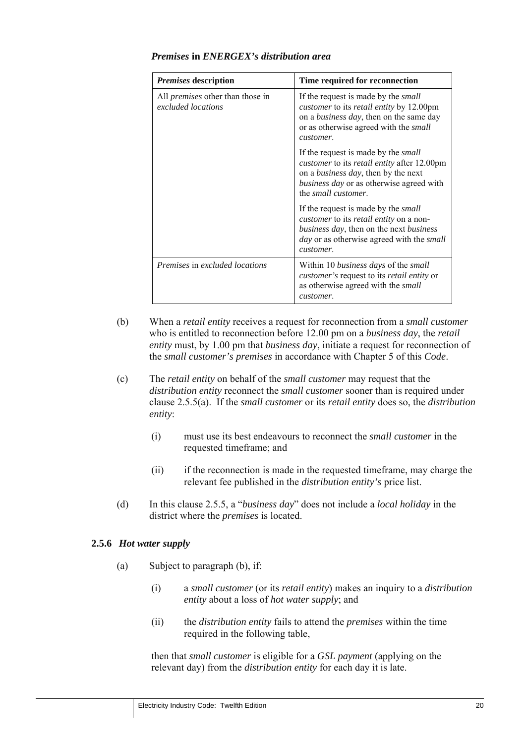*Premises* **in** *ENERGEX's distribution area*

| *Premises* **description** | **Time required for reconnection** |
|---|---|
| All *premises* other than those in *excluded locations* | If the request is made by the *small customer* to its *retail entity* by 12.00pm on a *business day*, then on the same day or as otherwise agreed with the *small customer*.<br><br>If the request is made by the *small customer* to its *retail entity* after 12.00pm on a *business day*, then by the next *business day* or as otherwise agreed with the *small customer*.<br><br>If the request is made by the *small customer* to its *retail entity* on a non-*business day*, then on the next *business day* or as otherwise agreed with the *small customer*. |
| *Premises* in *excluded locations* | Within 10 *business days* of the *small customer's* request to its *retail entity* or as otherwise agreed with the *small customer*. |

(b) When a *retail entity* receives a request for reconnection from a *small customer* who is entitled to reconnection before 12.00 pm on a *business day*, the *retail entity* must, by 1.00 pm that *business day*, initiate a request for reconnection of the *small customer's premises* in accordance with Chapter 5 of this *Code*.

(c) The *retail entity* on behalf of the *small customer* may request that the *distribution entity* reconnect the *small customer* sooner than is required under clause 2.5.5(a). If the *small customer* or its *retail entity* does so, the *distribution entity*:

(i) must use its best endeavours to reconnect the *small customer* in the requested timeframe; and

(ii) if the reconnection is made in the requested timeframe, may charge the relevant fee published in the *distribution entity's* price list.

(d) In this clause 2.5.5, a "*business day*" does not include a *local holiday* in the district where the *premises* is located.

### 2.5.6 *Hot water supply*

(a) Subject to paragraph (b), if:

(i) a *small customer* (or its *retail entity*) makes an inquiry to a *distribution entity* about a loss of *hot water supply*; and

(ii) the *distribution entity* fails to attend the *premises* within the time required in the following table,

then that *small customer* is eligible for a *GSL payment* (applying on the relevant day) from the *distribution entity* for each day it is late.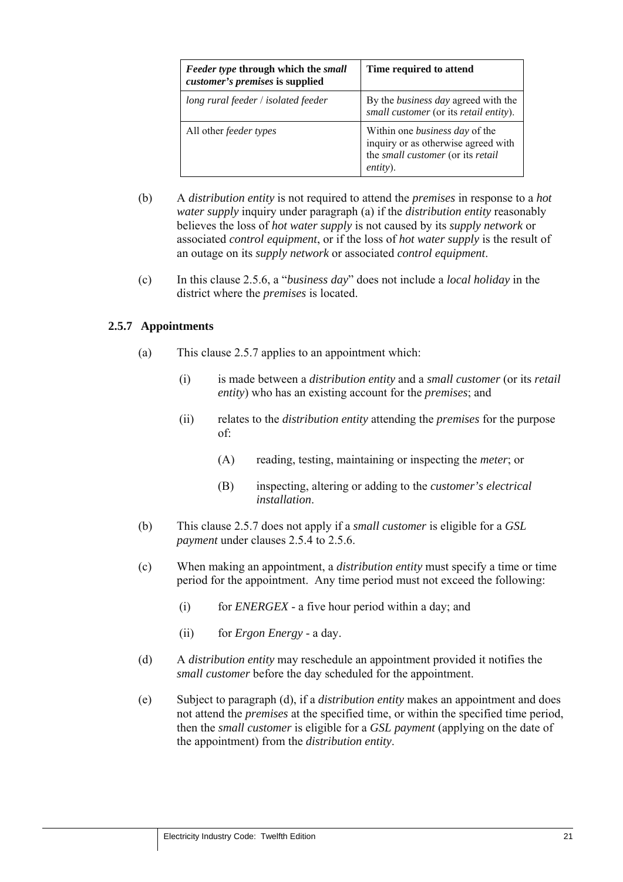| *Feeder type* **through which the** *small customer's premises* **is supplied** | **Time required to attend** |
|---|---|
| *long rural feeder* / *isolated feeder* | By the *business day* agreed with the *small customer* (or its *retail entity*). |
| All other *feeder types* | Within one *business day* of the inquiry or as otherwise agreed with the *small customer* (or its *retail entity*). |

(b) A *distribution entity* is not required to attend the *premises* in response to a *hot water supply* inquiry under paragraph (a) if the *distribution entity* reasonably believes the loss of *hot water supply* is not caused by its *supply network* or associated *control equipment*, or if the loss of *hot water supply* is the result of an outage on its *supply network* or associated *control equipment*.

(c) In this clause 2.5.6, a "*business day*" does not include a *local holiday* in the district where the *premises* is located.

### 2.5.7 Appointments

(a) This clause 2.5.7 applies to an appointment which:

(i) is made between a *distribution entity* and a *small customer* (or its *retail entity*) who has an existing account for the *premises*; and

(ii) relates to the *distribution entity* attending the *premises* for the purpose of:

(A) reading, testing, maintaining or inspecting the *meter*; or

(B) inspecting, altering or adding to the *customer's electrical installation*.

(b) This clause 2.5.7 does not apply if a *small customer* is eligible for a *GSL payment* under clauses 2.5.4 to 2.5.6.

(c) When making an appointment, a *distribution entity* must specify a time or time period for the appointment. Any time period must not exceed the following:

(i) for *ENERGEX* - a five hour period within a day; and

(ii) for *Ergon Energy* - a day.

(d) A *distribution entity* may reschedule an appointment provided it notifies the *small customer* before the day scheduled for the appointment.

(e) Subject to paragraph (d), if a *distribution entity* makes an appointment and does not attend the *premises* at the specified time, or within the specified time period, then the *small customer* is eligible for a *GSL payment* (applying on the date of the appointment) from the *distribution entity*.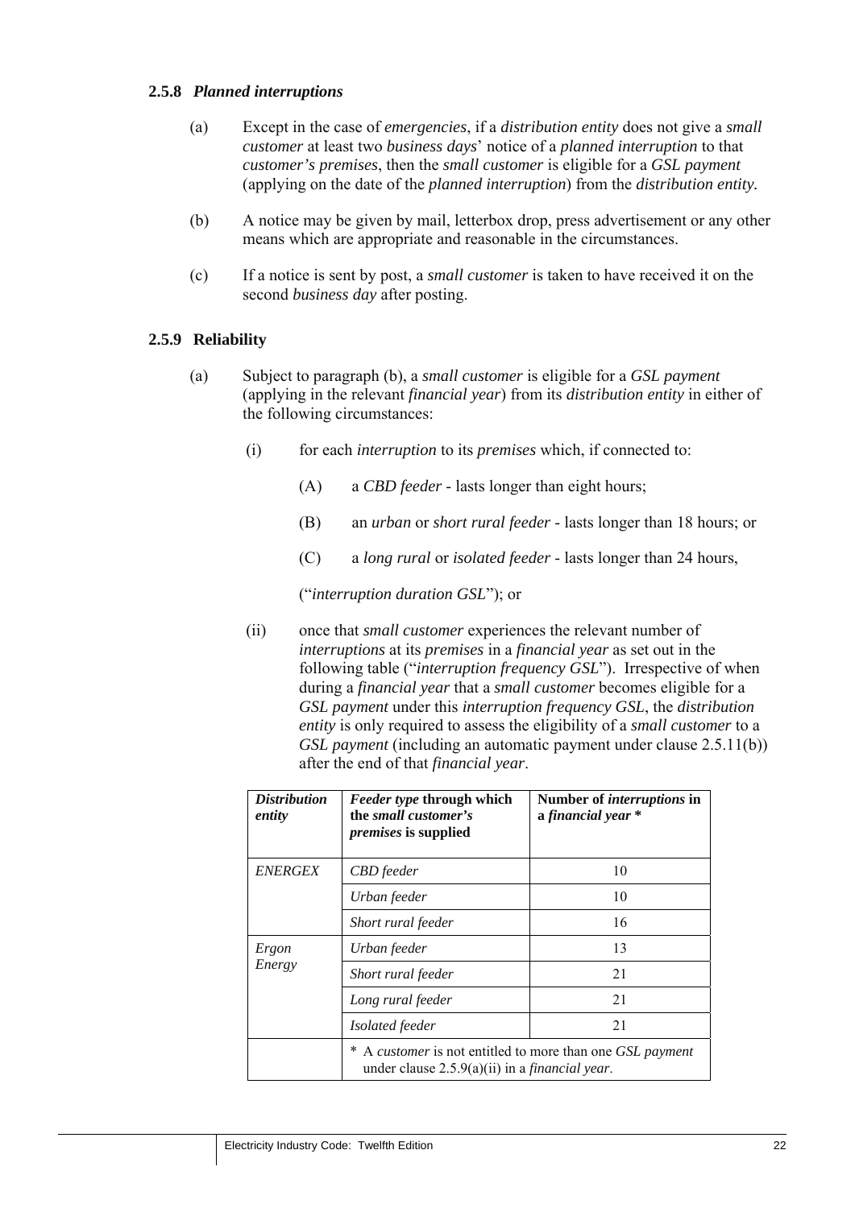### 2.5.8 *Planned interruptions*

(a) Except in the case of *emergencies*, if a *distribution entity* does not give a *small customer* at least two *business days*' notice of a *planned interruption* to that *customer's premises*, then the *small customer* is eligible for a *GSL payment* (applying on the date of the *planned interruption*) from the *distribution entity.*

(b) A notice may be given by mail, letterbox drop, press advertisement or any other means which are appropriate and reasonable in the circumstances.

(c) If a notice is sent by post, a *small customer* is taken to have received it on the second *business day* after posting.

### 2.5.9 Reliability

(a) Subject to paragraph (b), a *small customer* is eligible for a *GSL payment* (applying in the relevant *financial year*) from its *distribution entity* in either of the following circumstances:

(i) for each *interruption* to its *premises* which, if connected to:

(A) a *CBD feeder* - lasts longer than eight hours;

(B) an *urban* or *short rural feeder* - lasts longer than 18 hours; or

(C) a *long rural* or *isolated feeder* - lasts longer than 24 hours,

("*interruption duration GSL*"); or

(ii) once that *small customer* experiences the relevant number of *interruptions* at its *premises* in a *financial year* as set out in the following table ("*interruption frequency GSL*"). Irrespective of when during a *financial year* that a *small customer* becomes eligible for a *GSL payment* under this *interruption frequency GSL*, the *distribution entity* is only required to assess the eligibility of a *small customer* to a *GSL payment* (including an automatic payment under clause 2.5.11(b)) after the end of that *financial year*.

| ***Distribution entity*** | ***Feeder type* through which the *small customer's premises* is supplied** | **Number of *interruptions* in a *financial year* \*** |
|---|---|---|
| *ENERGEX* | *CBD feeder* | 10 |
| | *Urban feeder* | 10 |
| | *Short rural feeder* | 16 |
| *Ergon Energy* | *Urban feeder* | 13 |
| | *Short rural feeder* | 21 |
| | *Long rural feeder* | 21 |
| | *Isolated feeder* | 21 |
| | \* A *customer* is not entitled to more than one *GSL payment* under clause 2.5.9(a)(ii) in a *financial year*. | |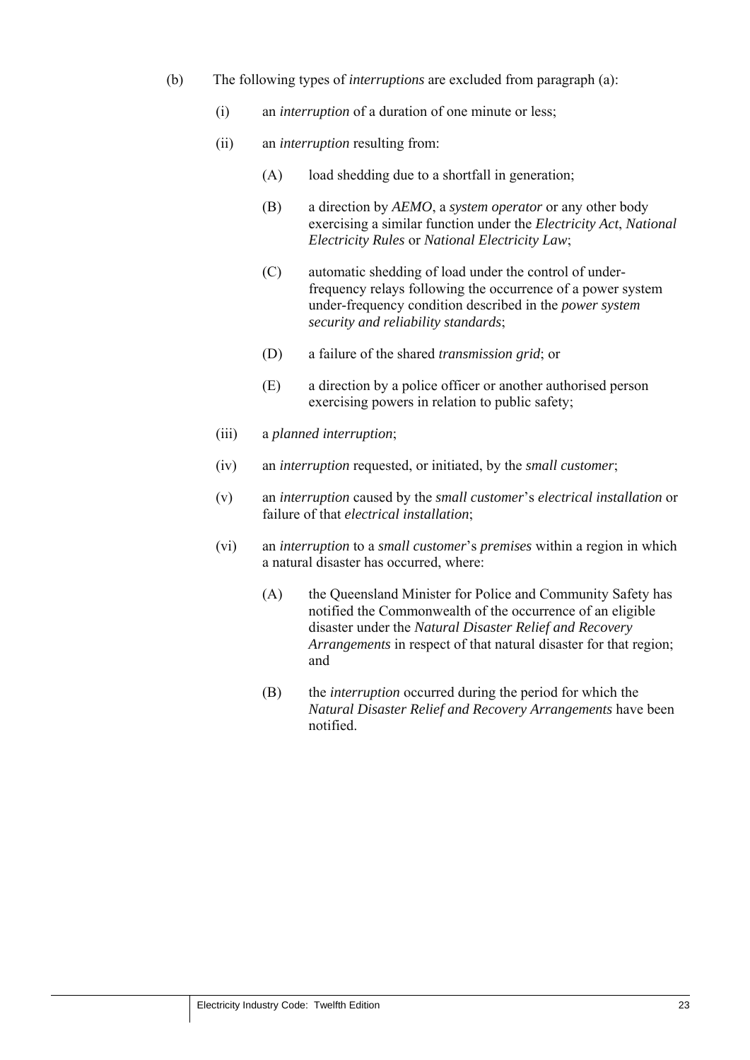(b) The following types of *interruptions* are excluded from paragraph (a):

(i) an *interruption* of a duration of one minute or less;

(ii) an *interruption* resulting from:

(A) load shedding due to a shortfall in generation;

(B) a direction by *AEMO*, a *system operator* or any other body exercising a similar function under the *Electricity Act*, *National Electricity Rules* or *National Electricity Law*;

(C) automatic shedding of load under the control of under-frequency relays following the occurrence of a power system under-frequency condition described in the *power system security and reliability standards*;

(D) a failure of the shared *transmission grid*; or

(E) a direction by a police officer or another authorised person exercising powers in relation to public safety;

(iii) a *planned interruption*;

(iv) an *interruption* requested, or initiated, by the *small customer*;

(v) an *interruption* caused by the *small customer*'s *electrical installation* or failure of that *electrical installation*;

(vi) an *interruption* to a *small customer*'s *premises* within a region in which a natural disaster has occurred, where:

(A) the Queensland Minister for Police and Community Safety has notified the Commonwealth of the occurrence of an eligible disaster under the *Natural Disaster Relief and Recovery Arrangements* in respect of that natural disaster for that region; and

(B) the *interruption* occurred during the period for which the *Natural Disaster Relief and Recovery Arrangements* have been notified.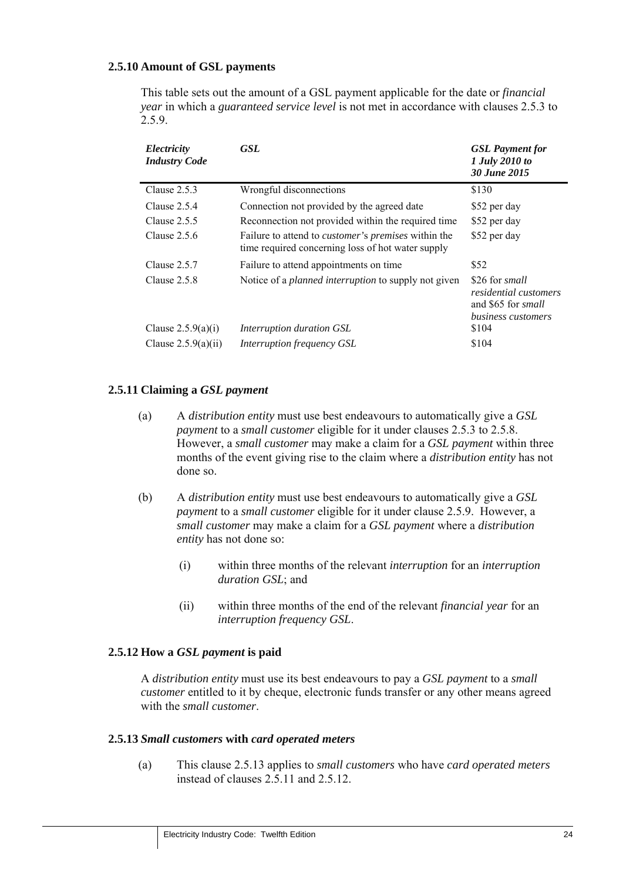### 2.5.10 Amount of GSL payments

This table sets out the amount of a GSL payment applicable for the date or *financial year* in which a *guaranteed service level* is not met in accordance with clauses 2.5.3 to 2.5.9.

| *Electricity Industry Code* | *GSL* | *GSL Payment for 1 July 2010 to 30 June 2015* |
|---|---|---|
| Clause 2.5.3 | Wrongful disconnections | \$130 |
| Clause 2.5.4 | Connection not provided by the agreed date | \$52 per day |
| Clause 2.5.5 | Reconnection not provided within the required time | \$52 per day |
| Clause 2.5.6 | Failure to attend to *customer's premises* within the time required concerning loss of hot water supply | \$52 per day |
| Clause 2.5.7 | Failure to attend appointments on time | \$52 |
| Clause 2.5.8 | Notice of a *planned interruption* to supply not given | \$26 for *small residential customers* and \$65 for *small business customers* |
| Clause 2.5.9(a)(i) | *Interruption duration GSL* | \$104 |
| Clause 2.5.9(a)(ii) | *Interruption frequency GSL* | \$104 |

### 2.5.11 Claiming a *GSL payment*

(a) A *distribution entity* must use best endeavours to automatically give a *GSL payment* to a *small customer* eligible for it under clauses 2.5.3 to 2.5.8. However, a *small customer* may make a claim for a *GSL payment* within three months of the event giving rise to the claim where a *distribution entity* has not done so.

(b) A *distribution entity* must use best endeavours to automatically give a *GSL payment* to a *small customer* eligible for it under clause 2.5.9. However, a *small customer* may make a claim for a *GSL payment* where a *distribution entity* has not done so:

(i) within three months of the relevant *interruption* for an *interruption duration GSL*; and

(ii) within three months of the end of the relevant *financial year* for an *interruption frequency GSL*.

### 2.5.12 How a *GSL payment* is paid

A *distribution entity* must use its best endeavours to pay a *GSL payment* to a *small customer* entitled to it by cheque, electronic funds transfer or any other means agreed with the *small customer*.

### 2.5.13 *Small customers* with *card operated meters*

(a) This clause 2.5.13 applies to *small customers* who have *card operated meters* instead of clauses 2.5.11 and 2.5.12.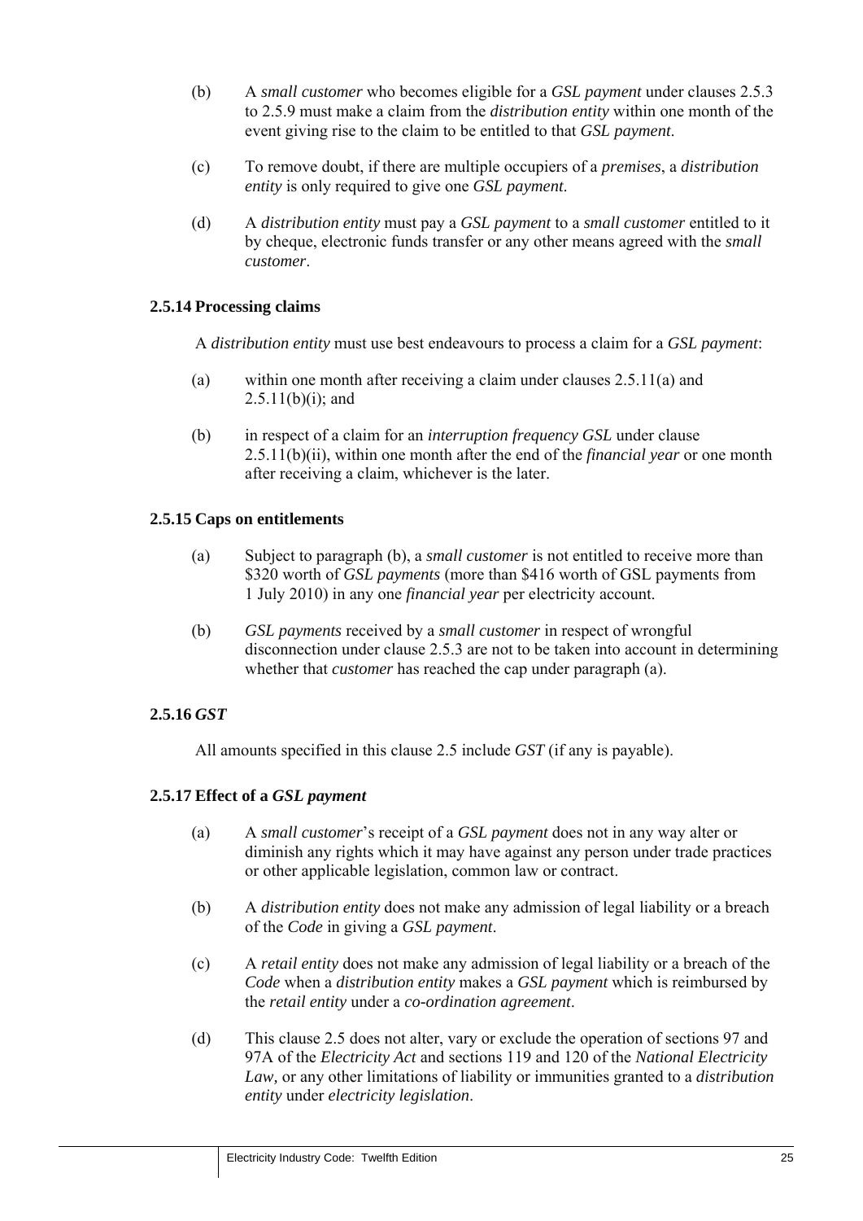(b) A *small customer* who becomes eligible for a *GSL payment* under clauses 2.5.3 to 2.5.9 must make a claim from the *distribution entity* within one month of the event giving rise to the claim to be entitled to that *GSL payment*.

(c) To remove doubt, if there are multiple occupiers of a *premises*, a *distribution entity* is only required to give one *GSL payment*.

(d) A *distribution entity* must pay a *GSL payment* to a *small customer* entitled to it by cheque, electronic funds transfer or any other means agreed with the *small customer*.

### 2.5.14 Processing claims

A *distribution entity* must use best endeavours to process a claim for a *GSL payment*:

(a) within one month after receiving a claim under clauses 2.5.11(a) and 2.5.11(b)(i); and

(b) in respect of a claim for an *interruption frequency GSL* under clause 2.5.11(b)(ii), within one month after the end of the *financial year* or one month after receiving a claim, whichever is the later.

### 2.5.15 Caps on entitlements

(a) Subject to paragraph (b), a *small customer* is not entitled to receive more than $320 worth of *GSL payments* (more than $416 worth of GSL payments from 1 July 2010) in any one *financial year* per electricity account.

(b) *GSL payments* received by a *small customer* in respect of wrongful disconnection under clause 2.5.3 are not to be taken into account in determining whether that *customer* has reached the cap under paragraph (a).

### 2.5.16 *GST*

All amounts specified in this clause 2.5 include *GST* (if any is payable).

### 2.5.17 Effect of a *GSL payment*

(a) A *small customer*'s receipt of a *GSL payment* does not in any way alter or diminish any rights which it may have against any person under trade practices or other applicable legislation, common law or contract.

(b) A *distribution entity* does not make any admission of legal liability or a breach of the *Code* in giving a *GSL payment*.

(c) A *retail entity* does not make any admission of legal liability or a breach of the *Code* when a *distribution entity* makes a *GSL payment* which is reimbursed by the *retail entity* under a *co-ordination agreement*.

(d) This clause 2.5 does not alter, vary or exclude the operation of sections 97 and 97A of the *Electricity Act* and sections 119 and 120 of the *National Electricity Law,* or any other limitations of liability or immunities granted to a *distribution entity* under *electricity legislation*.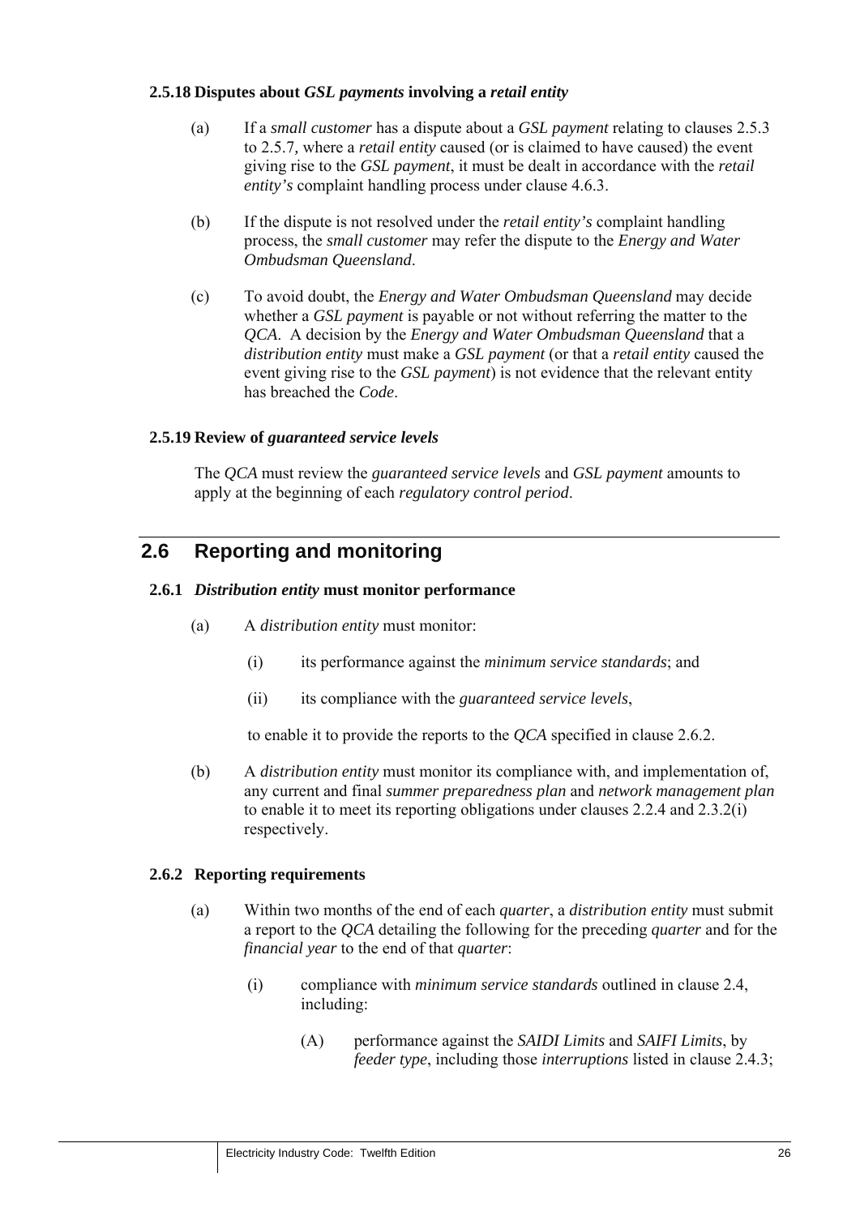#### 2.5.18 Disputes about *GSL payments* involving a *retail entity*

(a) If a *small customer* has a dispute about a *GSL payment* relating to clauses 2.5.3 to 2.5.7, where a *retail entity* caused (or is claimed to have caused) the event giving rise to the *GSL payment*, it must be dealt in accordance with the *retail entity's* complaint handling process under clause 4.6.3.

(b) If the dispute is not resolved under the *retail entity's* complaint handling process, the *small customer* may refer the dispute to the *Energy and Water Ombudsman Queensland*.

(c) To avoid doubt, the *Energy and Water Ombudsman Queensland* may decide whether a *GSL payment* is payable or not without referring the matter to the *QCA*. A decision by the *Energy and Water Ombudsman Queensland* that a *distribution entity* must make a *GSL payment* (or that a *retail entity* caused the event giving rise to the *GSL payment*) is not evidence that the relevant entity has breached the *Code*.

#### 2.5.19 Review of *guaranteed service levels*

The *QCA* must review the *guaranteed service levels* and *GSL payment* amounts to apply at the beginning of each *regulatory control period*.

## 2.6 Reporting and monitoring

#### 2.6.1 *Distribution entity* must monitor performance

(a) A *distribution entity* must monitor:

  (i) its performance against the *minimum service standards*; and

  (ii) its compliance with the *guaranteed service levels*,

  to enable it to provide the reports to the *QCA* specified in clause 2.6.2.

(b) A *distribution entity* must monitor its compliance with, and implementation of, any current and final *summer preparedness plan* and *network management plan* to enable it to meet its reporting obligations under clauses 2.2.4 and 2.3.2(i) respectively.

#### 2.6.2 Reporting requirements

(a) Within two months of the end of each *quarter*, a *distribution entity* must submit a report to the *QCA* detailing the following for the preceding *quarter* and for the *financial year* to the end of that *quarter*:

  (i) compliance with *minimum service standards* outlined in clause 2.4, including:

    (A) performance against the *SAIDI Limits* and *SAIFI Limits*, by *feeder type*, including those *interruptions* listed in clause 2.4.3;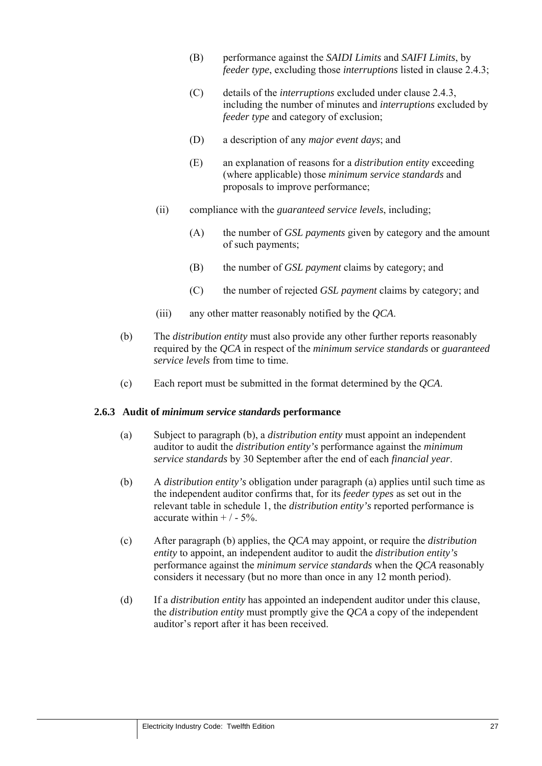(B) performance against the *SAIDI Limits* and *SAIFI Limits*, by *feeder type*, excluding those *interruptions* listed in clause 2.4.3;

(C) details of the *interruptions* excluded under clause 2.4.3, including the number of minutes and *interruptions* excluded by *feeder type* and category of exclusion;

(D) a description of any *major event days*; and

(E) an explanation of reasons for a *distribution entity* exceeding (where applicable) those *minimum service standards* and proposals to improve performance;

(ii) compliance with the *guaranteed service levels*, including;

(A) the number of *GSL payments* given by category and the amount of such payments;

(B) the number of *GSL payment* claims by category; and

(C) the number of rejected *GSL payment* claims by category; and

(iii) any other matter reasonably notified by the *QCA*.

(b) The *distribution entity* must also provide any other further reports reasonably required by the *QCA* in respect of the *minimum service standards* or *guaranteed service levels* from time to time.

(c) Each report must be submitted in the format determined by the *QCA*.

### 2.6.3 Audit of *minimum service standards* performance

(a) Subject to paragraph (b), a *distribution entity* must appoint an independent auditor to audit the *distribution entity's* performance against the *minimum service standards* by 30 September after the end of each *financial year*.

(b) A *distribution entity's* obligation under paragraph (a) applies until such time as the independent auditor confirms that, for its *feeder types* as set out in the relevant table in schedule 1, the *distribution entity's* reported performance is accurate within + / - 5%.

(c) After paragraph (b) applies, the *QCA* may appoint, or require the *distribution entity* to appoint, an independent auditor to audit the *distribution entity's* performance against the *minimum service standards* when the *QCA* reasonably considers it necessary (but no more than once in any 12 month period).

(d) If a *distribution entity* has appointed an independent auditor under this clause, the *distribution entity* must promptly give the *QCA* a copy of the independent auditor's report after it has been received.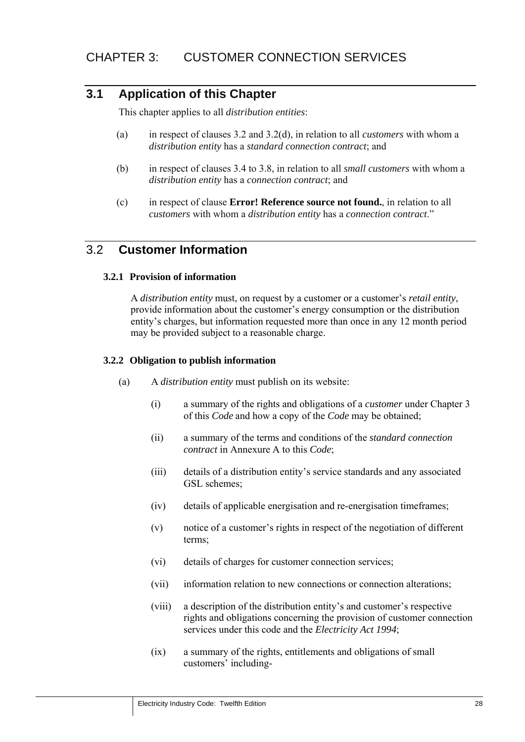# CHAPTER 3: CUSTOMER CONNECTION SERVICES

## 3.1 Application of this Chapter

This chapter applies to all *distribution entities*:

(a) in respect of clauses 3.2 and 3.2(d), in relation to all *customers* with whom a *distribution entity* has a *standard connection contract*; and

(b) in respect of clauses 3.4 to 3.8, in relation to all *small customers* with whom a *distribution entity* has a *connection contract*; and

(c) in respect of clause **Error! Reference source not found.**, in relation to all *customers* with whom a *distribution entity* has a *connection contract*."

## 3.2 Customer Information

### 3.2.1 Provision of information

A *distribution entity* must, on request by a customer or a customer's *retail entity*, provide information about the customer's energy consumption or the distribution entity's charges, but information requested more than once in any 12 month period may be provided subject to a reasonable charge.

### 3.2.2 Obligation to publish information

(a) A *distribution entity* must publish on its website:

(i) a summary of the rights and obligations of a *customer* under Chapter 3 of this *Code* and how a copy of the *Code* may be obtained;

(ii) a summary of the terms and conditions of the *standard connection contract* in Annexure A to this *Code*;

(iii) details of a distribution entity's service standards and any associated GSL schemes;

(iv) details of applicable energisation and re-energisation timeframes;

(v) notice of a customer's rights in respect of the negotiation of different terms;

(vi) details of charges for customer connection services;

(vii) information relation to new connections or connection alterations;

(viii) a description of the distribution entity's and customer's respective rights and obligations concerning the provision of customer connection services under this code and the *Electricity Act 1994*;

(ix) a summary of the rights, entitlements and obligations of small customers' including-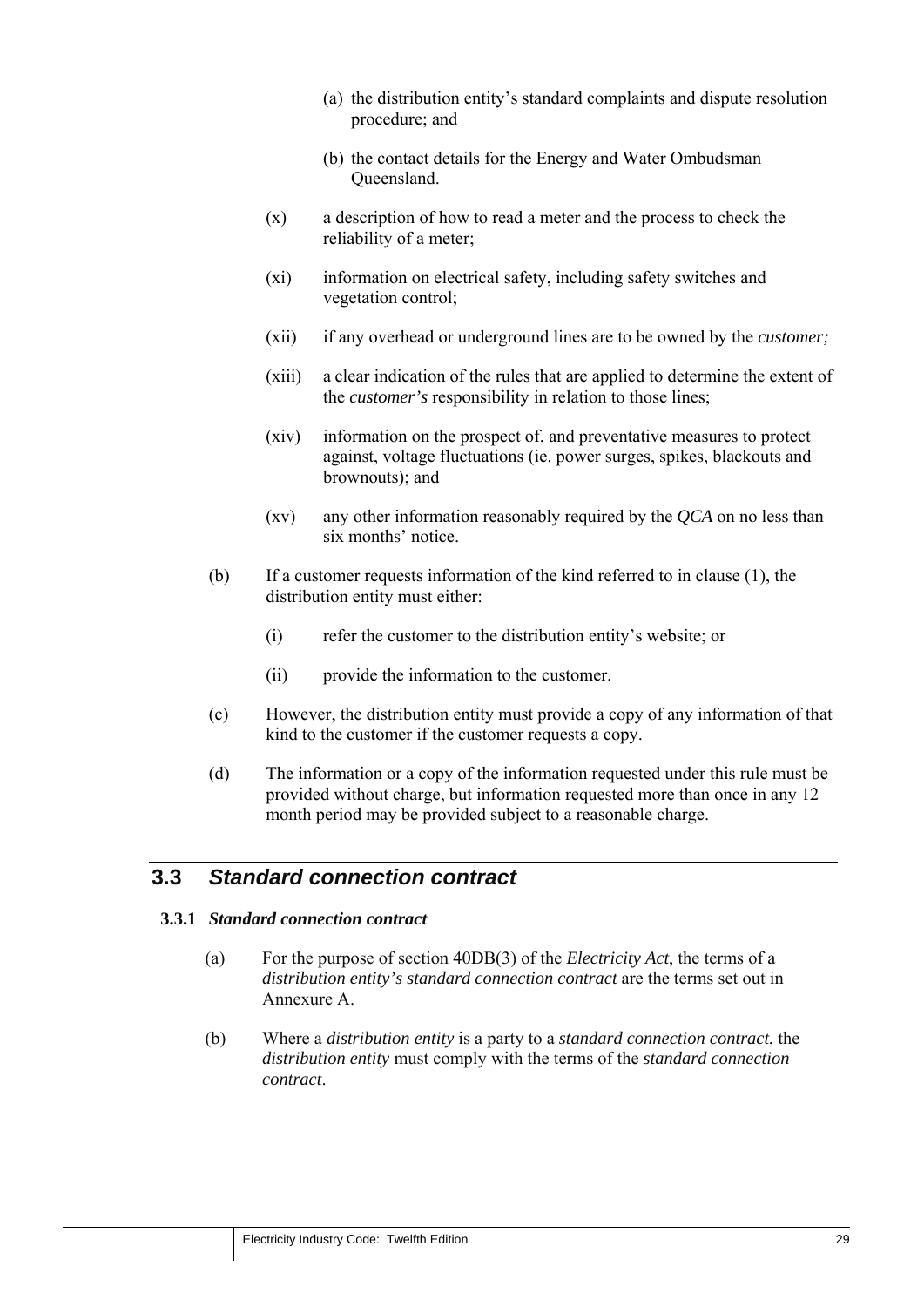(a) the distribution entity's standard complaints and dispute resolution procedure; and

(b) the contact details for the Energy and Water Ombudsman Queensland.

(x) a description of how to read a meter and the process to check the reliability of a meter;

(xi) information on electrical safety, including safety switches and vegetation control;

(xii) if any overhead or underground lines are to be owned by the *customer;*

(xiii) a clear indication of the rules that are applied to determine the extent of the *customer's* responsibility in relation to those lines;

(xiv) information on the prospect of, and preventative measures to protect against, voltage fluctuations (ie. power surges, spikes, blackouts and brownouts); and

(xv) any other information reasonably required by the *QCA* on no less than six months' notice.

(b) If a customer requests information of the kind referred to in clause (1), the distribution entity must either:

(i) refer the customer to the distribution entity's website; or

(ii) provide the information to the customer.

(c) However, the distribution entity must provide a copy of any information of that kind to the customer if the customer requests a copy.

(d) The information or a copy of the information requested under this rule must be provided without charge, but information requested more than once in any 12 month period may be provided subject to a reasonable charge.

## 3.3 *Standard connection contract*

### 3.3.1 *Standard connection contract*

(a) For the purpose of section 40DB(3) of the *Electricity Act*, the terms of a *distribution entity's standard connection contract* are the terms set out in Annexure A.

(b) Where a *distribution entity* is a party to a *standard connection contract*, the *distribution entity* must comply with the terms of the *standard connection contract*.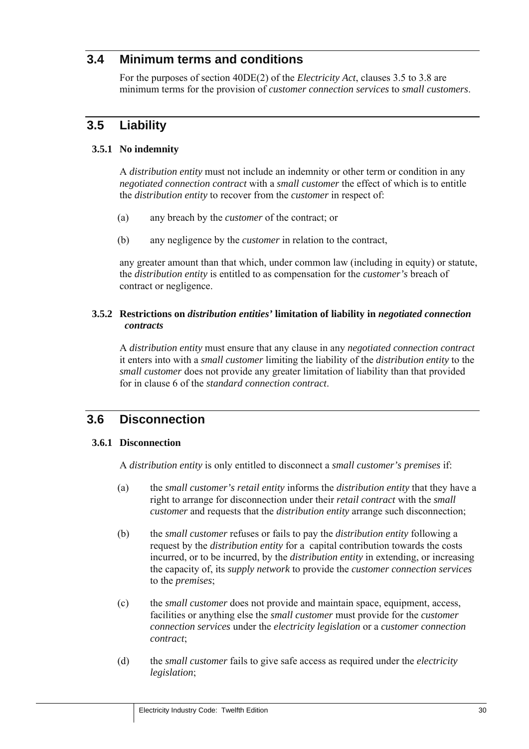## 3.4 Minimum terms and conditions

For the purposes of section 40DE(2) of the *Electricity Act*, clauses 3.5 to 3.8 are minimum terms for the provision of *customer connection services* to *small customers*.

## 3.5 Liability

### 3.5.1 No indemnity

A *distribution entity* must not include an indemnity or other term or condition in any *negotiated connection contract* with a *small customer* the effect of which is to entitle the *distribution entity* to recover from the *customer* in respect of:

(a) any breach by the *customer* of the contract; or

(b) any negligence by the *customer* in relation to the contract,

any greater amount than that which, under common law (including in equity) or statute, the *distribution entity* is entitled to as compensation for the *customer's* breach of contract or negligence.

### 3.5.2 Restrictions on *distribution entities'* limitation of liability in *negotiated connection contracts*

A *distribution entity* must ensure that any clause in any *negotiated connection contract* it enters into with a *small customer* limiting the liability of the *distribution entity* to the *small customer* does not provide any greater limitation of liability than that provided for in clause 6 of the *standard connection contract*.

## 3.6 Disconnection

### 3.6.1 Disconnection

A *distribution entity* is only entitled to disconnect a *small customer's premises* if:

(a) the *small customer's retail entity* informs the *distribution entity* that they have a right to arrange for disconnection under their *retail contract* with the *small customer* and requests that the *distribution entity* arrange such disconnection;

(b) the *small customer* refuses or fails to pay the *distribution entity* following a request by the *distribution entity* for a capital contribution towards the costs incurred, or to be incurred, by the *distribution entity* in extending, or increasing the capacity of, its *supply network* to provide the *customer connection services* to the *premises*;

(c) the *small customer* does not provide and maintain space, equipment, access, facilities or anything else the *small customer* must provide for the *customer connection services* under the *electricity legislation* or a *customer connection contract*;

(d) the *small customer* fails to give safe access as required under the *electricity legislation*;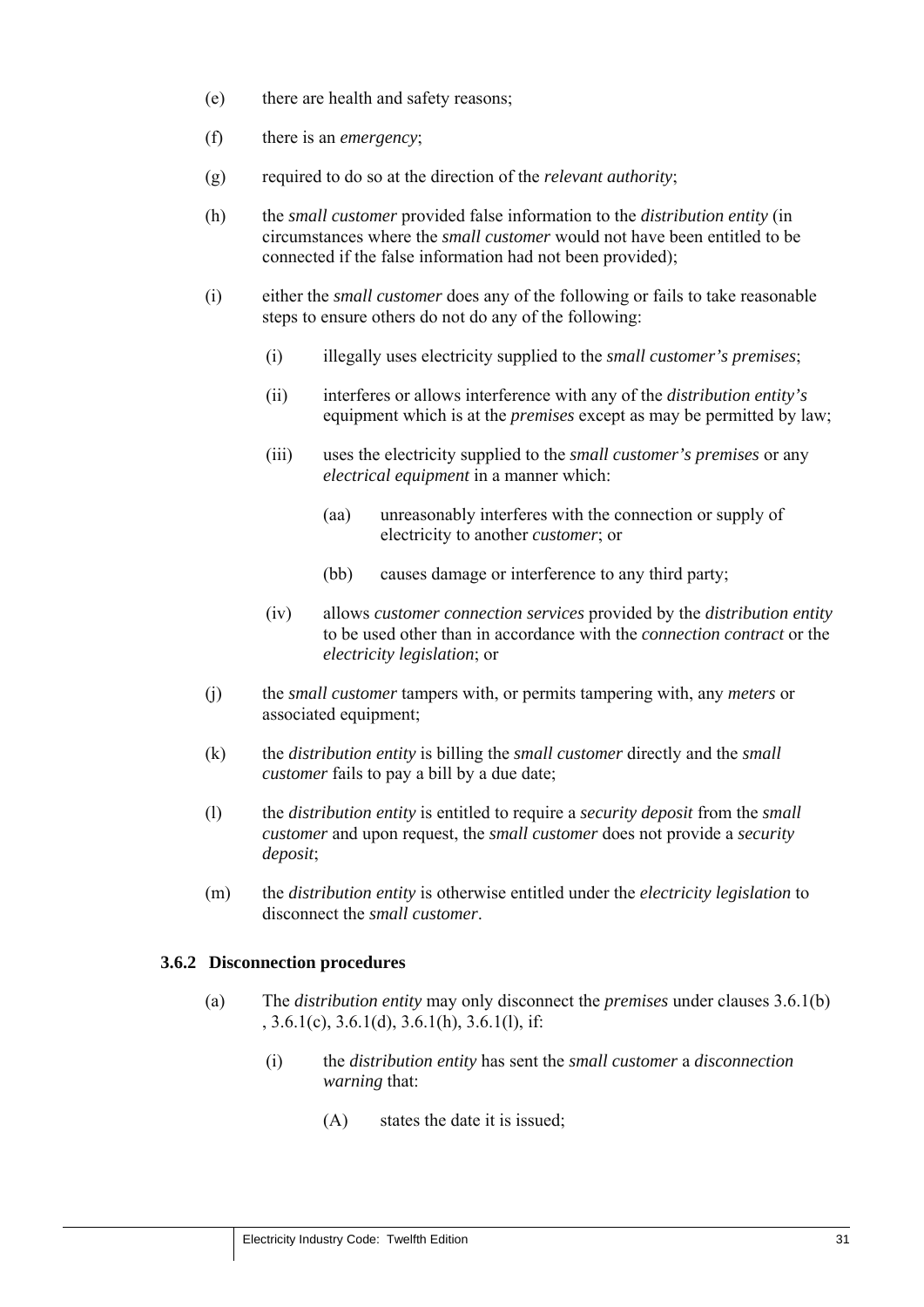(e) there are health and safety reasons;

(f) there is an *emergency*;

(g) required to do so at the direction of the *relevant authority*;

(h) the *small customer* provided false information to the *distribution entity* (in circumstances where the *small customer* would not have been entitled to be connected if the false information had not been provided);

(i) either the *small customer* does any of the following or fails to take reasonable steps to ensure others do not do any of the following:

   (i) illegally uses electricity supplied to the *small customer's premises*;

   (ii) interferes or allows interference with any of the *distribution entity's* equipment which is at the *premises* except as may be permitted by law;

   (iii) uses the electricity supplied to the *small customer's premises* or any *electrical equipment* in a manner which:

      (aa) unreasonably interferes with the connection or supply of electricity to another *customer*; or

      (bb) causes damage or interference to any third party;

   (iv) allows *customer connection services* provided by the *distribution entity* to be used other than in accordance with the *connection contract* or the *electricity legislation*; or

(j) the *small customer* tampers with, or permits tampering with, any *meters* or associated equipment;

(k) the *distribution entity* is billing the *small customer* directly and the *small customer* fails to pay a bill by a due date;

(l) the *distribution entity* is entitled to require a *security deposit* from the *small customer* and upon request, the *small customer* does not provide a *security deposit*;

(m) the *distribution entity* is otherwise entitled under the *electricity legislation* to disconnect the *small customer*.

### 3.6.2 Disconnection procedures

(a) The *distribution entity* may only disconnect the *premises* under clauses 3.6.1(b) , 3.6.1(c), 3.6.1(d), 3.6.1(h), 3.6.1(l), if:

   (i) the *distribution entity* has sent the *small customer* a *disconnection warning* that:

      (A) states the date it is issued;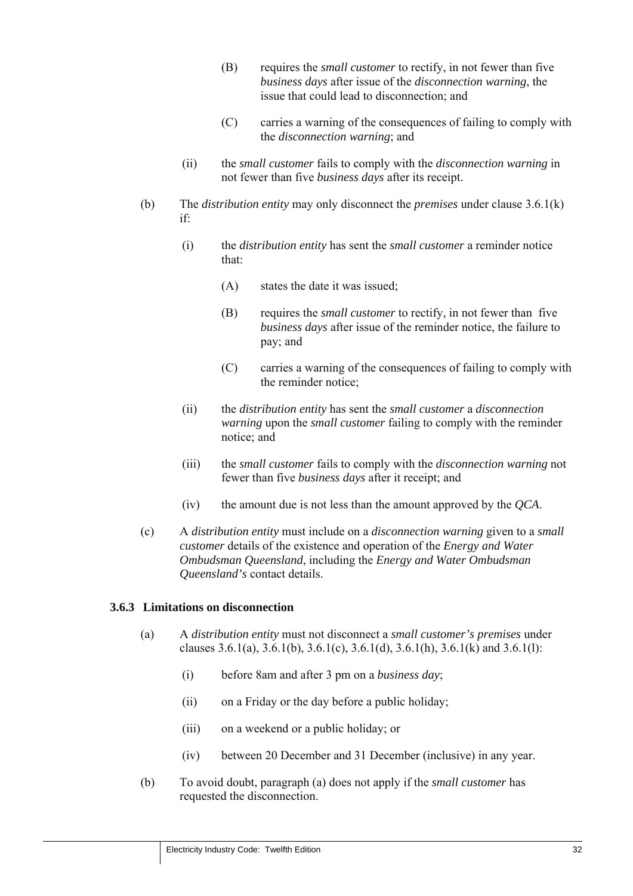(B) requires the *small customer* to rectify, in not fewer than five *business days* after issue of the *disconnection warning*, the issue that could lead to disconnection; and

(C) carries a warning of the consequences of failing to comply with the *disconnection warning*; and

(ii) the *small customer* fails to comply with the *disconnection warning* in not fewer than five *business days* after its receipt.

(b) The *distribution entity* may only disconnect the *premises* under clause 3.6.1(k) if:

(i) the *distribution entity* has sent the *small customer* a reminder notice that:

(A) states the date it was issued;

(B) requires the *small customer* to rectify, in not fewer than five *business days* after issue of the reminder notice, the failure to pay; and

(C) carries a warning of the consequences of failing to comply with the reminder notice;

(ii) the *distribution entity* has sent the *small customer* a *disconnection warning* upon the *small customer* failing to comply with the reminder notice; and

(iii) the *small customer* fails to comply with the *disconnection warning* not fewer than five *business days* after it receipt; and

(iv) the amount due is not less than the amount approved by the *QCA*.

(c) A *distribution entity* must include on a *disconnection warning* given to a *small customer* details of the existence and operation of the *Energy and Water Ombudsman Queensland*, including the *Energy and Water Ombudsman Queensland's* contact details.

### 3.6.3 Limitations on disconnection

(a) A *distribution entity* must not disconnect a *small customer's premises* under clauses 3.6.1(a), 3.6.1(b), 3.6.1(c), 3.6.1(d), 3.6.1(h), 3.6.1(k) and 3.6.1(l):

(i) before 8am and after 3 pm on a *business day*;

(ii) on a Friday or the day before a public holiday;

(iii) on a weekend or a public holiday; or

(iv) between 20 December and 31 December (inclusive) in any year.

(b) To avoid doubt, paragraph (a) does not apply if the *small customer* has requested the disconnection.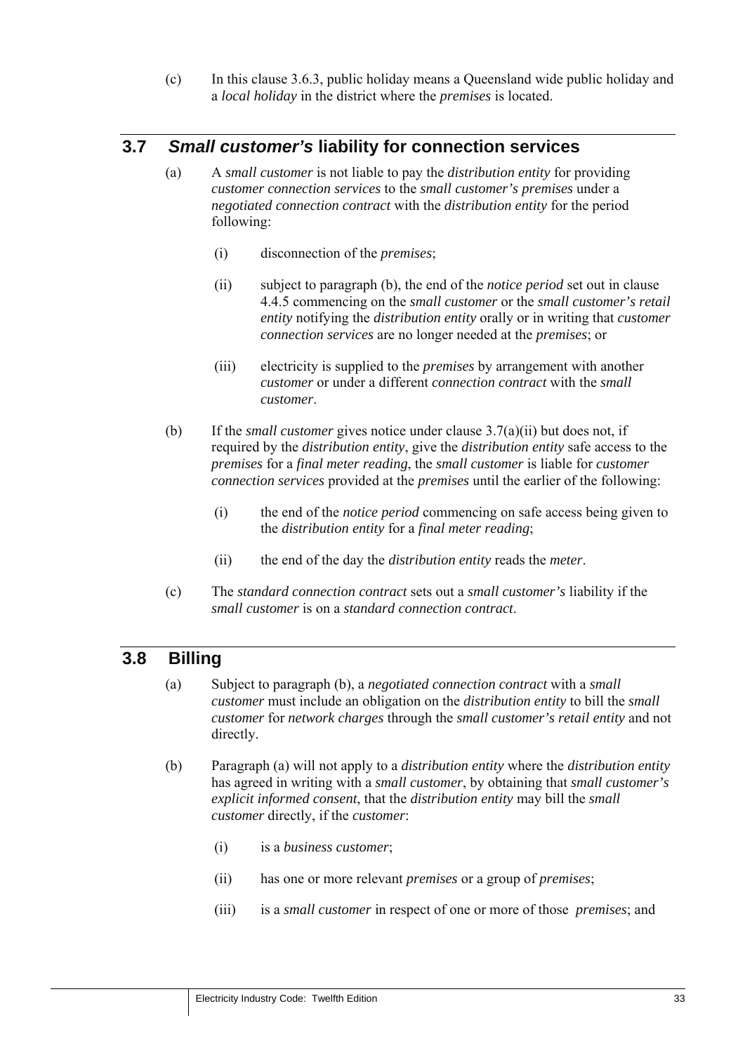(c) In this clause 3.6.3, public holiday means a Queensland wide public holiday and a *local holiday* in the district where the *premises* is located.

## 3.7 *Small customer's* liability for connection services

(a) A *small customer* is not liable to pay the *distribution entity* for providing *customer connection services* to the *small customer's premises* under a *negotiated connection contract* with the *distribution entity* for the period following:

(i) disconnection of the *premises*;

(ii) subject to paragraph (b), the end of the *notice period* set out in clause 4.4.5 commencing on the *small customer* or the *small customer's retail entity* notifying the *distribution entity* orally or in writing that *customer connection services* are no longer needed at the *premises*; or

(iii) electricity is supplied to the *premises* by arrangement with another *customer* or under a different *connection contract* with the *small customer*.

(b) If the *small customer* gives notice under clause 3.7(a)(ii) but does not, if required by the *distribution entity*, give the *distribution entity* safe access to the *premises* for a *final meter reading*, the *small customer* is liable for *customer connection services* provided at the *premises* until the earlier of the following:

(i) the end of the *notice period* commencing on safe access being given to the *distribution entity* for a *final meter reading*;

(ii) the end of the day the *distribution entity* reads the *meter*.

(c) The *standard connection contract* sets out a *small customer's* liability if the *small customer* is on a *standard connection contract*.

## 3.8 Billing

(a) Subject to paragraph (b), a *negotiated connection contract* with a *small customer* must include an obligation on the *distribution entity* to bill the *small customer* for *network charges* through the *small customer's retail entity* and not directly.

(b) Paragraph (a) will not apply to a *distribution entity* where the *distribution entity* has agreed in writing with a *small customer*, by obtaining that *small customer's explicit informed consent*, that the *distribution entity* may bill the *small customer* directly, if the *customer*:

(i) is a *business customer*;

(ii) has one or more relevant *premises* or a group of *premises*;

(iii) is a *small customer* in respect of one or more of those *premises*; and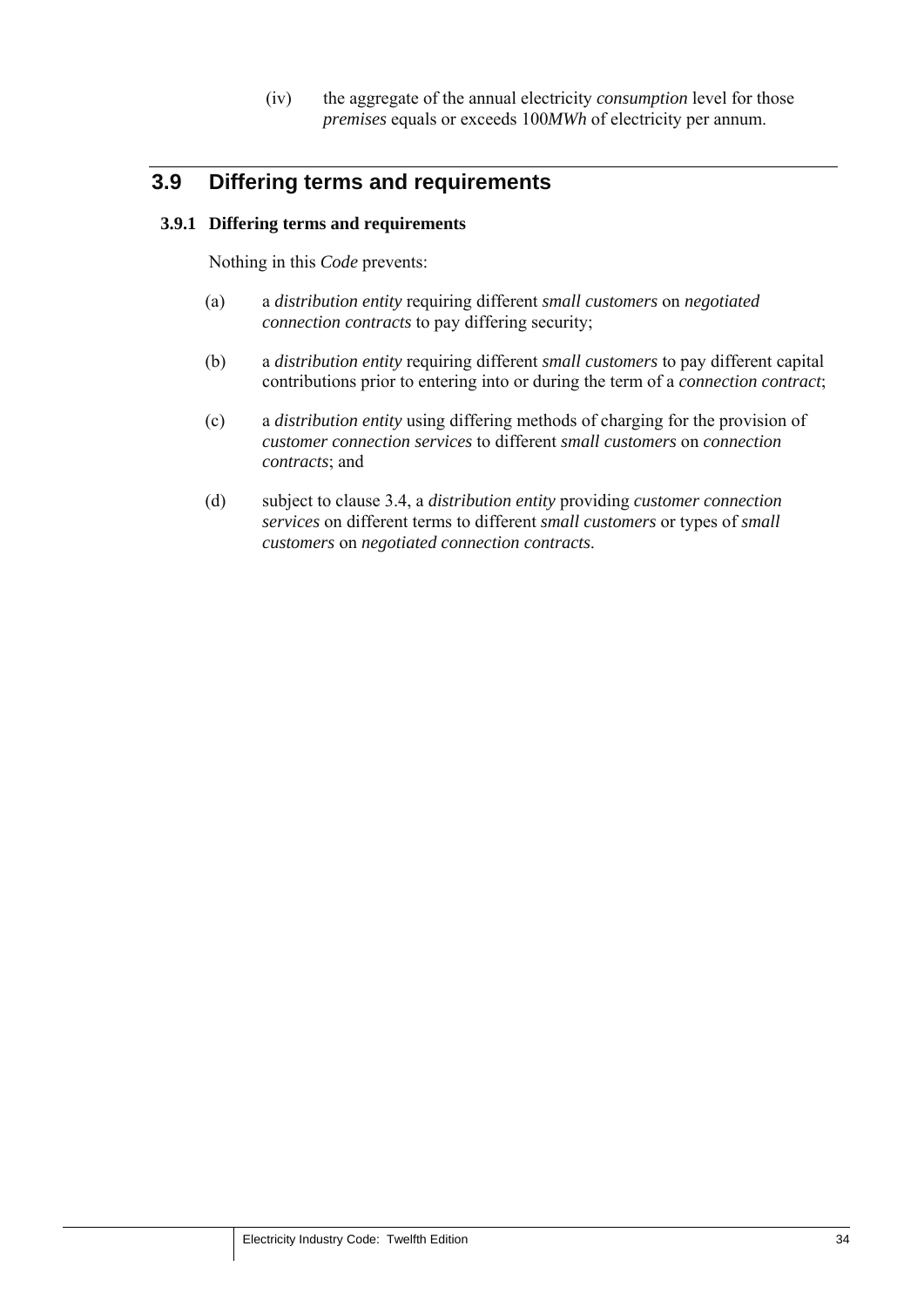(iv) the aggregate of the annual electricity *consumption* level for those *premises* equals or exceeds 100*MWh* of electricity per annum.

## 3.9 Differing terms and requirements

### 3.9.1 Differing terms and requirements

Nothing in this *Code* prevents:

(a) a *distribution entity* requiring different *small customers* on *negotiated connection contracts* to pay differing security;

(b) a *distribution entity* requiring different *small customers* to pay different capital contributions prior to entering into or during the term of a *connection contract*;

(c) a *distribution entity* using differing methods of charging for the provision of *customer connection services* to different *small customers* on *connection contracts*; and

(d) subject to clause 3.4, a *distribution entity* providing *customer connection services* on different terms to different *small customers* or types of *small customers* on *negotiated connection contracts*.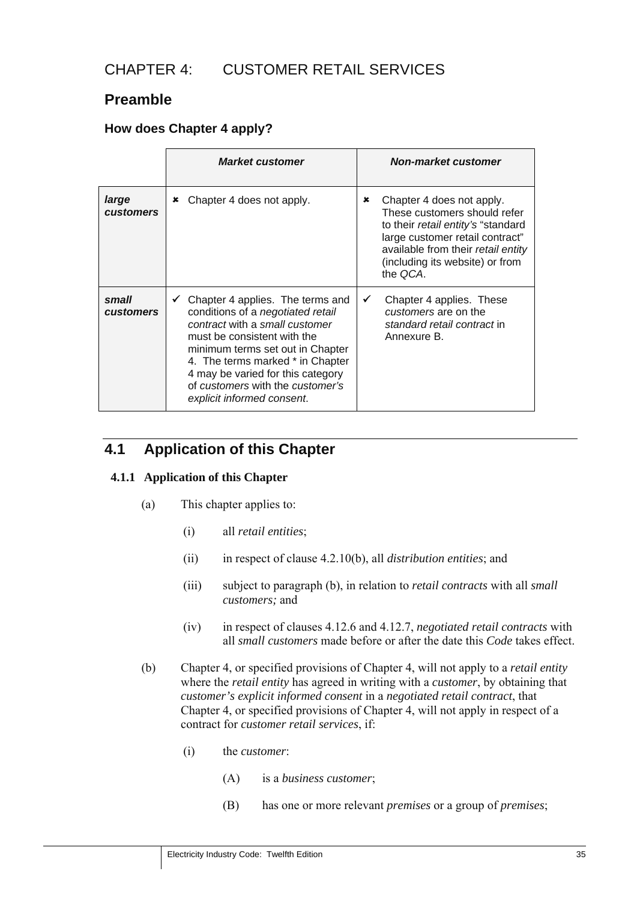# CHAPTER 4: CUSTOMER RETAIL SERVICES

## Preamble

### How does Chapter 4 apply?

| | *Market customer* | *Non-market customer* |
|---|---|---|
| ***large customers*** | ✖ Chapter 4 does not apply. | ✖ Chapter 4 does not apply. These customers should refer to their *retail entity's* "standard large customer retail contract" available from their *retail entity* (including its website) or from the *QCA*. |
| ***small customers*** | ✓ Chapter 4 applies. The terms and conditions of a *negotiated retail contract* with a *small customer* must be consistent with the minimum terms set out in Chapter 4. The terms marked * in Chapter 4 may be varied for this category of *customers* with the *customer's explicit informed consent*. | ✓ Chapter 4 applies. These *customers* are on the *standard retail contract* in Annexure B. |

## 4.1 Application of this Chapter

### 4.1.1 Application of this Chapter

(a) This chapter applies to:

(i) all *retail entities*;

(ii) in respect of clause 4.2.10(b), all *distribution entities*; and

(iii) subject to paragraph (b), in relation to *retail contracts* with all *small customers;* and

(iv) in respect of clauses 4.12.6 and 4.12.7, *negotiated retail contracts* with all *small customers* made before or after the date this *Code* takes effect.

(b) Chapter 4, or specified provisions of Chapter 4, will not apply to a *retail entity* where the *retail entity* has agreed in writing with a *customer*, by obtaining that *customer's explicit informed consent* in a *negotiated retail contract*, that Chapter 4, or specified provisions of Chapter 4, will not apply in respect of a contract for *customer retail services*, if:

(i) the *customer*:

(A) is a *business customer*;

(B) has one or more relevant *premises* or a group of *premises*;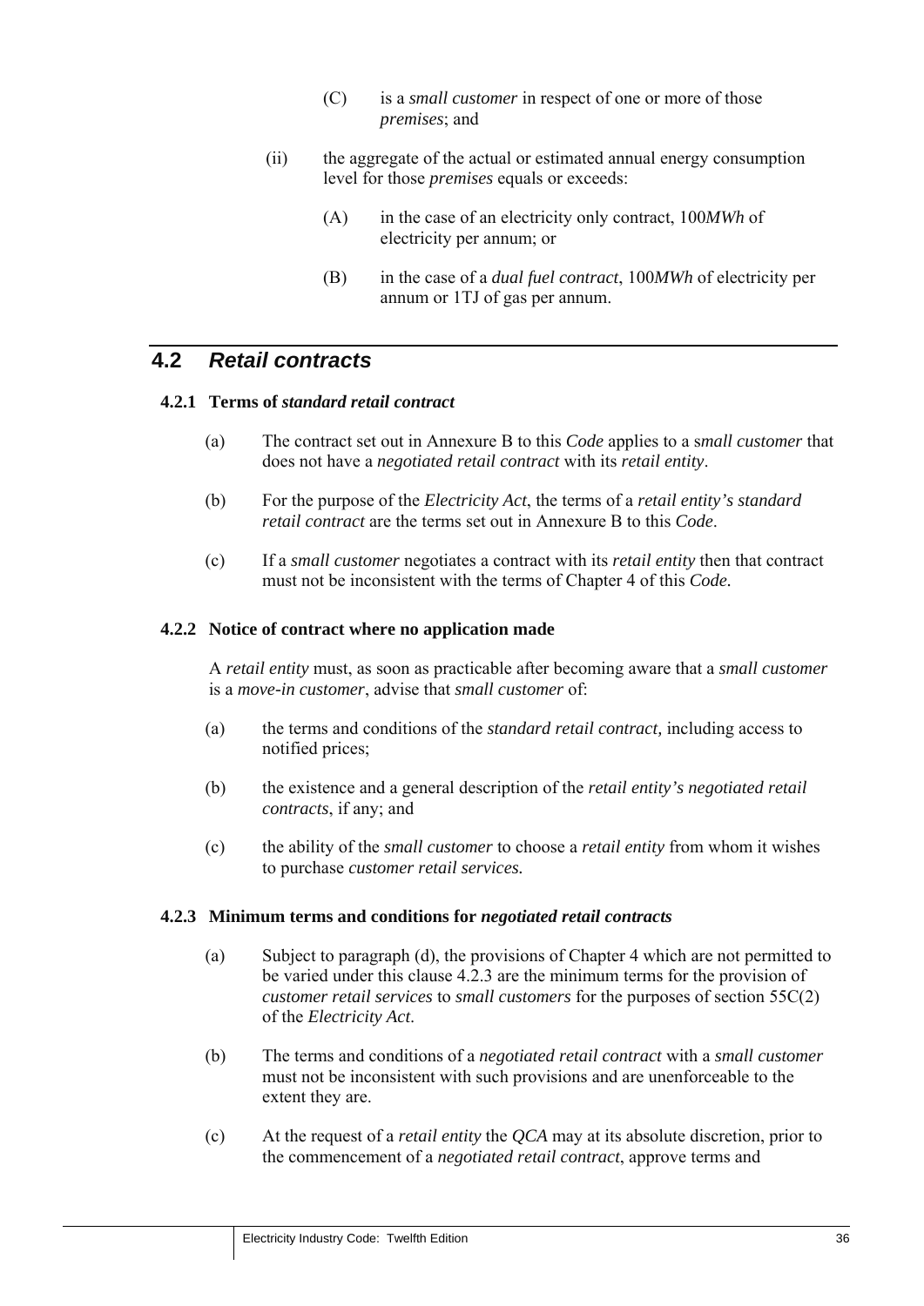(C) is a *small customer* in respect of one or more of those *premises*; and

(ii) the aggregate of the actual or estimated annual energy consumption level for those *premises* equals or exceeds:

(A) in the case of an electricity only contract, 100*MWh* of electricity per annum; or

(B) in the case of a *dual fuel contract*, 100*MWh* of electricity per annum or 1TJ of gas per annum.

## 4.2 *Retail contracts*

### 4.2.1 Terms of *standard retail contract*

(a) The contract set out in Annexure B to this *Code* applies to a *small customer* that does not have a *negotiated retail contract* with its *retail entity*.

(b) For the purpose of the *Electricity Act*, the terms of a *retail entity's standard retail contract* are the terms set out in Annexure B to this *Code*.

(c) If a *small customer* negotiates a contract with its *retail entity* then that contract must not be inconsistent with the terms of Chapter 4 of this *Code.*

### 4.2.2 Notice of contract where no application made

A *retail entity* must, as soon as practicable after becoming aware that a *small customer* is a *move-in customer*, advise that *small customer* of:

(a) the terms and conditions of the *standard retail contract,* including access to notified prices;

(b) the existence and a general description of the *retail entity's negotiated retail contracts*, if any; and

(c) the ability of the *small customer* to choose a *retail entity* from whom it wishes to purchase *customer retail services.*

### 4.2.3 Minimum terms and conditions for *negotiated retail contracts*

(a) Subject to paragraph (d), the provisions of Chapter 4 which are not permitted to be varied under this clause 4.2.3 are the minimum terms for the provision of *customer retail services* to *small customers* for the purposes of section 55C(2) of the *Electricity Act*.

(b) The terms and conditions of a *negotiated retail contract* with a *small customer* must not be inconsistent with such provisions and are unenforceable to the extent they are.

(c) At the request of a *retail entity* the *QCA* may at its absolute discretion, prior to the commencement of a *negotiated retail contract*, approve terms and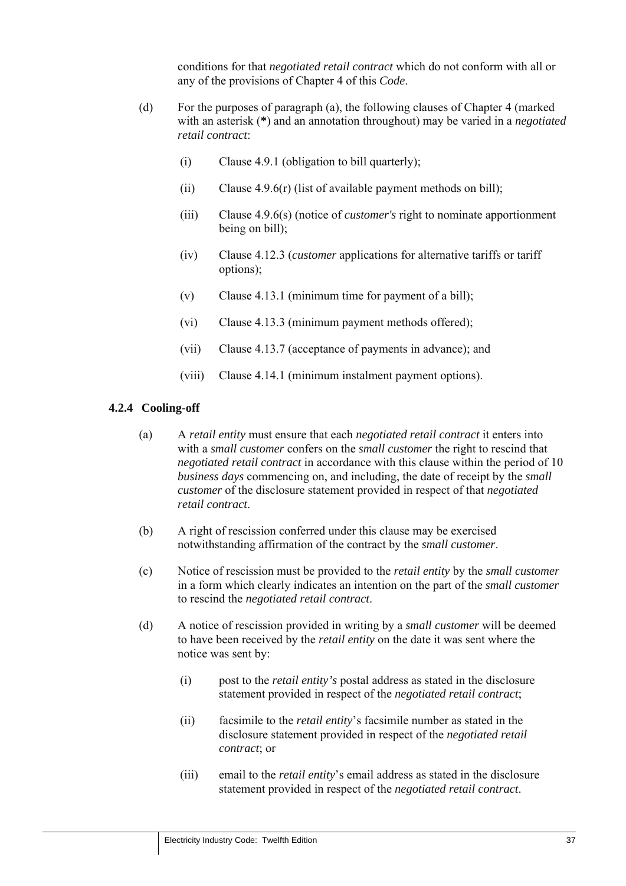conditions for that *negotiated retail contract* which do not conform with all or any of the provisions of Chapter 4 of this *Code*.

(d) For the purposes of paragraph (a), the following clauses of Chapter 4 (marked with an asterisk (**\***) and an annotation throughout) may be varied in a *negotiated retail contract*:

(i) Clause 4.9.1 (obligation to bill quarterly);

(ii) Clause 4.9.6(r) (list of available payment methods on bill);

(iii) Clause 4.9.6(s) (notice of *customer's* right to nominate apportionment being on bill);

(iv) Clause 4.12.3 (*customer* applications for alternative tariffs or tariff options);

(v) Clause 4.13.1 (minimum time for payment of a bill);

(vi) Clause 4.13.3 (minimum payment methods offered);

(vii) Clause 4.13.7 (acceptance of payments in advance); and

(viii) Clause 4.14.1 (minimum instalment payment options).

### 4.2.4 Cooling-off

(a) A *retail entity* must ensure that each *negotiated retail contract* it enters into with a *small customer* confers on the *small customer* the right to rescind that *negotiated retail contract* in accordance with this clause within the period of 10 *business days* commencing on, and including, the date of receipt by the *small customer* of the disclosure statement provided in respect of that *negotiated retail contract*.

(b) A right of rescission conferred under this clause may be exercised notwithstanding affirmation of the contract by the *small customer*.

(c) Notice of rescission must be provided to the *retail entity* by the *small customer* in a form which clearly indicates an intention on the part of the *small customer* to rescind the *negotiated retail contract*.

(d) A notice of rescission provided in writing by a *small customer* will be deemed to have been received by the *retail entity* on the date it was sent where the notice was sent by:

(i) post to the *retail entity's* postal address as stated in the disclosure statement provided in respect of the *negotiated retail contract*;

(ii) facsimile to the *retail entity*'s facsimile number as stated in the disclosure statement provided in respect of the *negotiated retail contract*; or

(iii) email to the *retail entity*'s email address as stated in the disclosure statement provided in respect of the *negotiated retail contract*.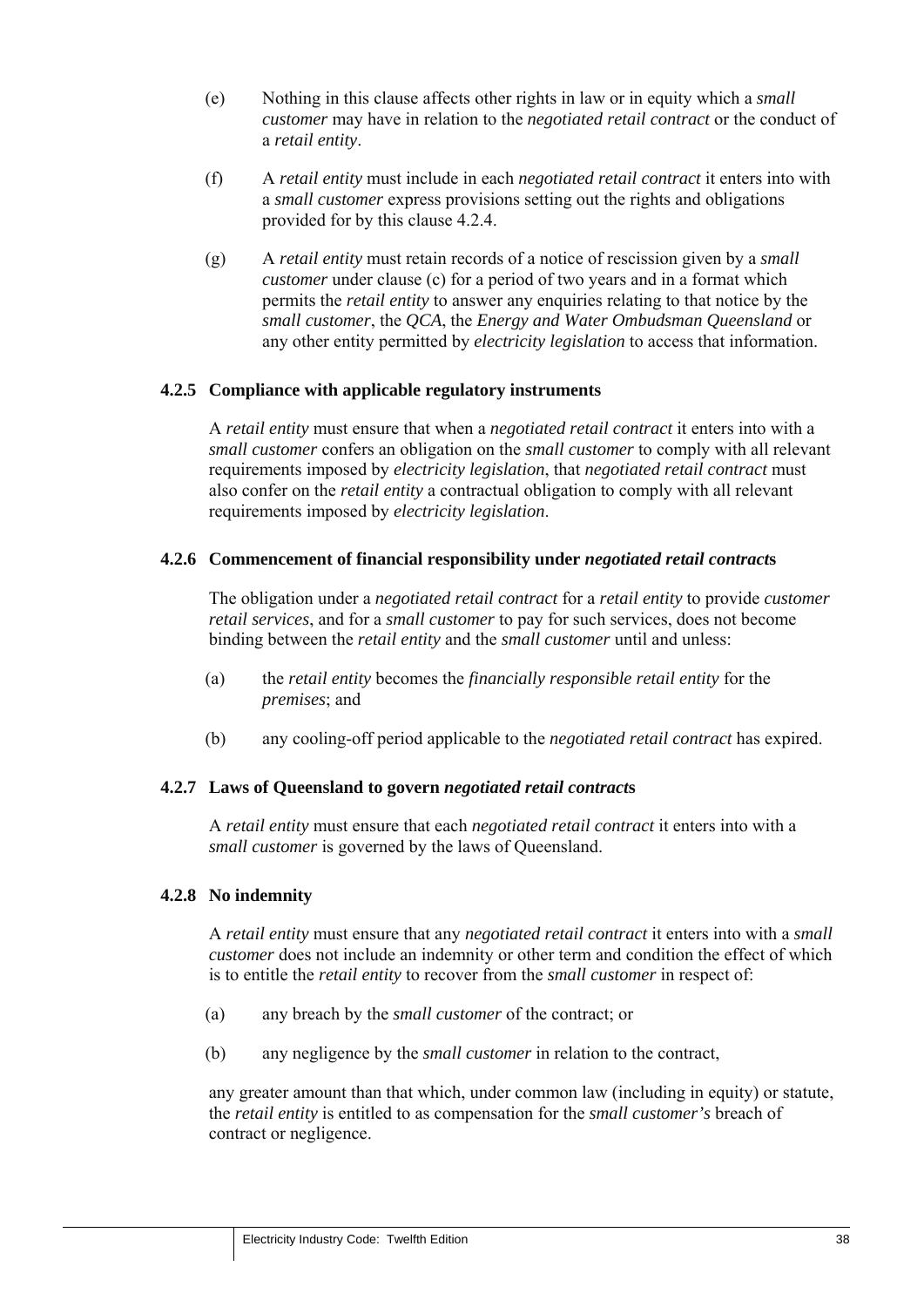(e) Nothing in this clause affects other rights in law or in equity which a *small customer* may have in relation to the *negotiated retail contract* or the conduct of a *retail entity*.

(f) A *retail entity* must include in each *negotiated retail contract* it enters into with a *small customer* express provisions setting out the rights and obligations provided for by this clause 4.2.4.

(g) A *retail entity* must retain records of a notice of rescission given by a *small customer* under clause (c) for a period of two years and in a format which permits the *retail entity* to answer any enquiries relating to that notice by the *small customer*, the *QCA*, the *Energy and Water Ombudsman Queensland* or any other entity permitted by *electricity legislation* to access that information.

#### 4.2.5 Compliance with applicable regulatory instruments

A *retail entity* must ensure that when a *negotiated retail contract* it enters into with a *small customer* confers an obligation on the *small customer* to comply with all relevant requirements imposed by *electricity legislation*, that *negotiated retail contract* must also confer on the *retail entity* a contractual obligation to comply with all relevant requirements imposed by *electricity legislation*.

#### 4.2.6 Commencement of financial responsibility under *negotiated retail contract*s

The obligation under a *negotiated retail contract* for a *retail entity* to provide *customer retail services*, and for a *small customer* to pay for such services, does not become binding between the *retail entity* and the *small customer* until and unless:

(a) the *retail entity* becomes the *financially responsible retail entity* for the *premises*; and

(b) any cooling-off period applicable to the *negotiated retail contract* has expired.

#### 4.2.7 Laws of Queensland to govern *negotiated retail contract*s

A *retail entity* must ensure that each *negotiated retail contract* it enters into with a *small customer* is governed by the laws of Queensland.

#### 4.2.8 No indemnity

A *retail entity* must ensure that any *negotiated retail contract* it enters into with a *small customer* does not include an indemnity or other term and condition the effect of which is to entitle the *retail entity* to recover from the *small customer* in respect of:

(a) any breach by the *small customer* of the contract; or

(b) any negligence by the *small customer* in relation to the contract,

any greater amount than that which, under common law (including in equity) or statute, the *retail entity* is entitled to as compensation for the *small customer's* breach of contract or negligence.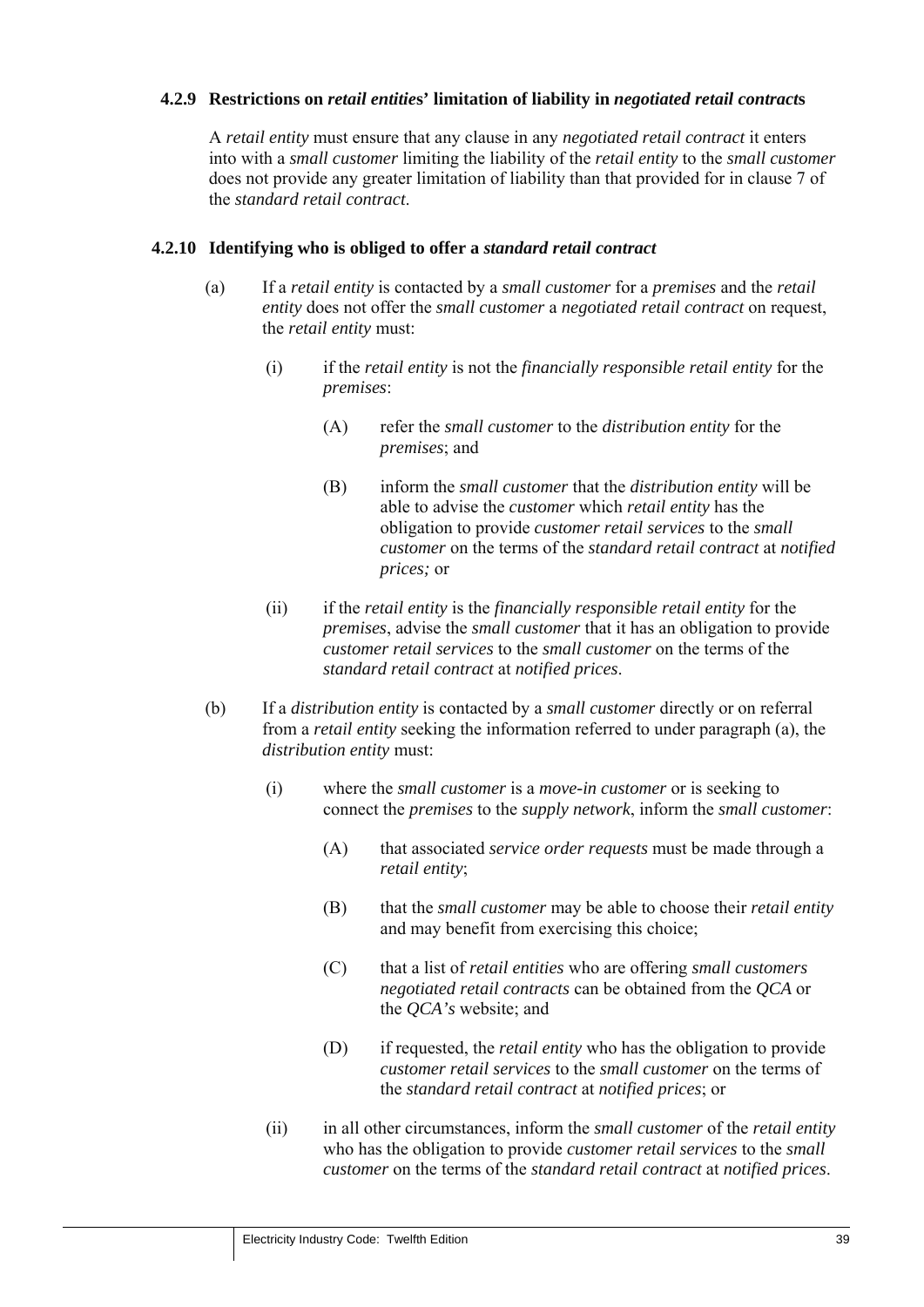#### 4.2.9 Restrictions on *retail entities*' limitation of liability in *negotiated retail contract*s

A *retail entity* must ensure that any clause in any *negotiated retail contract* it enters into with a *small customer* limiting the liability of the *retail entity* to the *small customer* does not provide any greater limitation of liability than that provided for in clause 7 of the *standard retail contract*.

#### 4.2.10 Identifying who is obliged to offer a *standard retail contract*

(a) If a *retail entity* is contacted by a *small customer* for a *premises* and the *retail entity* does not offer the *small customer* a *negotiated retail contract* on request, the *retail entity* must:

  (i) if the *retail entity* is not the *financially responsible retail entity* for the *premises*:

    (A) refer the *small customer* to the *distribution entity* for the *premises*; and

    (B) inform the *small customer* that the *distribution entity* will be able to advise the *customer* which *retail entity* has the obligation to provide *customer retail services* to the *small customer* on the terms of the *standard retail contract* at *notified prices;* or

  (ii) if the *retail entity* is the *financially responsible retail entity* for the *premises*, advise the *small customer* that it has an obligation to provide *customer retail services* to the *small customer* on the terms of the *standard retail contract* at *notified prices*.

(b) If a *distribution entity* is contacted by a *small customer* directly or on referral from a *retail entity* seeking the information referred to under paragraph (a), the *distribution entity* must:

  (i) where the *small customer* is a *move-in customer* or is seeking to connect the *premises* to the *supply network*, inform the *small customer*:

    (A) that associated *service order requests* must be made through a *retail entity*;

    (B) that the *small customer* may be able to choose their *retail entity* and may benefit from exercising this choice;

    (C) that a list of *retail entities* who are offering *small customers negotiated retail contracts* can be obtained from the *QCA* or the *QCA's* website; and

    (D) if requested, the *retail entity* who has the obligation to provide *customer retail services* to the *small customer* on the terms of the *standard retail contract* at *notified prices*; or

  (ii) in all other circumstances, inform the *small customer* of the *retail entity* who has the obligation to provide *customer retail services* to the *small customer* on the terms of the *standard retail contract* at *notified prices*.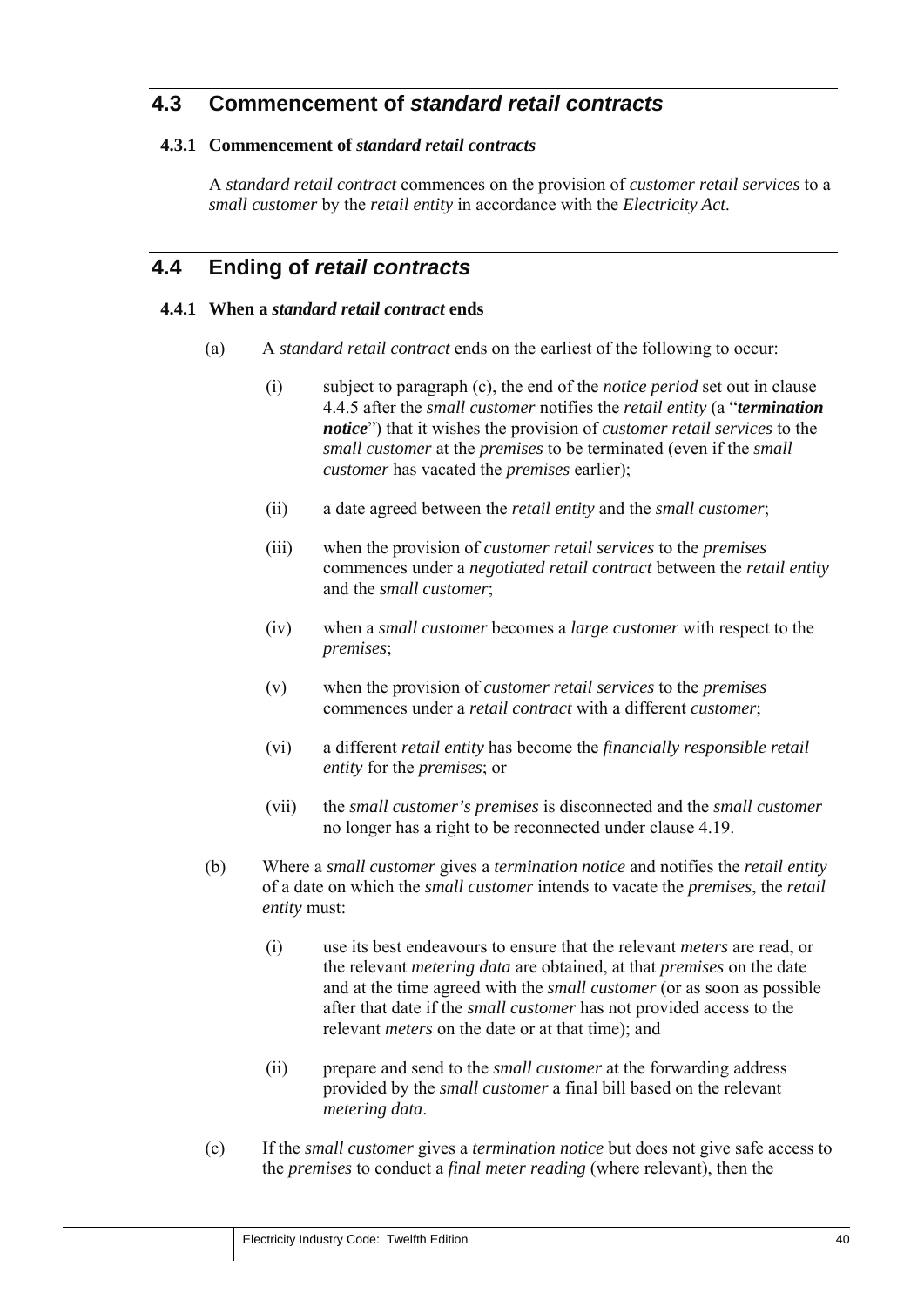## 4.3 Commencement of *standard retail contracts*

### 4.3.1 Commencement of *standard retail contracts*

A *standard retail contract* commences on the provision of *customer retail services* to a *small customer* by the *retail entity* in accordance with the *Electricity Act*.

## 4.4 Ending of *retail contracts*

### 4.4.1 When a *standard retail contract* ends

(a) A *standard retail contract* ends on the earliest of the following to occur:

   (i) subject to paragraph (c), the end of the *notice period* set out in clause 4.4.5 after the *small customer* notifies the *retail entity* (a "***termination notice***") that it wishes the provision of *customer retail services* to the *small customer* at the *premises* to be terminated (even if the *small customer* has vacated the *premises* earlier);

   (ii) a date agreed between the *retail entity* and the *small customer*;

   (iii) when the provision of *customer retail services* to the *premises* commences under a *negotiated retail contract* between the *retail entity* and the *small customer*;

   (iv) when a *small customer* becomes a *large customer* with respect to the *premises*;

   (v) when the provision of *customer retail services* to the *premises* commences under a *retail contract* with a different *customer*;

   (vi) a different *retail entity* has become the *financially responsible retail entity* for the *premises*; or

   (vii) the *small customer's premises* is disconnected and the *small customer* no longer has a right to be reconnected under clause 4.19.

(b) Where a *small customer* gives a *termination notice* and notifies the *retail entity* of a date on which the *small customer* intends to vacate the *premises*, the *retail entity* must:

   (i) use its best endeavours to ensure that the relevant *meters* are read, or the relevant *metering data* are obtained, at that *premises* on the date and at the time agreed with the *small customer* (or as soon as possible after that date if the *small customer* has not provided access to the relevant *meters* on the date or at that time); and

   (ii) prepare and send to the *small customer* at the forwarding address provided by the *small customer* a final bill based on the relevant *metering data*.

(c) If the *small customer* gives a *termination notice* but does not give safe access to the *premises* to conduct a *final meter reading* (where relevant), then the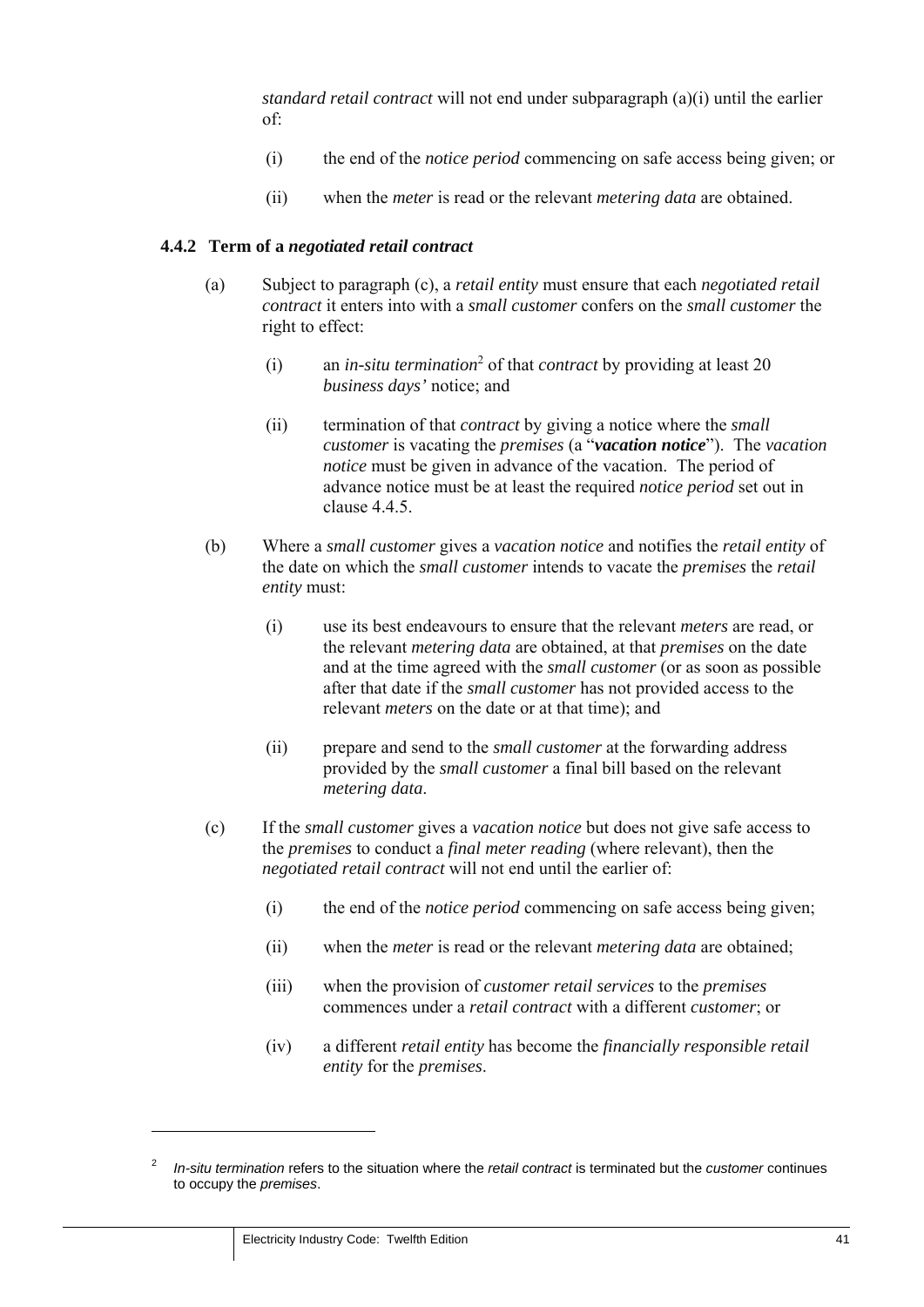*standard retail contract* will not end under subparagraph (a)(i) until the earlier of:

(i) the end of the *notice period* commencing on safe access being given; or

(ii) when the *meter* is read or the relevant *metering data* are obtained.

### 4.4.2 Term of a *negotiated retail contract*

(a) Subject to paragraph (c), a *retail entity* must ensure that each *negotiated retail contract* it enters into with a *small customer* confers on the *small customer* the right to effect:

(i) an *in-situ termination*[2] of that *contract* by providing at least 20 *business days'* notice; and

(ii) termination of that *contract* by giving a notice where the *small customer* is vacating the *premises* (a "***vacation notice***"). The *vacation notice* must be given in advance of the vacation. The period of advance notice must be at least the required *notice period* set out in clause 4.4.5.

(b) Where a *small customer* gives a *vacation notice* and notifies the *retail entity* of the date on which the *small customer* intends to vacate the *premises* the *retail entity* must:

(i) use its best endeavours to ensure that the relevant *meters* are read, or the relevant *metering data* are obtained, at that *premises* on the date and at the time agreed with the *small customer* (or as soon as possible after that date if the *small customer* has not provided access to the relevant *meters* on the date or at that time); and

(ii) prepare and send to the *small customer* at the forwarding address provided by the *small customer* a final bill based on the relevant *metering data*.

(c) If the *small customer* gives a *vacation notice* but does not give safe access to the *premises* to conduct a *final meter reading* (where relevant), then the *negotiated retail contract* will not end until the earlier of:

(i) the end of the *notice period* commencing on safe access being given;

(ii) when the *meter* is read or the relevant *metering data* are obtained;

(iii) when the provision of *customer retail services* to the *premises* commences under a *retail contract* with a different *customer*; or

(iv) a different *retail entity* has become the *financially responsible retail entity* for the *premises*.

---

[2] *In-situ termination* refers to the situation where the *retail contract* is terminated but the *customer* continues to occupy the *premises*.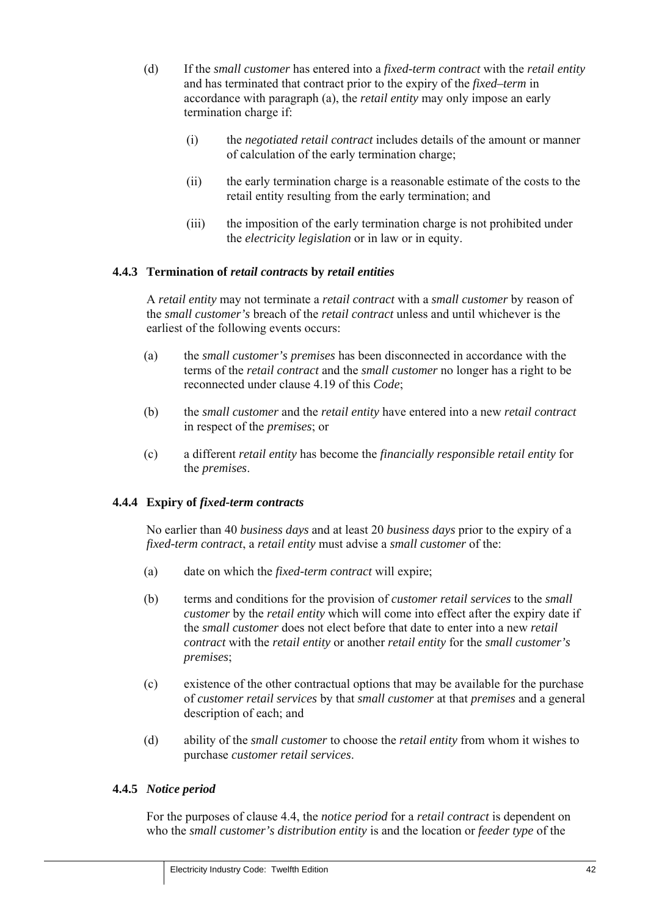(d) If the *small customer* has entered into a *fixed-term contract* with the *retail entity* and has terminated that contract prior to the expiry of the *fixed–term* in accordance with paragraph (a), the *retail entity* may only impose an early termination charge if:

(i) the *negotiated retail contract* includes details of the amount or manner of calculation of the early termination charge;

(ii) the early termination charge is a reasonable estimate of the costs to the retail entity resulting from the early termination; and

(iii) the imposition of the early termination charge is not prohibited under the *electricity legislation* or in law or in equity.

### 4.4.3 Termination of *retail contracts* by *retail entities*

A *retail entity* may not terminate a *retail contract* with a *small customer* by reason of the *small customer's* breach of the *retail contract* unless and until whichever is the earliest of the following events occurs:

(a) the *small customer's premises* has been disconnected in accordance with the terms of the *retail contract* and the *small customer* no longer has a right to be reconnected under clause 4.19 of this *Code*;

(b) the *small customer* and the *retail entity* have entered into a new *retail contract* in respect of the *premises*; or

(c) a different *retail entity* has become the *financially responsible retail entity* for the *premises*.

### 4.4.4 Expiry of *fixed-term contracts*

No earlier than 40 *business days* and at least 20 *business days* prior to the expiry of a *fixed-term contract*, a *retail entity* must advise a *small customer* of the:

(a) date on which the *fixed-term contract* will expire;

(b) terms and conditions for the provision of *customer retail services* to the *small customer* by the *retail entity* which will come into effect after the expiry date if the *small customer* does not elect before that date to enter into a new *retail contract* with the *retail entity* or another *retail entity* for the *small customer's premises*;

(c) existence of the other contractual options that may be available for the purchase of *customer retail services* by that *small customer* at that *premises* and a general description of each; and

(d) ability of the *small customer* to choose the *retail entity* from whom it wishes to purchase *customer retail services*.

### 4.4.5 *Notice period*

For the purposes of clause 4.4, the *notice period* for a *retail contract* is dependent on who the *small customer's distribution entity* is and the location or *feeder type* of the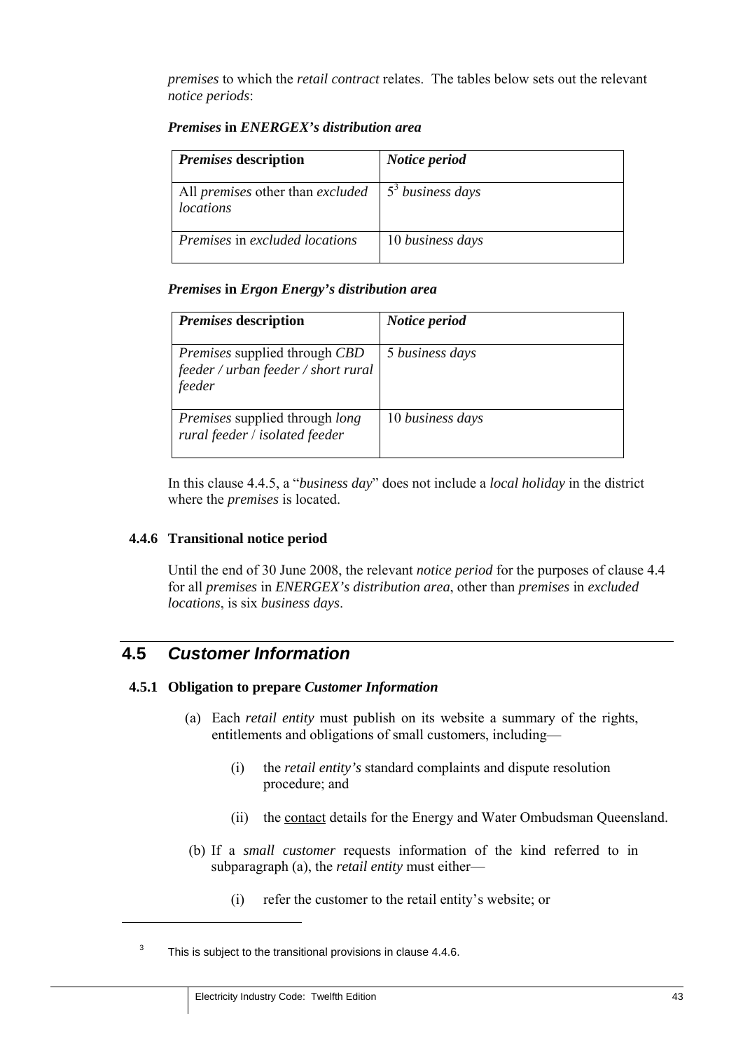*premises* to which the *retail contract* relates. The tables below sets out the relevant *notice periods*:

***Premises* in *ENERGEX's distribution area***

| *Premises* description | *Notice period* |
|---|---|
| All *premises* other than *excluded locations* | 5[3] *business days* |
| *Premises* in *excluded locations* | 10 *business days* |

***Premises* in *Ergon Energy's distribution area***

| *Premises* description | *Notice period* |
|---|---|
| *Premises* supplied through *CBD feeder / urban feeder / short rural feeder* | 5 *business days* |
| *Premises* supplied through *long rural feeder* / *isolated feeder* | 10 *business days* |

In this clause 4.4.5, a "*business day*" does not include a *local holiday* in the district where the *premises* is located.

### 4.4.6 Transitional notice period

Until the end of 30 June 2008, the relevant *notice period* for the purposes of clause 4.4 for all *premises* in *ENERGEX's distribution area*, other than *premises* in *excluded locations*, is six *business days*.

## 4.5 *Customer Information*

### 4.5.1 Obligation to prepare *Customer Information*

(a) Each *retail entity* must publish on its website a summary of the rights, entitlements and obligations of small customers, including—

(i) the *retail entity's* standard complaints and dispute resolution procedure; and

(ii) the contact details for the Energy and Water Ombudsman Queensland.

(b) If a *small customer* requests information of the kind referred to in subparagraph (a), the *retail entity* must either—

(i) refer the customer to the retail entity's website; or

---

[3] This is subject to the transitional provisions in clause 4.4.6.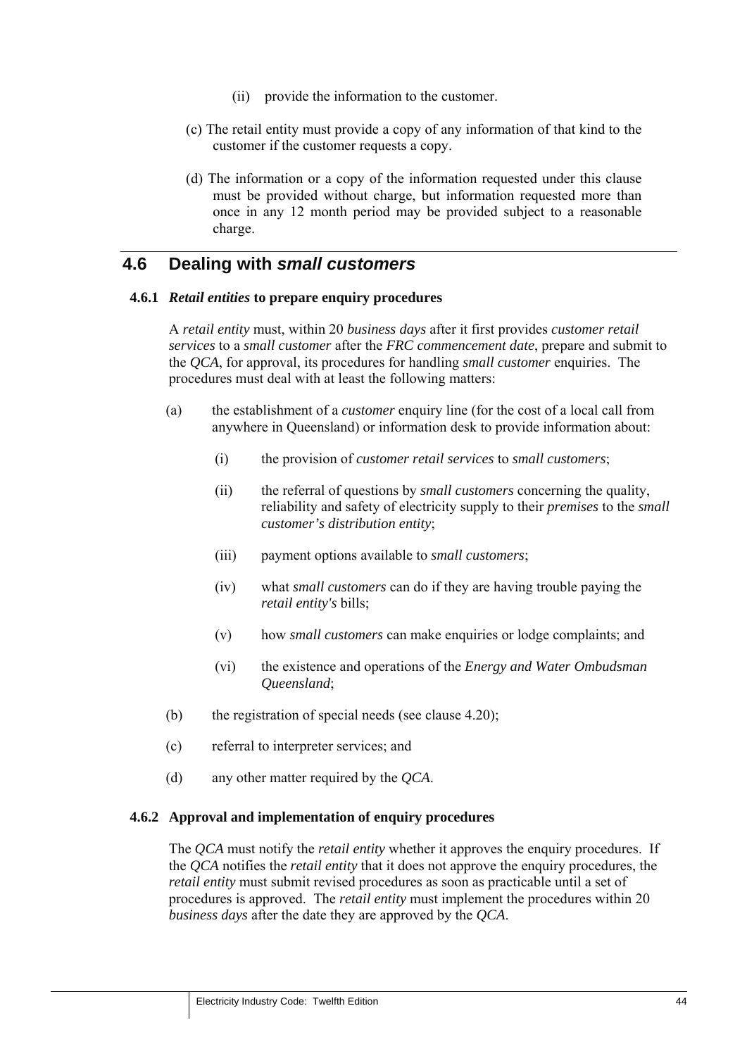(ii) provide the information to the customer.

(c) The retail entity must provide a copy of any information of that kind to the customer if the customer requests a copy.

(d) The information or a copy of the information requested under this clause must be provided without charge, but information requested more than once in any 12 month period may be provided subject to a reasonable charge.

## 4.6 Dealing with *small customers*

### 4.6.1 *Retail entities* to prepare enquiry procedures

A *retail entity* must, within 20 *business days* after it first provides *customer retail services* to a *small customer* after the *FRC commencement date*, prepare and submit to the *QCA*, for approval, its procedures for handling *small customer* enquiries. The procedures must deal with at least the following matters:

(a) the establishment of a *customer* enquiry line (for the cost of a local call from anywhere in Queensland) or information desk to provide information about:

(i) the provision of *customer retail services* to *small customers*;

(ii) the referral of questions by *small customers* concerning the quality, reliability and safety of electricity supply to their *premises* to the *small customer's distribution entity*;

(iii) payment options available to *small customers*;

(iv) what *small customers* can do if they are having trouble paying the *retail entity's* bills;

(v) how *small customers* can make enquiries or lodge complaints; and

(vi) the existence and operations of the *Energy and Water Ombudsman Queensland*;

(b) the registration of special needs (see clause 4.20);

(c) referral to interpreter services; and

(d) any other matter required by the *QCA*.

### 4.6.2 Approval and implementation of enquiry procedures

The *QCA* must notify the *retail entity* whether it approves the enquiry procedures. If the *QCA* notifies the *retail entity* that it does not approve the enquiry procedures, the *retail entity* must submit revised procedures as soon as practicable until a set of procedures is approved. The *retail entity* must implement the procedures within 20 *business days* after the date they are approved by the *QCA*.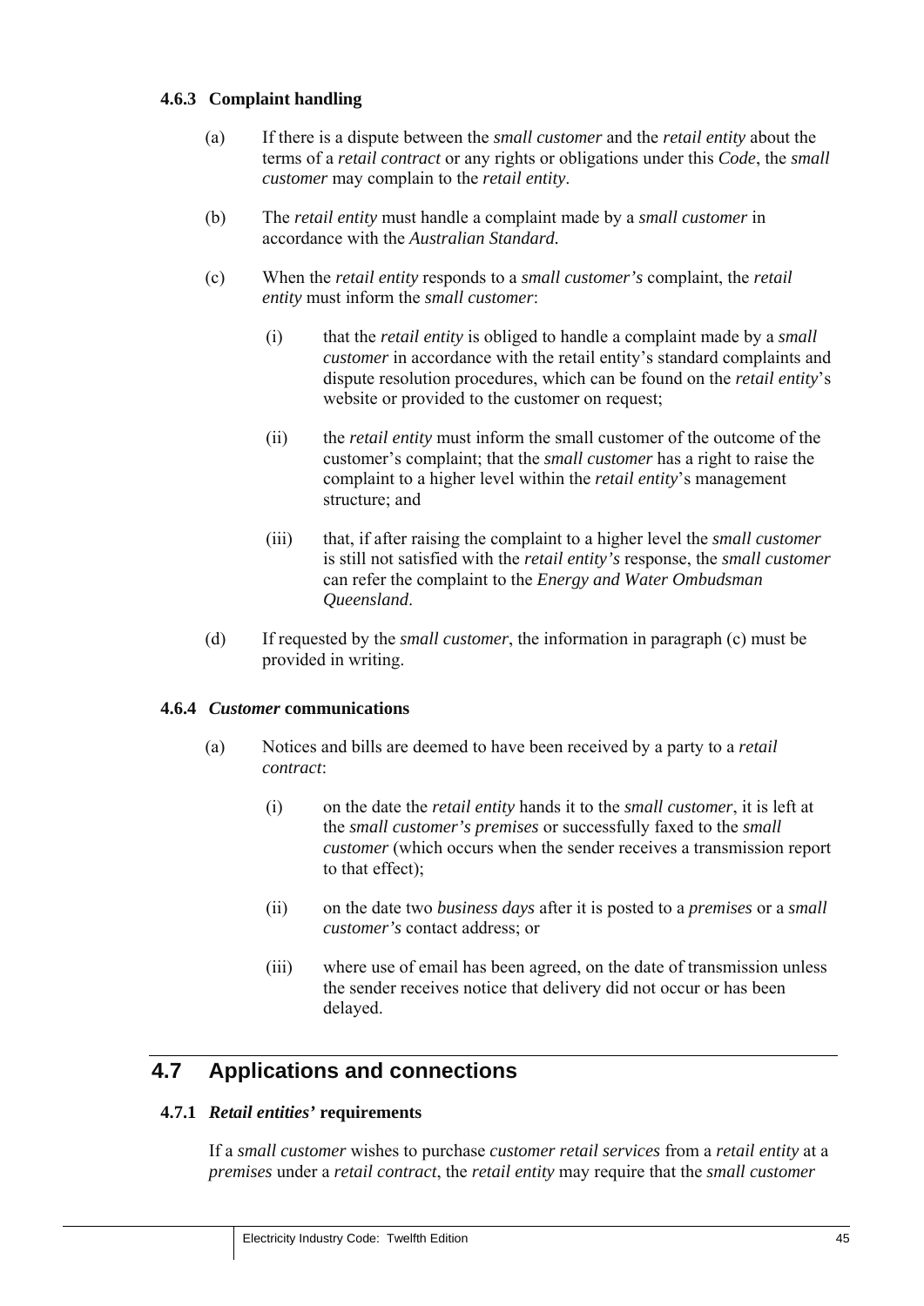### 4.6.3 Complaint handling

(a) If there is a dispute between the *small customer* and the *retail entity* about the terms of a *retail contract* or any rights or obligations under this *Code*, the *small customer* may complain to the *retail entity*.

(b) The *retail entity* must handle a complaint made by a *small customer* in accordance with the *Australian Standard.*

(c) When the *retail entity* responds to a *small customer's* complaint, the *retail entity* must inform the *small customer*:

  (i) that the *retail entity* is obliged to handle a complaint made by a *small customer* in accordance with the retail entity's standard complaints and dispute resolution procedures, which can be found on the *retail entity*'s website or provided to the customer on request;

  (ii) the *retail entity* must inform the small customer of the outcome of the customer's complaint; that the *small customer* has a right to raise the complaint to a higher level within the *retail entity*'s management structure; and

  (iii) that, if after raising the complaint to a higher level the *small customer* is still not satisfied with the *retail entity's* response, the *small customer* can refer the complaint to the *Energy and Water Ombudsman Queensland*.

(d) If requested by the *small customer*, the information in paragraph (c) must be provided in writing.

### 4.6.4 *Customer* communications

(a) Notices and bills are deemed to have been received by a party to a *retail contract*:

  (i) on the date the *retail entity* hands it to the *small customer*, it is left at the *small customer's premises* or successfully faxed to the *small customer* (which occurs when the sender receives a transmission report to that effect);

  (ii) on the date two *business days* after it is posted to a *premises* or a *small customer's* contact address; or

  (iii) where use of email has been agreed, on the date of transmission unless the sender receives notice that delivery did not occur or has been delayed.

## 4.7 Applications and connections

### 4.7.1 *Retail entities'* requirements

If a *small customer* wishes to purchase *customer retail services* from a *retail entity* at a *premises* under a *retail contract*, the *retail entity* may require that the *small customer*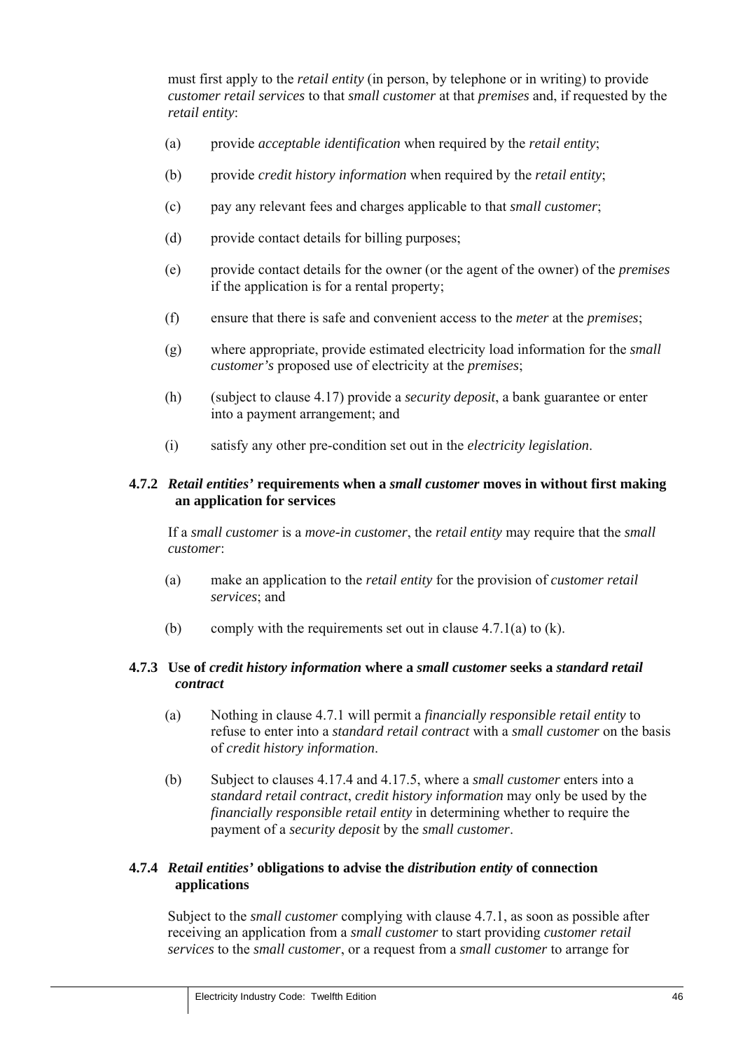must first apply to the *retail entity* (in person, by telephone or in writing) to provide *customer retail services* to that *small customer* at that *premises* and, if requested by the *retail entity*:

(a) provide *acceptable identification* when required by the *retail entity*;

(b) provide *credit history information* when required by the *retail entity*;

(c) pay any relevant fees and charges applicable to that *small customer*;

(d) provide contact details for billing purposes;

(e) provide contact details for the owner (or the agent of the owner) of the *premises* if the application is for a rental property;

(f) ensure that there is safe and convenient access to the *meter* at the *premises*;

(g) where appropriate, provide estimated electricity load information for the *small customer's* proposed use of electricity at the *premises*;

(h) (subject to clause 4.17) provide a *security deposit*, a bank guarantee or enter into a payment arrangement; and

(i) satisfy any other pre-condition set out in the *electricity legislation*.

#### 4.7.2 *Retail entities'* requirements when a *small customer* moves in without first making an application for services

If a *small customer* is a *move-in customer*, the *retail entity* may require that the *small customer*:

(a) make an application to the *retail entity* for the provision of *customer retail services*; and

(b) comply with the requirements set out in clause 4.7.1(a) to (k).

#### 4.7.3 Use of *credit history information* where a *small customer* seeks a *standard retail contract*

(a) Nothing in clause 4.7.1 will permit a *financially responsible retail entity* to refuse to enter into a *standard retail contract* with a *small customer* on the basis of *credit history information*.

(b) Subject to clauses 4.17.4 and 4.17.5, where a *small customer* enters into a *standard retail contract*, *credit history information* may only be used by the *financially responsible retail entity* in determining whether to require the payment of a *security deposit* by the *small customer*.

#### 4.7.4 *Retail entities'* obligations to advise the *distribution entity* of connection applications

Subject to the *small customer* complying with clause 4.7.1, as soon as possible after receiving an application from a *small customer* to start providing *customer retail services* to the *small customer*, or a request from a *small customer* to arrange for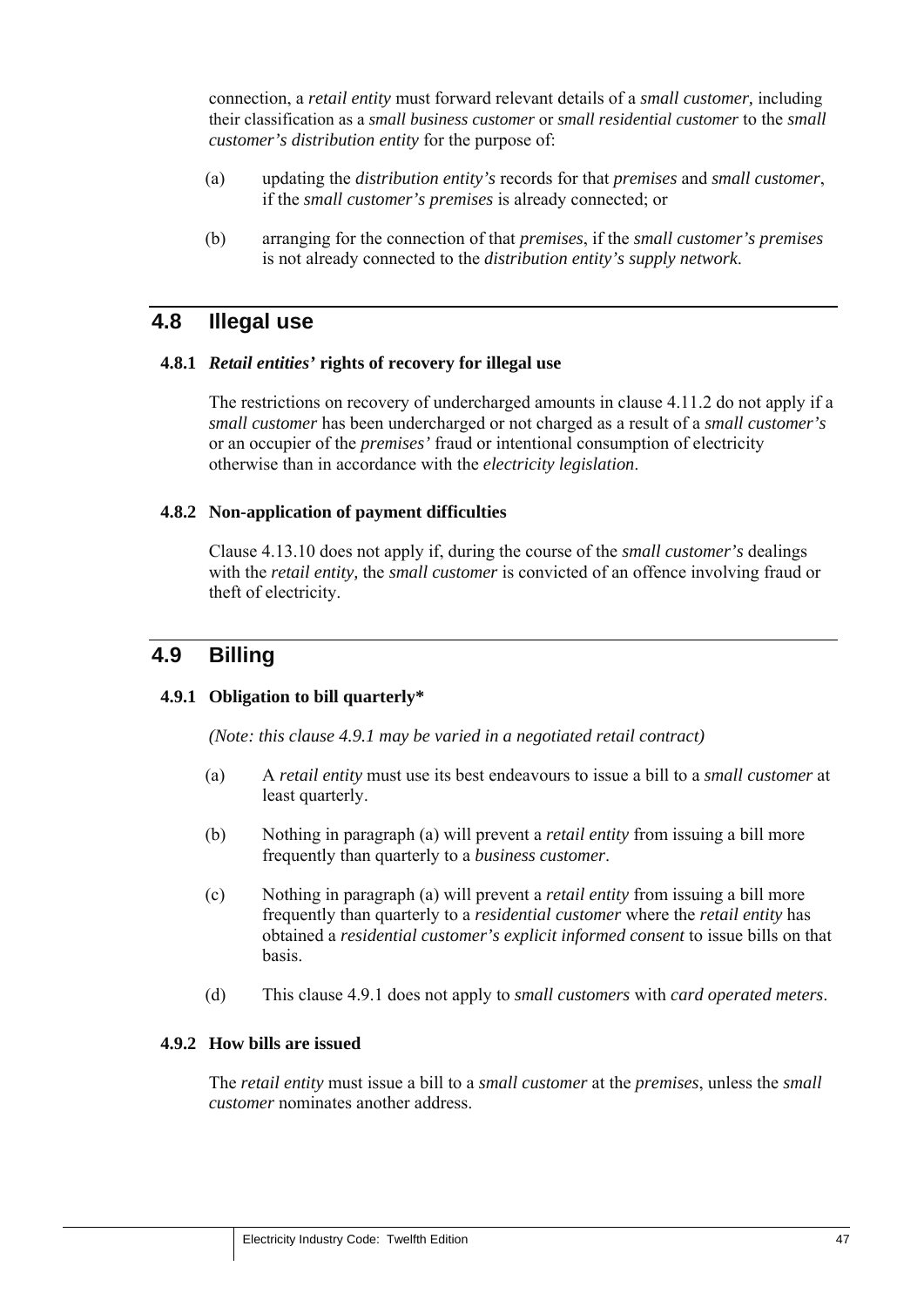connection, a *retail entity* must forward relevant details of a *small customer,* including their classification as a *small business customer* or *small residential customer* to the *small customer's distribution entity* for the purpose of:

(a) updating the *distribution entity's* records for that *premises* and *small customer*, if the *small customer's premises* is already connected; or

(b) arranging for the connection of that *premises*, if the *small customer's premises* is not already connected to the *distribution entity's supply network*.

## 4.8 Illegal use

### 4.8.1 *Retail entities'* rights of recovery for illegal use

The restrictions on recovery of undercharged amounts in clause 4.11.2 do not apply if a *small customer* has been undercharged or not charged as a result of a *small customer's* or an occupier of the *premises'* fraud or intentional consumption of electricity otherwise than in accordance with the *electricity legislation*.

### 4.8.2 Non-application of payment difficulties

Clause 4.13.10 does not apply if, during the course of the *small customer's* dealings with the *retail entity,* the *small customer* is convicted of an offence involving fraud or theft of electricity.

## 4.9 Billing

### 4.9.1 Obligation to bill quarterly*

*(Note: this clause 4.9.1 may be varied in a negotiated retail contract)*

(a) A *retail entity* must use its best endeavours to issue a bill to a *small customer* at least quarterly.

(b) Nothing in paragraph (a) will prevent a *retail entity* from issuing a bill more frequently than quarterly to a *business customer*.

(c) Nothing in paragraph (a) will prevent a *retail entity* from issuing a bill more frequently than quarterly to a *residential customer* where the *retail entity* has obtained a *residential customer's explicit informed consent* to issue bills on that basis.

(d) This clause 4.9.1 does not apply to *small customers* with *card operated meters*.

### 4.9.2 How bills are issued

The *retail entity* must issue a bill to a *small customer* at the *premises*, unless the *small customer* nominates another address.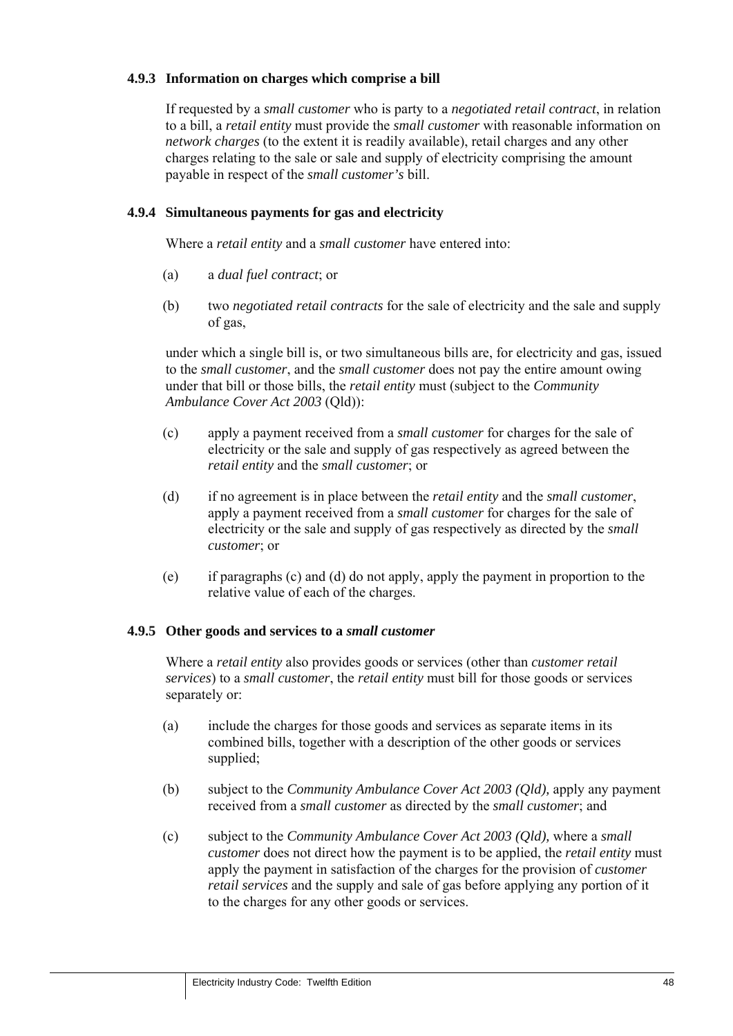#### 4.9.3 Information on charges which comprise a bill

If requested by a *small customer* who is party to a *negotiated retail contract*, in relation to a bill, a *retail entity* must provide the *small customer* with reasonable information on *network charges* (to the extent it is readily available), retail charges and any other charges relating to the sale or sale and supply of electricity comprising the amount payable in respect of the *small customer's* bill.

#### 4.9.4 Simultaneous payments for gas and electricity

Where a *retail entity* and a *small customer* have entered into:

(a) a *dual fuel contract*; or

(b) two *negotiated retail contracts* for the sale of electricity and the sale and supply of gas,

under which a single bill is, or two simultaneous bills are, for electricity and gas, issued to the *small customer*, and the *small customer* does not pay the entire amount owing under that bill or those bills, the *retail entity* must (subject to the *Community Ambulance Cover Act 2003* (Qld)):

(c) apply a payment received from a *small customer* for charges for the sale of electricity or the sale and supply of gas respectively as agreed between the *retail entity* and the *small customer*; or

(d) if no agreement is in place between the *retail entity* and the *small customer*, apply a payment received from a *small customer* for charges for the sale of electricity or the sale and supply of gas respectively as directed by the *small customer*; or

(e) if paragraphs (c) and (d) do not apply, apply the payment in proportion to the relative value of each of the charges.

#### 4.9.5 Other goods and services to a *small customer*

Where a *retail entity* also provides goods or services (other than *customer retail services*) to a *small customer*, the *retail entity* must bill for those goods or services separately or:

(a) include the charges for those goods and services as separate items in its combined bills, together with a description of the other goods or services supplied;

(b) subject to the *Community Ambulance Cover Act 2003 (Qld),* apply any payment received from a *small customer* as directed by the *small customer*; and

(c) subject to the *Community Ambulance Cover Act 2003 (Qld),* where a *small customer* does not direct how the payment is to be applied, the *retail entity* must apply the payment in satisfaction of the charges for the provision of *customer retail services* and the supply and sale of gas before applying any portion of it to the charges for any other goods or services.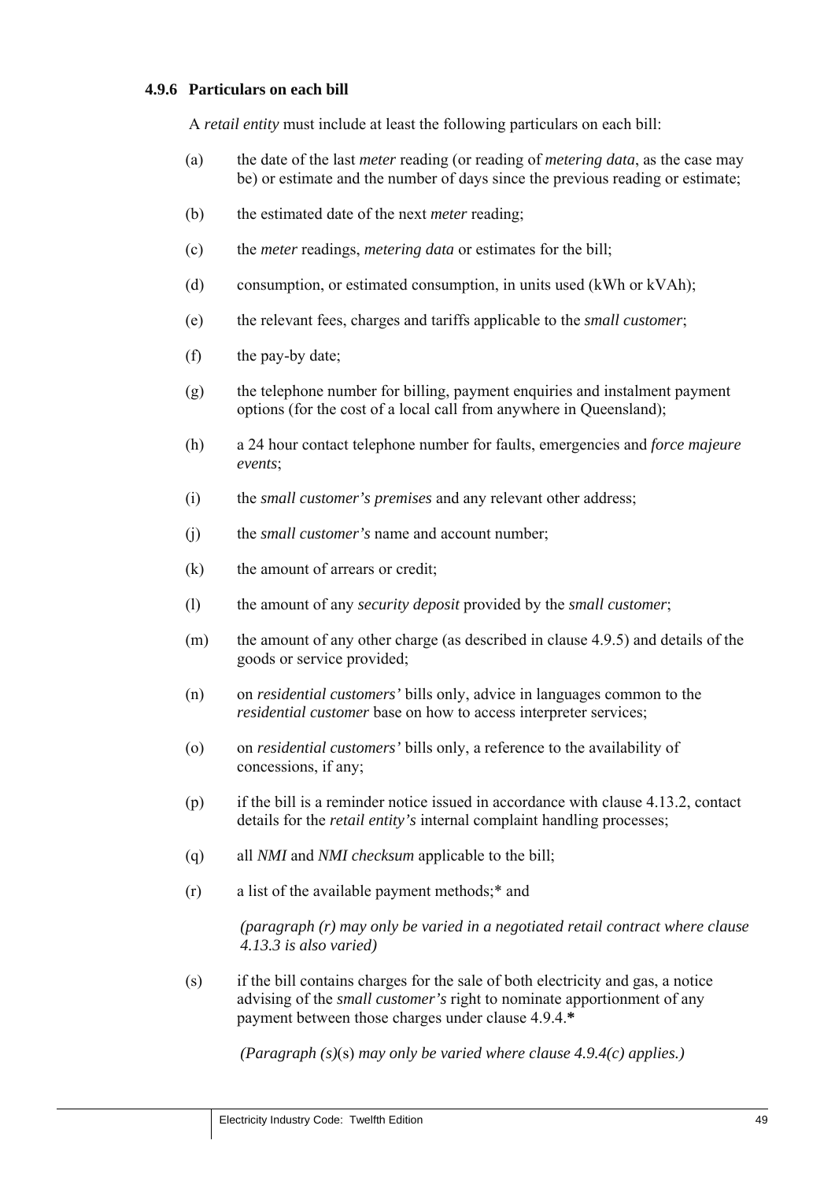#### 4.9.6 Particulars on each bill

A *retail entity* must include at least the following particulars on each bill:

(a) the date of the last *meter* reading (or reading of *metering data*, as the case may be) or estimate and the number of days since the previous reading or estimate;

(b) the estimated date of the next *meter* reading;

(c) the *meter* readings, *metering data* or estimates for the bill;

(d) consumption, or estimated consumption, in units used (kWh or kVAh);

(e) the relevant fees, charges and tariffs applicable to the *small customer*;

(f) the pay-by date;

(g) the telephone number for billing, payment enquiries and instalment payment options (for the cost of a local call from anywhere in Queensland);

(h) a 24 hour contact telephone number for faults, emergencies and *force majeure events*;

(i) the *small customer's premises* and any relevant other address;

(j) the *small customer's* name and account number;

(k) the amount of arrears or credit;

(l) the amount of any *security deposit* provided by the *small customer*;

(m) the amount of any other charge (as described in clause 4.9.5) and details of the goods or service provided;

(n) on *residential customers'* bills only, advice in languages common to the *residential customer* base on how to access interpreter services;

(o) on *residential customers'* bills only, a reference to the availability of concessions, if any;

(p) if the bill is a reminder notice issued in accordance with clause 4.13.2, contact details for the *retail entity's* internal complaint handling processes;

(q) all *NMI* and *NMI checksum* applicable to the bill;

(r) a list of the available payment methods;* and

*(paragraph (r) may only be varied in a negotiated retail contract where clause 4.13.3 is also varied)*

(s) if the bill contains charges for the sale of both electricity and gas, a notice advising of the *small customer's* right to nominate apportionment of any payment between those charges under clause 4.9.4.**\***

*(Paragraph (s)*(s) *may only be varied where clause 4.9.4(c) applies.)*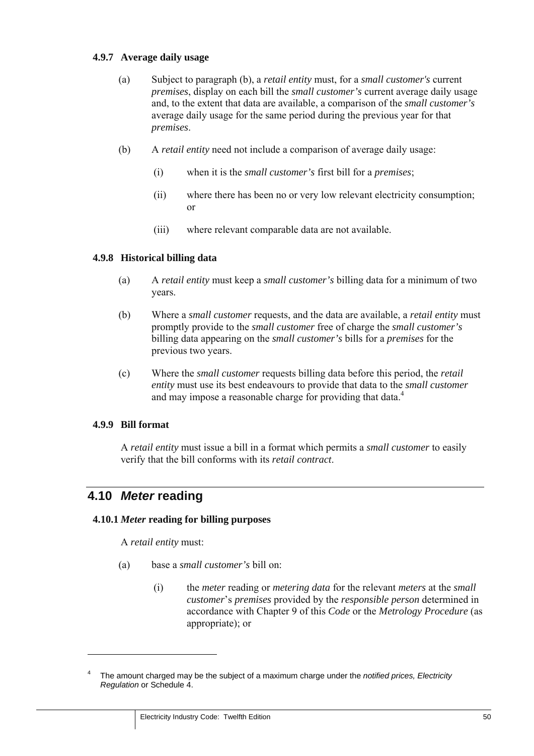#### 4.9.7 Average daily usage

(a) Subject to paragraph (b), a *retail entity* must, for a *small customer's* current *premises*, display on each bill the *small customer's* current average daily usage and, to the extent that data are available, a comparison of the *small customer's* average daily usage for the same period during the previous year for that *premises*.

(b) A *retail entity* need not include a comparison of average daily usage:

(i) when it is the *small customer's* first bill for a *premises*;

(ii) where there has been no or very low relevant electricity consumption; or

(iii) where relevant comparable data are not available.

#### 4.9.8 Historical billing data

(a) A *retail entity* must keep a *small customer's* billing data for a minimum of two years.

(b) Where a *small customer* requests, and the data are available, a *retail entity* must promptly provide to the *small customer* free of charge the *small customer's* billing data appearing on the *small customer's* bills for a *premises* for the previous two years.

(c) Where the *small customer* requests billing data before this period, the *retail entity* must use its best endeavours to provide that data to the *small customer* and may impose a reasonable charge for providing that data.[4]

#### 4.9.9 Bill format

A *retail entity* must issue a bill in a format which permits a *small customer* to easily verify that the bill conforms with its *retail contract*.

## 4.10 *Meter* reading

#### 4.10.1 *Meter* reading for billing purposes

A *retail entity* must:

(a) base a *small customer's* bill on:

(i) the *meter* reading or *metering data* for the relevant *meters* at the *small customer*'s *premises* provided by the *responsible person* determined in accordance with Chapter 9 of this *Code* or the *Metrology Procedure* (as appropriate); or

---

[4] The amount charged may be the subject of a maximum charge under the *notified prices, Electricity Regulation* or Schedule 4.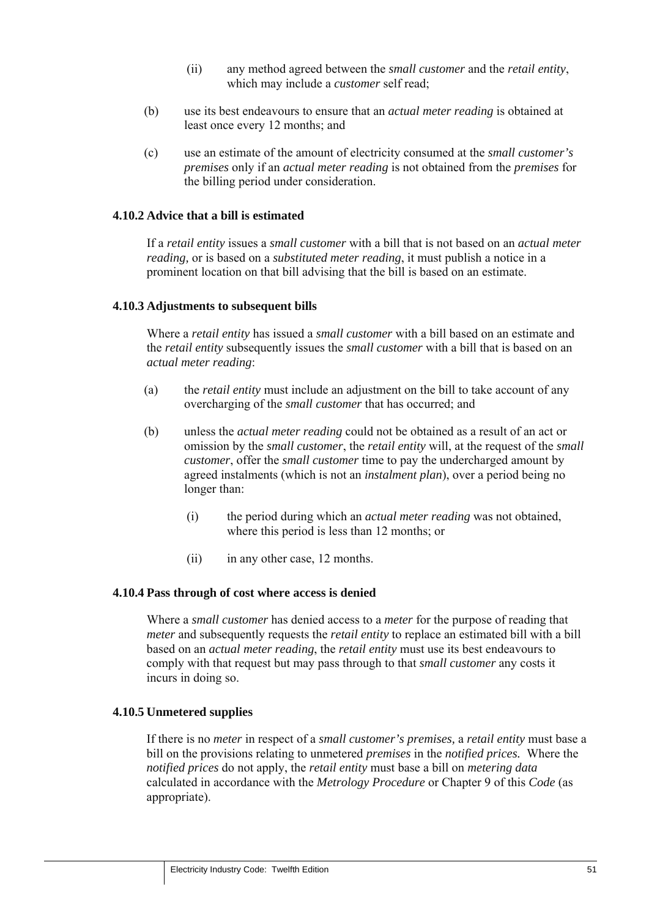(ii) any method agreed between the *small customer* and the *retail entity*, which may include a *customer* self read;

(b) use its best endeavours to ensure that an *actual meter reading* is obtained at least once every 12 months; and

(c) use an estimate of the amount of electricity consumed at the *small customer's premises* only if an *actual meter reading* is not obtained from the *premises* for the billing period under consideration.

### 4.10.2 Advice that a bill is estimated

If a *retail entity* issues a *small customer* with a bill that is not based on an *actual meter reading,* or is based on a *substituted meter reading*, it must publish a notice in a prominent location on that bill advising that the bill is based on an estimate.

### 4.10.3 Adjustments to subsequent bills

Where a *retail entity* has issued a *small customer* with a bill based on an estimate and the *retail entity* subsequently issues the *small customer* with a bill that is based on an *actual meter reading*:

(a) the *retail entity* must include an adjustment on the bill to take account of any overcharging of the *small customer* that has occurred; and

(b) unless the *actual meter reading* could not be obtained as a result of an act or omission by the *small customer*, the *retail entity* will, at the request of the *small customer*, offer the *small customer* time to pay the undercharged amount by agreed instalments (which is not an *instalment plan*), over a period being no longer than:

(i) the period during which an *actual meter reading* was not obtained, where this period is less than 12 months; or

(ii) in any other case, 12 months.

### 4.10.4 Pass through of cost where access is denied

Where a *small customer* has denied access to a *meter* for the purpose of reading that *meter* and subsequently requests the *retail entity* to replace an estimated bill with a bill based on an *actual meter reading*, the *retail entity* must use its best endeavours to comply with that request but may pass through to that *small customer* any costs it incurs in doing so.

### 4.10.5 Unmetered supplies

If there is no *meter* in respect of a *small customer's premises,* a *retail entity* must base a bill on the provisions relating to unmetered *premises* in the *notified prices.* Where the *notified prices* do not apply, the *retail entity* must base a bill on *metering data* calculated in accordance with the *Metrology Procedure* or Chapter 9 of this *Code* (as appropriate).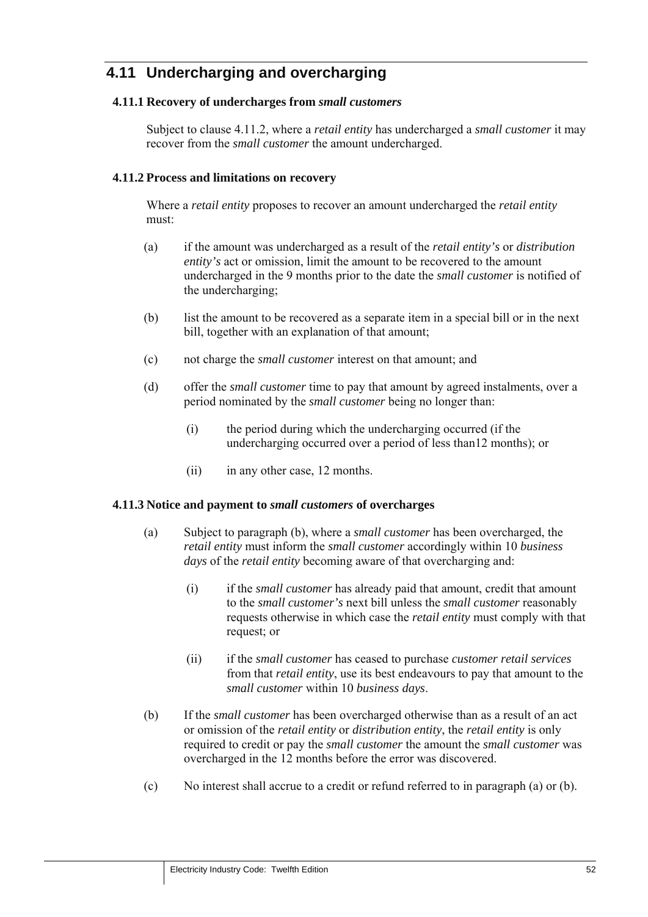## 4.11 Undercharging and overcharging

### 4.11.1 Recovery of undercharges from *small customers*

Subject to clause 4.11.2, where a *retail entity* has undercharged a *small customer* it may recover from the *small customer* the amount undercharged.

### 4.11.2 Process and limitations on recovery

Where a *retail entity* proposes to recover an amount undercharged the *retail entity* must:

(a) if the amount was undercharged as a result of the *retail entity's* or *distribution entity's* act or omission, limit the amount to be recovered to the amount undercharged in the 9 months prior to the date the *small customer* is notified of the undercharging;

(b) list the amount to be recovered as a separate item in a special bill or in the next bill, together with an explanation of that amount;

(c) not charge the *small customer* interest on that amount; and

(d) offer the *small customer* time to pay that amount by agreed instalments, over a period nominated by the *small customer* being no longer than:

(i) the period during which the undercharging occurred (if the undercharging occurred over a period of less than12 months); or

(ii) in any other case, 12 months.

### 4.11.3 Notice and payment to *small customers* of overcharges

(a) Subject to paragraph (b), where a *small customer* has been overcharged, the *retail entity* must inform the *small customer* accordingly within 10 *business days* of the *retail entity* becoming aware of that overcharging and:

(i) if the *small customer* has already paid that amount, credit that amount to the *small customer's* next bill unless the *small customer* reasonably requests otherwise in which case the *retail entity* must comply with that request; or

(ii) if the *small customer* has ceased to purchase *customer retail services* from that *retail entity*, use its best endeavours to pay that amount to the *small customer* within 10 *business days*.

(b) If the *small customer* has been overcharged otherwise than as a result of an act or omission of the *retail entity* or *distribution entity*, the *retail entity* is only required to credit or pay the *small customer* the amount the *small customer* was overcharged in the 12 months before the error was discovered.

(c) No interest shall accrue to a credit or refund referred to in paragraph (a) or (b).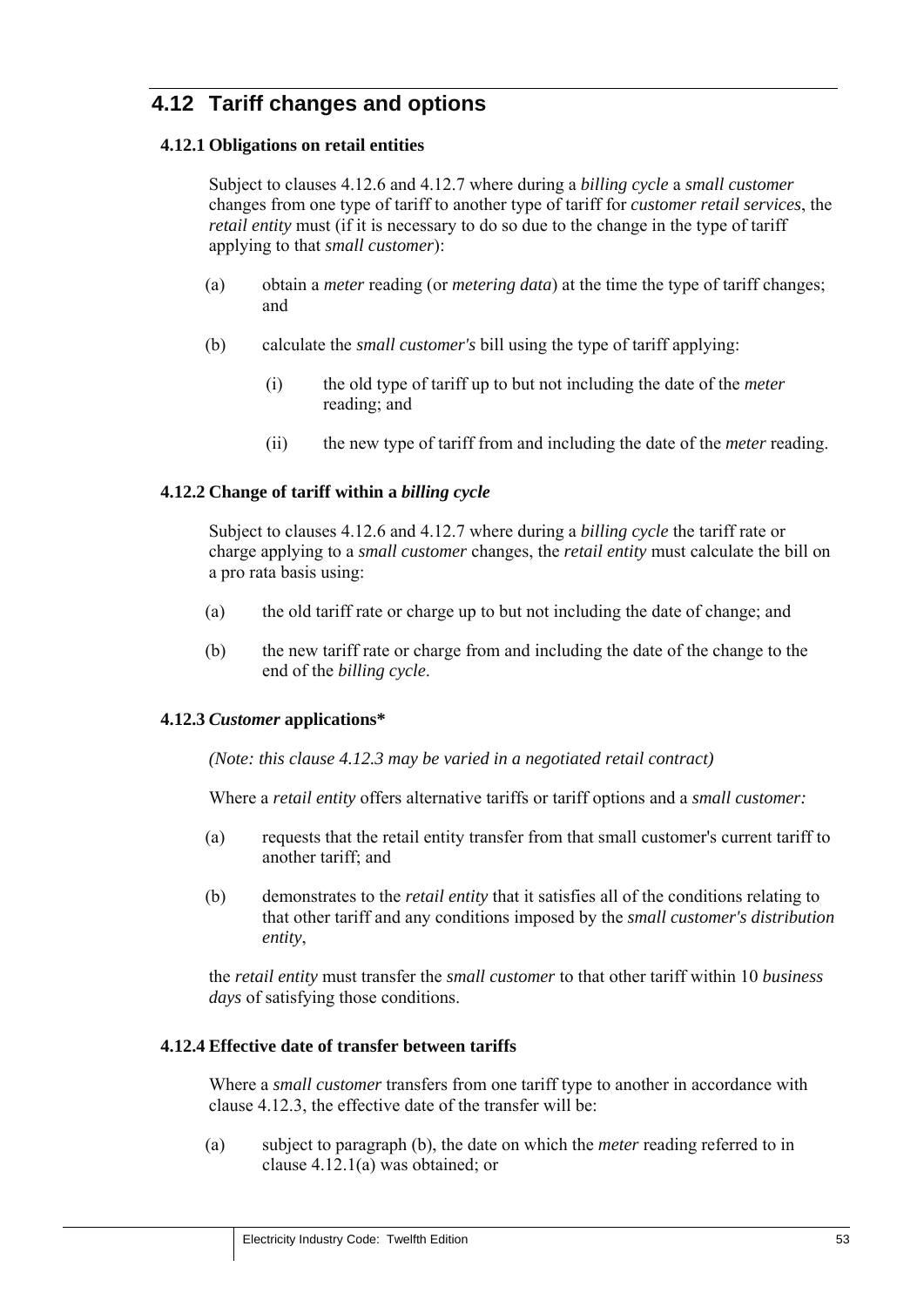## 4.12 Tariff changes and options

### 4.12.1 Obligations on retail entities

Subject to clauses 4.12.6 and 4.12.7 where during a *billing cycle* a *small customer* changes from one type of tariff to another type of tariff for *customer retail services*, the *retail entity* must (if it is necessary to do so due to the change in the type of tariff applying to that *small customer*):

(a) obtain a *meter* reading (or *metering data*) at the time the type of tariff changes; and

(b) calculate the *small customer's* bill using the type of tariff applying:

  (i) the old type of tariff up to but not including the date of the *meter* reading; and

  (ii) the new type of tariff from and including the date of the *meter* reading.

### 4.12.2 Change of tariff within a *billing cycle*

Subject to clauses 4.12.6 and 4.12.7 where during a *billing cycle* the tariff rate or charge applying to a *small customer* changes, the *retail entity* must calculate the bill on a pro rata basis using:

(a) the old tariff rate or charge up to but not including the date of change; and

(b) the new tariff rate or charge from and including the date of the change to the end of the *billing cycle*.

### 4.12.3 *Customer* applications*

*(Note: this clause 4.12.3 may be varied in a negotiated retail contract)*

Where a *retail entity* offers alternative tariffs or tariff options and a *small customer:*

(a) requests that the retail entity transfer from that small customer's current tariff to another tariff; and

(b) demonstrates to the *retail entity* that it satisfies all of the conditions relating to that other tariff and any conditions imposed by the *small customer's distribution entity*,

the *retail entity* must transfer the *small customer* to that other tariff within 10 *business days* of satisfying those conditions.

### 4.12.4 Effective date of transfer between tariffs

Where a *small customer* transfers from one tariff type to another in accordance with clause 4.12.3, the effective date of the transfer will be:

(a) subject to paragraph (b), the date on which the *meter* reading referred to in clause 4.12.1(a) was obtained; or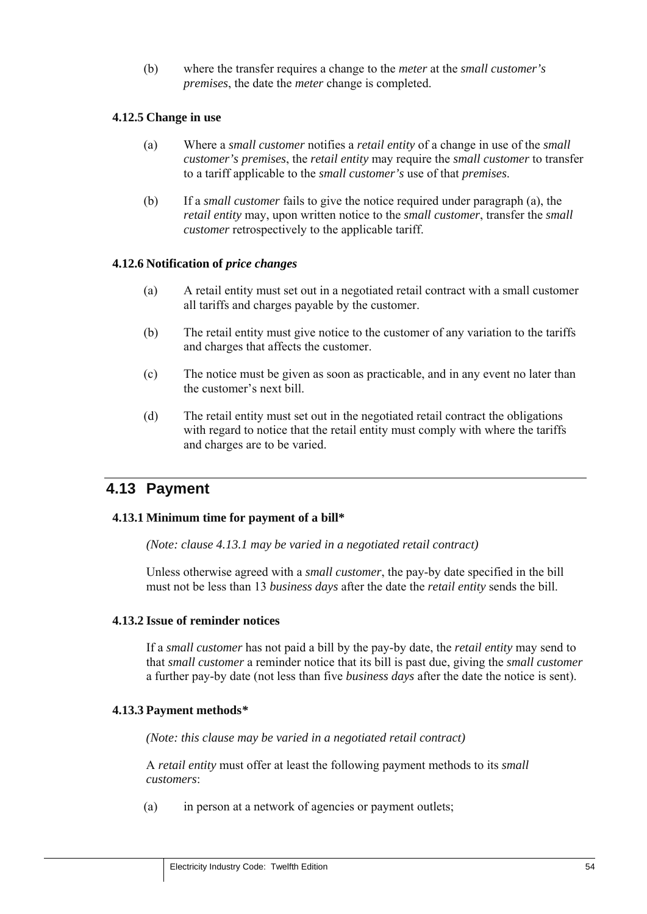(b) where the transfer requires a change to the *meter* at the *small customer's premises*, the date the *meter* change is completed.

### 4.12.5 Change in use

(a) Where a *small customer* notifies a *retail entity* of a change in use of the *small customer's premises*, the *retail entity* may require the *small customer* to transfer to a tariff applicable to the *small customer's* use of that *premises*.

(b) If a *small customer* fails to give the notice required under paragraph (a), the *retail entity* may, upon written notice to the *small customer*, transfer the *small customer* retrospectively to the applicable tariff.

### 4.12.6 Notification of *price changes*

(a) A retail entity must set out in a negotiated retail contract with a small customer all tariffs and charges payable by the customer.

(b) The retail entity must give notice to the customer of any variation to the tariffs and charges that affects the customer.

(c) The notice must be given as soon as practicable, and in any event no later than the customer's next bill.

(d) The retail entity must set out in the negotiated retail contract the obligations with regard to notice that the retail entity must comply with where the tariffs and charges are to be varied.

## 4.13 Payment

### 4.13.1 Minimum time for payment of a bill*

*(Note: clause 4.13.1 may be varied in a negotiated retail contract)*

Unless otherwise agreed with a *small customer*, the pay-by date specified in the bill must not be less than 13 *business days* after the date the *retail entity* sends the bill.

### 4.13.2 Issue of reminder notices

If a *small customer* has not paid a bill by the pay-by date, the *retail entity* may send to that *small customer* a reminder notice that its bill is past due, giving the *small customer* a further pay-by date (not less than five *business days* after the date the notice is sent).

### 4.13.3 Payment methods*

*(Note: this clause may be varied in a negotiated retail contract)*

A *retail entity* must offer at least the following payment methods to its *small customers*:

(a) in person at a network of agencies or payment outlets;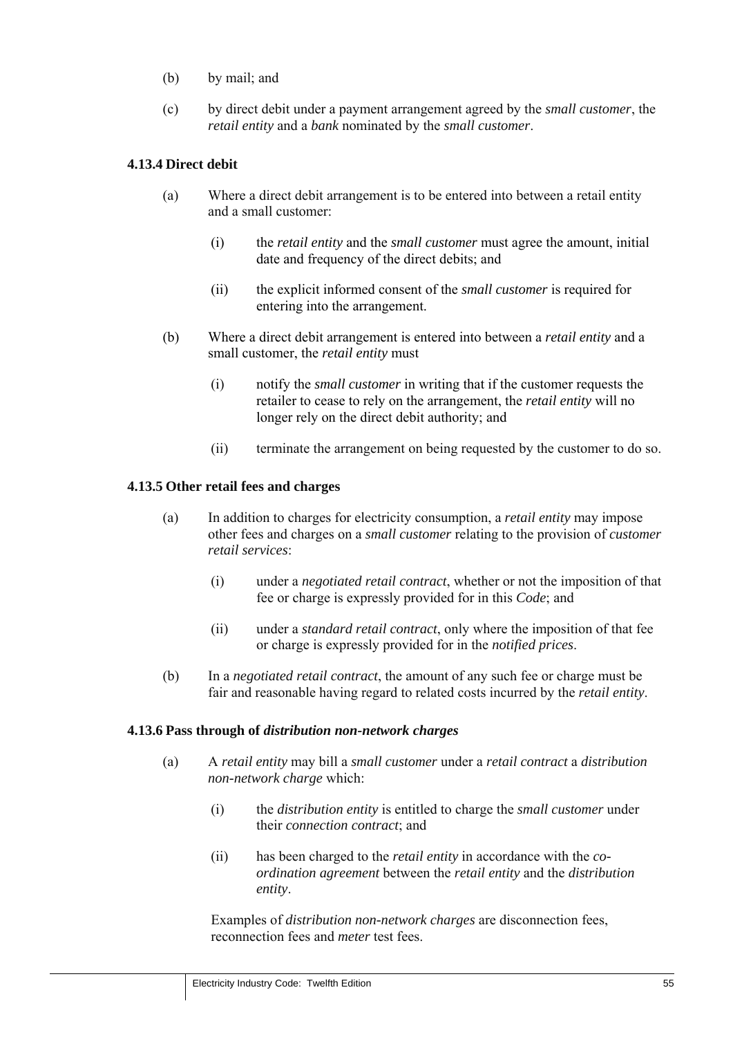(b) by mail; and

(c) by direct debit under a payment arrangement agreed by the *small customer*, the *retail entity* and a *bank* nominated by the *small customer*.

### 4.13.4 Direct debit

(a) Where a direct debit arrangement is to be entered into between a retail entity and a small customer:

  (i) the *retail entity* and the *small customer* must agree the amount, initial date and frequency of the direct debits; and

  (ii) the explicit informed consent of the *small customer* is required for entering into the arrangement.

(b) Where a direct debit arrangement is entered into between a *retail entity* and a small customer, the *retail entity* must

  (i) notify the *small customer* in writing that if the customer requests the retailer to cease to rely on the arrangement, the *retail entity* will no longer rely on the direct debit authority; and

  (ii) terminate the arrangement on being requested by the customer to do so.

### 4.13.5 Other retail fees and charges

(a) In addition to charges for electricity consumption, a *retail entity* may impose other fees and charges on a *small customer* relating to the provision of *customer retail services*:

  (i) under a *negotiated retail contract*, whether or not the imposition of that fee or charge is expressly provided for in this *Code*; and

  (ii) under a *standard retail contract*, only where the imposition of that fee or charge is expressly provided for in the *notified prices*.

(b) In a *negotiated retail contract*, the amount of any such fee or charge must be fair and reasonable having regard to related costs incurred by the *retail entity*.

### 4.13.6 Pass through of *distribution non-network charges*

(a) A *retail entity* may bill a *small customer* under a *retail contract* a *distribution non-network charge* which:

  (i) the *distribution entity* is entitled to charge the *small customer* under their *connection contract*; and

  (ii) has been charged to the *retail entity* in accordance with the *co-ordination agreement* between the *retail entity* and the *distribution entity*.

  Examples of *distribution non-network charges* are disconnection fees, reconnection fees and *meter* test fees.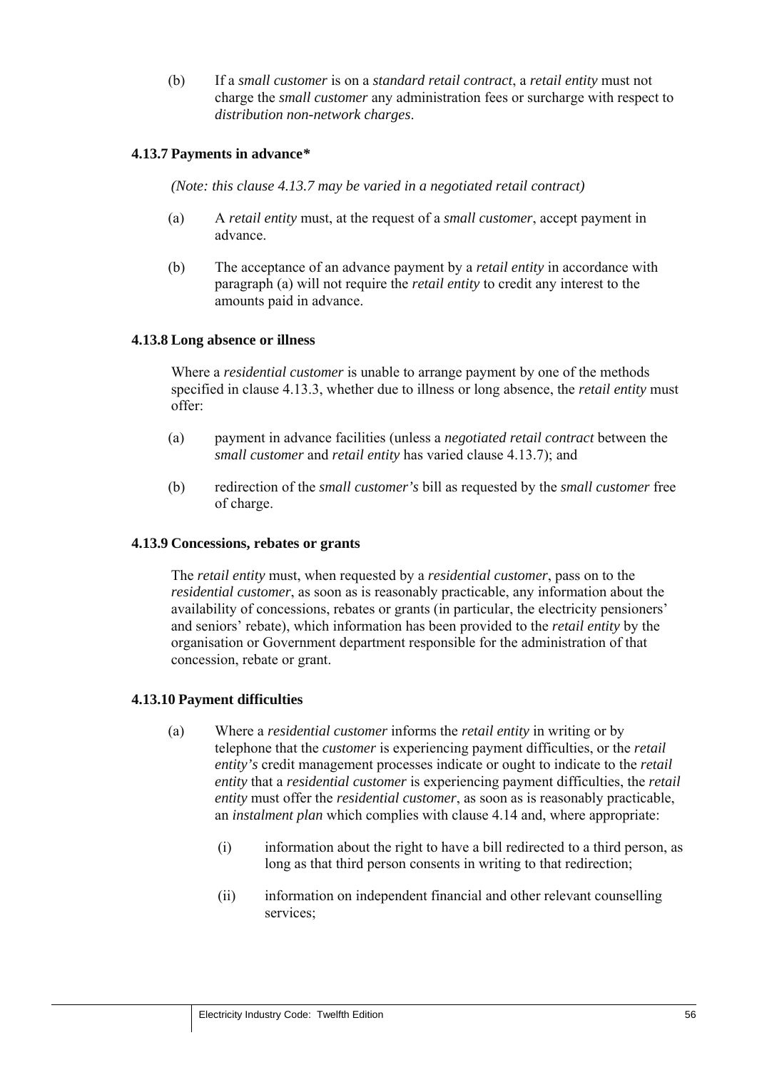(b) If a *small customer* is on a *standard retail contract*, a *retail entity* must not charge the *small customer* any administration fees or surcharge with respect to *distribution non-network charges*.

### 4.13.7 Payments in advance*

*(Note: this clause 4.13.7 may be varied in a negotiated retail contract)*

(a) A *retail entity* must, at the request of a *small customer*, accept payment in advance.

(b) The acceptance of an advance payment by a *retail entity* in accordance with paragraph (a) will not require the *retail entity* to credit any interest to the amounts paid in advance.

### 4.13.8 Long absence or illness

Where a *residential customer* is unable to arrange payment by one of the methods specified in clause 4.13.3, whether due to illness or long absence, the *retail entity* must offer:

(a) payment in advance facilities (unless a *negotiated retail contract* between the *small customer* and *retail entity* has varied clause 4.13.7); and

(b) redirection of the *small customer's* bill as requested by the *small customer* free of charge.

### 4.13.9 Concessions, rebates or grants

The *retail entity* must, when requested by a *residential customer*, pass on to the *residential customer*, as soon as is reasonably practicable, any information about the availability of concessions, rebates or grants (in particular, the electricity pensioners' and seniors' rebate), which information has been provided to the *retail entity* by the organisation or Government department responsible for the administration of that concession, rebate or grant.

### 4.13.10 Payment difficulties

(a) Where a *residential customer* informs the *retail entity* in writing or by telephone that the *customer* is experiencing payment difficulties, or the *retail entity's* credit management processes indicate or ought to indicate to the *retail entity* that a *residential customer* is experiencing payment difficulties, the *retail entity* must offer the *residential customer*, as soon as is reasonably practicable, an *instalment plan* which complies with clause 4.14 and, where appropriate:

  (i) information about the right to have a bill redirected to a third person, as long as that third person consents in writing to that redirection;

  (ii) information on independent financial and other relevant counselling services;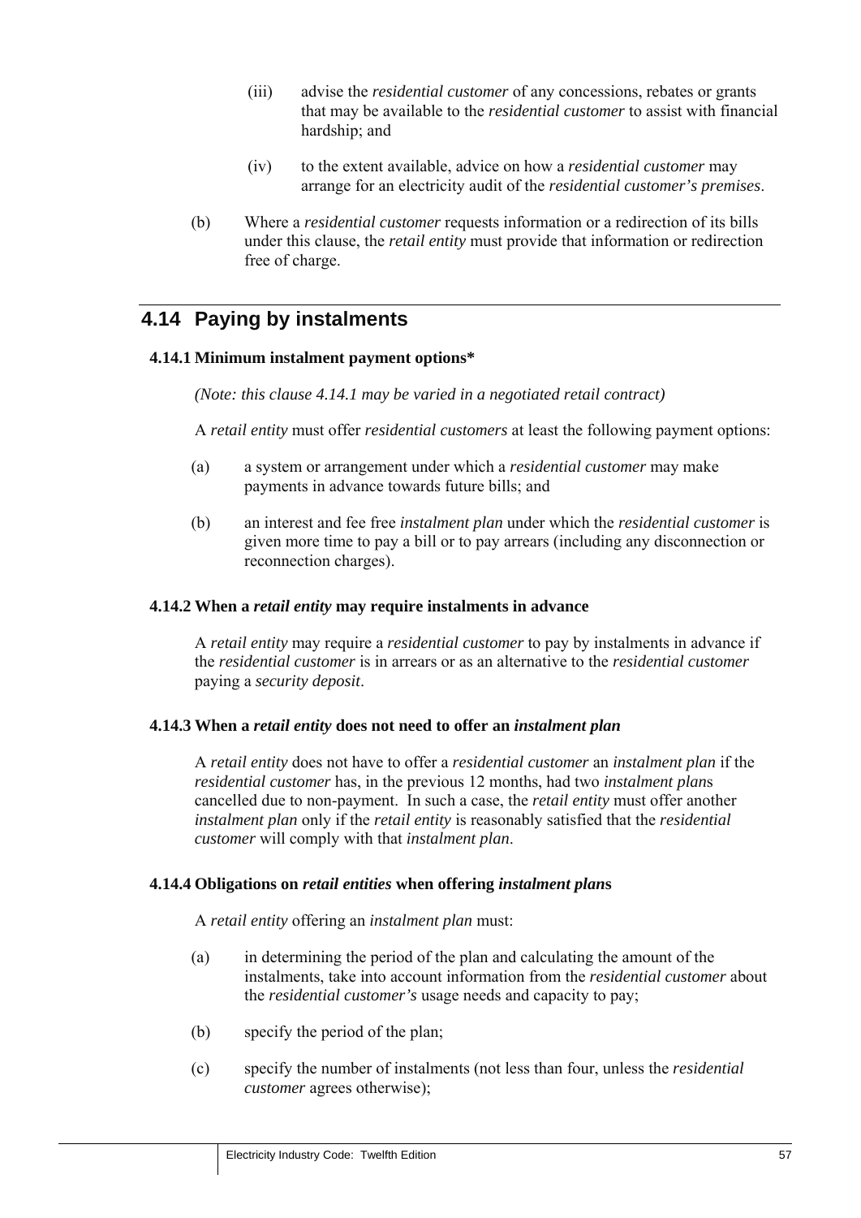(iii) advise the *residential customer* of any concessions, rebates or grants that may be available to the *residential customer* to assist with financial hardship; and

(iv) to the extent available, advice on how a *residential customer* may arrange for an electricity audit of the *residential customer's premises*.

(b) Where a *residential customer* requests information or a redirection of its bills under this clause, the *retail entity* must provide that information or redirection free of charge.

## 4.14 Paying by instalments

### 4.14.1 Minimum instalment payment options*

*(Note: this clause 4.14.1 may be varied in a negotiated retail contract)*

A *retail entity* must offer *residential customers* at least the following payment options:

(a) a system or arrangement under which a *residential customer* may make payments in advance towards future bills; and

(b) an interest and fee free *instalment plan* under which the *residential customer* is given more time to pay a bill or to pay arrears (including any disconnection or reconnection charges).

### 4.14.2 When a *retail entity* may require instalments in advance

A *retail entity* may require a *residential customer* to pay by instalments in advance if the *residential customer* is in arrears or as an alternative to the *residential customer* paying a *security deposit*.

### 4.14.3 When a *retail entity* does not need to offer an *instalment plan*

A *retail entity* does not have to offer a *residential customer* an *instalment plan* if the *residential customer* has, in the previous 12 months, had two *instalment plan*s cancelled due to non-payment. In such a case, the *retail entity* must offer another *instalment plan* only if the *retail entity* is reasonably satisfied that the *residential customer* will comply with that *instalment plan*.

### 4.14.4 Obligations on *retail entities* when offering *instalment plan*s

A *retail entity* offering an *instalment plan* must:

(a) in determining the period of the plan and calculating the amount of the instalments, take into account information from the *residential customer* about the *residential customer's* usage needs and capacity to pay;

(b) specify the period of the plan;

(c) specify the number of instalments (not less than four, unless the *residential customer* agrees otherwise);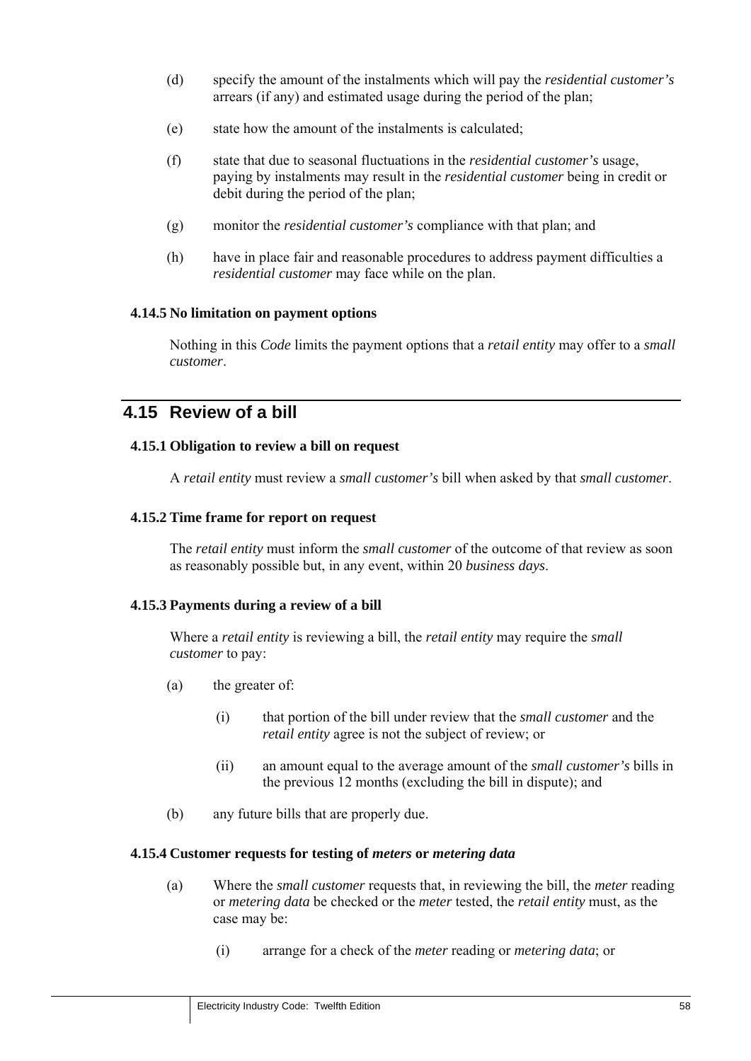(d) specify the amount of the instalments which will pay the *residential customer's* arrears (if any) and estimated usage during the period of the plan;

(e) state how the amount of the instalments is calculated;

(f) state that due to seasonal fluctuations in the *residential customer's* usage, paying by instalments may result in the *residential customer* being in credit or debit during the period of the plan;

(g) monitor the *residential customer's* compliance with that plan; and

(h) have in place fair and reasonable procedures to address payment difficulties a *residential customer* may face while on the plan.

### 4.14.5 No limitation on payment options

Nothing in this *Code* limits the payment options that a *retail entity* may offer to a *small customer*.

## 4.15 Review of a bill

### 4.15.1 Obligation to review a bill on request

A *retail entity* must review a *small customer's* bill when asked by that *small customer*.

### 4.15.2 Time frame for report on request

The *retail entity* must inform the *small customer* of the outcome of that review as soon as reasonably possible but, in any event, within 20 *business days*.

### 4.15.3 Payments during a review of a bill

Where a *retail entity* is reviewing a bill, the *retail entity* may require the *small customer* to pay:

(a) the greater of:

(i) that portion of the bill under review that the *small customer* and the *retail entity* agree is not the subject of review; or

(ii) an amount equal to the average amount of the *small customer's* bills in the previous 12 months (excluding the bill in dispute); and

(b) any future bills that are properly due.

### 4.15.4 Customer requests for testing of *meters* or *metering data*

(a) Where the *small customer* requests that, in reviewing the bill, the *meter* reading or *metering data* be checked or the *meter* tested, the *retail entity* must, as the case may be:

(i) arrange for a check of the *meter* reading or *metering data*; or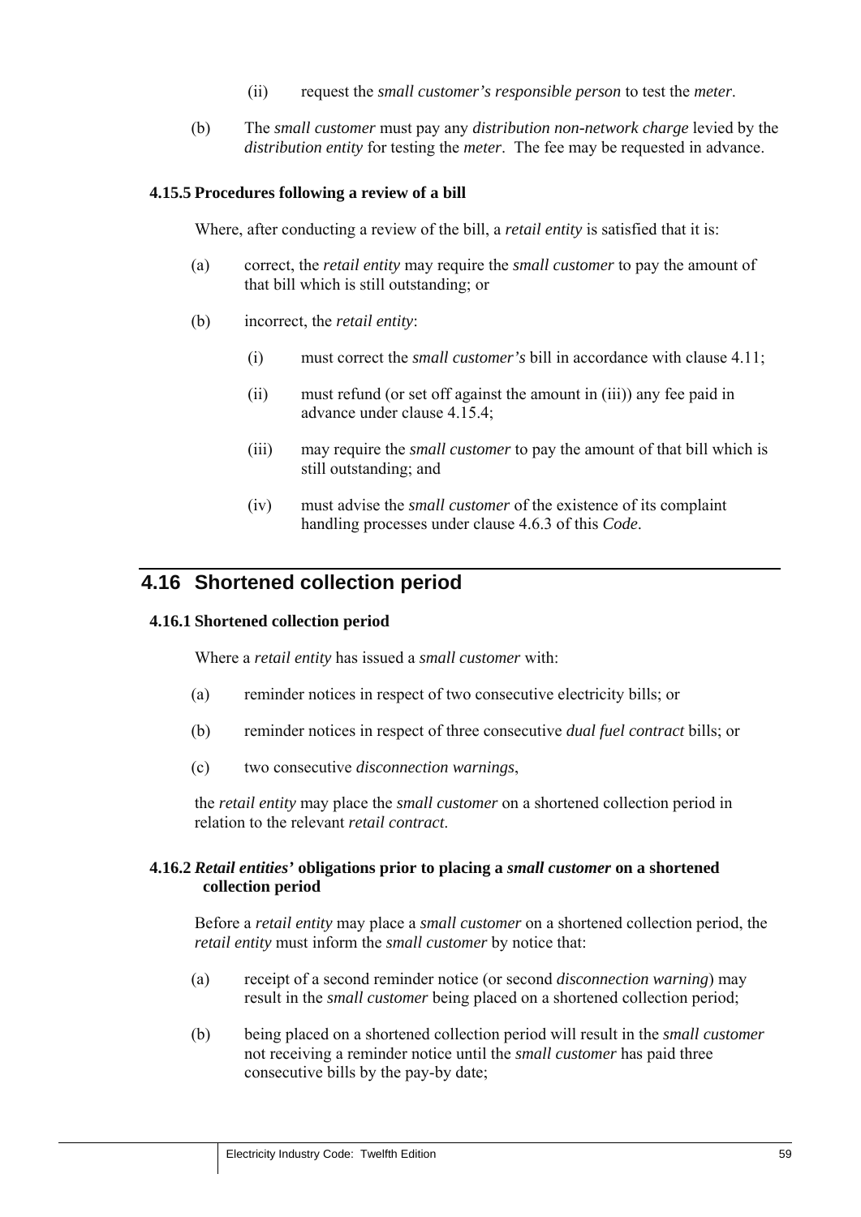(ii) request the *small customer's responsible person* to test the *meter*.

(b) The *small customer* must pay any *distribution non-network charge* levied by the *distribution entity* for testing the *meter*. The fee may be requested in advance.

### 4.15.5 Procedures following a review of a bill

Where, after conducting a review of the bill, a *retail entity* is satisfied that it is:

(a) correct, the *retail entity* may require the *small customer* to pay the amount of that bill which is still outstanding; or

(b) incorrect, the *retail entity*:

(i) must correct the *small customer's* bill in accordance with clause 4.11;

(ii) must refund (or set off against the amount in (iii)) any fee paid in advance under clause 4.15.4;

(iii) may require the *small customer* to pay the amount of that bill which is still outstanding; and

(iv) must advise the *small customer* of the existence of its complaint handling processes under clause 4.6.3 of this *Code*.

## 4.16 Shortened collection period

### 4.16.1 Shortened collection period

Where a *retail entity* has issued a *small customer* with:

(a) reminder notices in respect of two consecutive electricity bills; or

(b) reminder notices in respect of three consecutive *dual fuel contract* bills; or

(c) two consecutive *disconnection warnings*,

the *retail entity* may place the *small customer* on a shortened collection period in relation to the relevant *retail contract*.

### 4.16.2 *Retail entities'* obligations prior to placing a *small customer* on a shortened collection period

Before a *retail entity* may place a *small customer* on a shortened collection period, the *retail entity* must inform the *small customer* by notice that:

(a) receipt of a second reminder notice (or second *disconnection warning*) may result in the *small customer* being placed on a shortened collection period;

(b) being placed on a shortened collection period will result in the *small customer* not receiving a reminder notice until the *small customer* has paid three consecutive bills by the pay-by date;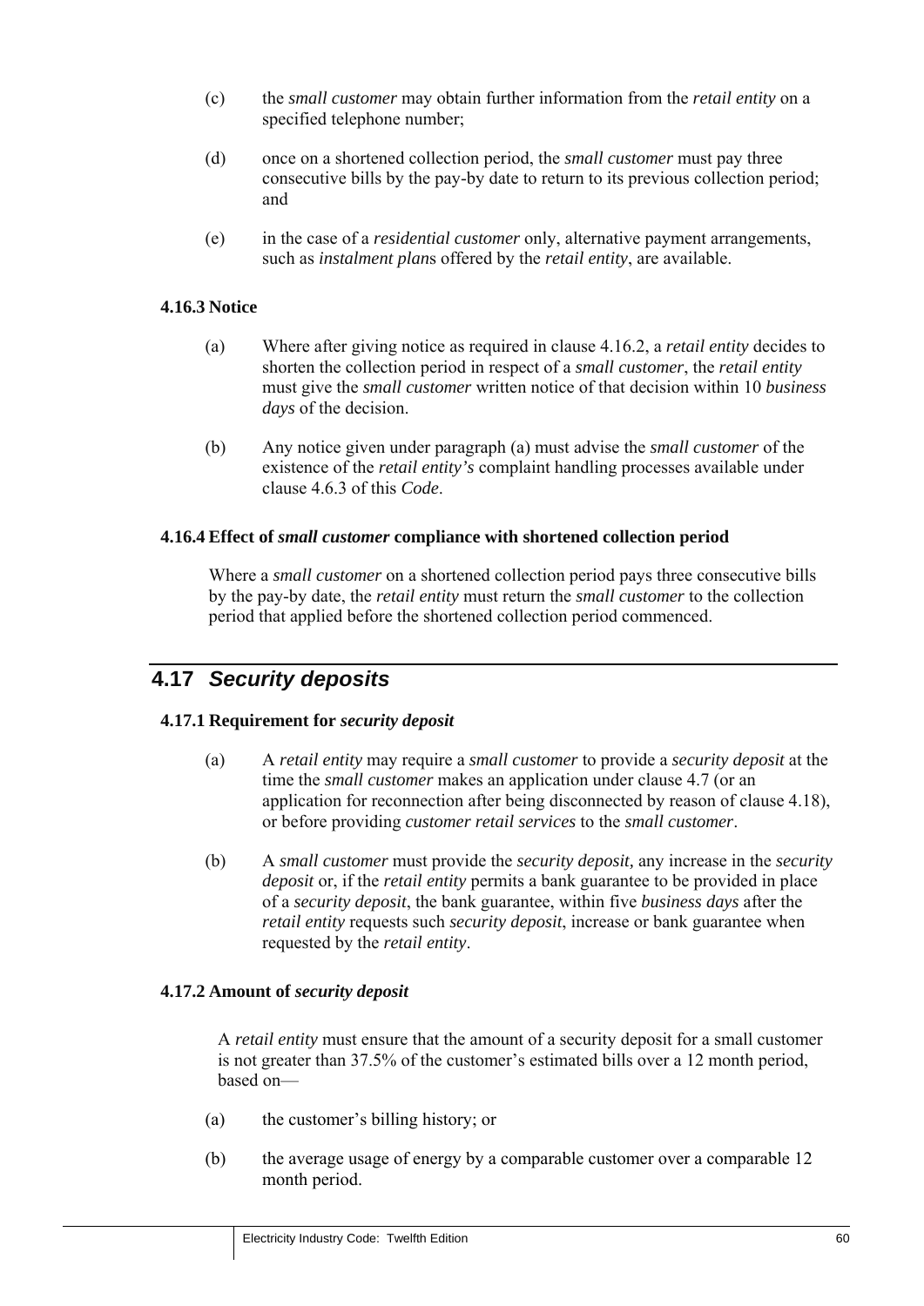(c) the *small customer* may obtain further information from the *retail entity* on a specified telephone number;

(d) once on a shortened collection period, the *small customer* must pay three consecutive bills by the pay-by date to return to its previous collection period; and

(e) in the case of a *residential customer* only, alternative payment arrangements, such as *instalment plan*s offered by the *retail entity*, are available.

#### 4.16.3 Notice

(a) Where after giving notice as required in clause 4.16.2, a *retail entity* decides to shorten the collection period in respect of a *small customer*, the *retail entity* must give the *small customer* written notice of that decision within 10 *business days* of the decision.

(b) Any notice given under paragraph (a) must advise the *small customer* of the existence of the *retail entity's* complaint handling processes available under clause 4.6.3 of this *Code*.

#### 4.16.4 Effect of *small customer* compliance with shortened collection period

Where a *small customer* on a shortened collection period pays three consecutive bills by the pay-by date, the *retail entity* must return the *small customer* to the collection period that applied before the shortened collection period commenced.

## 4.17 *Security deposits*

#### 4.17.1 Requirement for *security deposit*

(a) A *retail entity* may require a *small customer* to provide a *security deposit* at the time the *small customer* makes an application under clause 4.7 (or an application for reconnection after being disconnected by reason of clause 4.18), or before providing *customer retail services* to the *small customer*.

(b) A *small customer* must provide the *security deposit,* any increase in the *security deposit* or, if the *retail entity* permits a bank guarantee to be provided in place of a *security deposit*, the bank guarantee, within five *business days* after the *retail entity* requests such *security deposit*, increase or bank guarantee when requested by the *retail entity*.

#### 4.17.2 Amount of *security deposit*

A *retail entity* must ensure that the amount of a security deposit for a small customer is not greater than 37.5% of the customer's estimated bills over a 12 month period, based on—

(a) the customer's billing history; or

(b) the average usage of energy by a comparable customer over a comparable 12 month period.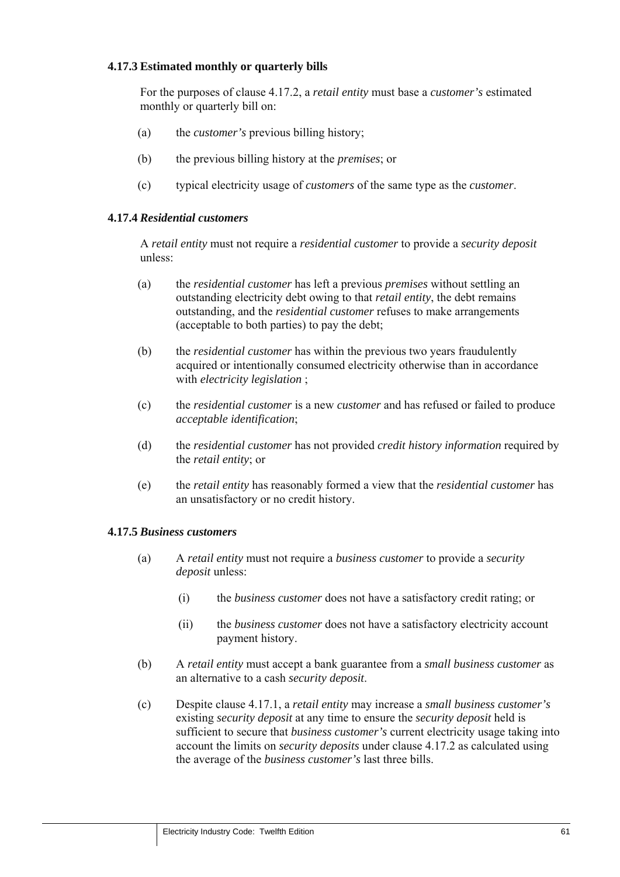#### 4.17.3 Estimated monthly or quarterly bills

For the purposes of clause 4.17.2, a *retail entity* must base a *customer's* estimated monthly or quarterly bill on:

(a) the *customer's* previous billing history;

(b) the previous billing history at the *premises*; or

(c) typical electricity usage of *customers* of the same type as the *customer*.

#### 4.17.4 *Residential customers*

A *retail entity* must not require a *residential customer* to provide a *security deposit* unless:

(a) the *residential customer* has left a previous *premises* without settling an outstanding electricity debt owing to that *retail entity*, the debt remains outstanding, and the *residential customer* refuses to make arrangements (acceptable to both parties) to pay the debt;

(b) the *residential customer* has within the previous two years fraudulently acquired or intentionally consumed electricity otherwise than in accordance with *electricity legislation* ;

(c) the *residential customer* is a new *customer* and has refused or failed to produce *acceptable identification*;

(d) the *residential customer* has not provided *credit history information* required by the *retail entity*; or

(e) the *retail entity* has reasonably formed a view that the *residential customer* has an unsatisfactory or no credit history.

#### 4.17.5 *Business customers*

(a) A *retail entity* must not require a *business customer* to provide a *security deposit* unless:

  (i) the *business customer* does not have a satisfactory credit rating; or

  (ii) the *business customer* does not have a satisfactory electricity account payment history.

(b) A *retail entity* must accept a bank guarantee from a *small business customer* as an alternative to a cash *security deposit*.

(c) Despite clause 4.17.1, a *retail entity* may increase a *small business customer's* existing *security deposit* at any time to ensure the *security deposit* held is sufficient to secure that *business customer's* current electricity usage taking into account the limits on *security deposits* under clause 4.17.2 as calculated using the average of the *business customer's* last three bills.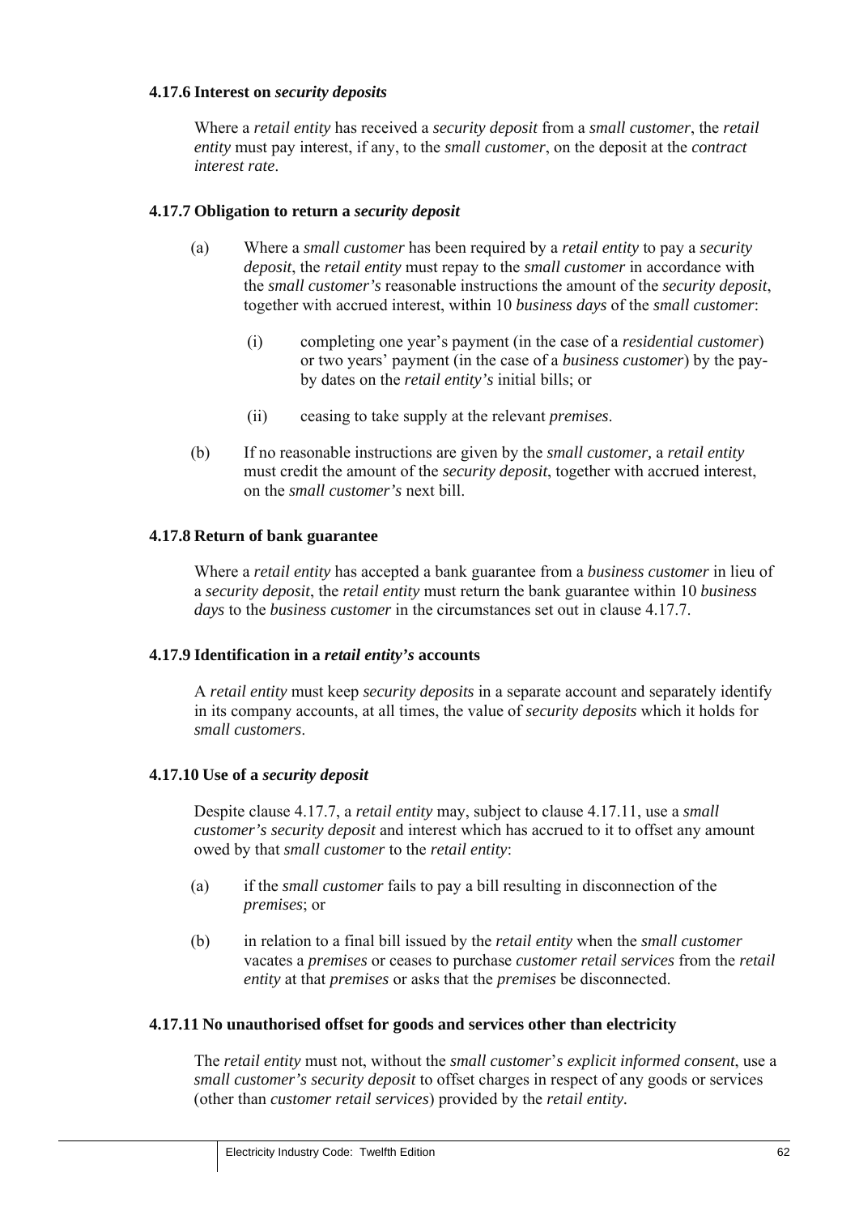### 4.17.6 Interest on *security deposits*

Where a *retail entity* has received a *security deposit* from a *small customer*, the *retail entity* must pay interest, if any, to the *small customer*, on the deposit at the *contract interest rate*.

### 4.17.7 Obligation to return a *security deposit*

(a) Where a *small customer* has been required by a *retail entity* to pay a *security deposit*, the *retail entity* must repay to the *small customer* in accordance with the *small customer's* reasonable instructions the amount of the *security deposit*, together with accrued interest, within 10 *business days* of the *small customer*:

   (i) completing one year's payment (in the case of a *residential customer*) or two years' payment (in the case of a *business customer*) by the pay-by dates on the *retail entity's* initial bills; or

   (ii) ceasing to take supply at the relevant *premises*.

(b) If no reasonable instructions are given by the *small customer,* a *retail entity* must credit the amount of the *security deposit*, together with accrued interest, on the *small customer's* next bill.

### 4.17.8 Return of bank guarantee

Where a *retail entity* has accepted a bank guarantee from a *business customer* in lieu of a *security deposit*, the *retail entity* must return the bank guarantee within 10 *business days* to the *business customer* in the circumstances set out in clause 4.17.7.

### 4.17.9 Identification in a *retail entity's* accounts

A *retail entity* must keep *security deposits* in a separate account and separately identify in its company accounts, at all times, the value of *security deposits* which it holds for *small customers*.

### 4.17.10 Use of a *security deposit*

Despite clause 4.17.7, a *retail entity* may, subject to clause 4.17.11, use a *small customer's security deposit* and interest which has accrued to it to offset any amount owed by that *small customer* to the *retail entity*:

(a) if the *small customer* fails to pay a bill resulting in disconnection of the *premises*; or

(b) in relation to a final bill issued by the *retail entity* when the *small customer* vacates a *premises* or ceases to purchase *customer retail services* from the *retail entity* at that *premises* or asks that the *premises* be disconnected.

### 4.17.11 No unauthorised offset for goods and services other than electricity

The *retail entity* must not, without the *small customer's explicit informed consent*, use a *small customer's security deposit* to offset charges in respect of any goods or services (other than *customer retail services*) provided by the *retail entity.*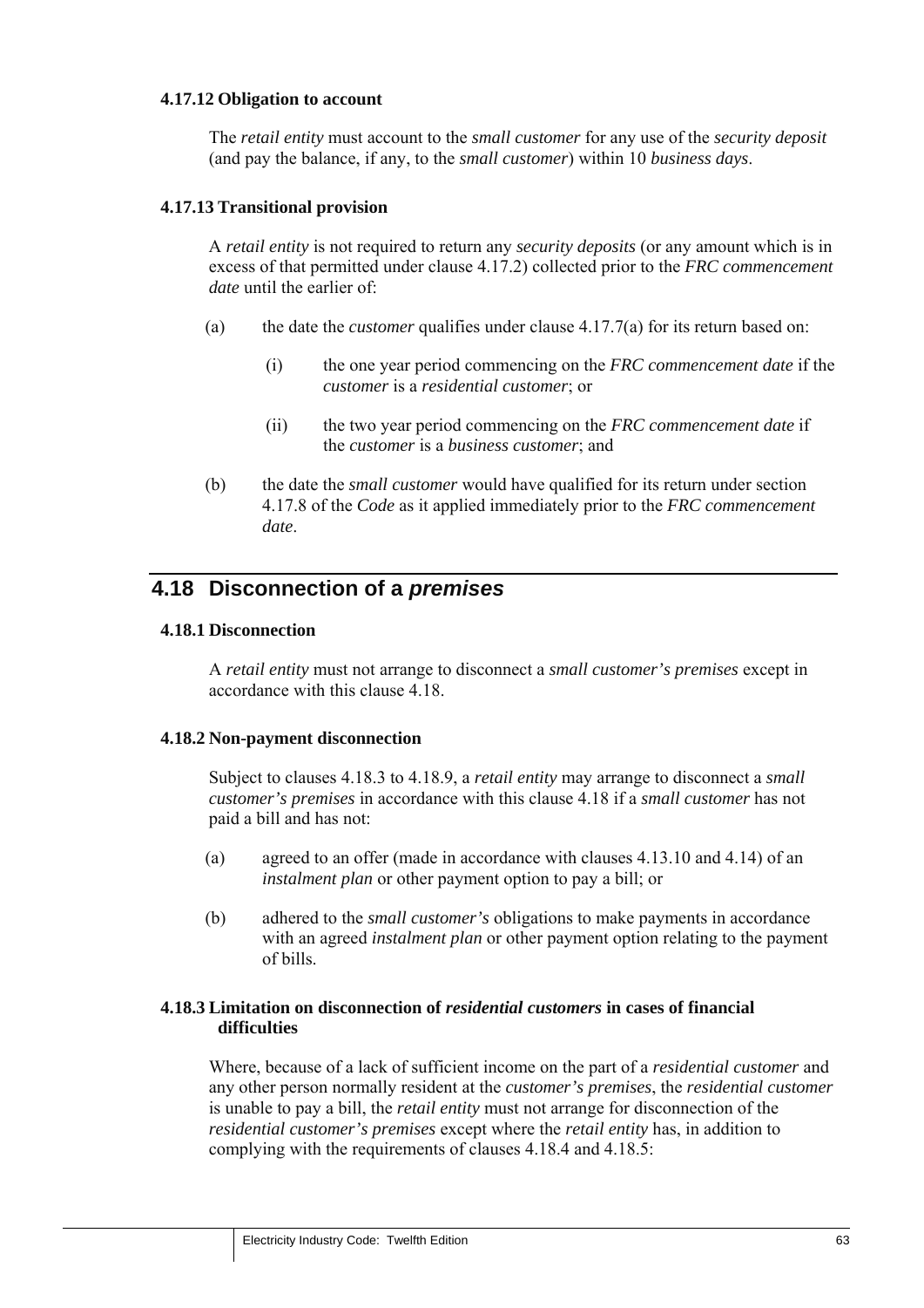#### 4.17.12 Obligation to account

The *retail entity* must account to the *small customer* for any use of the *security deposit* (and pay the balance, if any, to the *small customer*) within 10 *business days*.

#### 4.17.13 Transitional provision

A *retail entity* is not required to return any *security deposits* (or any amount which is in excess of that permitted under clause 4.17.2) collected prior to the *FRC commencement date* until the earlier of:

(a) the date the *customer* qualifies under clause 4.17.7(a) for its return based on:

  (i) the one year period commencing on the *FRC commencement date* if the *customer* is a *residential customer*; or

  (ii) the two year period commencing on the *FRC commencement date* if the *customer* is a *business customer*; and

(b) the date the *small customer* would have qualified for its return under section 4.17.8 of the *Code* as it applied immediately prior to the *FRC commencement date*.

## 4.18 Disconnection of a *premises*

#### 4.18.1 Disconnection

A *retail entity* must not arrange to disconnect a *small customer's premises* except in accordance with this clause 4.18.

#### 4.18.2 Non-payment disconnection

Subject to clauses 4.18.3 to 4.18.9, a *retail entity* may arrange to disconnect a *small customer's premises* in accordance with this clause 4.18 if a *small customer* has not paid a bill and has not:

(a) agreed to an offer (made in accordance with clauses 4.13.10 and 4.14) of an *instalment plan* or other payment option to pay a bill; or

(b) adhered to the *small customer's* obligations to make payments in accordance with an agreed *instalment plan* or other payment option relating to the payment of bills.

#### 4.18.3 Limitation on disconnection of *residential customers* in cases of financial difficulties

Where, because of a lack of sufficient income on the part of a *residential customer* and any other person normally resident at the *customer's premises*, the *residential customer* is unable to pay a bill, the *retail entity* must not arrange for disconnection of the *residential customer's premises* except where the *retail entity* has, in addition to complying with the requirements of clauses 4.18.4 and 4.18.5: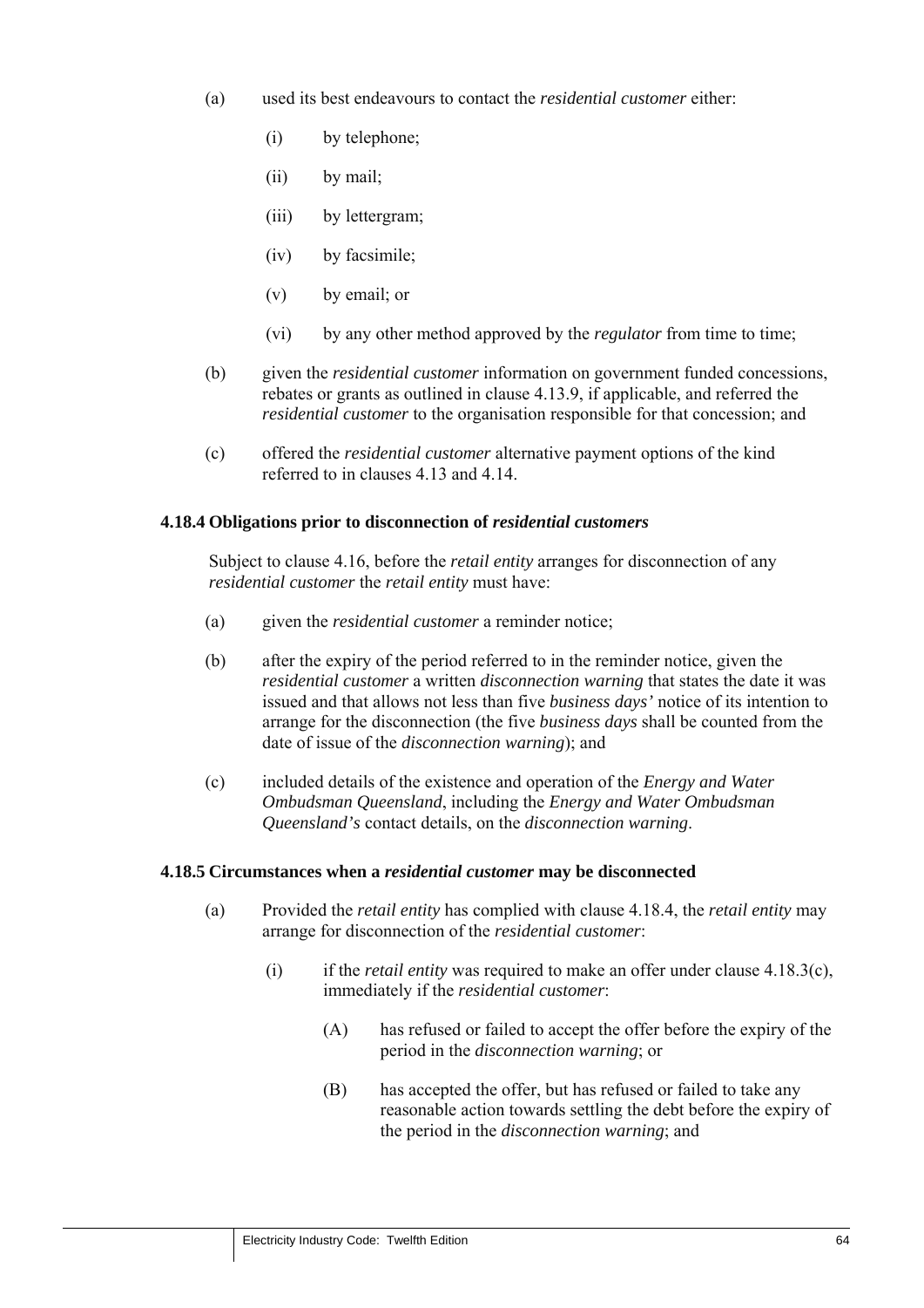(a) used its best endeavours to contact the *residential customer* either:

   (i) by telephone;

   (ii) by mail;

   (iii) by lettergram;

   (iv) by facsimile;

   (v) by email; or

   (vi) by any other method approved by the *regulator* from time to time;

(b) given the *residential customer* information on government funded concessions, rebates or grants as outlined in clause 4.13.9, if applicable, and referred the *residential customer* to the organisation responsible for that concession; and

(c) offered the *residential customer* alternative payment options of the kind referred to in clauses 4.13 and 4.14.

#### 4.18.4 Obligations prior to disconnection of *residential customers*

Subject to clause 4.16, before the *retail entity* arranges for disconnection of any *residential customer* the *retail entity* must have:

(a) given the *residential customer* a reminder notice;

(b) after the expiry of the period referred to in the reminder notice, given the *residential customer* a written *disconnection warning* that states the date it was issued and that allows not less than five *business days'* notice of its intention to arrange for the disconnection (the five *business days* shall be counted from the date of issue of the *disconnection warning*); and

(c) included details of the existence and operation of the *Energy and Water Ombudsman Queensland*, including the *Energy and Water Ombudsman Queensland's* contact details, on the *disconnection warning*.

#### 4.18.5 Circumstances when a *residential customer* may be disconnected

(a) Provided the *retail entity* has complied with clause 4.18.4, the *retail entity* may arrange for disconnection of the *residential customer*:

   (i) if the *retail entity* was required to make an offer under clause 4.18.3(c), immediately if the *residential customer*:

      (A) has refused or failed to accept the offer before the expiry of the period in the *disconnection warning*; or

      (B) has accepted the offer, but has refused or failed to take any reasonable action towards settling the debt before the expiry of the period in the *disconnection warning*; and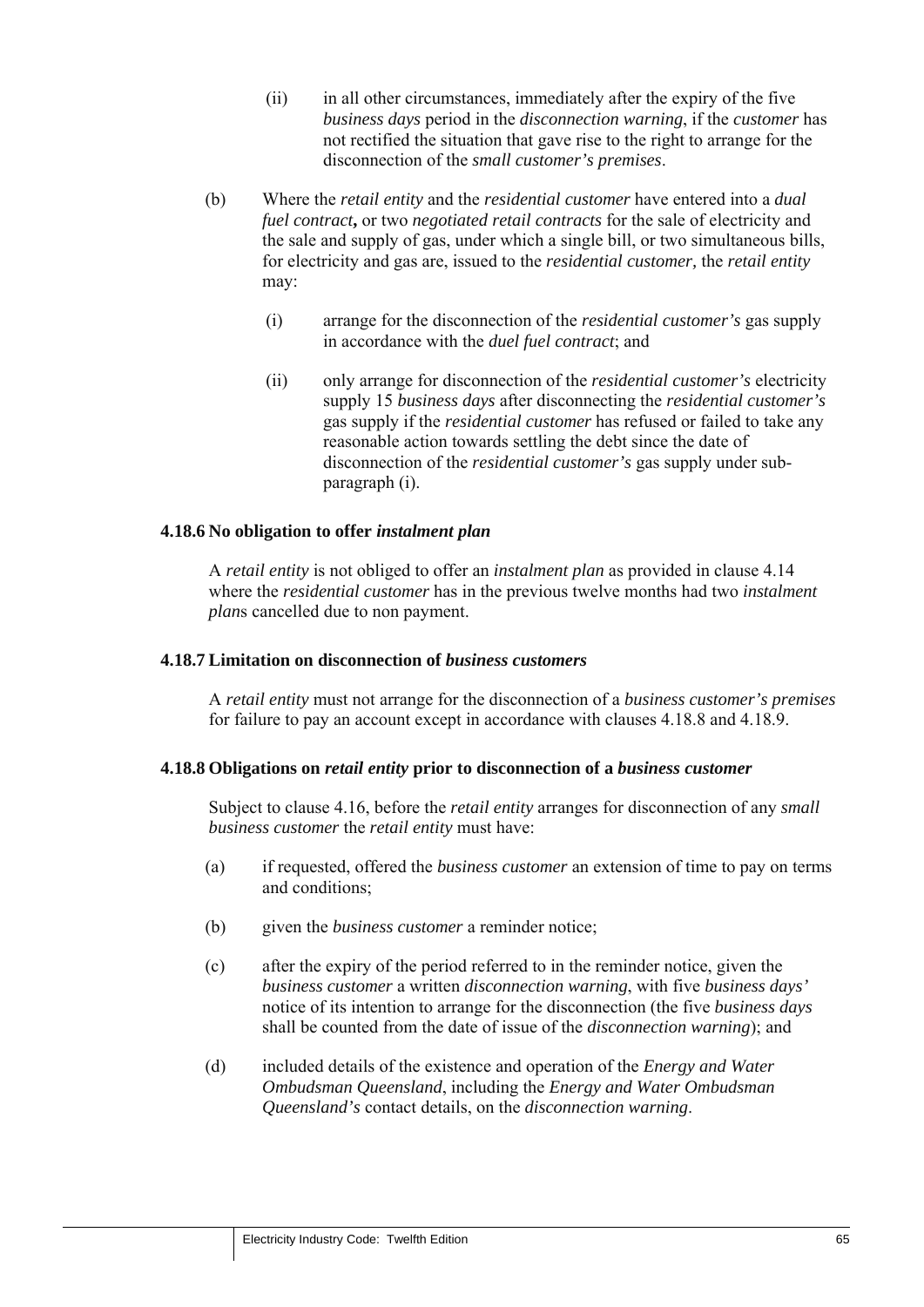(ii) in all other circumstances, immediately after the expiry of the five *business days* period in the *disconnection warning*, if the *customer* has not rectified the situation that gave rise to the right to arrange for the disconnection of the *small customer's premises*.

(b) Where the *retail entity* and the *residential customer* have entered into a *dual fuel contract***,** or two *negotiated retail contracts* for the sale of electricity and the sale and supply of gas, under which a single bill, or two simultaneous bills, for electricity and gas are, issued to the *residential customer,* the *retail entity* may:

(i) arrange for the disconnection of the *residential customer's* gas supply in accordance with the *duel fuel contract*; and

(ii) only arrange for disconnection of the *residential customer's* electricity supply 15 *business days* after disconnecting the *residential customer's* gas supply if the *residential customer* has refused or failed to take any reasonable action towards settling the debt since the date of disconnection of the *residential customer's* gas supply under sub-paragraph (i).

#### 4.18.6 No obligation to offer *instalment plan*

A *retail entity* is not obliged to offer an *instalment plan* as provided in clause 4.14 where the *residential customer* has in the previous twelve months had two *instalment plan*s cancelled due to non payment.

#### 4.18.7 Limitation on disconnection of *business customers*

A *retail entity* must not arrange for the disconnection of a *business customer's premises* for failure to pay an account except in accordance with clauses 4.18.8 and 4.18.9.

#### 4.18.8 Obligations on *retail entity* prior to disconnection of a *business customer*

Subject to clause 4.16, before the *retail entity* arranges for disconnection of any *small business customer* the *retail entity* must have:

(a) if requested, offered the *business customer* an extension of time to pay on terms and conditions;

(b) given the *business customer* a reminder notice;

(c) after the expiry of the period referred to in the reminder notice, given the *business customer* a written *disconnection warning*, with five *business days'* notice of its intention to arrange for the disconnection (the five *business days* shall be counted from the date of issue of the *disconnection warning*); and

(d) included details of the existence and operation of the *Energy and Water Ombudsman Queensland*, including the *Energy and Water Ombudsman Queensland's* contact details, on the *disconnection warning*.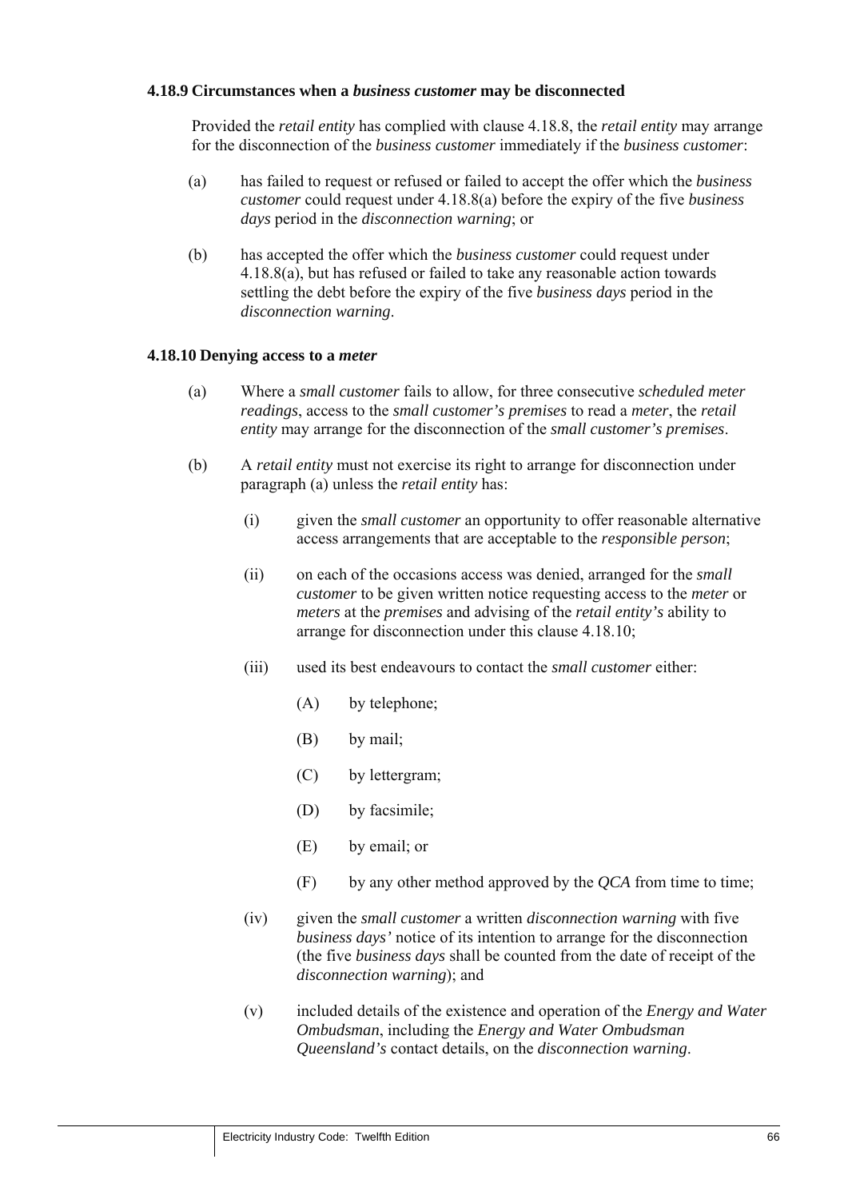#### 4.18.9 Circumstances when a *business customer* may be disconnected

Provided the *retail entity* has complied with clause 4.18.8, the *retail entity* may arrange for the disconnection of the *business customer* immediately if the *business customer*:

(a) has failed to request or refused or failed to accept the offer which the *business customer* could request under 4.18.8(a) before the expiry of the five *business days* period in the *disconnection warning*; or

(b) has accepted the offer which the *business customer* could request under 4.18.8(a), but has refused or failed to take any reasonable action towards settling the debt before the expiry of the five *business days* period in the *disconnection warning*.

#### 4.18.10 Denying access to a *meter*

(a) Where a *small customer* fails to allow, for three consecutive *scheduled meter readings*, access to the *small customer's premises* to read a *meter*, the *retail entity* may arrange for the disconnection of the *small customer's premises*.

(b) A *retail entity* must not exercise its right to arrange for disconnection under paragraph (a) unless the *retail entity* has:

(i) given the *small customer* an opportunity to offer reasonable alternative access arrangements that are acceptable to the *responsible person*;

(ii) on each of the occasions access was denied, arranged for the *small customer* to be given written notice requesting access to the *meter* or *meters* at the *premises* and advising of the *retail entity's* ability to arrange for disconnection under this clause 4.18.10;

(iii) used its best endeavours to contact the *small customer* either:

(A) by telephone;

(B) by mail;

(C) by lettergram;

(D) by facsimile;

(E) by email; or

(F) by any other method approved by the *QCA* from time to time;

(iv) given the *small customer* a written *disconnection warning* with five *business days'* notice of its intention to arrange for the disconnection (the five *business days* shall be counted from the date of receipt of the *disconnection warning*); and

(v) included details of the existence and operation of the *Energy and Water Ombudsman*, including the *Energy and Water Ombudsman Queensland's* contact details, on the *disconnection warning*.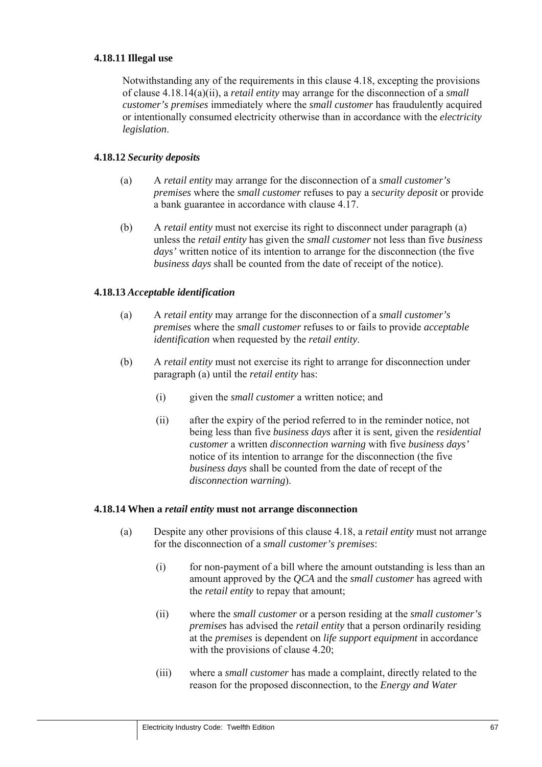### 4.18.11 Illegal use

Notwithstanding any of the requirements in this clause 4.18, excepting the provisions of clause 4.18.14(a)(ii), a *retail entity* may arrange for the disconnection of a *small customer's premises* immediately where the *small customer* has fraudulently acquired or intentionally consumed electricity otherwise than in accordance with the *electricity legislation*.

### 4.18.12 *Security deposits*

(a) A *retail entity* may arrange for the disconnection of a *small customer's premises* where the *small customer* refuses to pay a *security deposit* or provide a bank guarantee in accordance with clause 4.17.

(b) A *retail entity* must not exercise its right to disconnect under paragraph (a) unless the *retail entity* has given the *small customer* not less than five *business days'* written notice of its intention to arrange for the disconnection (the five *business days* shall be counted from the date of receipt of the notice).

### 4.18.13 *Acceptable identification*

(a) A *retail entity* may arrange for the disconnection of a *small customer's premises* where the *small customer* refuses to or fails to provide *acceptable identification* when requested by the *retail entity*.

(b) A *retail entity* must not exercise its right to arrange for disconnection under paragraph (a) until the *retail entity* has:

(i) given the *small customer* a written notice; and

(ii) after the expiry of the period referred to in the reminder notice, not being less than five *business days* after it is sent, given the *residential customer* a written *disconnection warning* with five *business days'* notice of its intention to arrange for the disconnection (the five *business days* shall be counted from the date of recept of the *disconnection warning*).

### 4.18.14 When a *retail entity* must not arrange disconnection

(a) Despite any other provisions of this clause 4.18, a *retail entity* must not arrange for the disconnection of a *small customer's premises*:

(i) for non-payment of a bill where the amount outstanding is less than an amount approved by the *QCA* and the *small customer* has agreed with the *retail entity* to repay that amount;

(ii) where the *small customer* or a person residing at the *small customer's premises* has advised the *retail entity* that a person ordinarily residing at the *premises* is dependent on *life support equipment* in accordance with the provisions of clause 4.20;

(iii) where a *small customer* has made a complaint, directly related to the reason for the proposed disconnection, to the *Energy and Water*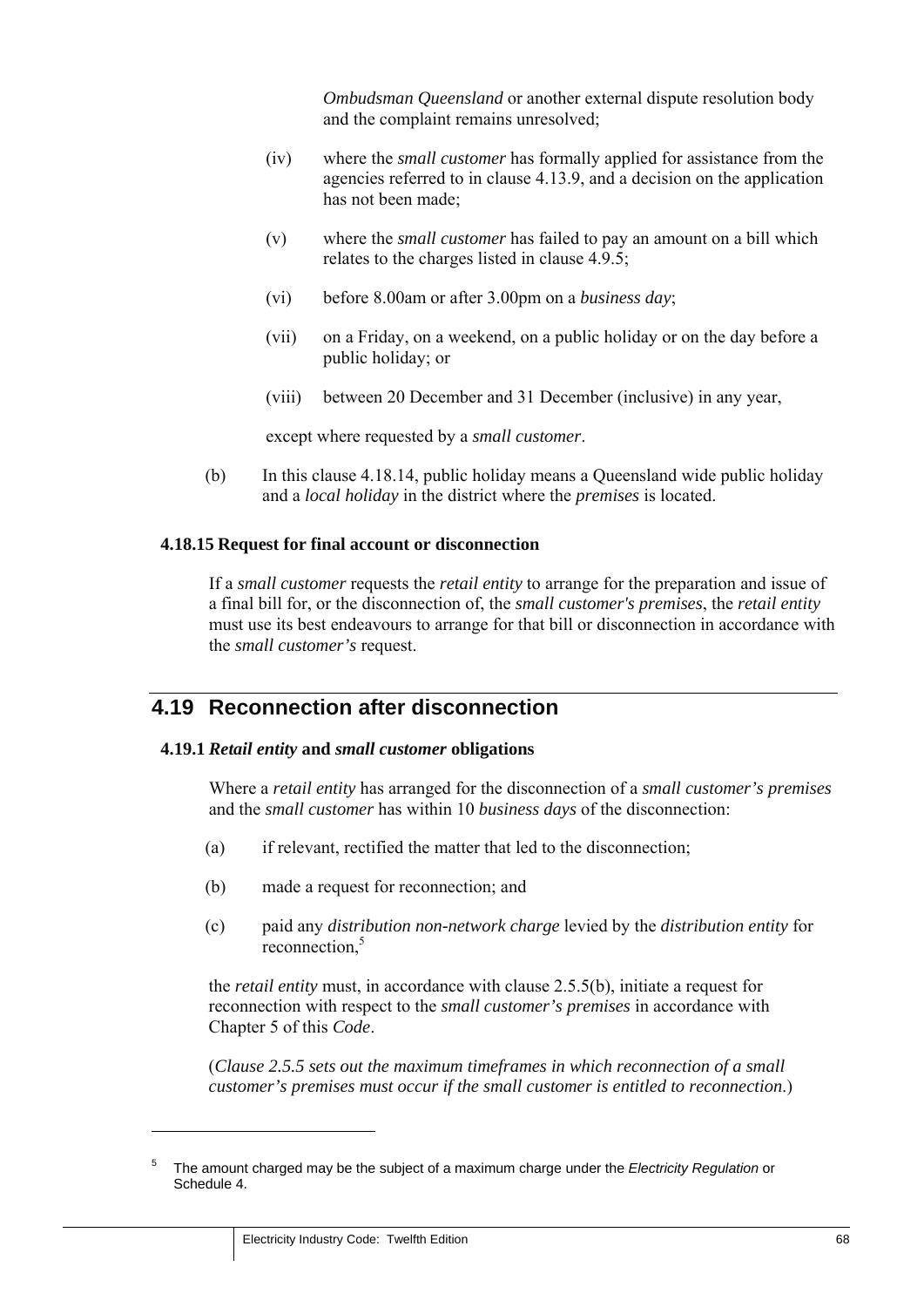*Ombudsman Queensland* or another external dispute resolution body and the complaint remains unresolved;

(iv) where the *small customer* has formally applied for assistance from the agencies referred to in clause 4.13.9, and a decision on the application has not been made;

(v) where the *small customer* has failed to pay an amount on a bill which relates to the charges listed in clause 4.9.5;

(vi) before 8.00am or after 3.00pm on a *business day*;

(vii) on a Friday, on a weekend, on a public holiday or on the day before a public holiday; or

(viii) between 20 December and 31 December (inclusive) in any year,

except where requested by a *small customer*.

(b) In this clause 4.18.14, public holiday means a Queensland wide public holiday and a *local holiday* in the district where the *premises* is located.

### 4.18.15 Request for final account or disconnection

If a *small customer* requests the *retail entity* to arrange for the preparation and issue of a final bill for, or the disconnection of, the *small customer's premises*, the *retail entity* must use its best endeavours to arrange for that bill or disconnection in accordance with the *small customer's* request.

## 4.19 Reconnection after disconnection

### 4.19.1 *Retail entity* and *small customer* obligations

Where a *retail entity* has arranged for the disconnection of a *small customer's premises* and the *small customer* has within 10 *business days* of the disconnection:

(a) if relevant, rectified the matter that led to the disconnection;

(b) made a request for reconnection; and

(c) paid any *distribution non-network charge* levied by the *distribution entity* for reconnection,[5]

the *retail entity* must, in accordance with clause 2.5.5(b), initiate a request for reconnection with respect to the *small customer's premises* in accordance with Chapter 5 of this *Code*.

(*Clause 2.5.5 sets out the maximum timeframes in which reconnection of a small customer's premises must occur if the small customer is entitled to reconnection.*)

---

[5] The amount charged may be the subject of a maximum charge under the *Electricity Regulation* or Schedule 4.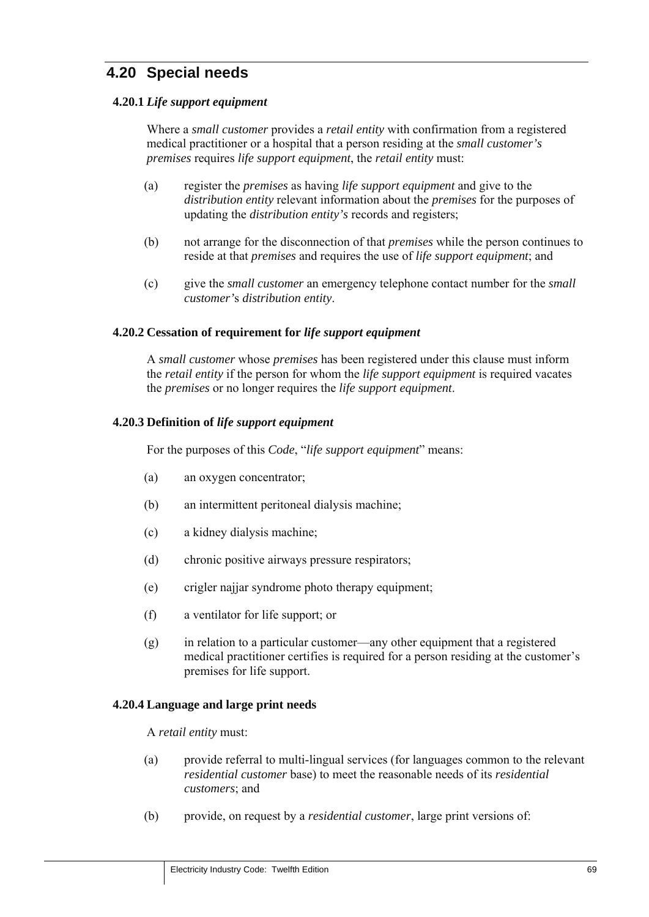## 4.20 Special needs

### 4.20.1 *Life support equipment*

Where a *small customer* provides a *retail entity* with confirmation from a registered medical practitioner or a hospital that a person residing at the *small customer's premises* requires *life support equipment*, the *retail entity* must:

(a) register the *premises* as having *life support equipment* and give to the *distribution entity* relevant information about the *premises* for the purposes of updating the *distribution entity's* records and registers;

(b) not arrange for the disconnection of that *premises* while the person continues to reside at that *premises* and requires the use of *life support equipment*; and

(c) give the *small customer* an emergency telephone contact number for the *small customer's distribution entity*.

### 4.20.2 Cessation of requirement for *life support equipment*

A *small customer* whose *premises* has been registered under this clause must inform the *retail entity* if the person for whom the *life support equipment* is required vacates the *premises* or no longer requires the *life support equipment*.

### 4.20.3 Definition of *life support equipment*

For the purposes of this *Code*, "*life support equipment*" means:

(a) an oxygen concentrator;

(b) an intermittent peritoneal dialysis machine;

(c) a kidney dialysis machine;

(d) chronic positive airways pressure respirators;

(e) crigler najjar syndrome photo therapy equipment;

(f) a ventilator for life support; or

(g) in relation to a particular customer—any other equipment that a registered medical practitioner certifies is required for a person residing at the customer's premises for life support.

### 4.20.4 Language and large print needs

A *retail entity* must:

(a) provide referral to multi-lingual services (for languages common to the relevant *residential customer* base) to meet the reasonable needs of its *residential customers*; and

(b) provide, on request by a *residential customer*, large print versions of: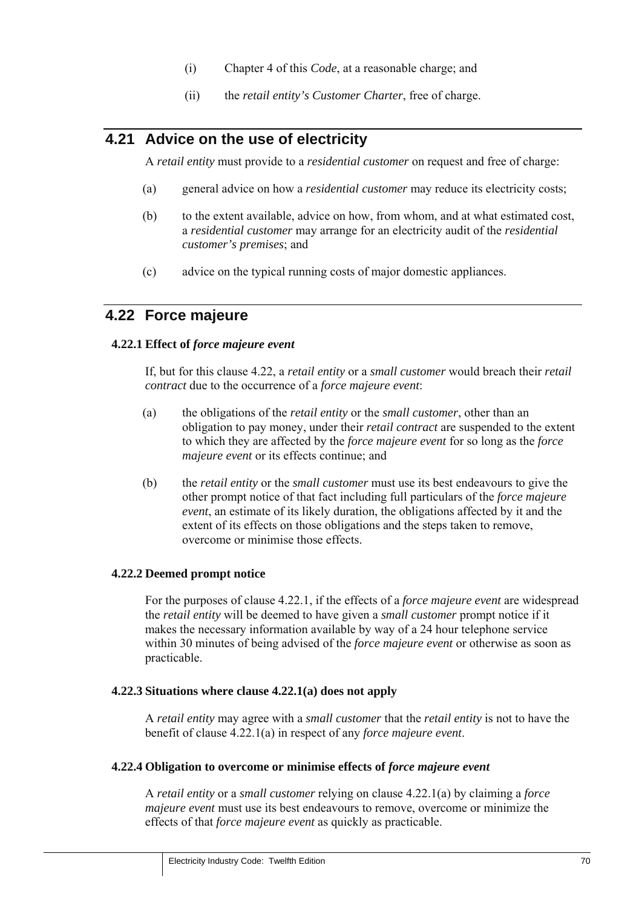(i) Chapter 4 of this *Code*, at a reasonable charge; and

(ii) the *retail entity's Customer Charter*, free of charge.

## 4.21 Advice on the use of electricity

A *retail entity* must provide to a *residential customer* on request and free of charge:

(a) general advice on how a *residential customer* may reduce its electricity costs;

(b) to the extent available, advice on how, from whom, and at what estimated cost, a *residential customer* may arrange for an electricity audit of the *residential customer's premises*; and

(c) advice on the typical running costs of major domestic appliances.

## 4.22 Force majeure

### 4.22.1 Effect of *force majeure event*

If, but for this clause 4.22, a *retail entity* or a *small customer* would breach their *retail contract* due to the occurrence of a *force majeure event*:

(a) the obligations of the *retail entity* or the *small customer*, other than an obligation to pay money, under their *retail contract* are suspended to the extent to which they are affected by the *force majeure event* for so long as the *force majeure event* or its effects continue; and

(b) the *retail entity* or the *small customer* must use its best endeavours to give the other prompt notice of that fact including full particulars of the *force majeure event*, an estimate of its likely duration, the obligations affected by it and the extent of its effects on those obligations and the steps taken to remove, overcome or minimise those effects.

### 4.22.2 Deemed prompt notice

For the purposes of clause 4.22.1, if the effects of a *force majeure event* are widespread the *retail entity* will be deemed to have given a *small customer* prompt notice if it makes the necessary information available by way of a 24 hour telephone service within 30 minutes of being advised of the *force majeure event* or otherwise as soon as practicable.

### 4.22.3 Situations where clause 4.22.1(a) does not apply

A *retail entity* may agree with a *small customer* that the *retail entity* is not to have the benefit of clause 4.22.1(a) in respect of any *force majeure event*.

### 4.22.4 Obligation to overcome or minimise effects of *force majeure event*

A *retail entity* or a *small customer* relying on clause 4.22.1(a) by claiming a *force majeure event* must use its best endeavours to remove, overcome or minimize the effects of that *force majeure event* as quickly as practicable.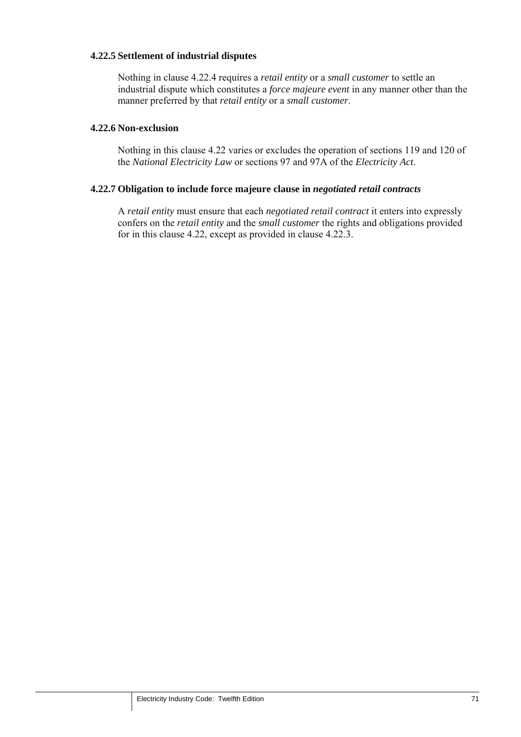#### 4.22.5 Settlement of industrial disputes

Nothing in clause 4.22.4 requires a *retail entity* or a *small customer* to settle an industrial dispute which constitutes a *force majeure event* in any manner other than the manner preferred by that *retail entity* or a *small customer*.

#### 4.22.6 Non-exclusion

Nothing in this clause 4.22 varies or excludes the operation of sections 119 and 120 of the *National Electricity Law* or sections 97 and 97A of the *Electricity Act*.

#### 4.22.7 Obligation to include force majeure clause in *negotiated retail contracts*

A *retail entity* must ensure that each *negotiated retail contract* it enters into expressly confers on the *retail entity* and the *small customer* the rights and obligations provided for in this clause 4.22, except as provided in clause 4.22.3.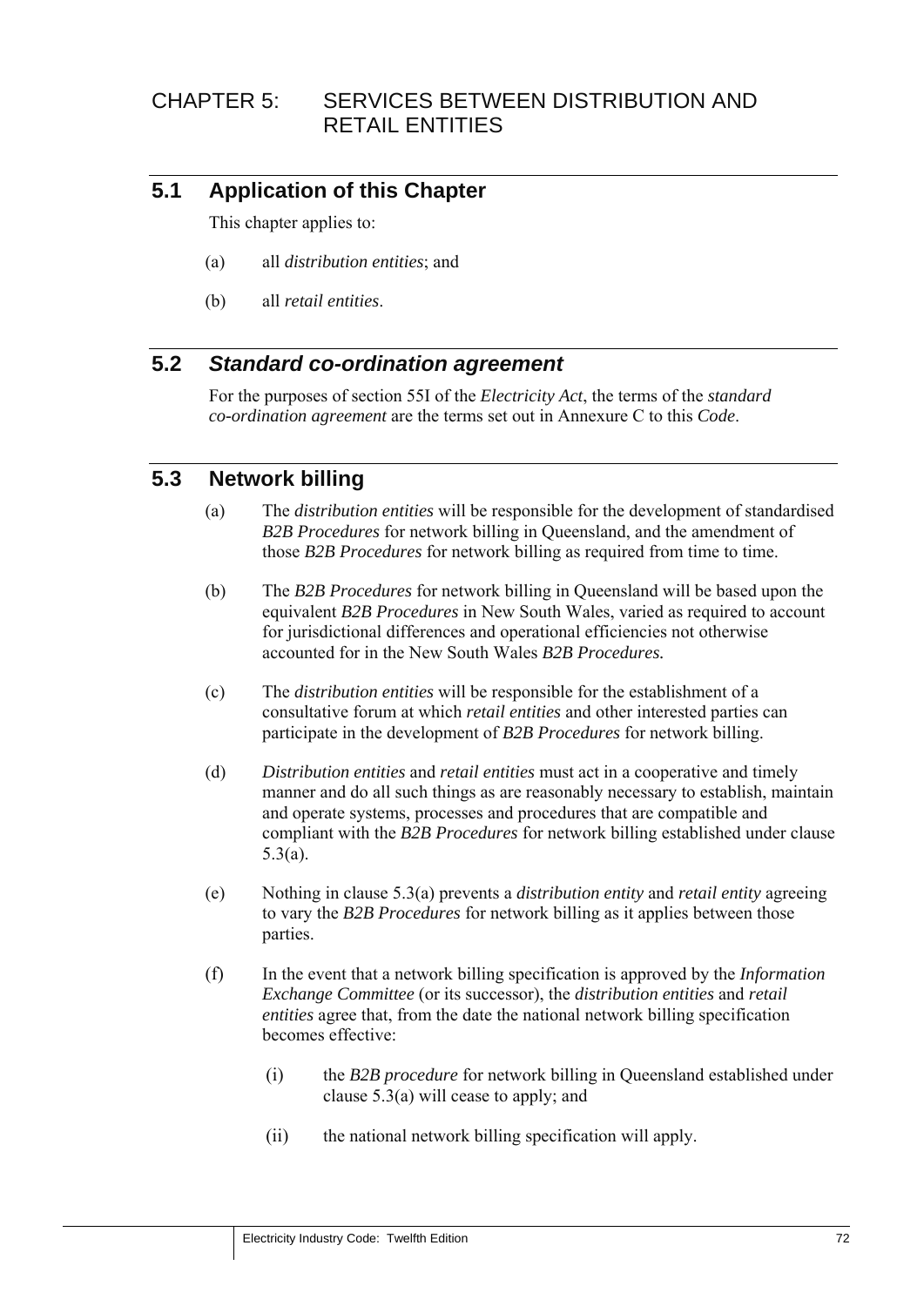# CHAPTER 5: SERVICES BETWEEN DISTRIBUTION AND RETAIL ENTITIES

## 5.1 Application of this Chapter

This chapter applies to:

(a) all *distribution entities*; and

(b) all *retail entities*.

## 5.2 *Standard co-ordination agreement*

For the purposes of section 55I of the *Electricity Act*, the terms of the *standard co-ordination agreement* are the terms set out in Annexure C to this *Code*.

## 5.3 Network billing

(a) The *distribution entities* will be responsible for the development of standardised *B2B Procedures* for network billing in Queensland, and the amendment of those *B2B Procedures* for network billing as required from time to time.

(b) The *B2B Procedures* for network billing in Queensland will be based upon the equivalent *B2B Procedures* in New South Wales, varied as required to account for jurisdictional differences and operational efficiencies not otherwise accounted for in the New South Wales *B2B Procedures.*

(c) The *distribution entities* will be responsible for the establishment of a consultative forum at which *retail entities* and other interested parties can participate in the development of *B2B Procedures* for network billing.

(d) *Distribution entities* and *retail entities* must act in a cooperative and timely manner and do all such things as are reasonably necessary to establish, maintain and operate systems, processes and procedures that are compatible and compliant with the *B2B Procedures* for network billing established under clause 5.3(a).

(e) Nothing in clause 5.3(a) prevents a *distribution entity* and *retail entity* agreeing to vary the *B2B Procedures* for network billing as it applies between those parties.

(f) In the event that a network billing specification is approved by the *Information Exchange Committee* (or its successor), the *distribution entities* and *retail entities* agree that, from the date the national network billing specification becomes effective:

   (i) the *B2B procedure* for network billing in Queensland established under clause 5.3(a) will cease to apply; and

   (ii) the national network billing specification will apply.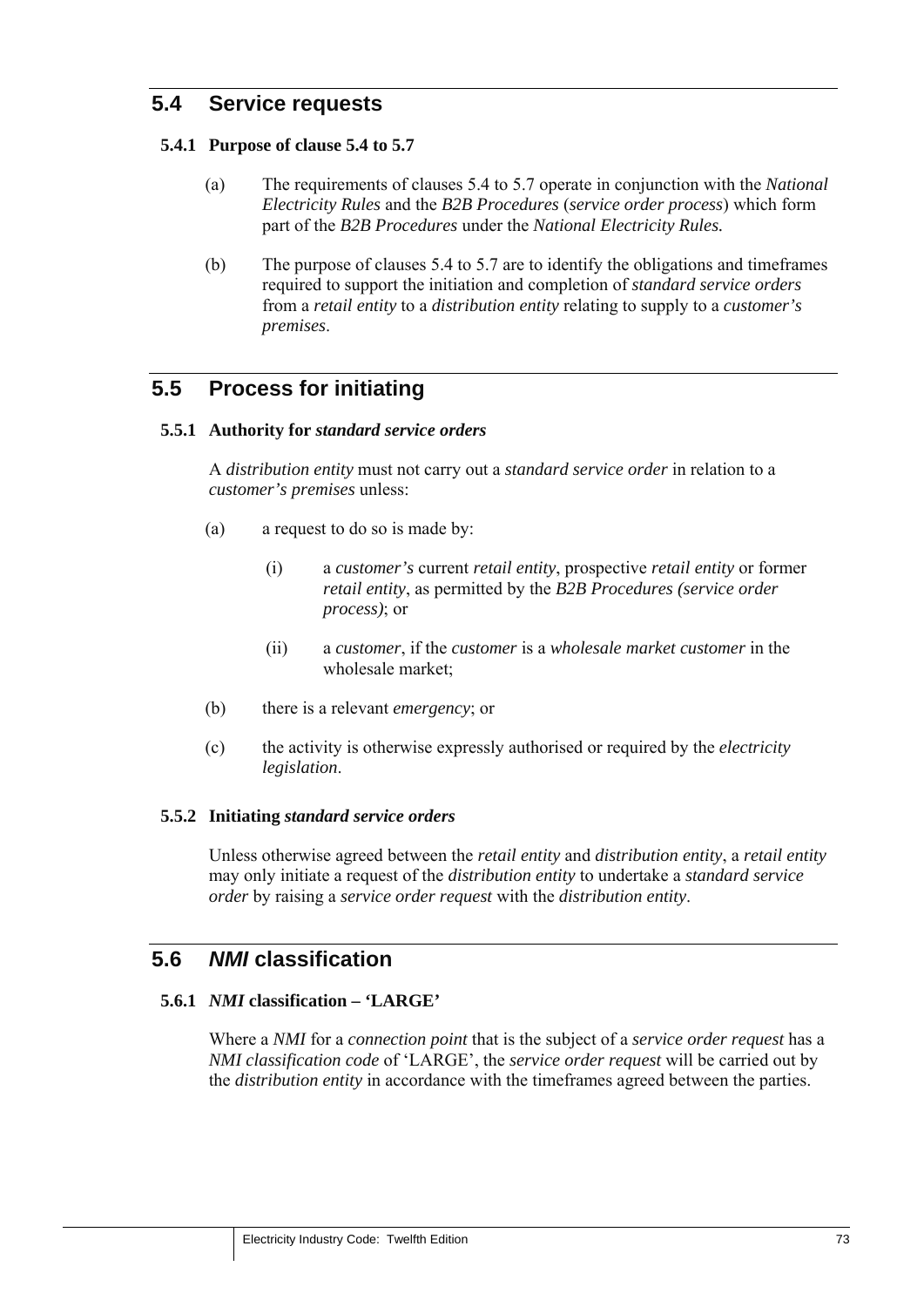## 5.4 Service requests

### 5.4.1 Purpose of clause 5.4 to 5.7

(a) The requirements of clauses 5.4 to 5.7 operate in conjunction with the *National Electricity Rules* and the *B2B Procedures* (*service order process*) which form part of the *B2B Procedures* under the *National Electricity Rules.*

(b) The purpose of clauses 5.4 to 5.7 are to identify the obligations and timeframes required to support the initiation and completion of *standard service orders* from a *retail entity* to a *distribution entity* relating to supply to a *customer's premises*.

## 5.5 Process for initiating

### 5.5.1 Authority for *standard service orders*

A *distribution entity* must not carry out a *standard service order* in relation to a *customer's premises* unless:

(a) a request to do so is made by:

(i) a *customer's* current *retail entity*, prospective *retail entity* or former *retail entity*, as permitted by the *B2B Procedures (service order process)*; or

(ii) a *customer*, if the *customer* is a *wholesale market customer* in the wholesale market;

(b) there is a relevant *emergency*; or

(c) the activity is otherwise expressly authorised or required by the *electricity legislation*.

### 5.5.2 Initiating *standard service orders*

Unless otherwise agreed between the *retail entity* and *distribution entity*, a *retail entity* may only initiate a request of the *distribution entity* to undertake a *standard service order* by raising a *service order request* with the *distribution entity*.

## 5.6 *NMI* classification

### 5.6.1 *NMI* classification – 'LARGE'

Where a *NMI* for a *connection point* that is the subject of a *service order request* has a *NMI classification code* of 'LARGE', the *service order request* will be carried out by the *distribution entity* in accordance with the timeframes agreed between the parties.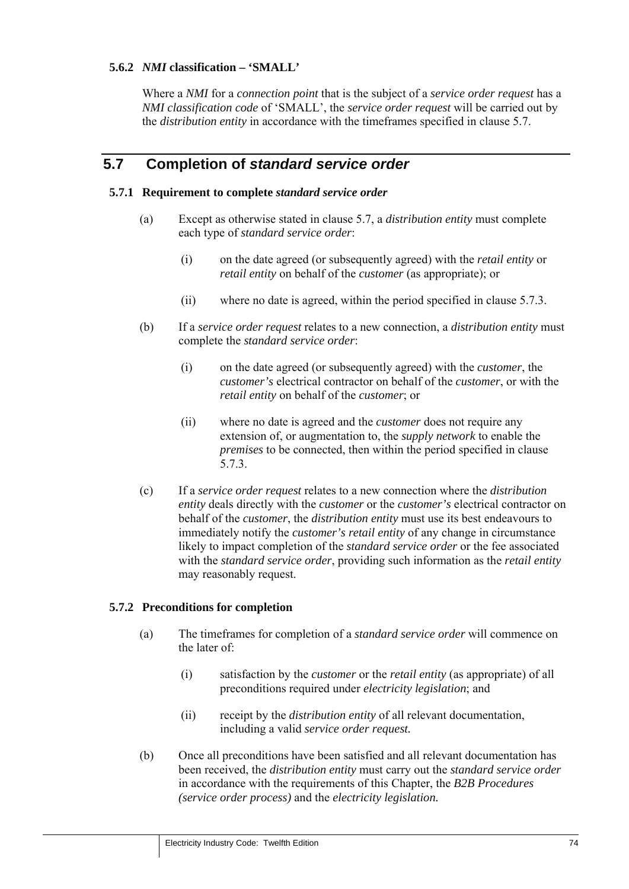### 5.6.2 *NMI* classification – 'SMALL'

Where a *NMI* for a *connection point* that is the subject of a *service order request* has a *NMI classification code* of 'SMALL', the *service order request* will be carried out by the *distribution entity* in accordance with the timeframes specified in clause 5.7.

## 5.7 Completion of *standard service order*

### 5.7.1 Requirement to complete *standard service order*

(a) Except as otherwise stated in clause 5.7, a *distribution entity* must complete each type of *standard service order*:

(i) on the date agreed (or subsequently agreed) with the *retail entity* or *retail entity* on behalf of the *customer* (as appropriate); or

(ii) where no date is agreed, within the period specified in clause 5.7.3.

(b) If a *service order request* relates to a new connection, a *distribution entity* must complete the *standard service order*:

(i) on the date agreed (or subsequently agreed) with the *customer*, the *customer's* electrical contractor on behalf of the *customer*, or with the *retail entity* on behalf of the *customer*; or

(ii) where no date is agreed and the *customer* does not require any extension of, or augmentation to, the *supply network* to enable the *premises* to be connected, then within the period specified in clause 5.7.3.

(c) If a *service order request* relates to a new connection where the *distribution entity* deals directly with the *customer* or the *customer's* electrical contractor on behalf of the *customer*, the *distribution entity* must use its best endeavours to immediately notify the *customer's retail entity* of any change in circumstance likely to impact completion of the *standard service order* or the fee associated with the *standard service order*, providing such information as the *retail entity* may reasonably request.

### 5.7.2 Preconditions for completion

(a) The timeframes for completion of a *standard service order* will commence on the later of:

(i) satisfaction by the *customer* or the *retail entity* (as appropriate) of all preconditions required under *electricity legislation*; and

(ii) receipt by the *distribution entity* of all relevant documentation, including a valid *service order request.*

(b) Once all preconditions have been satisfied and all relevant documentation has been received, the *distribution entity* must carry out the *standard service order* in accordance with the requirements of this Chapter, the *B2B Procedures (service order process)* and the *electricity legislation.*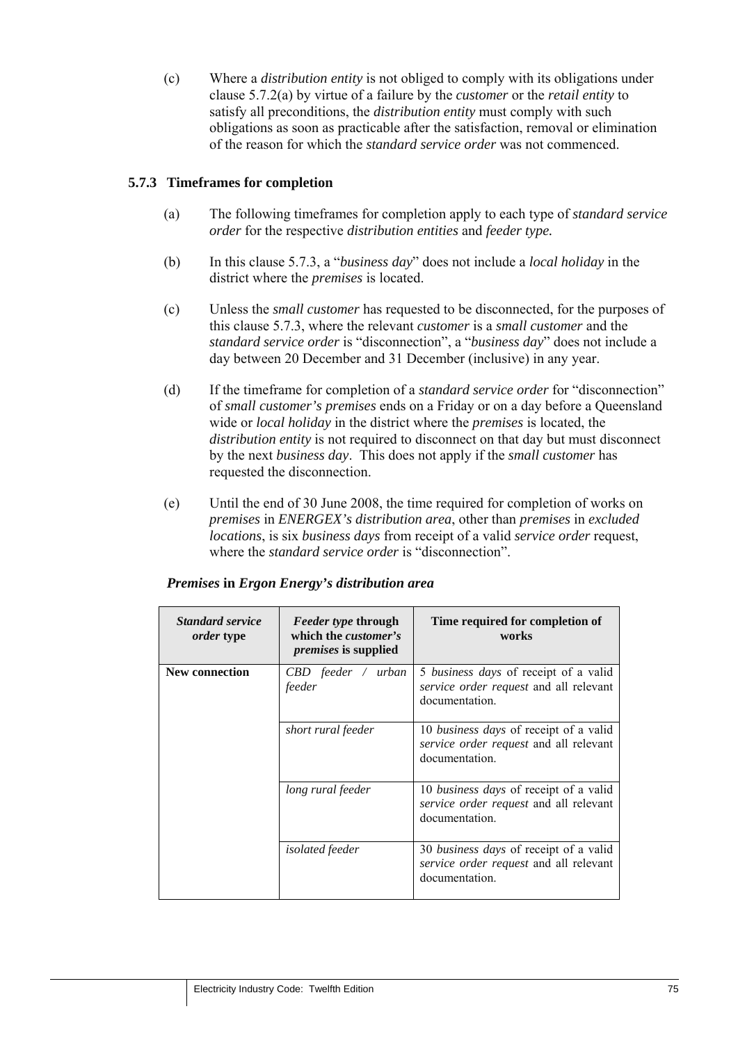(c) Where a *distribution entity* is not obliged to comply with its obligations under clause 5.7.2(a) by virtue of a failure by the *customer* or the *retail entity* to satisfy all preconditions, the *distribution entity* must comply with such obligations as soon as practicable after the satisfaction, removal or elimination of the reason for which the *standard service order* was not commenced.

### 5.7.3 Timeframes for completion

(a) The following timeframes for completion apply to each type of *standard service order* for the respective *distribution entities* and *feeder type.*

(b) In this clause 5.7.3, a "*business day*" does not include a *local holiday* in the district where the *premises* is located.

(c) Unless the *small customer* has requested to be disconnected, for the purposes of this clause 5.7.3, where the relevant *customer* is a *small customer* and the *standard service order* is "disconnection", a "*business day*" does not include a day between 20 December and 31 December (inclusive) in any year.

(d) If the timeframe for completion of a *standard service order* for "disconnection" of *small customer's premises* ends on a Friday or on a day before a Queensland wide or *local holiday* in the district where the *premises* is located, the *distribution entity* is not required to disconnect on that day but must disconnect by the next *business day*. This does not apply if the *small customer* has requested the disconnection.

(e) Until the end of 30 June 2008, the time required for completion of works on *premises* in *ENERGEX's distribution area*, other than *premises* in *excluded locations*, is six *business days* from receipt of a valid *service order* request, where the *standard service order* is "disconnection".

***Premises* in *Ergon Energy's distribution area***

| ***Standard service order* type** | ***Feeder type* through which the *customer's premises* is supplied** | **Time required for completion of works** |
|---|---|---|
| **New connection** | *CBD feeder / urban feeder* | 5 *business days* of receipt of a valid *service order request* and all relevant documentation. |
| | *short rural feeder* | 10 *business days* of receipt of a valid *service order request* and all relevant documentation. |
| | *long rural feeder* | 10 *business days* of receipt of a valid *service order request* and all relevant documentation. |
| | *isolated feeder* | 30 *business days* of receipt of a valid *service order request* and all relevant documentation. |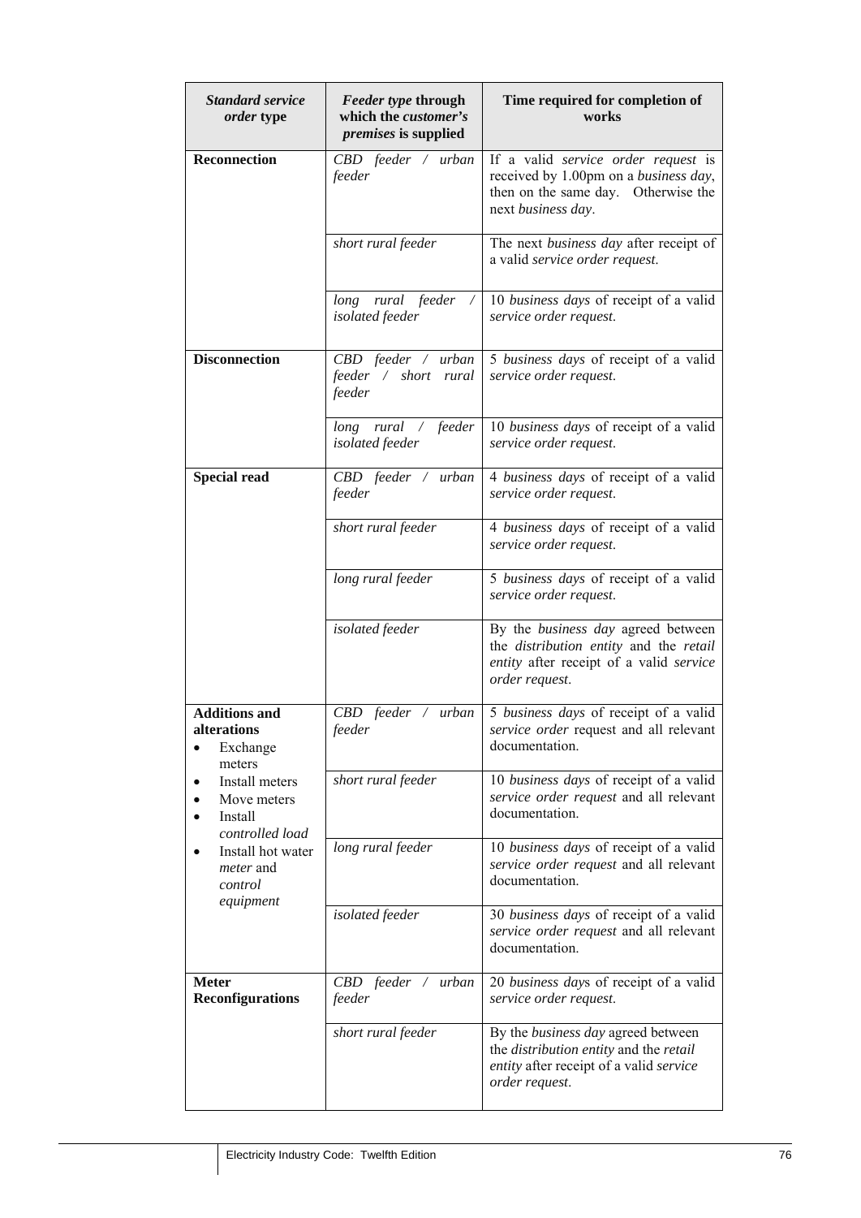| *Standard service order* type | *Feeder type* through which the *customer's premises* is supplied | Time required for completion of works |
|---|---|---|
| **Reconnection** | *CBD feeder / urban feeder* | If a valid *service order request* is received by 1.00pm on a *business day*, then on the same day. Otherwise the next *business day*. |
| | *short rural feeder* | The next *business day* after receipt of a valid *service order request.* |
| | *long rural feeder / isolated feeder* | 10 *business days* of receipt of a valid *service order request.* |
| **Disconnection** | *CBD feeder / urban feeder / short rural feeder* | 5 *business days* of receipt of a valid *service order request.* |
| | *long rural / feeder isolated feeder* | 10 *business days* of receipt of a valid *service order request.* |
| **Special read** | *CBD feeder / urban feeder* | 4 *business days* of receipt of a valid *service order request.* |
| | *short rural feeder* | 4 *business days* of receipt of a valid *service order request.* |
| | *long rural feeder* | 5 *business days* of receipt of a valid *service order request.* |
| | *isolated feeder* | By the *business day* agreed between the *distribution entity* and the *retail entity* after receipt of a valid *service order request*. |
| **Additions and alterations** <br>• Exchange meters <br>• Install meters <br>• Move meters <br>• Install *controlled load* <br>• Install hot water *meter* and *control equipment* | *CBD feeder / urban feeder* | 5 *business days* of receipt of a valid *service order* request and all relevant documentation. |
| | *short rural feeder* | 10 *business days* of receipt of a valid *service order request* and all relevant documentation. |
| | *long rural feeder* | 10 *business days* of receipt of a valid *service order request* and all relevant documentation. |
| | *isolated feeder* | 30 *business days* of receipt of a valid *service order request* and all relevant documentation. |
| **Meter Reconfigurations** | *CBD feeder / urban feeder* | 20 *business days* of receipt of a valid *service order request.* |
| | *short rural feeder* | By the *business day* agreed between the *distribution entity* and the *retail entity* after receipt of a valid *service order request*. |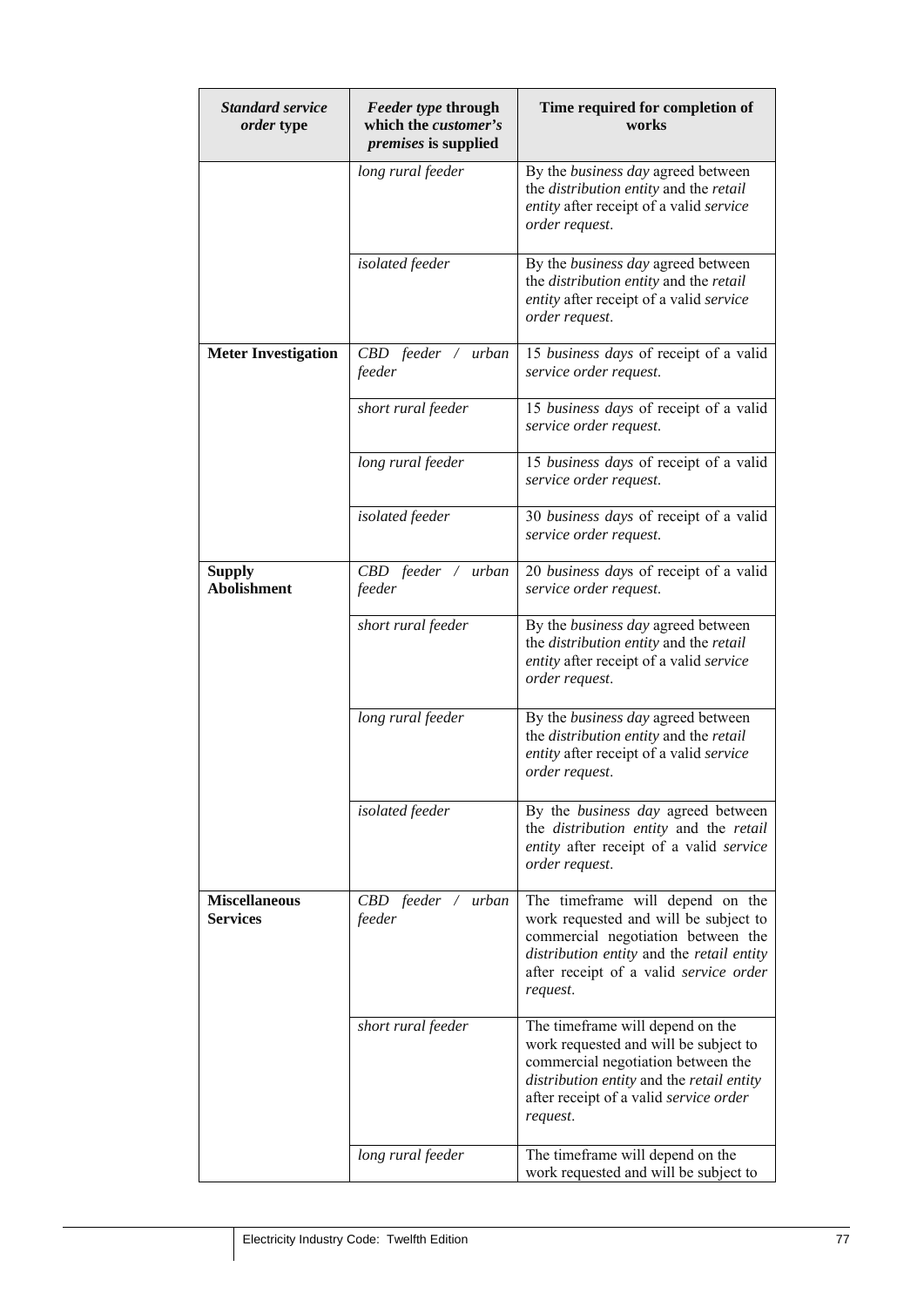| *Standard service order* type | *Feeder type* through which the *customer's premises* is supplied | Time required for completion of works |
|---|---|---|
| | *long rural feeder* | By the *business day* agreed between the *distribution entity* and the *retail entity* after receipt of a valid *service order request*. |
| | *isolated feeder* | By the *business day* agreed between the *distribution entity* and the *retail entity* after receipt of a valid *service order request*. |
| **Meter Investigation** | *CBD feeder / urban feeder* | 15 *business days* of receipt of a valid *service order request*. |
| | *short rural feeder* | 15 *business days* of receipt of a valid *service order request*. |
| | *long rural feeder* | 15 *business days* of receipt of a valid *service order request*. |
| | *isolated feeder* | 30 *business days* of receipt of a valid *service order request*. |
| **Supply Abolishment** | *CBD feeder / urban feeder* | 20 *business days* of receipt of a valid *service order request*. |
| | *short rural feeder* | By the *business day* agreed between the *distribution entity* and the *retail entity* after receipt of a valid *service order request*. |
| | *long rural feeder* | By the *business day* agreed between the *distribution entity* and the *retail entity* after receipt of a valid *service order request*. |
| | *isolated feeder* | By the *business day* agreed between the *distribution entity* and the *retail entity* after receipt of a valid *service order request*. |
| **Miscellaneous Services** | *CBD feeder / urban feeder* | The timeframe will depend on the work requested and will be subject to commercial negotiation between the *distribution entity* and the *retail entity* after receipt of a valid *service order request*. |
| | *short rural feeder* | The timeframe will depend on the work requested and will be subject to commercial negotiation between the *distribution entity* and the *retail entity* after receipt of a valid *service order request*. |
| | *long rural feeder* | The timeframe will depend on the work requested and will be subject to |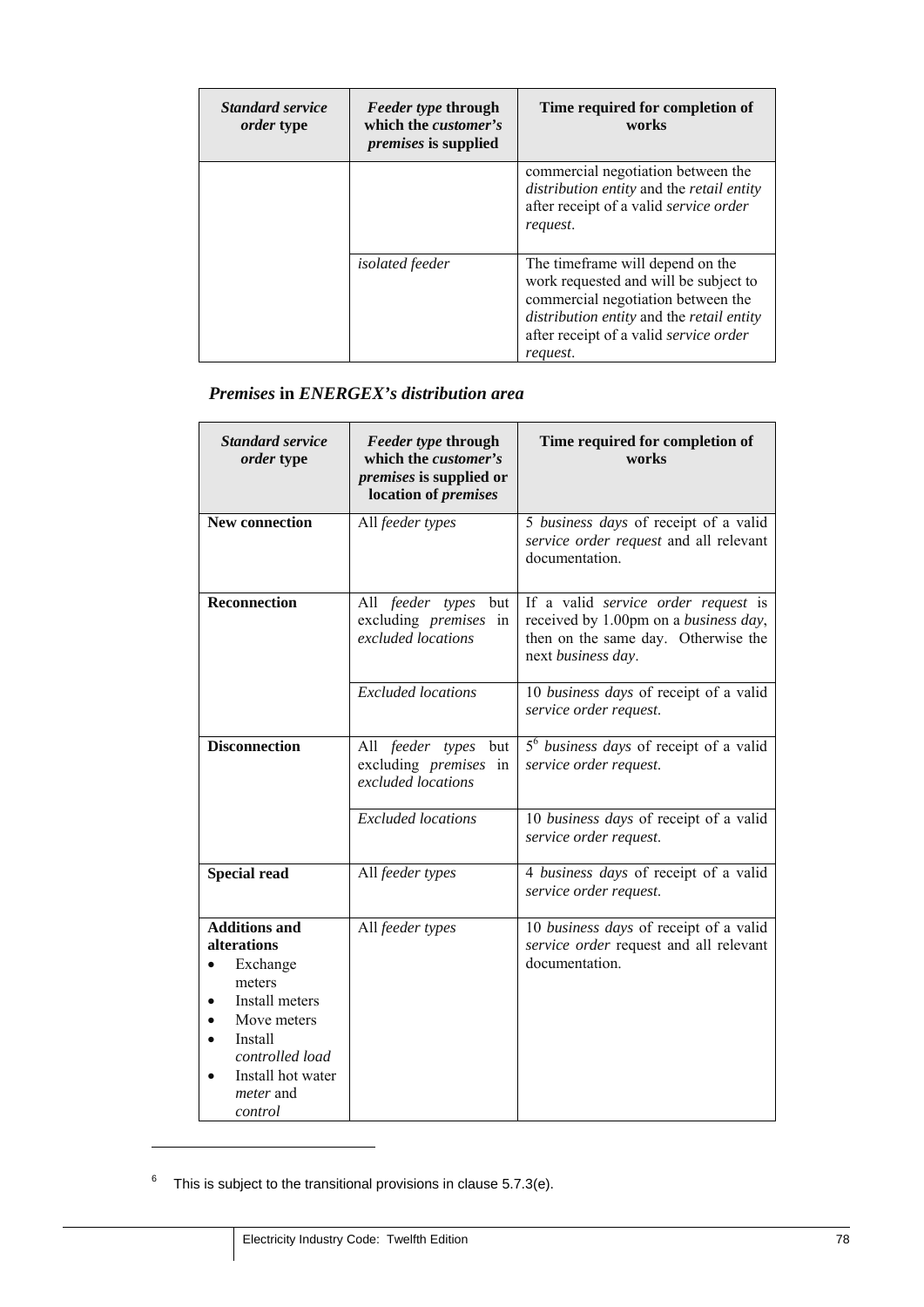| *Standard service order* type | *Feeder type* through which the *customer's premises* is supplied | Time required for completion of works |
|---|---|---|
| | | commercial negotiation between the *distribution entity* and the *retail entity* after receipt of a valid *service order request*. |
| | *isolated feeder* | The timeframe will depend on the work requested and will be subject to commercial negotiation between the *distribution entity* and the *retail entity* after receipt of a valid *service order request*. |

### *Premises* in *ENERGEX's distribution area*

| *Standard service order* type | *Feeder type* through which the *customer's premises* is supplied or location of *premises* | Time required for completion of works |
|---|---|---|
| **New connection** | All *feeder types* | 5 *business days* of receipt of a valid *service order request* and all relevant documentation. |
| **Reconnection** | All *feeder types* but excluding *premises* in *excluded locations* | If a valid *service order request* is received by 1.00pm on a *business day*, then on the same day. Otherwise the next *business day*. |
| | *Excluded locations* | 10 *business days* of receipt of a valid *service order request.* |
| **Disconnection** | All *feeder types* but excluding *premises* in *excluded locations* | 5[6] *business days* of receipt of a valid *service order request.* |
| | *Excluded locations* | 10 *business days* of receipt of a valid *service order request.* |
| **Special read** | All *feeder types* | 4 *business days* of receipt of a valid *service order request.* |
| **Additions and alterations** <br>• Exchange meters <br>• Install meters <br>• Move meters <br>• Install *controlled load* <br>• Install hot water *meter* and *control* | All *feeder types* | 10 *business days* of receipt of a valid *service order* request and all relevant documentation. |

[6] This is subject to the transitional provisions in clause 5.7.3(e).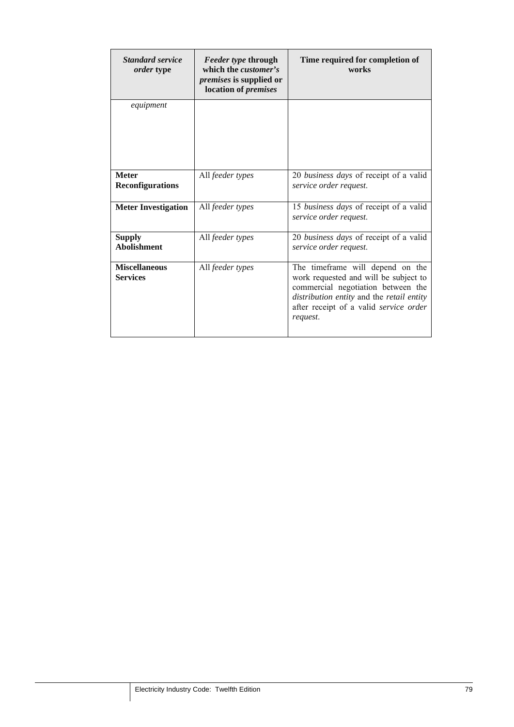| *Standard service order* type | *Feeder type* through which the *customer's premises* is supplied or location of *premises* | Time required for completion of works |
|---|---|---|
| *equipment* | | |
| **Meter Reconfigurations** | All *feeder types* | 20 *business days* of receipt of a valid *service order request*. |
| **Meter Investigation** | All *feeder types* | 15 *business days* of receipt of a valid *service order request*. |
| **Supply Abolishment** | All *feeder types* | 20 *business days* of receipt of a valid *service order request*. |
| **Miscellaneous Services** | All *feeder types* | The timeframe will depend on the work requested and will be subject to commercial negotiation between the *distribution entity* and the *retail entity* after receipt of a valid *service order request*. |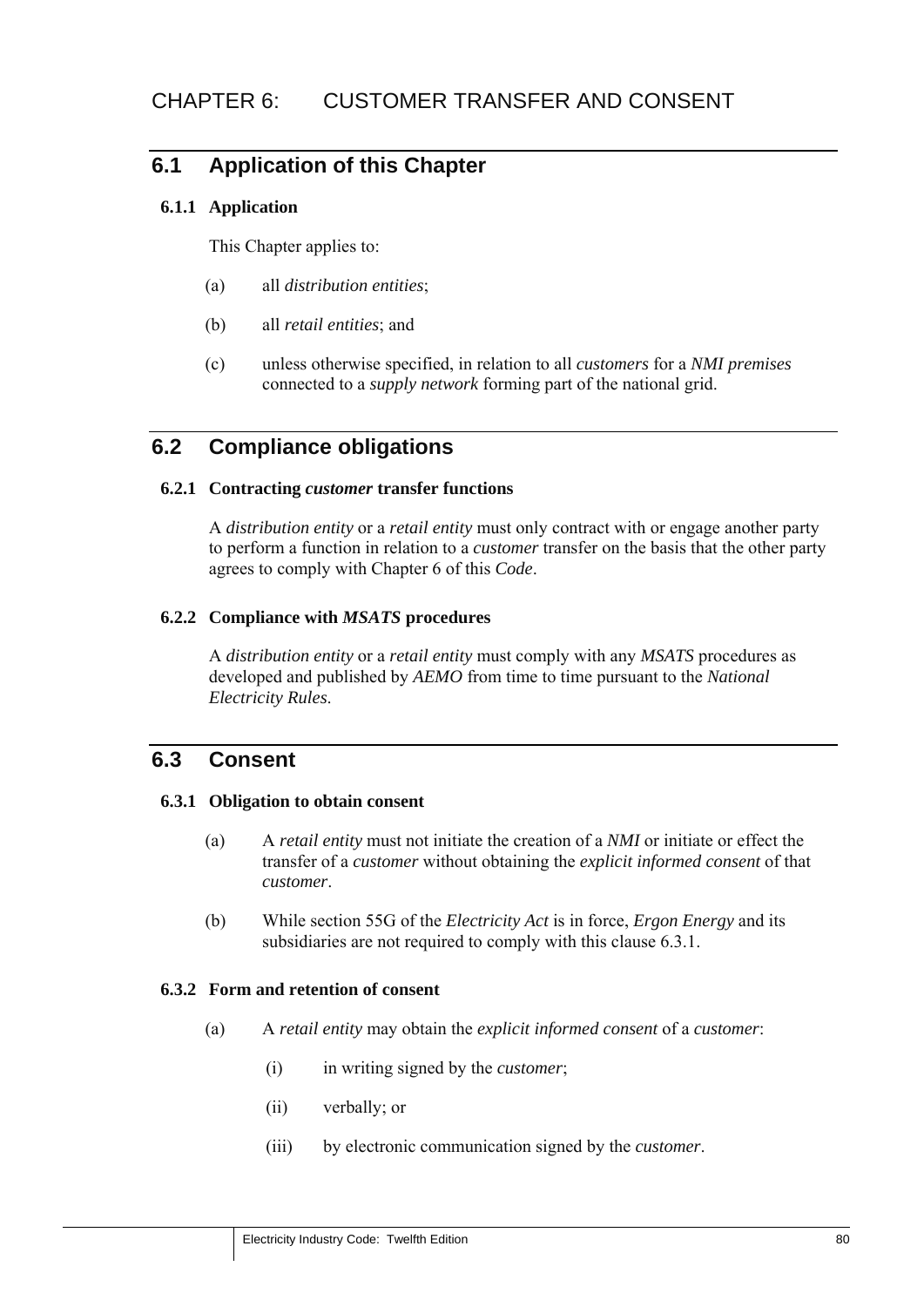# CHAPTER 6: CUSTOMER TRANSFER AND CONSENT

## 6.1 Application of this Chapter

### 6.1.1 Application

This Chapter applies to:

(a) all *distribution entities*;

(b) all *retail entities*; and

(c) unless otherwise specified, in relation to all *customers* for a *NMI premises* connected to a *supply network* forming part of the national grid.

## 6.2 Compliance obligations

### 6.2.1 Contracting *customer* transfer functions

A *distribution entity* or a *retail entity* must only contract with or engage another party to perform a function in relation to a *customer* transfer on the basis that the other party agrees to comply with Chapter 6 of this *Code*.

### 6.2.2 Compliance with *MSATS* procedures

A *distribution entity* or a *retail entity* must comply with any *MSATS* procedures as developed and published by *AEMO* from time to time pursuant to the *National Electricity Rules*.

## 6.3 Consent

### 6.3.1 Obligation to obtain consent

(a) A *retail entity* must not initiate the creation of a *NMI* or initiate or effect the transfer of a *customer* without obtaining the *explicit informed consent* of that *customer*.

(b) While section 55G of the *Electricity Act* is in force, *Ergon Energy* and its subsidiaries are not required to comply with this clause 6.3.1.

### 6.3.2 Form and retention of consent

(a) A *retail entity* may obtain the *explicit informed consent* of a *customer*:

(i) in writing signed by the *customer*;

(ii) verbally; or

(iii) by electronic communication signed by the *customer*.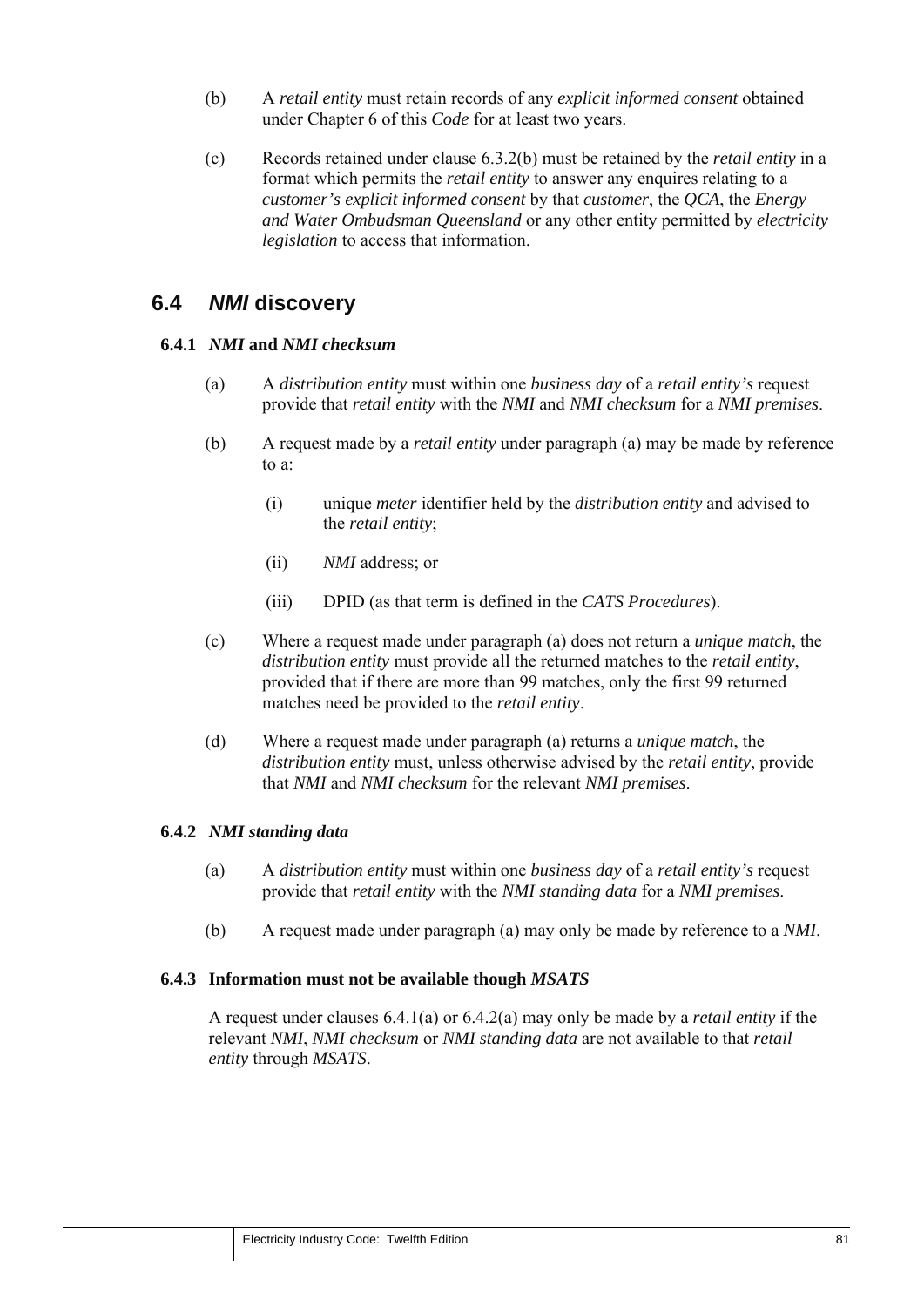(b) A *retail entity* must retain records of any *explicit informed consent* obtained under Chapter 6 of this *Code* for at least two years.

(c) Records retained under clause 6.3.2(b) must be retained by the *retail entity* in a format which permits the *retail entity* to answer any enquires relating to a *customer's explicit informed consent* by that *customer*, the *QCA*, the *Energy and Water Ombudsman Queensland* or any other entity permitted by *electricity legislation* to access that information.

## 6.4 *NMI* discovery

### 6.4.1 *NMI* and *NMI checksum*

(a) A *distribution entity* must within one *business day* of a *retail entity's* request provide that *retail entity* with the *NMI* and *NMI checksum* for a *NMI premises*.

(b) A request made by a *retail entity* under paragraph (a) may be made by reference to a:

(i) unique *meter* identifier held by the *distribution entity* and advised to the *retail entity*;

(ii) *NMI* address; or

(iii) DPID (as that term is defined in the *CATS Procedures*).

(c) Where a request made under paragraph (a) does not return a *unique match*, the *distribution entity* must provide all the returned matches to the *retail entity*, provided that if there are more than 99 matches, only the first 99 returned matches need be provided to the *retail entity*.

(d) Where a request made under paragraph (a) returns a *unique match*, the *distribution entity* must, unless otherwise advised by the *retail entity*, provide that *NMI* and *NMI checksum* for the relevant *NMI premises*.

### 6.4.2 *NMI standing data*

(a) A *distribution entity* must within one *business day* of a *retail entity's* request provide that *retail entity* with the *NMI standing data* for a *NMI premises*.

(b) A request made under paragraph (a) may only be made by reference to a *NMI*.

### 6.4.3 Information must not be available though *MSATS*

A request under clauses 6.4.1(a) or 6.4.2(a) may only be made by a *retail entity* if the relevant *NMI*, *NMI checksum* or *NMI standing data* are not available to that *retail entity* through *MSATS*.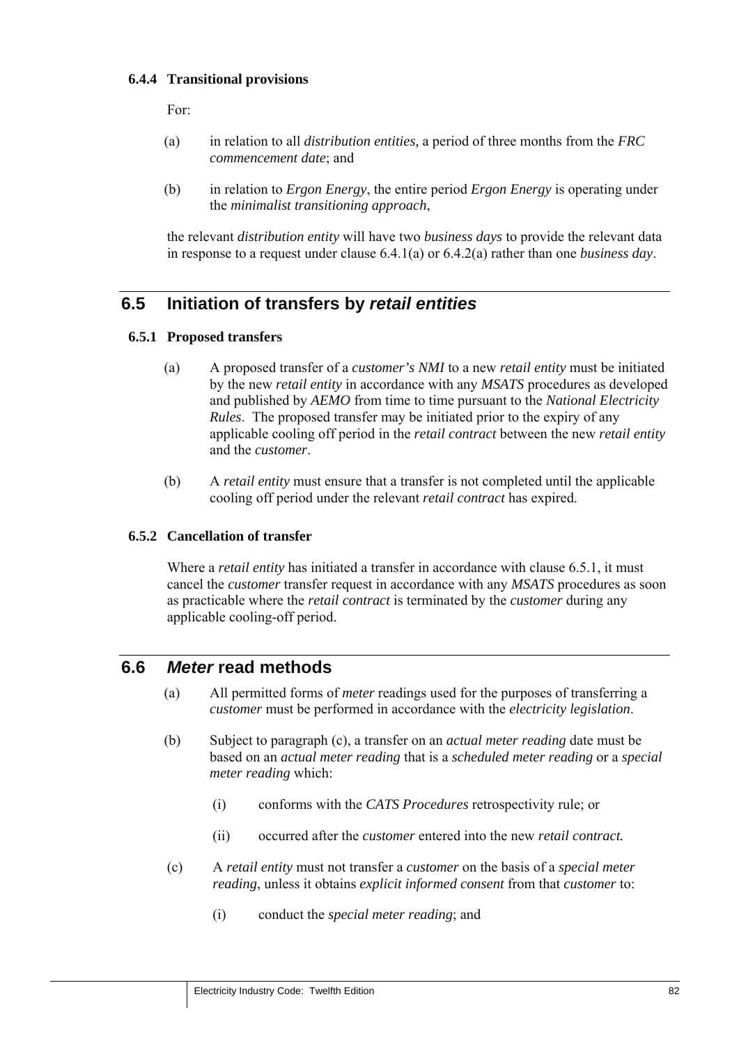#### 6.4.4 Transitional provisions

For:

(a) in relation to all *distribution entities,* a period of three months from the *FRC commencement date*; and

(b) in relation to *Ergon Energy*, the entire period *Ergon Energy* is operating under the *minimalist transitioning approach*,

the relevant *distribution entity* will have two *business days* to provide the relevant data in response to a request under clause 6.4.1(a) or 6.4.2(a) rather than one *business day*.

## 6.5 Initiation of transfers by *retail entities*

#### 6.5.1 Proposed transfers

(a) A proposed transfer of a *customer's NMI* to a new *retail entity* must be initiated by the new *retail entity* in accordance with any *MSATS* procedures as developed and published by *AEMO* from time to time pursuant to the *National Electricity Rules*. The proposed transfer may be initiated prior to the expiry of any applicable cooling off period in the *retail contract* between the new *retail entity* and the *customer*.

(b) A *retail entity* must ensure that a transfer is not completed until the applicable cooling off period under the relevant *retail contract* has expired.

#### 6.5.2 Cancellation of transfer

Where a *retail entity* has initiated a transfer in accordance with clause 6.5.1, it must cancel the *customer* transfer request in accordance with any *MSATS* procedures as soon as practicable where the *retail contract* is terminated by the *customer* during any applicable cooling-off period.

## 6.6 *Meter* read methods

(a) All permitted forms of *meter* readings used for the purposes of transferring a *customer* must be performed in accordance with the *electricity legislation*.

(b) Subject to paragraph (c), a transfer on an *actual meter reading* date must be based on an *actual meter reading* that is a *scheduled meter reading* or a *special meter reading* which:

  (i) conforms with the *CATS Procedures* retrospectivity rule; or

  (ii) occurred after the *customer* entered into the new *retail contract.*

(c) A *retail entity* must not transfer a *customer* on the basis of a *special meter reading*, unless it obtains *explicit informed consent* from that *customer* to:

  (i) conduct the *special meter reading*; and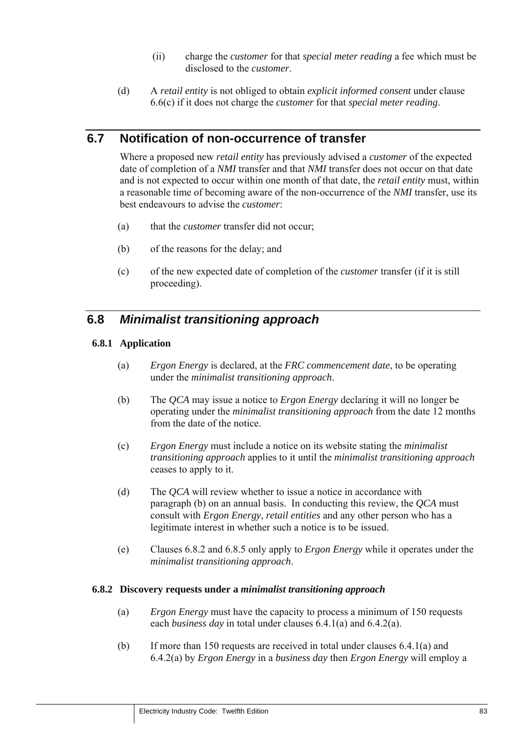(ii) charge the *customer* for that *special meter reading* a fee which must be disclosed to the *customer*.

(d) A *retail entity* is not obliged to obtain *explicit informed consent* under clause 6.6(c) if it does not charge the *customer* for that *special meter reading*.

## 6.7 Notification of non-occurrence of transfer

Where a proposed new *retail entity* has previously advised a *customer* of the expected date of completion of a *NMI* transfer and that *NMI* transfer does not occur on that date and is not expected to occur within one month of that date, the *retail entity* must, within a reasonable time of becoming aware of the non-occurrence of the *NMI* transfer, use its best endeavours to advise the *customer*:

(a) that the *customer* transfer did not occur;

(b) of the reasons for the delay; and

(c) of the new expected date of completion of the *customer* transfer (if it is still proceeding).

## 6.8 *Minimalist transitioning approach*

### 6.8.1 Application

(a) *Ergon Energy* is declared, at the *FRC commencement date*, to be operating under the *minimalist transitioning approach*.

(b) The *QCA* may issue a notice to *Ergon Energy* declaring it will no longer be operating under the *minimalist transitioning approach* from the date 12 months from the date of the notice.

(c) *Ergon Energy* must include a notice on its website stating the *minimalist transitioning approach* applies to it until the *minimalist transitioning approach* ceases to apply to it.

(d) The *QCA* will review whether to issue a notice in accordance with paragraph (b) on an annual basis. In conducting this review, the *QCA* must consult with *Ergon Energy*, *retail entities* and any other person who has a legitimate interest in whether such a notice is to be issued.

(e) Clauses 6.8.2 and 6.8.5 only apply to *Ergon Energy* while it operates under the *minimalist transitioning approach*.

### 6.8.2 Discovery requests under a *minimalist transitioning approach*

(a) *Ergon Energy* must have the capacity to process a minimum of 150 requests each *business day* in total under clauses 6.4.1(a) and 6.4.2(a).

(b) If more than 150 requests are received in total under clauses 6.4.1(a) and 6.4.2(a) by *Ergon Energy* in a *business day* then *Ergon Energy* will employ a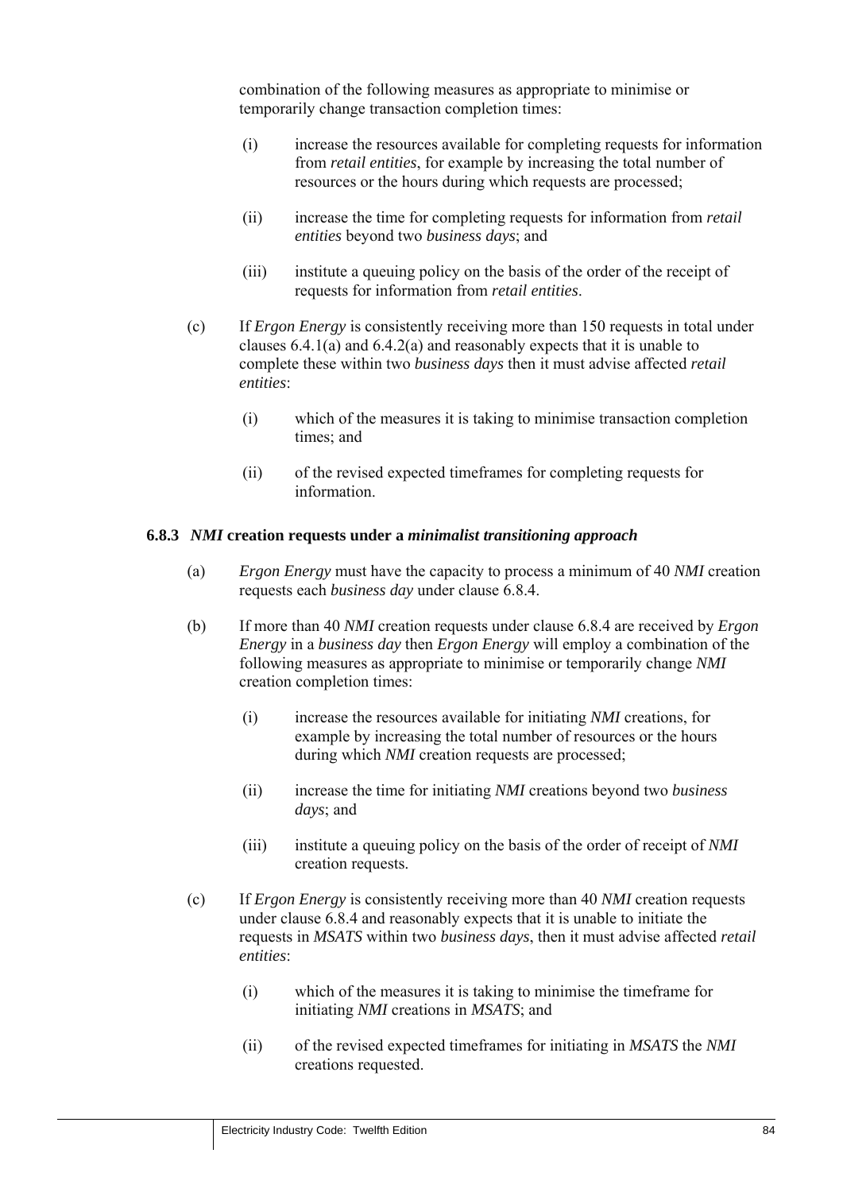combination of the following measures as appropriate to minimise or temporarily change transaction completion times:

(i) increase the resources available for completing requests for information from *retail entities*, for example by increasing the total number of resources or the hours during which requests are processed;

(ii) increase the time for completing requests for information from *retail entities* beyond two *business days*; and

(iii) institute a queuing policy on the basis of the order of the receipt of requests for information from *retail entities*.

(c) If *Ergon Energy* is consistently receiving more than 150 requests in total under clauses 6.4.1(a) and 6.4.2(a) and reasonably expects that it is unable to complete these within two *business days* then it must advise affected *retail entities*:

(i) which of the measures it is taking to minimise transaction completion times; and

(ii) of the revised expected timeframes for completing requests for information.

### 6.8.3 *NMI* creation requests under a *minimalist transitioning approach*

(a) *Ergon Energy* must have the capacity to process a minimum of 40 *NMI* creation requests each *business day* under clause 6.8.4.

(b) If more than 40 *NMI* creation requests under clause 6.8.4 are received by *Ergon Energy* in a *business day* then *Ergon Energy* will employ a combination of the following measures as appropriate to minimise or temporarily change *NMI* creation completion times:

(i) increase the resources available for initiating *NMI* creations, for example by increasing the total number of resources or the hours during which *NMI* creation requests are processed;

(ii) increase the time for initiating *NMI* creations beyond two *business days*; and

(iii) institute a queuing policy on the basis of the order of receipt of *NMI* creation requests.

(c) If *Ergon Energy* is consistently receiving more than 40 *NMI* creation requests under clause 6.8.4 and reasonably expects that it is unable to initiate the requests in *MSATS* within two *business days*, then it must advise affected *retail entities*:

(i) which of the measures it is taking to minimise the timeframe for initiating *NMI* creations in *MSATS*; and

(ii) of the revised expected timeframes for initiating in *MSATS* the *NMI* creations requested.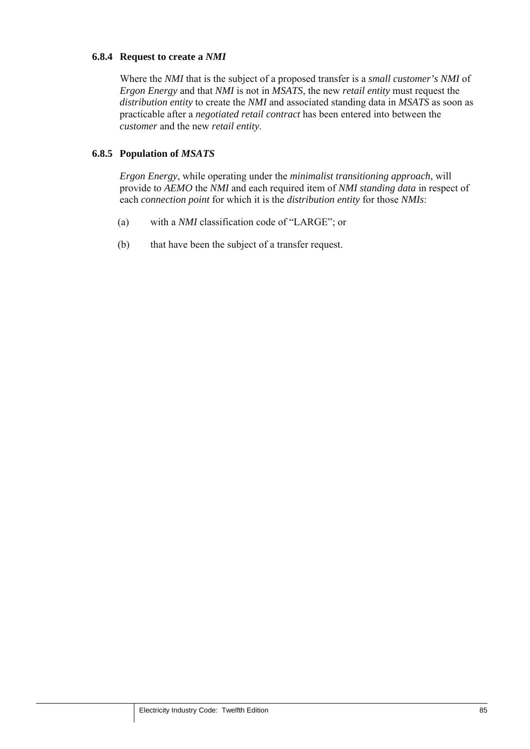### 6.8.4 Request to create a *NMI*

Where the *NMI* that is the subject of a proposed transfer is a *small customer's NMI* of *Ergon Energy* and that *NMI* is not in *MSATS*, the new *retail entity* must request the *distribution entity* to create the *NMI* and associated standing data in *MSATS* as soon as practicable after a *negotiated retail contract* has been entered into between the *customer* and the new *retail entity*.

### 6.8.5 Population of *MSATS*

*Ergon Energy*, while operating under the *minimalist transitioning approach*, will provide to *AEMO* the *NMI* and each required item of *NMI standing data* in respect of each *connection point* for which it is the *distribution entity* for those *NMIs*:

(a) with a *NMI* classification code of "LARGE"; or

(b) that have been the subject of a transfer request.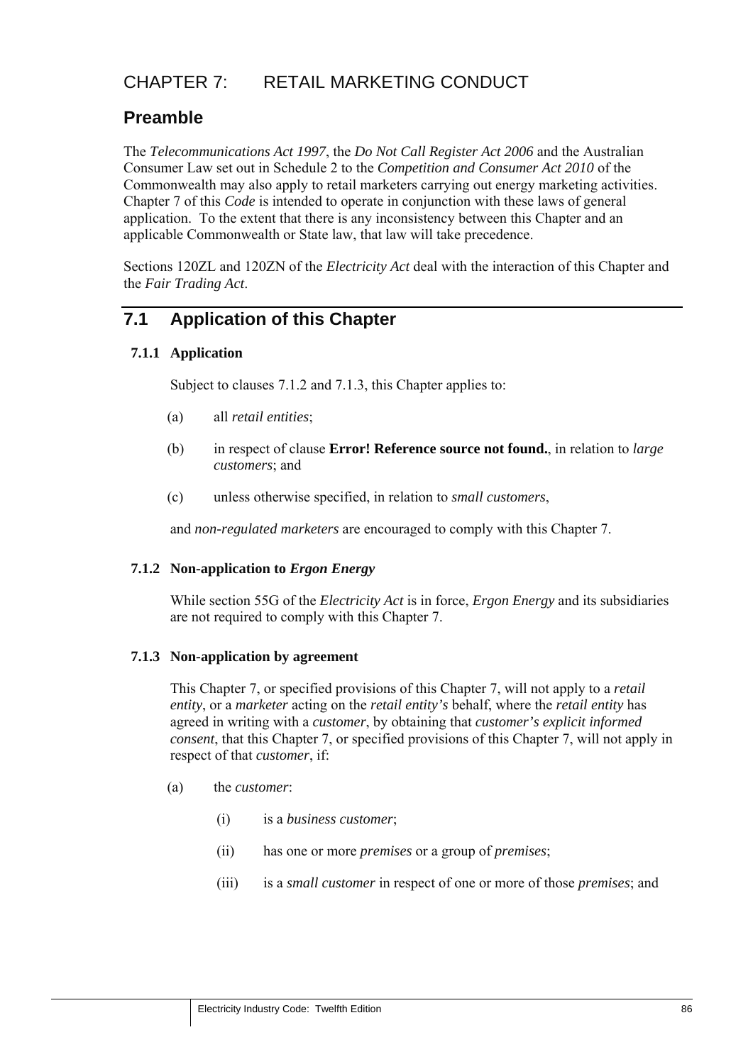# CHAPTER 7: RETAIL MARKETING CONDUCT

## Preamble

The *Telecommunications Act 1997*, the *Do Not Call Register Act 2006* and the Australian Consumer Law set out in Schedule 2 to the *Competition and Consumer Act 2010* of the Commonwealth may also apply to retail marketers carrying out energy marketing activities. Chapter 7 of this *Code* is intended to operate in conjunction with these laws of general application. To the extent that there is any inconsistency between this Chapter and an applicable Commonwealth or State law, that law will take precedence.

Sections 120ZL and 120ZN of the *Electricity Act* deal with the interaction of this Chapter and the *Fair Trading Act*.

## 7.1 Application of this Chapter

### 7.1.1 Application

Subject to clauses 7.1.2 and 7.1.3, this Chapter applies to:

(a) all *retail entities*;

(b) in respect of clause **Error! Reference source not found.**, in relation to *large customers*; and

(c) unless otherwise specified, in relation to *small customers*,

and *non-regulated marketers* are encouraged to comply with this Chapter 7.

### 7.1.2 Non-application to *Ergon Energy*

While section 55G of the *Electricity Act* is in force, *Ergon Energy* and its subsidiaries are not required to comply with this Chapter 7.

### 7.1.3 Non-application by agreement

This Chapter 7, or specified provisions of this Chapter 7, will not apply to a *retail entity*, or a *marketer* acting on the *retail entity's* behalf, where the *retail entity* has agreed in writing with a *customer*, by obtaining that *customer's explicit informed consent*, that this Chapter 7, or specified provisions of this Chapter 7, will not apply in respect of that *customer*, if:

(a) the *customer*:

(i) is a *business customer*;

(ii) has one or more *premises* or a group of *premises*;

(iii) is a *small customer* in respect of one or more of those *premises*; and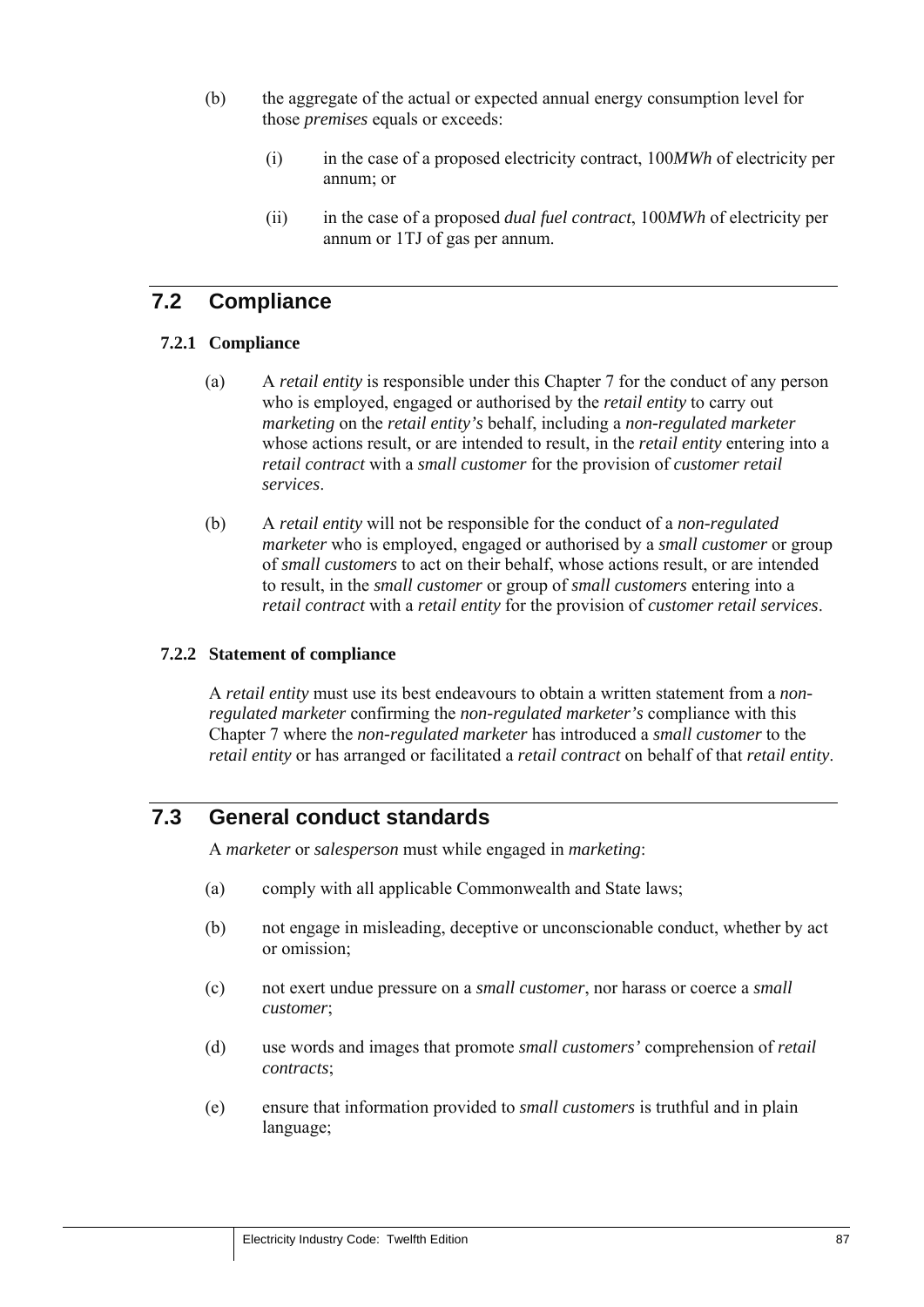(b) the aggregate of the actual or expected annual energy consumption level for those *premises* equals or exceeds:

   (i) in the case of a proposed electricity contract, 100*MWh* of electricity per annum; or

   (ii) in the case of a proposed *dual fuel contract*, 100*MWh* of electricity per annum or 1TJ of gas per annum.

## 7.2 Compliance

### 7.2.1 Compliance

(a) A *retail entity* is responsible under this Chapter 7 for the conduct of any person who is employed, engaged or authorised by the *retail entity* to carry out *marketing* on the *retail entity's* behalf, including a *non-regulated marketer* whose actions result, or are intended to result, in the *retail entity* entering into a *retail contract* with a *small customer* for the provision of *customer retail services*.

(b) A *retail entity* will not be responsible for the conduct of a *non-regulated marketer* who is employed, engaged or authorised by a *small customer* or group of *small customers* to act on their behalf, whose actions result, or are intended to result, in the *small customer* or group of *small customers* entering into a *retail contract* with a *retail entity* for the provision of *customer retail services*.

### 7.2.2 Statement of compliance

A *retail entity* must use its best endeavours to obtain a written statement from a *non-regulated marketer* confirming the *non-regulated marketer's* compliance with this Chapter 7 where the *non-regulated marketer* has introduced a *small customer* to the *retail entity* or has arranged or facilitated a *retail contract* on behalf of that *retail entity*.

## 7.3 General conduct standards

A *marketer* or *salesperson* must while engaged in *marketing*:

(a) comply with all applicable Commonwealth and State laws;

(b) not engage in misleading, deceptive or unconscionable conduct, whether by act or omission;

(c) not exert undue pressure on a *small customer*, nor harass or coerce a *small customer*;

(d) use words and images that promote *small customers'* comprehension of *retail contracts*;

(e) ensure that information provided to *small customers* is truthful and in plain language;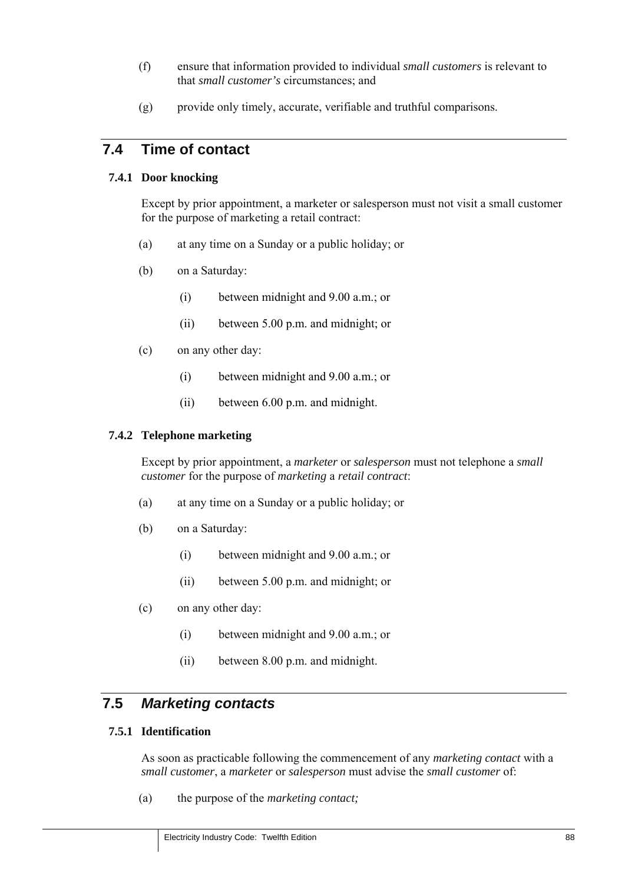(f) ensure that information provided to individual *small customers* is relevant to that *small customer's* circumstances; and

(g) provide only timely, accurate, verifiable and truthful comparisons.

## 7.4 Time of contact

### 7.4.1 Door knocking

Except by prior appointment, a marketer or salesperson must not visit a small customer for the purpose of marketing a retail contract:

(a) at any time on a Sunday or a public holiday; or

(b) on a Saturday:

  (i) between midnight and 9.00 a.m.; or

  (ii) between 5.00 p.m. and midnight; or

(c) on any other day:

  (i) between midnight and 9.00 a.m.; or

  (ii) between 6.00 p.m. and midnight.

### 7.4.2 Telephone marketing

Except by prior appointment, a *marketer* or *salesperson* must not telephone a *small customer* for the purpose of *marketing* a *retail contract*:

(a) at any time on a Sunday or a public holiday; or

(b) on a Saturday:

  (i) between midnight and 9.00 a.m.; or

  (ii) between 5.00 p.m. and midnight; or

(c) on any other day:

  (i) between midnight and 9.00 a.m.; or

  (ii) between 8.00 p.m. and midnight.

## 7.5 *Marketing contacts*

### 7.5.1 Identification

As soon as practicable following the commencement of any *marketing contact* with a *small customer*, a *marketer* or *salesperson* must advise the *small customer* of:

(a) the purpose of the *marketing contact;*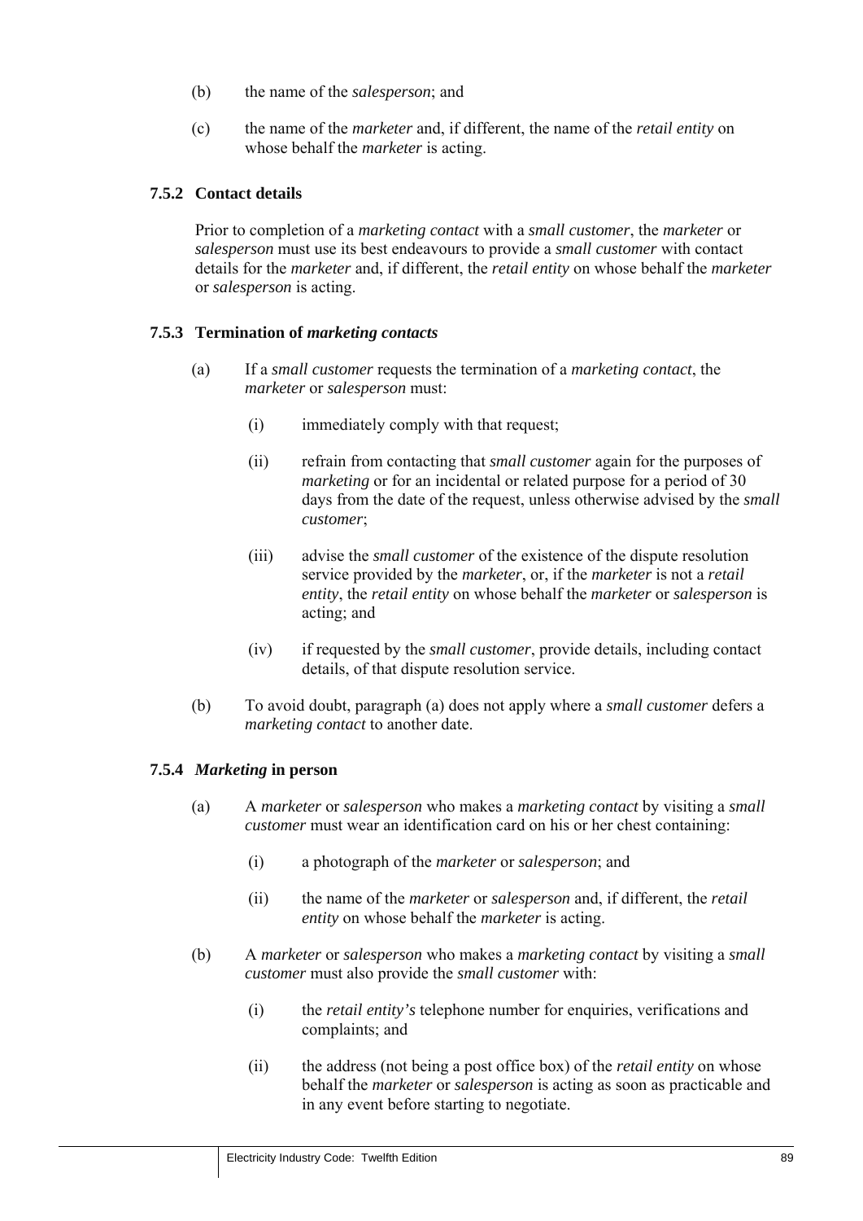(b) the name of the *salesperson*; and

(c) the name of the *marketer* and, if different, the name of the *retail entity* on whose behalf the *marketer* is acting.

### 7.5.2 Contact details

Prior to completion of a *marketing contact* with a *small customer*, the *marketer* or *salesperson* must use its best endeavours to provide a *small customer* with contact details for the *marketer* and, if different, the *retail entity* on whose behalf the *marketer* or *salesperson* is acting.

### 7.5.3 Termination of *marketing contacts*

(a) If a *small customer* requests the termination of a *marketing contact*, the *marketer* or *salesperson* must:

(i) immediately comply with that request;

(ii) refrain from contacting that *small customer* again for the purposes of *marketing* or for an incidental or related purpose for a period of 30 days from the date of the request, unless otherwise advised by the *small customer*;

(iii) advise the *small customer* of the existence of the dispute resolution service provided by the *marketer*, or, if the *marketer* is not a *retail entity*, the *retail entity* on whose behalf the *marketer* or *salesperson* is acting; and

(iv) if requested by the *small customer*, provide details, including contact details, of that dispute resolution service.

(b) To avoid doubt, paragraph (a) does not apply where a *small customer* defers a *marketing contact* to another date.

### 7.5.4 *Marketing* in person

(a) A *marketer* or *salesperson* who makes a *marketing contact* by visiting a *small customer* must wear an identification card on his or her chest containing:

(i) a photograph of the *marketer* or *salesperson*; and

(ii) the name of the *marketer* or *salesperson* and, if different, the *retail entity* on whose behalf the *marketer* is acting.

(b) A *marketer* or *salesperson* who makes a *marketing contact* by visiting a *small customer* must also provide the *small customer* with:

(i) the *retail entity's* telephone number for enquiries, verifications and complaints; and

(ii) the address (not being a post office box) of the *retail entity* on whose behalf the *marketer* or *salesperson* is acting as soon as practicable and in any event before starting to negotiate.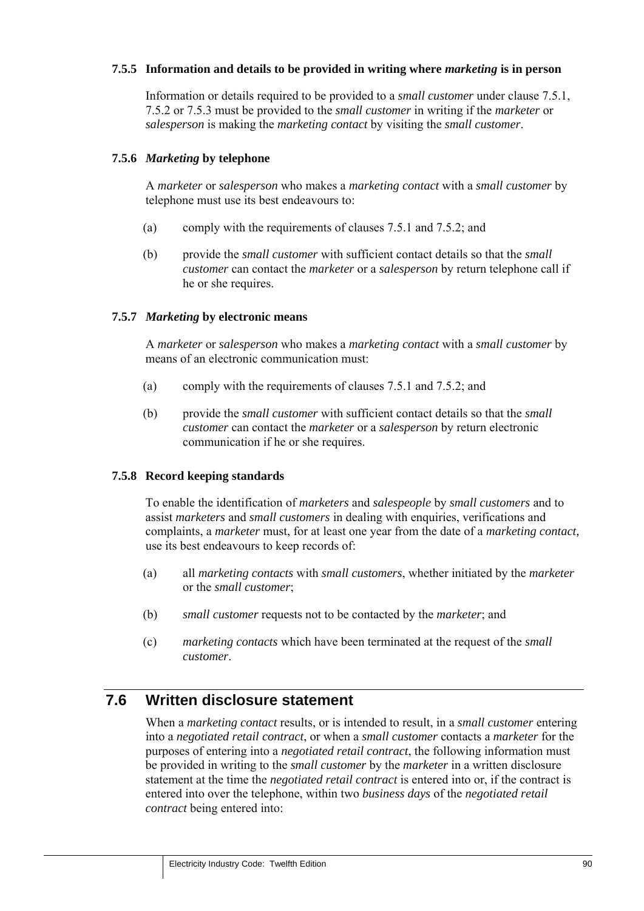### 7.5.5 Information and details to be provided in writing where *marketing* is in person

Information or details required to be provided to a *small customer* under clause 7.5.1, 7.5.2 or 7.5.3 must be provided to the *small customer* in writing if the *marketer* or *salesperson* is making the *marketing contact* by visiting the *small customer*.

### 7.5.6 *Marketing* by telephone

A *marketer* or *salesperson* who makes a *marketing contact* with a *small customer* by telephone must use its best endeavours to:

(a) comply with the requirements of clauses 7.5.1 and 7.5.2; and

(b) provide the *small customer* with sufficient contact details so that the *small customer* can contact the *marketer* or a *salesperson* by return telephone call if he or she requires.

### 7.5.7 *Marketing* by electronic means

A *marketer* or *salesperson* who makes a *marketing contact* with a *small customer* by means of an electronic communication must:

(a) comply with the requirements of clauses 7.5.1 and 7.5.2; and

(b) provide the *small customer* with sufficient contact details so that the *small customer* can contact the *marketer* or a *salesperson* by return electronic communication if he or she requires.

### 7.5.8 Record keeping standards

To enable the identification of *marketers* and *salespeople* by *small customers* and to assist *marketers* and *small customers* in dealing with enquiries, verifications and complaints, a *marketer* must, for at least one year from the date of a *marketing contact*, use its best endeavours to keep records of:

(a) all *marketing contacts* with *small customers*, whether initiated by the *marketer* or the *small customer*;

(b) *small customer* requests not to be contacted by the *marketer*; and

(c) *marketing contacts* which have been terminated at the request of the *small customer*.

## 7.6 Written disclosure statement

When a *marketing contact* results, or is intended to result, in a *small customer* entering into a *negotiated retail contract*, or when a *small customer* contacts a *marketer* for the purposes of entering into a *negotiated retail contract*, the following information must be provided in writing to the *small customer* by the *marketer* in a written disclosure statement at the time the *negotiated retail contract* is entered into or, if the contract is entered into over the telephone, within two *business days* of the *negotiated retail contract* being entered into: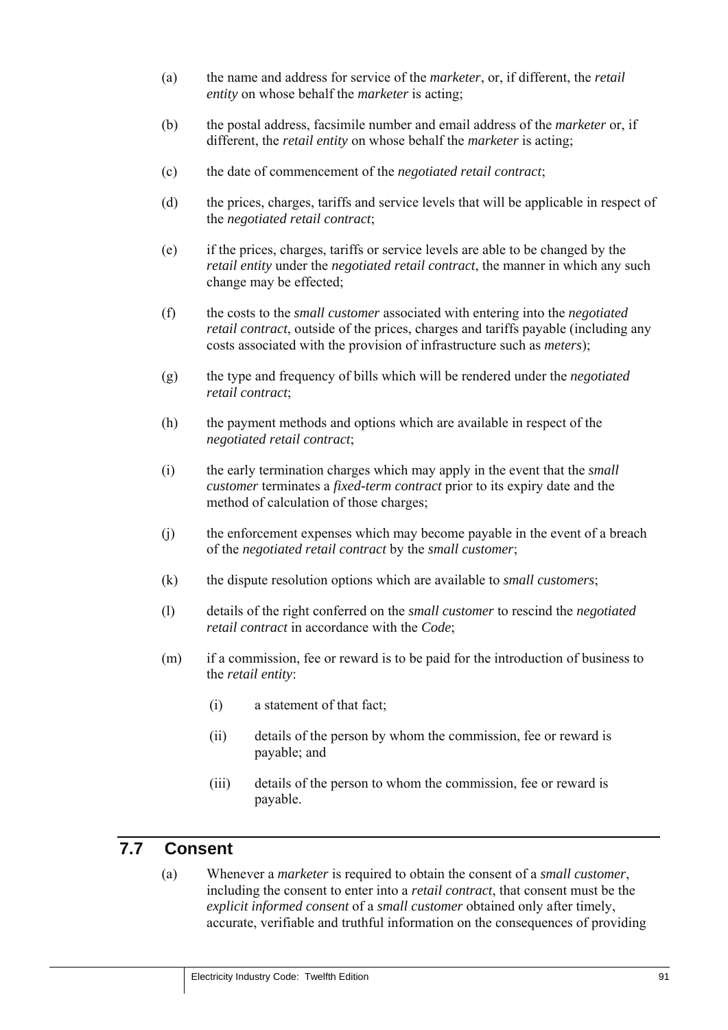(a) the name and address for service of the *marketer*, or, if different, the *retail entity* on whose behalf the *marketer* is acting;

(b) the postal address, facsimile number and email address of the *marketer* or, if different, the *retail entity* on whose behalf the *marketer* is acting;

(c) the date of commencement of the *negotiated retail contract*;

(d) the prices, charges, tariffs and service levels that will be applicable in respect of the *negotiated retail contract*;

(e) if the prices, charges, tariffs or service levels are able to be changed by the *retail entity* under the *negotiated retail contract*, the manner in which any such change may be effected;

(f) the costs to the *small customer* associated with entering into the *negotiated retail contract*, outside of the prices, charges and tariffs payable (including any costs associated with the provision of infrastructure such as *meters*);

(g) the type and frequency of bills which will be rendered under the *negotiated retail contract*;

(h) the payment methods and options which are available in respect of the *negotiated retail contract*;

(i) the early termination charges which may apply in the event that the *small customer* terminates a *fixed-term contract* prior to its expiry date and the method of calculation of those charges;

(j) the enforcement expenses which may become payable in the event of a breach of the *negotiated retail contract* by the *small customer*;

(k) the dispute resolution options which are available to *small customers*;

(l) details of the right conferred on the *small customer* to rescind the *negotiated retail contract* in accordance with the *Code*;

(m) if a commission, fee or reward is to be paid for the introduction of business to the *retail entity*:

    (i) a statement of that fact;

    (ii) details of the person by whom the commission, fee or reward is payable; and

    (iii) details of the person to whom the commission, fee or reward is payable.

## 7.7 Consent

(a) Whenever a *marketer* is required to obtain the consent of a *small customer*, including the consent to enter into a *retail contract*, that consent must be the *explicit informed consent* of a *small customer* obtained only after timely, accurate, verifiable and truthful information on the consequences of providing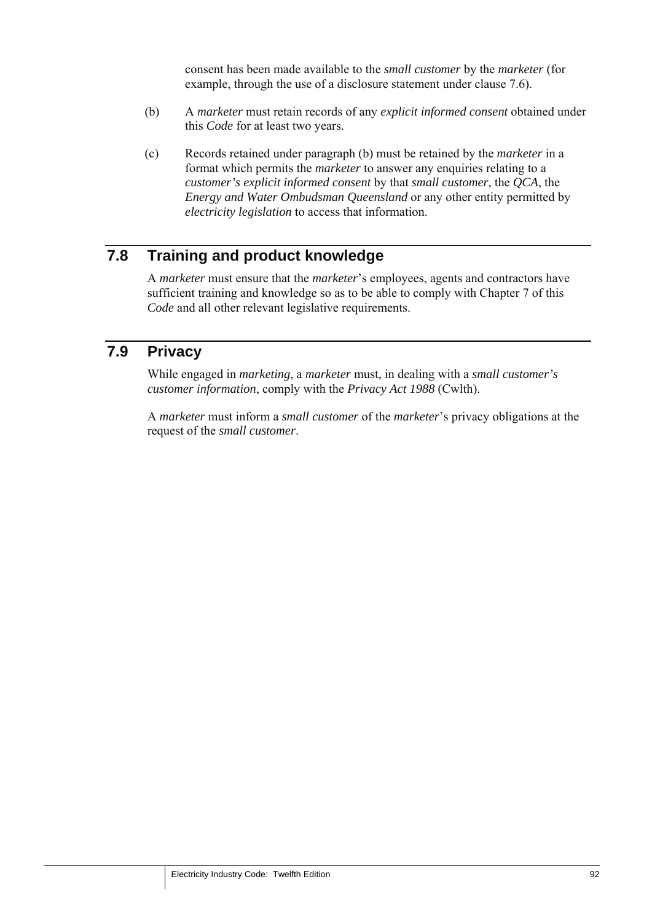consent has been made available to the *small customer* by the *marketer* (for example, through the use of a disclosure statement under clause 7.6).

(b) A *marketer* must retain records of any *explicit informed consent* obtained under this *Code* for at least two years.

(c) Records retained under paragraph (b) must be retained by the *marketer* in a format which permits the *marketer* to answer any enquiries relating to a *customer's explicit informed consent* by that *small customer*, the *QCA*, the *Energy and Water Ombudsman Queensland* or any other entity permitted by *electricity legislation* to access that information.

## 7.8 Training and product knowledge

A *marketer* must ensure that the *marketer*'s employees, agents and contractors have sufficient training and knowledge so as to be able to comply with Chapter 7 of this *Code* and all other relevant legislative requirements.

## 7.9 Privacy

While engaged in *marketing*, a *marketer* must, in dealing with a *small customer's customer information*, comply with the *Privacy Act 1988* (Cwlth).

A *marketer* must inform a *small customer* of the *marketer*'s privacy obligations at the request of the *small customer*.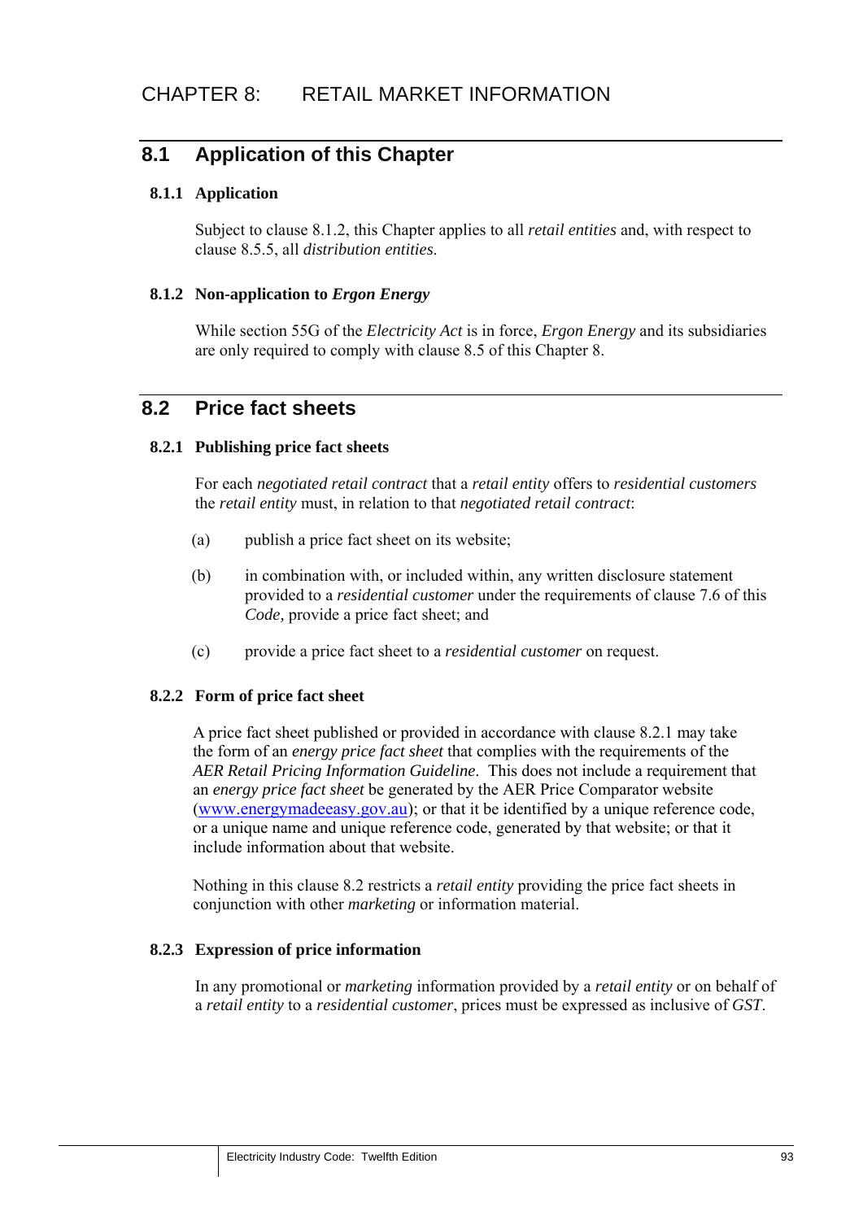# CHAPTER 8: RETAIL MARKET INFORMATION

## 8.1 Application of this Chapter

### 8.1.1 Application

Subject to clause 8.1.2, this Chapter applies to all *retail entities* and, with respect to clause 8.5.5, all *distribution entities*.

### 8.1.2 Non-application to *Ergon Energy*

While section 55G of the *Electricity Act* is in force, *Ergon Energy* and its subsidiaries are only required to comply with clause 8.5 of this Chapter 8.

## 8.2 Price fact sheets

### 8.2.1 Publishing price fact sheets

For each *negotiated retail contract* that a *retail entity* offers to *residential customers* the *retail entity* must, in relation to that *negotiated retail contract*:

(a) publish a price fact sheet on its website;

(b) in combination with, or included within, any written disclosure statement provided to a *residential customer* under the requirements of clause 7.6 of this *Code,* provide a price fact sheet; and

(c) provide a price fact sheet to a *residential customer* on request.

### 8.2.2 Form of price fact sheet

A price fact sheet published or provided in accordance with clause 8.2.1 may take the form of an *energy price fact sheet* that complies with the requirements of the *AER Retail Pricing Information Guideline*. This does not include a requirement that an *energy price fact sheet* be generated by the AER Price Comparator website (www.energymadeeasy.gov.au); or that it be identified by a unique reference code, or a unique name and unique reference code, generated by that website; or that it include information about that website.

Nothing in this clause 8.2 restricts a *retail entity* providing the price fact sheets in conjunction with other *marketing* or information material.

### 8.2.3 Expression of price information

In any promotional or *marketing* information provided by a *retail entity* or on behalf of a *retail entity* to a *residential customer*, prices must be expressed as inclusive of *GST*.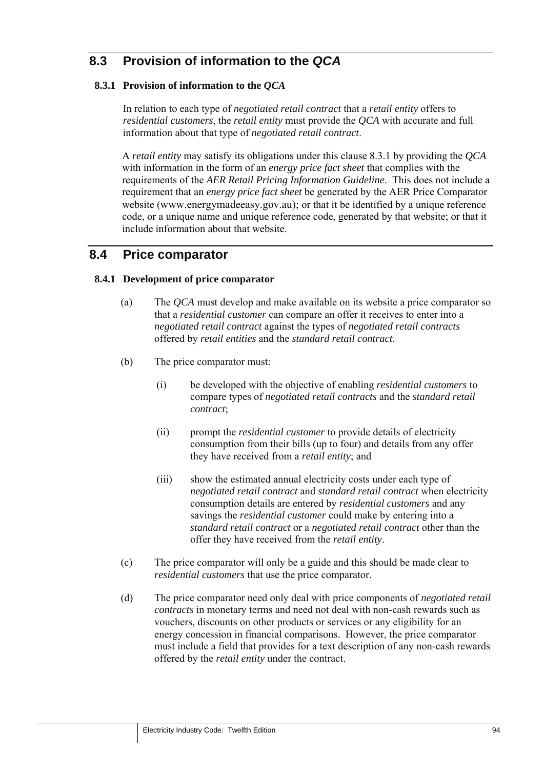## 8.3 Provision of information to the *QCA*

### 8.3.1 Provision of information to the *QCA*

In relation to each type of *negotiated retail contract* that a *retail entity* offers to *residential customers*, the *retail entity* must provide the *QCA* with accurate and full information about that type of *negotiated retail contract*.

A *retail entity* may satisfy its obligations under this clause 8.3.1 by providing the *QCA* with information in the form of an *energy price fact sheet* that complies with the requirements of the *AER Retail Pricing Information Guideline*. This does not include a requirement that an *energy price fact sheet* be generated by the AER Price Comparator website (www.energymadeeasy.gov.au); or that it be identified by a unique reference code, or a unique name and unique reference code, generated by that website; or that it include information about that website.

## 8.4 Price comparator

### 8.4.1 Development of price comparator

(a) The *QCA* must develop and make available on its website a price comparator so that a *residential customer* can compare an offer it receives to enter into a *negotiated retail contract* against the types of *negotiated retail contracts* offered by *retail entities* and the *standard retail contract*.

(b) The price comparator must:

  (i) be developed with the objective of enabling *residential customers* to compare types of *negotiated retail contracts* and the *standard retail contract*;

  (ii) prompt the *residential customer* to provide details of electricity consumption from their bills (up to four) and details from any offer they have received from a *retail entity*; and

  (iii) show the estimated annual electricity costs under each type of *negotiated retail contract* and *standard retail contract* when electricity consumption details are entered by *residential customers* and any savings the *residential customer* could make by entering into a *standard retail contract* or a *negotiated retail contract* other than the offer they have received from the *retail entity*.

(c) The price comparator will only be a guide and this should be made clear to *residential customers* that use the price comparator.

(d) The price comparator need only deal with price components of *negotiated retail contracts* in monetary terms and need not deal with non-cash rewards such as vouchers, discounts on other products or services or any eligibility for an energy concession in financial comparisons. However, the price comparator must include a field that provides for a text description of any non-cash rewards offered by the *retail entity* under the contract.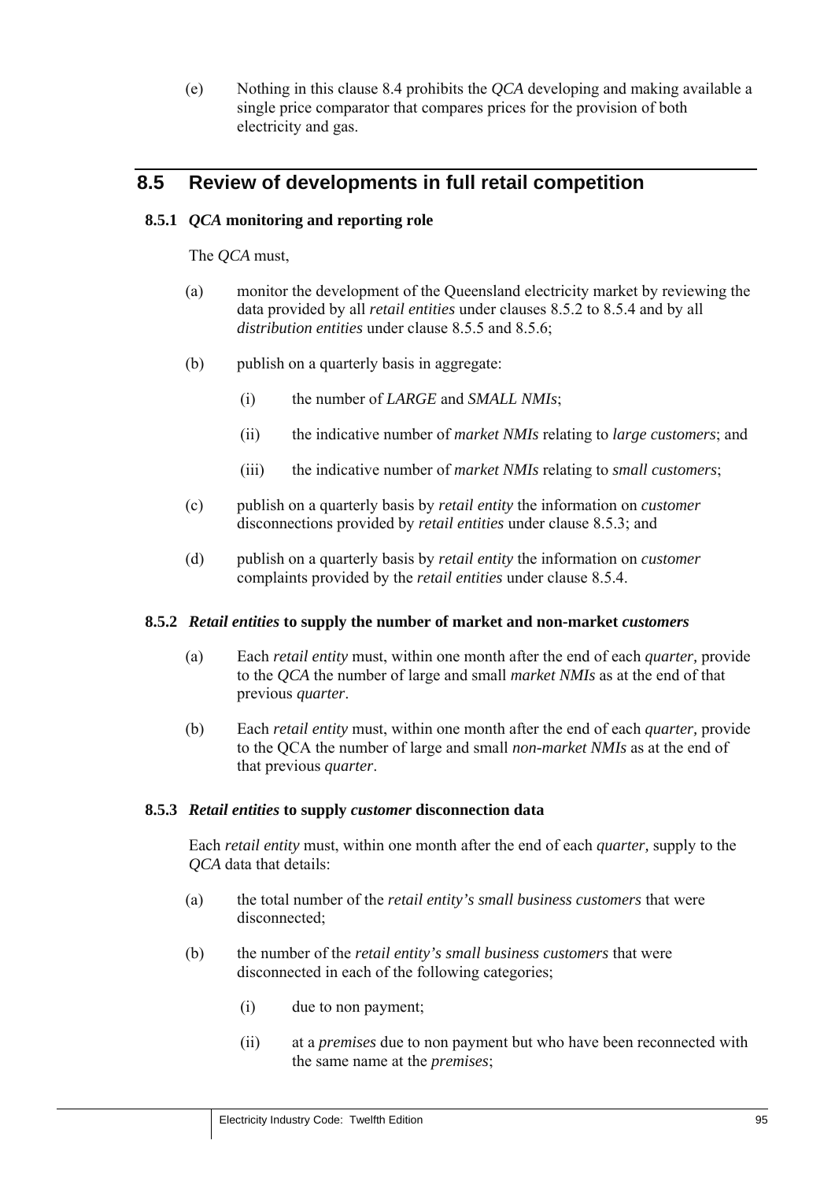(e) Nothing in this clause 8.4 prohibits the *QCA* developing and making available a single price comparator that compares prices for the provision of both electricity and gas.

## 8.5 Review of developments in full retail competition

### 8.5.1 *QCA* monitoring and reporting role

The *QCA* must,

(a) monitor the development of the Queensland electricity market by reviewing the data provided by all *retail entities* under clauses 8.5.2 to 8.5.4 and by all *distribution entities* under clause 8.5.5 and 8.5.6;

(b) publish on a quarterly basis in aggregate:

  (i) the number of *LARGE* and *SMALL NMIs*;

  (ii) the indicative number of *market NMIs* relating to *large customers*; and

  (iii) the indicative number of *market NMIs* relating to *small customers*;

(c) publish on a quarterly basis by *retail entity* the information on *customer* disconnections provided by *retail entities* under clause 8.5.3; and

(d) publish on a quarterly basis by *retail entity* the information on *customer* complaints provided by the *retail entities* under clause 8.5.4.

### 8.5.2 *Retail entities* to supply the number of market and non-market *customers*

(a) Each *retail entity* must, within one month after the end of each *quarter,* provide to the *QCA* the number of large and small *market NMIs* as at the end of that previous *quarter*.

(b) Each *retail entity* must, within one month after the end of each *quarter,* provide to the QCA the number of large and small *non-market NMIs* as at the end of that previous *quarter*.

### 8.5.3 *Retail entities* to supply *customer* disconnection data

Each *retail entity* must, within one month after the end of each *quarter,* supply to the *QCA* data that details:

(a) the total number of the *retail entity's small business customers* that were disconnected;

(b) the number of the *retail entity's small business customers* that were disconnected in each of the following categories;

  (i) due to non payment;

  (ii) at a *premises* due to non payment but who have been reconnected with the same name at the *premises*;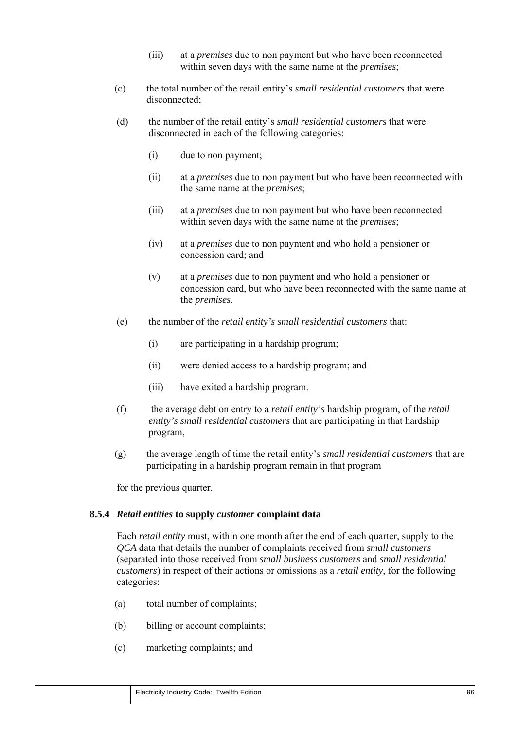(iii) at a *premises* due to non payment but who have been reconnected within seven days with the same name at the *premises*;

(c) the total number of the retail entity's *small residential customers* that were disconnected;

(d) the number of the retail entity's *small residential customers* that were disconnected in each of the following categories:

(i) due to non payment;

(ii) at a *premises* due to non payment but who have been reconnected with the same name at the *premises*;

(iii) at a *premises* due to non payment but who have been reconnected within seven days with the same name at the *premises*;

(iv) at a *premises* due to non payment and who hold a pensioner or concession card; and

(v) at a *premises* due to non payment and who hold a pensioner or concession card, but who have been reconnected with the same name at the *premises*.

(e) the number of the *retail entity's small residential customers* that:

(i) are participating in a hardship program;

(ii) were denied access to a hardship program; and

(iii) have exited a hardship program.

(f) the average debt on entry to a *retail entity's* hardship program, of the *retail entity's small residential customers* that are participating in that hardship program,

(g) the average length of time the retail entity's *small residential customers* that are participating in a hardship program remain in that program

for the previous quarter.

### 8.5.4 *Retail entities* to supply *customer* complaint data

Each *retail entity* must, within one month after the end of each quarter, supply to the *QCA* data that details the number of complaints received from *small customers* (separated into those received from *small business customers* and *small residential customers*) in respect of their actions or omissions as a *retail entity*, for the following categories:

(a) total number of complaints;

(b) billing or account complaints;

(c) marketing complaints; and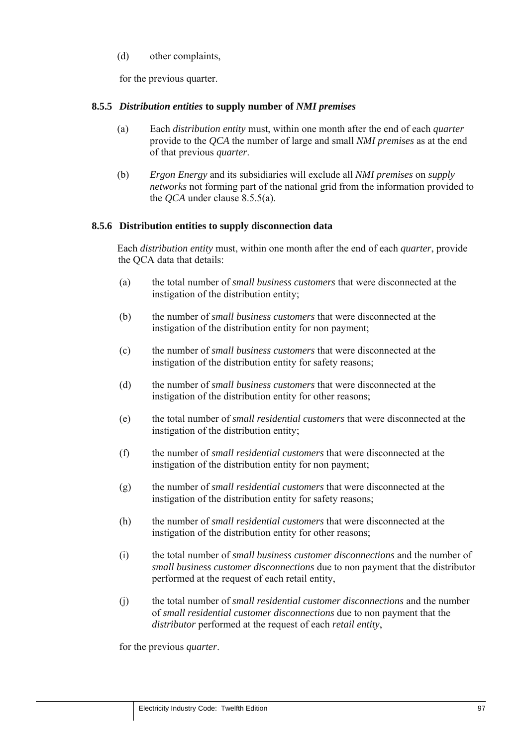(d) other complaints,

for the previous quarter.

### 8.5.5 *Distribution entities* to supply number of *NMI premises*

(a) Each *distribution entity* must, within one month after the end of each *quarter* provide to the *QCA* the number of large and small *NMI premises* as at the end of that previous *quarter*.

(b) *Ergon Energy* and its subsidiaries will exclude all *NMI premises* on *supply networks* not forming part of the national grid from the information provided to the *QCA* under clause 8.5.5(a).

### 8.5.6 Distribution entities to supply disconnection data

Each *distribution entity* must, within one month after the end of each *quarter*, provide the QCA data that details:

(a) the total number of *small business customers* that were disconnected at the instigation of the distribution entity;

(b) the number of *small business customers* that were disconnected at the instigation of the distribution entity for non payment;

(c) the number of *small business customers* that were disconnected at the instigation of the distribution entity for safety reasons;

(d) the number of *small business customers* that were disconnected at the instigation of the distribution entity for other reasons;

(e) the total number of *small residential customers* that were disconnected at the instigation of the distribution entity;

(f) the number of *small residential customers* that were disconnected at the instigation of the distribution entity for non payment;

(g) the number of *small residential customers* that were disconnected at the instigation of the distribution entity for safety reasons;

(h) the number of *small residential customers* that were disconnected at the instigation of the distribution entity for other reasons;

(i) the total number of *small business customer disconnections* and the number of *small business customer disconnections* due to non payment that the distributor performed at the request of each retail entity,

(j) the total number of *small residential customer disconnections* and the number of *small residential customer disconnections* due to non payment that the *distributor* performed at the request of each *retail entity*,

for the previous *quarter*.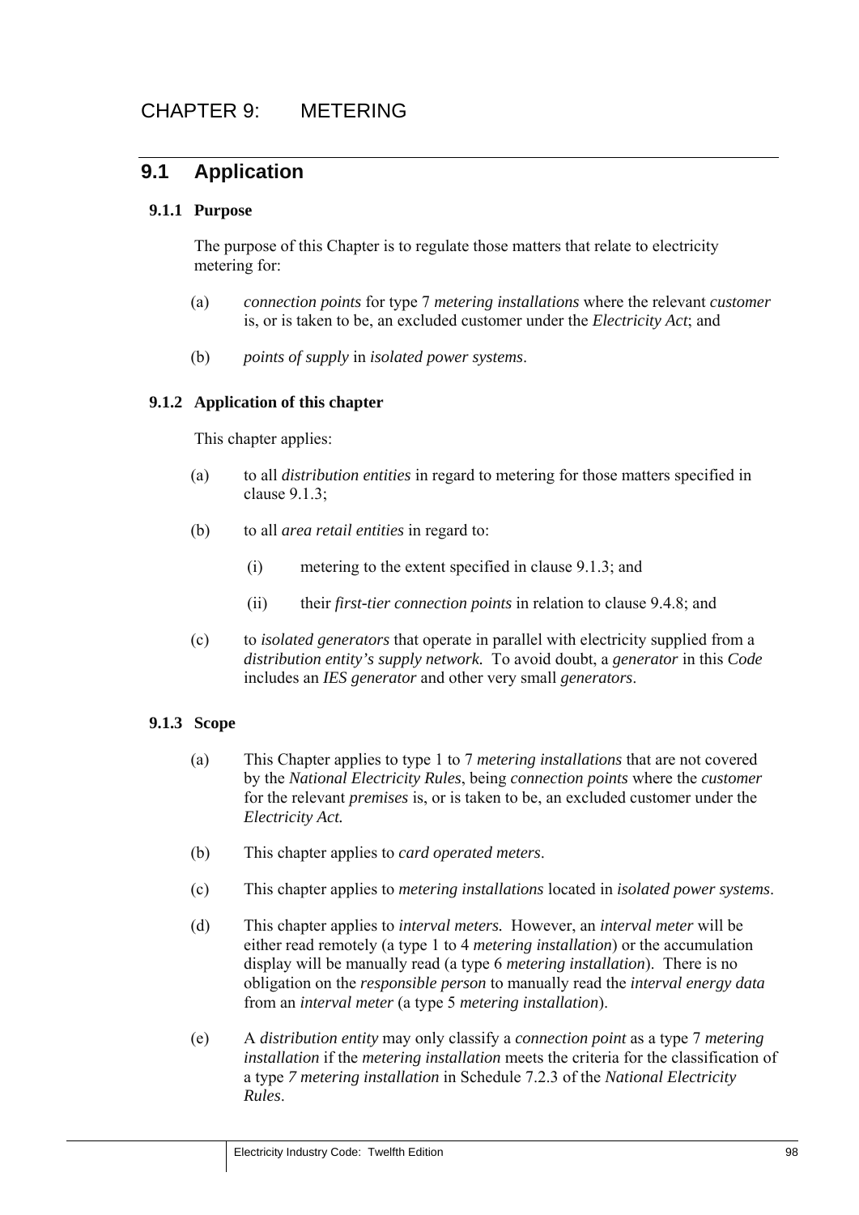# CHAPTER 9: METERING

## 9.1 Application

### 9.1.1 Purpose

The purpose of this Chapter is to regulate those matters that relate to electricity metering for:

(a) *connection points* for type 7 *metering installations* where the relevant *customer* is, or is taken to be, an excluded customer under the *Electricity Act*; and

(b) *points of supply* in *isolated power systems*.

### 9.1.2 Application of this chapter

This chapter applies:

(a) to all *distribution entities* in regard to metering for those matters specified in clause 9.1.3;

(b) to all *area retail entities* in regard to:

(i) metering to the extent specified in clause 9.1.3; and

(ii) their *first-tier connection points* in relation to clause 9.4.8; and

(c) to *isolated generators* that operate in parallel with electricity supplied from a *distribution entity's supply network.* To avoid doubt, a *generator* in this *Code* includes an *IES generator* and other very small *generators*.

### 9.1.3 Scope

(a) This Chapter applies to type 1 to 7 *metering installations* that are not covered by the *National Electricity Rules*, being *connection points* where the *customer* for the relevant *premises* is, or is taken to be, an excluded customer under the *Electricity Act.*

(b) This chapter applies to *card operated meters*.

(c) This chapter applies to *metering installations* located in *isolated power systems*.

(d) This chapter applies to *interval meters.* However, an *interval meter* will be either read remotely (a type 1 to 4 *metering installation*) or the accumulation display will be manually read (a type 6 *metering installation*). There is no obligation on the *responsible person* to manually read the *interval energy data* from an *interval meter* (a type 5 *metering installation*).

(e) A *distribution entity* may only classify a *connection point* as a type 7 *metering installation* if the *metering installation* meets the criteria for the classification of a type *7 metering installation* in Schedule 7.2.3 of the *National Electricity Rules*.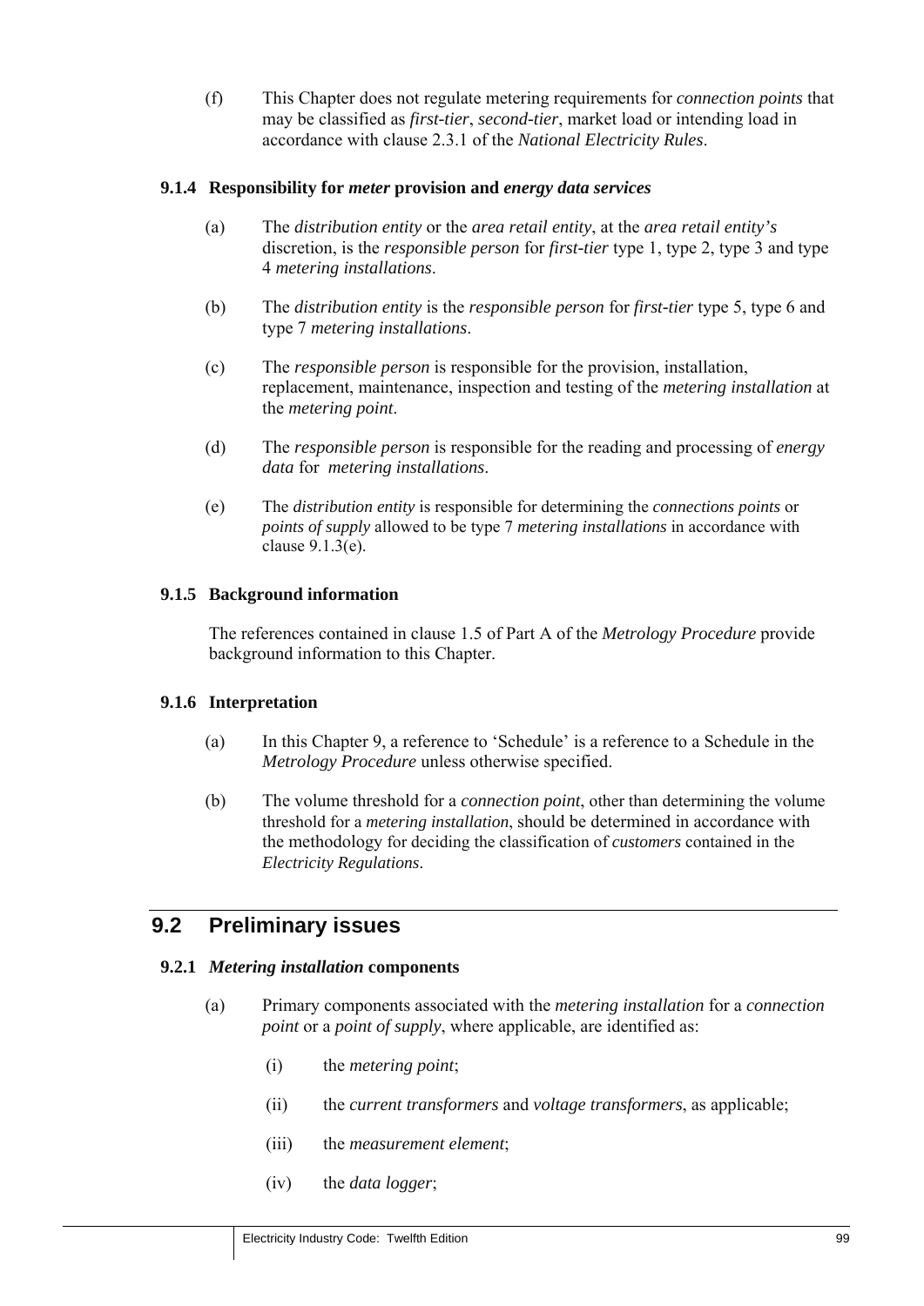(f) This Chapter does not regulate metering requirements for *connection points* that may be classified as *first-tier*, *second-tier*, market load or intending load in accordance with clause 2.3.1 of the *National Electricity Rules*.

### 9.1.4 Responsibility for *meter* provision and *energy data services*

(a) The *distribution entity* or the *area retail entity*, at the *area retail entity's* discretion, is the *responsible person* for *first-tier* type 1, type 2, type 3 and type 4 *metering installations*.

(b) The *distribution entity* is the *responsible person* for *first-tier* type 5, type 6 and type 7 *metering installations*.

(c) The *responsible person* is responsible for the provision, installation, replacement, maintenance, inspection and testing of the *metering installation* at the *metering point*.

(d) The *responsible person* is responsible for the reading and processing of *energy data* for *metering installations*.

(e) The *distribution entity* is responsible for determining the *connections points* or *points of supply* allowed to be type 7 *metering installations* in accordance with clause 9.1.3(e).

### 9.1.5 Background information

The references contained in clause 1.5 of Part A of the *Metrology Procedure* provide background information to this Chapter.

### 9.1.6 Interpretation

(a) In this Chapter 9, a reference to 'Schedule' is a reference to a Schedule in the *Metrology Procedure* unless otherwise specified.

(b) The volume threshold for a *connection point*, other than determining the volume threshold for a *metering installation*, should be determined in accordance with the methodology for deciding the classification of *customers* contained in the *Electricity Regulations*.

## 9.2 Preliminary issues

### 9.2.1 *Metering installation* components

(a) Primary components associated with the *metering installation* for a *connection point* or a *point of supply*, where applicable, are identified as:

(i) the *metering point*;

(ii) the *current transformers* and *voltage transformers*, as applicable;

(iii) the *measurement element*;

(iv) the *data logger*;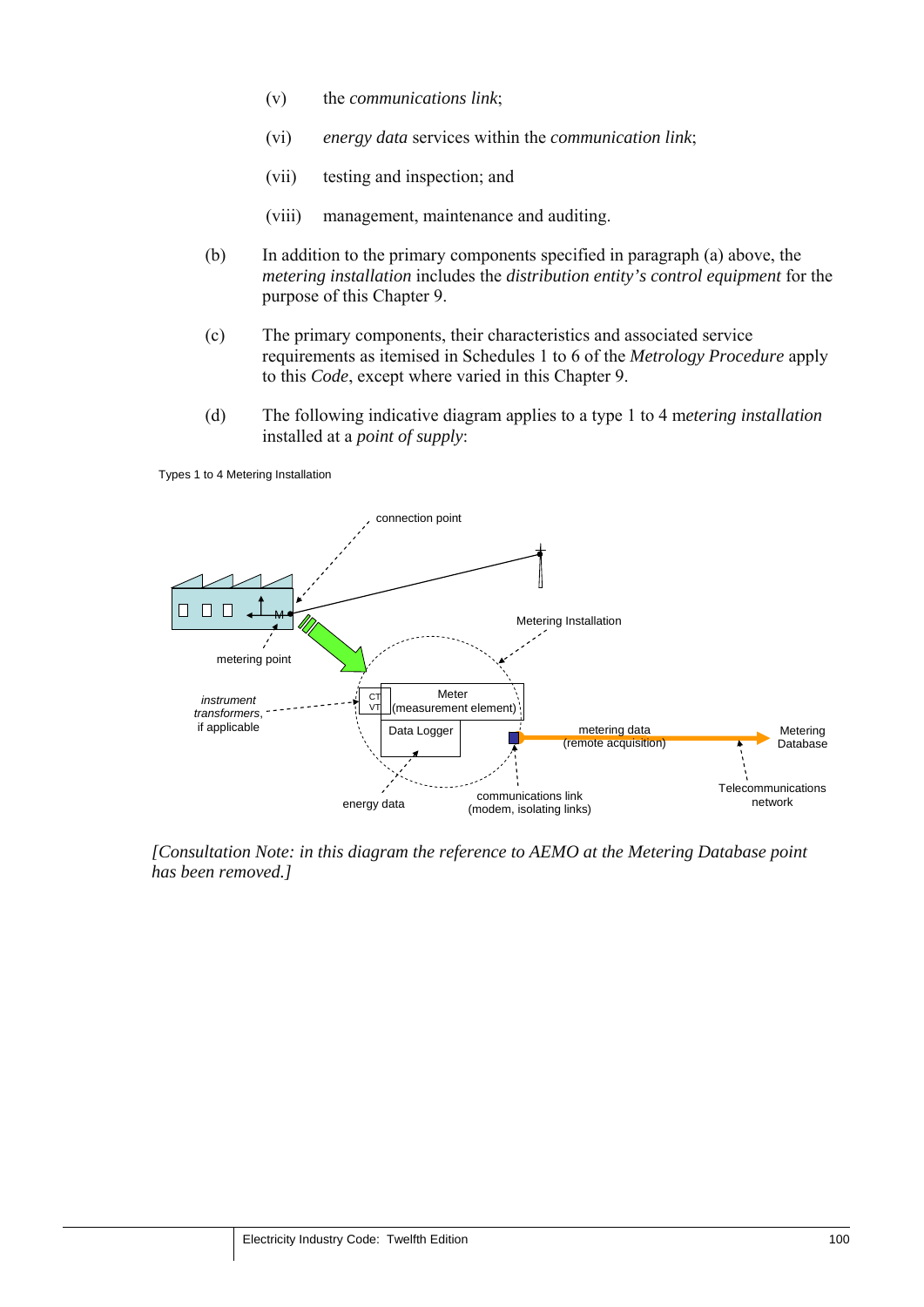(v) the *communications link*;

(vi) *energy data* services within the *communication link*;

(vii) testing and inspection; and

(viii) management, maintenance and auditing.

(b) In addition to the primary components specified in paragraph (a) above, the *metering installation* includes the *distribution entity's control equipment* for the purpose of this Chapter 9.

(c) The primary components, their characteristics and associated service requirements as itemised in Schedules 1 to 6 of the *Metrology Procedure* apply to this *Code*, except where varied in this Chapter 9.

(d) The following indicative diagram applies to a type 1 to 4 m*etering installation* installed at a *point of supply*:

Types 1 to 4 Metering Installation

connection point

Metering Installation

metering point

*instrument transformers*, if applicable

CT VT

Meter (measurement element)

Data Logger

metering data (remote acquisition)

Metering Database

Telecommunications network

energy data

communications link (modem, isolating links)

*[Consultation Note: in this diagram the reference to AEMO at the Metering Database point has been removed.]*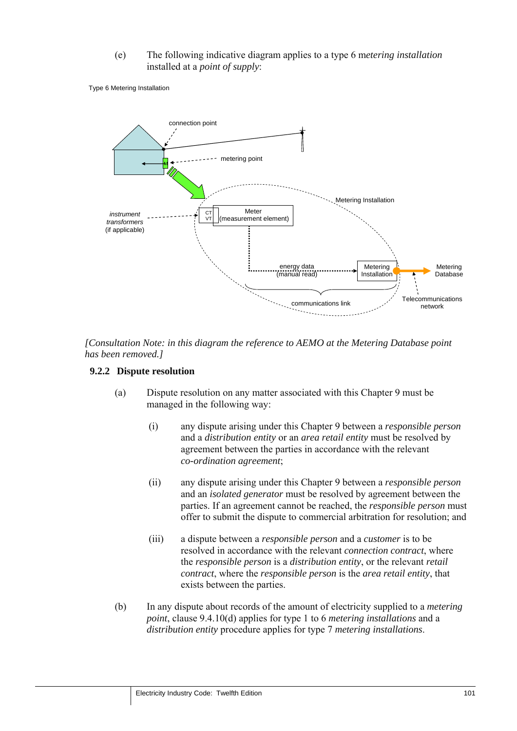(e) The following indicative diagram applies to a type 6 m*etering installation* installed at a *point of supply*:

Type 6 Metering Installation

connection point

metering point

instrument transformers (if applicable)

CT VT

Meter (measurement element)

Metering Installation

energy data (manual read)

Metering Installation

Metering Database

communications link

Telecommunications network

*[Consultation Note: in this diagram the reference to AEMO at the Metering Database point has been removed.]*

### 9.2.2 Dispute resolution

(a) Dispute resolution on any matter associated with this Chapter 9 must be managed in the following way:

(i) any dispute arising under this Chapter 9 between a *responsible person* and a *distribution entity* or an *area retail entity* must be resolved by agreement between the parties in accordance with the relevant *co-ordination agreement*;

(ii) any dispute arising under this Chapter 9 between a *responsible person* and an *isolated generator* must be resolved by agreement between the parties. If an agreement cannot be reached, the *responsible person* must offer to submit the dispute to commercial arbitration for resolution; and

(iii) a dispute between a *responsible person* and a *customer* is to be resolved in accordance with the relevant *connection contract*, where the *responsible person* is a *distribution entity*, or the relevant *retail contract*, where the *responsible person* is the *area retail entity*, that exists between the parties.

(b) In any dispute about records of the amount of electricity supplied to a *metering point*, clause 9.4.10(d) applies for type 1 to 6 *metering installations* and a *distribution entity* procedure applies for type 7 *metering installations*.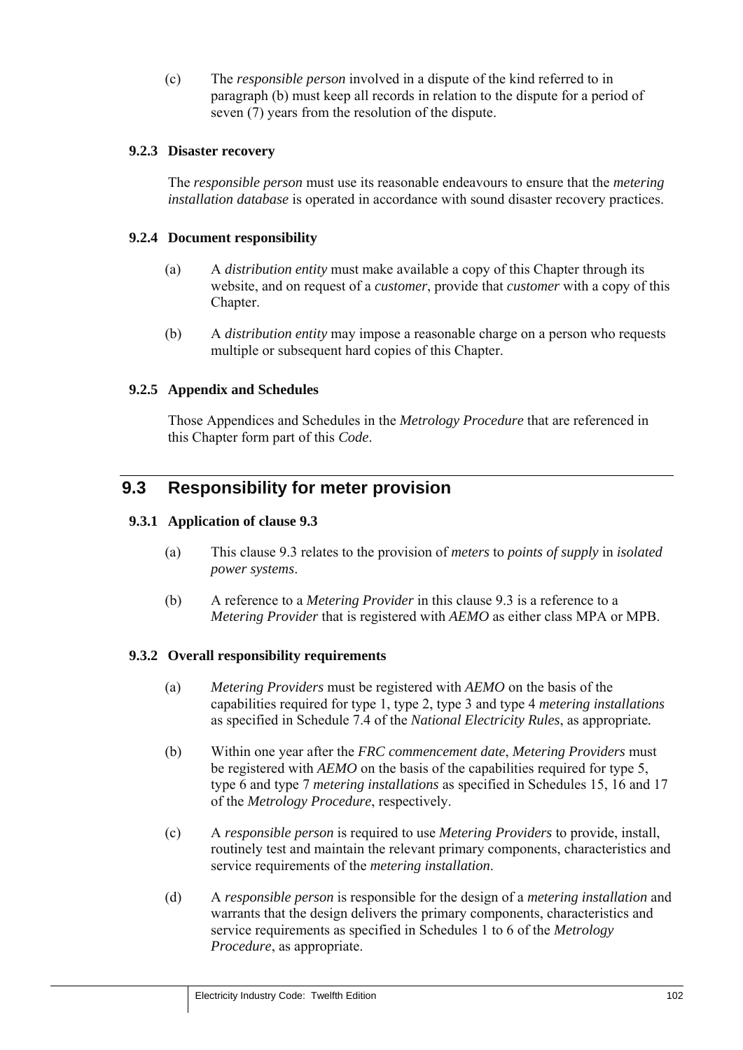(c) The *responsible person* involved in a dispute of the kind referred to in paragraph (b) must keep all records in relation to the dispute for a period of seven (7) years from the resolution of the dispute.

### 9.2.3 Disaster recovery

The *responsible person* must use its reasonable endeavours to ensure that the *metering installation database* is operated in accordance with sound disaster recovery practices.

### 9.2.4 Document responsibility

(a) A *distribution entity* must make available a copy of this Chapter through its website, and on request of a *customer*, provide that *customer* with a copy of this Chapter.

(b) A *distribution entity* may impose a reasonable charge on a person who requests multiple or subsequent hard copies of this Chapter.

### 9.2.5 Appendix and Schedules

Those Appendices and Schedules in the *Metrology Procedure* that are referenced in this Chapter form part of this *Code*.

## 9.3 Responsibility for meter provision

### 9.3.1 Application of clause 9.3

(a) This clause 9.3 relates to the provision of *meters* to *points of supply* in *isolated power systems*.

(b) A reference to a *Metering Provider* in this clause 9.3 is a reference to a *Metering Provider* that is registered with *AEMO* as either class MPA or MPB.

### 9.3.2 Overall responsibility requirements

(a) *Metering Providers* must be registered with *AEMO* on the basis of the capabilities required for type 1, type 2, type 3 and type 4 *metering installations* as specified in Schedule 7.4 of the *National Electricity Rules*, as appropriate.

(b) Within one year after the *FRC commencement date*, *Metering Providers* must be registered with *AEMO* on the basis of the capabilities required for type 5, type 6 and type 7 *metering installations* as specified in Schedules 15, 16 and 17 of the *Metrology Procedure*, respectively.

(c) A *responsible person* is required to use *Metering Providers* to provide, install, routinely test and maintain the relevant primary components, characteristics and service requirements of the *metering installation*.

(d) A *responsible person* is responsible for the design of a *metering installation* and warrants that the design delivers the primary components, characteristics and service requirements as specified in Schedules 1 to 6 of the *Metrology Procedure*, as appropriate.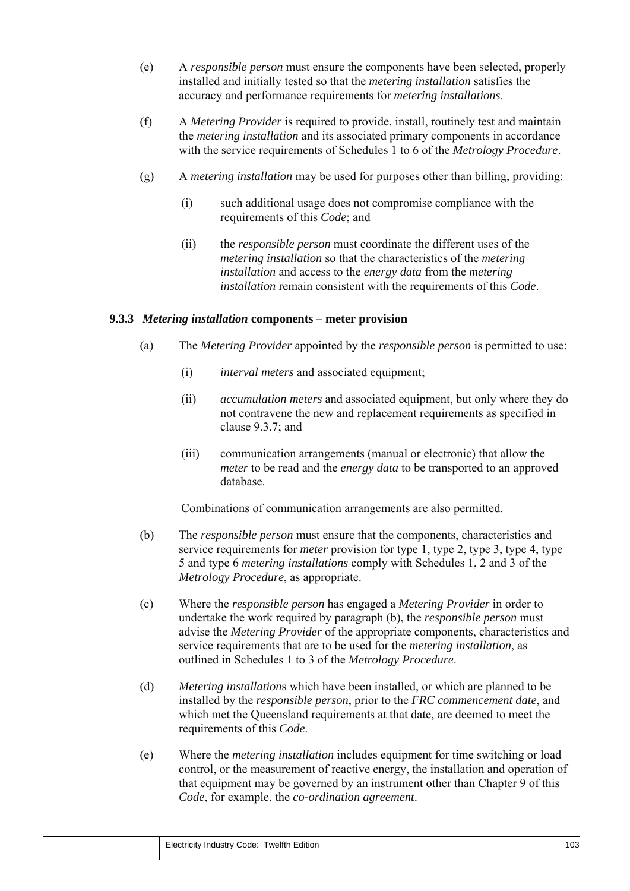(e) A *responsible person* must ensure the components have been selected, properly installed and initially tested so that the *metering installation* satisfies the accuracy and performance requirements for *metering installations*.

(f) A *Metering Provider* is required to provide, install, routinely test and maintain the *metering installation* and its associated primary components in accordance with the service requirements of Schedules 1 to 6 of the *Metrology Procedure*.

(g) A *metering installation* may be used for purposes other than billing, providing:

(i) such additional usage does not compromise compliance with the requirements of this *Code*; and

(ii) the *responsible person* must coordinate the different uses of the *metering installation* so that the characteristics of the *metering installation* and access to the *energy data* from the *metering installation* remain consistent with the requirements of this *Code*.

### 9.3.3 *Metering installation* components – meter provision

(a) The *Metering Provider* appointed by the *responsible person* is permitted to use:

(i) *interval meters* and associated equipment;

(ii) *accumulation meters* and associated equipment, but only where they do not contravene the new and replacement requirements as specified in clause 9.3.7; and

(iii) communication arrangements (manual or electronic) that allow the *meter* to be read and the *energy data* to be transported to an approved database.

Combinations of communication arrangements are also permitted.

(b) The *responsible person* must ensure that the components, characteristics and service requirements for *meter* provision for type 1, type 2, type 3, type 4, type 5 and type 6 *metering installations* comply with Schedules 1, 2 and 3 of the *Metrology Procedure*, as appropriate.

(c) Where the *responsible person* has engaged a *Metering Provider* in order to undertake the work required by paragraph (b), the *responsible person* must advise the *Metering Provider* of the appropriate components, characteristics and service requirements that are to be used for the *metering installation*, as outlined in Schedules 1 to 3 of the *Metrology Procedure*.

(d) *Metering installation*s which have been installed, or which are planned to be installed by the *responsible person*, prior to the *FRC commencement date*, and which met the Queensland requirements at that date, are deemed to meet the requirements of this *Code*.

(e) Where the *metering installation* includes equipment for time switching or load control, or the measurement of reactive energy, the installation and operation of that equipment may be governed by an instrument other than Chapter 9 of this *Code*, for example, the *co-ordination agreement*.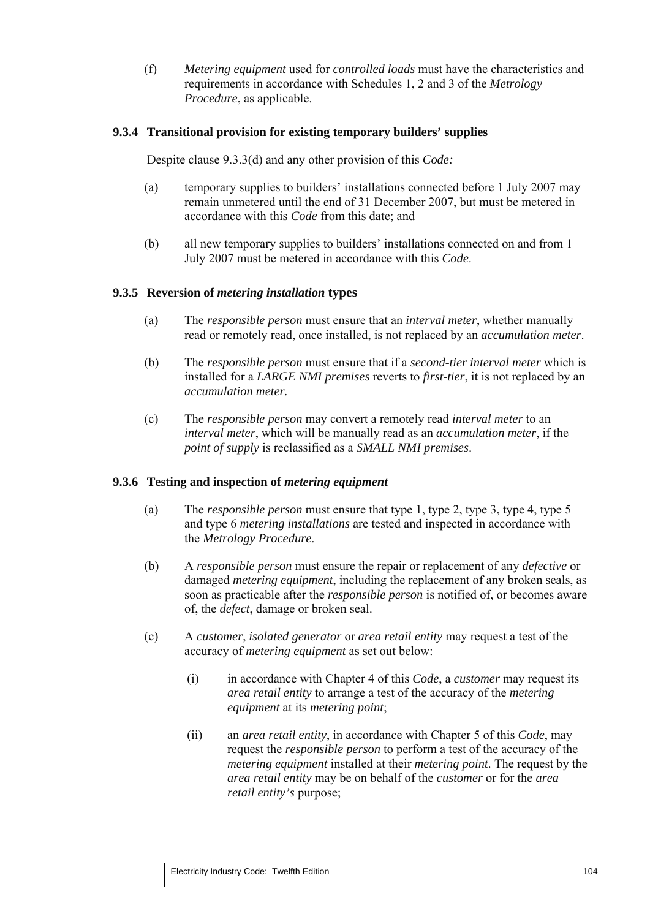(f) *Metering equipment* used for *controlled loads* must have the characteristics and requirements in accordance with Schedules 1, 2 and 3 of the *Metrology Procedure*, as applicable.

### 9.3.4 Transitional provision for existing temporary builders' supplies

Despite clause 9.3.3(d) and any other provision of this *Code:*

(a) temporary supplies to builders' installations connected before 1 July 2007 may remain unmetered until the end of 31 December 2007, but must be metered in accordance with this *Code* from this date; and

(b) all new temporary supplies to builders' installations connected on and from 1 July 2007 must be metered in accordance with this *Code*.

### 9.3.5 Reversion of *metering installation* types

(a) The *responsible person* must ensure that an *interval meter*, whether manually read or remotely read, once installed, is not replaced by an *accumulation meter*.

(b) The *responsible person* must ensure that if a *second-tier interval meter* which is installed for a *LARGE NMI premises* reverts to *first-tier*, it is not replaced by an *accumulation meter.*

(c) The *responsible person* may convert a remotely read *interval meter* to an *interval meter*, which will be manually read as an *accumulation meter*, if the *point of supply* is reclassified as a *SMALL NMI premises*.

### 9.3.6 Testing and inspection of *metering equipment*

(a) The *responsible person* must ensure that type 1, type 2, type 3, type 4, type 5 and type 6 *metering installations* are tested and inspected in accordance with the *Metrology Procedure*.

(b) A *responsible person* must ensure the repair or replacement of any *defective* or damaged *metering equipment*, including the replacement of any broken seals, as soon as practicable after the *responsible person* is notified of, or becomes aware of, the *defect*, damage or broken seal.

(c) A *customer*, *isolated generator* or *area retail entity* may request a test of the accuracy of *metering equipment* as set out below:

(i) in accordance with Chapter 4 of this *Code*, a *customer* may request its *area retail entity* to arrange a test of the accuracy of the *metering equipment* at its *metering point*;

(ii) an *area retail entity*, in accordance with Chapter 5 of this *Code*, may request the *responsible person* to perform a test of the accuracy of the *metering equipment* installed at their *metering point*. The request by the *area retail entity* may be on behalf of the *customer* or for the *area retail entity's* purpose;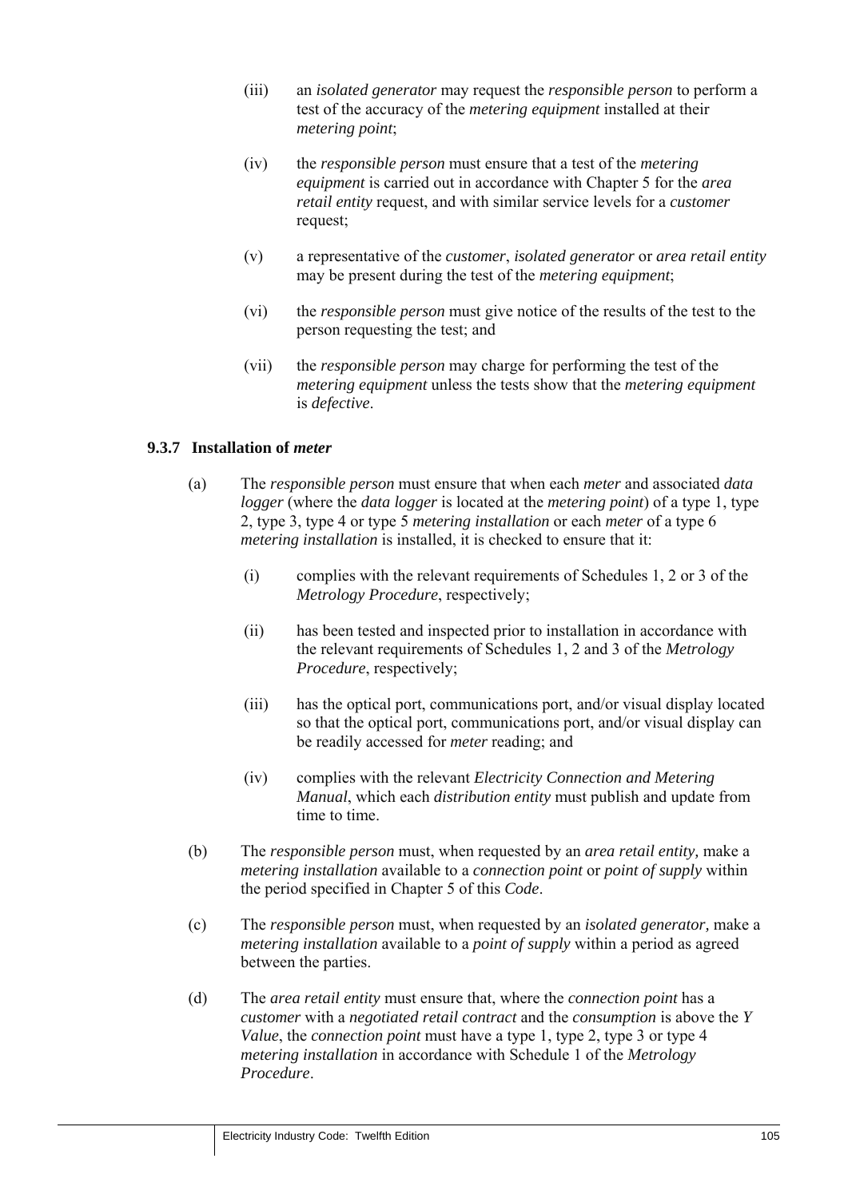(iii) an *isolated generator* may request the *responsible person* to perform a test of the accuracy of the *metering equipment* installed at their *metering point*;

(iv) the *responsible person* must ensure that a test of the *metering equipment* is carried out in accordance with Chapter 5 for the *area retail entity* request, and with similar service levels for a *customer* request;

(v) a representative of the *customer*, *isolated generator* or *area retail entity* may be present during the test of the *metering equipment*;

(vi) the *responsible person* must give notice of the results of the test to the person requesting the test; and

(vii) the *responsible person* may charge for performing the test of the *metering equipment* unless the tests show that the *metering equipment* is *defective*.

### 9.3.7 Installation of *meter*

(a) The *responsible person* must ensure that when each *meter* and associated *data logger* (where the *data logger* is located at the *metering point*) of a type 1, type 2, type 3, type 4 or type 5 *metering installation* or each *meter* of a type 6 *metering installation* is installed, it is checked to ensure that it:

(i) complies with the relevant requirements of Schedules 1, 2 or 3 of the *Metrology Procedure*, respectively;

(ii) has been tested and inspected prior to installation in accordance with the relevant requirements of Schedules 1, 2 and 3 of the *Metrology Procedure*, respectively;

(iii) has the optical port, communications port, and/or visual display located so that the optical port, communications port, and/or visual display can be readily accessed for *meter* reading; and

(iv) complies with the relevant *Electricity Connection and Metering Manual*, which each *distribution entity* must publish and update from time to time.

(b) The *responsible person* must, when requested by an *area retail entity,* make a *metering installation* available to a *connection point* or *point of supply* within the period specified in Chapter 5 of this *Code*.

(c) The *responsible person* must, when requested by an *isolated generator,* make a *metering installation* available to a *point of supply* within a period as agreed between the parties.

(d) The *area retail entity* must ensure that, where the *connection point* has a *customer* with a *negotiated retail contract* and the *consumption* is above the *Y Value*, the *connection point* must have a type 1, type 2, type 3 or type 4 *metering installation* in accordance with Schedule 1 of the *Metrology Procedure*.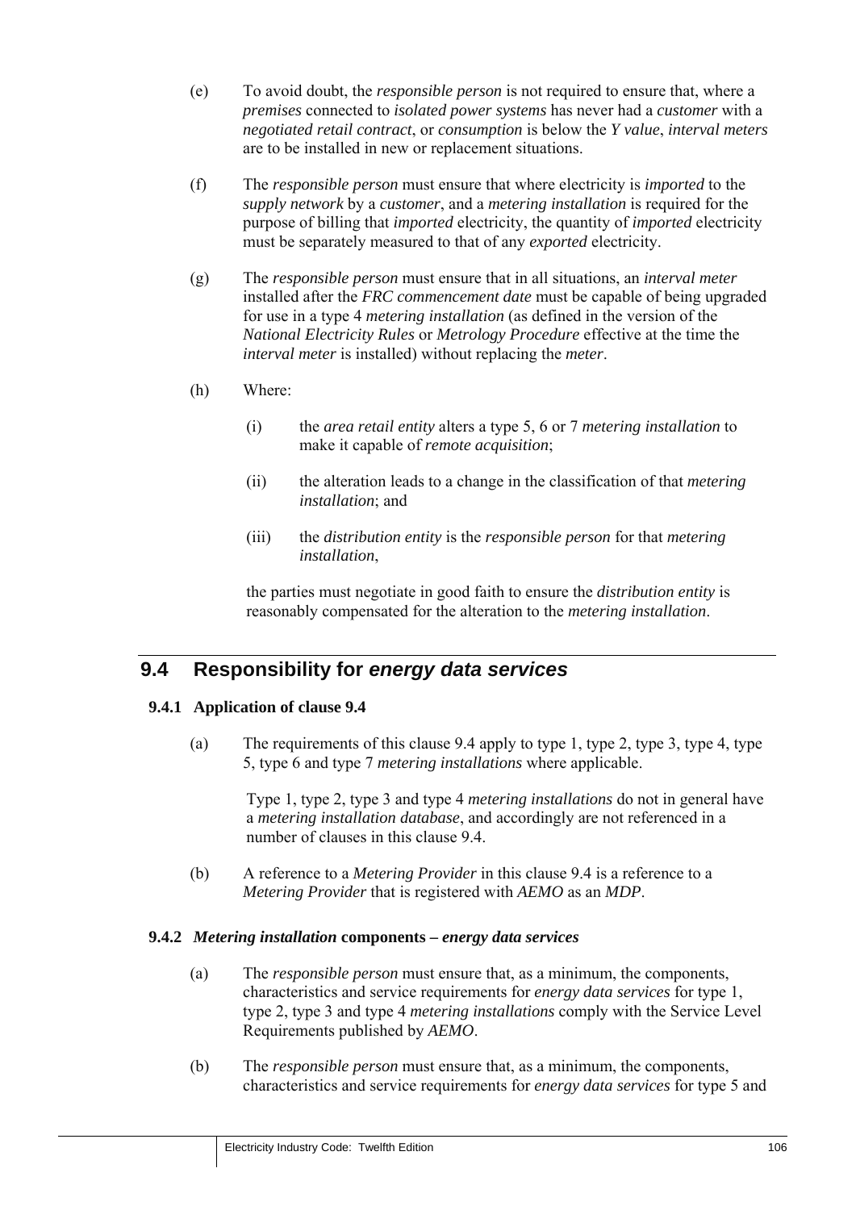(e) To avoid doubt, the *responsible person* is not required to ensure that, where a *premises* connected to *isolated power systems* has never had a *customer* with a *negotiated retail contract*, or *consumption* is below the *Y value*, *interval meters* are to be installed in new or replacement situations.

(f) The *responsible person* must ensure that where electricity is *imported* to the *supply network* by a *customer*, and a *metering installation* is required for the purpose of billing that *imported* electricity, the quantity of *imported* electricity must be separately measured to that of any *exported* electricity.

(g) The *responsible person* must ensure that in all situations, an *interval meter* installed after the *FRC commencement date* must be capable of being upgraded for use in a type 4 *metering installation* (as defined in the version of the *National Electricity Rules* or *Metrology Procedure* effective at the time the *interval meter* is installed) without replacing the *meter*.

(h) Where:

(i) the *area retail entity* alters a type 5, 6 or 7 *metering installation* to make it capable of *remote acquisition*;

(ii) the alteration leads to a change in the classification of that *metering installation*; and

(iii) the *distribution entity* is the *responsible person* for that *metering installation*,

the parties must negotiate in good faith to ensure the *distribution entity* is reasonably compensated for the alteration to the *metering installation*.

## 9.4 Responsibility for *energy data services*

### 9.4.1 Application of clause 9.4

(a) The requirements of this clause 9.4 apply to type 1, type 2, type 3, type 4, type 5, type 6 and type 7 *metering installations* where applicable.

Type 1, type 2, type 3 and type 4 *metering installations* do not in general have a *metering installation database*, and accordingly are not referenced in a number of clauses in this clause 9.4.

(b) A reference to a *Metering Provider* in this clause 9.4 is a reference to a *Metering Provider* that is registered with *AEMO* as an *MDP*.

### 9.4.2 *Metering installation* components – *energy data services*

(a) The *responsible person* must ensure that, as a minimum, the components, characteristics and service requirements for *energy data services* for type 1, type 2, type 3 and type 4 *metering installations* comply with the Service Level Requirements published by *AEMO*.

(b) The *responsible person* must ensure that, as a minimum, the components, characteristics and service requirements for *energy data services* for type 5 and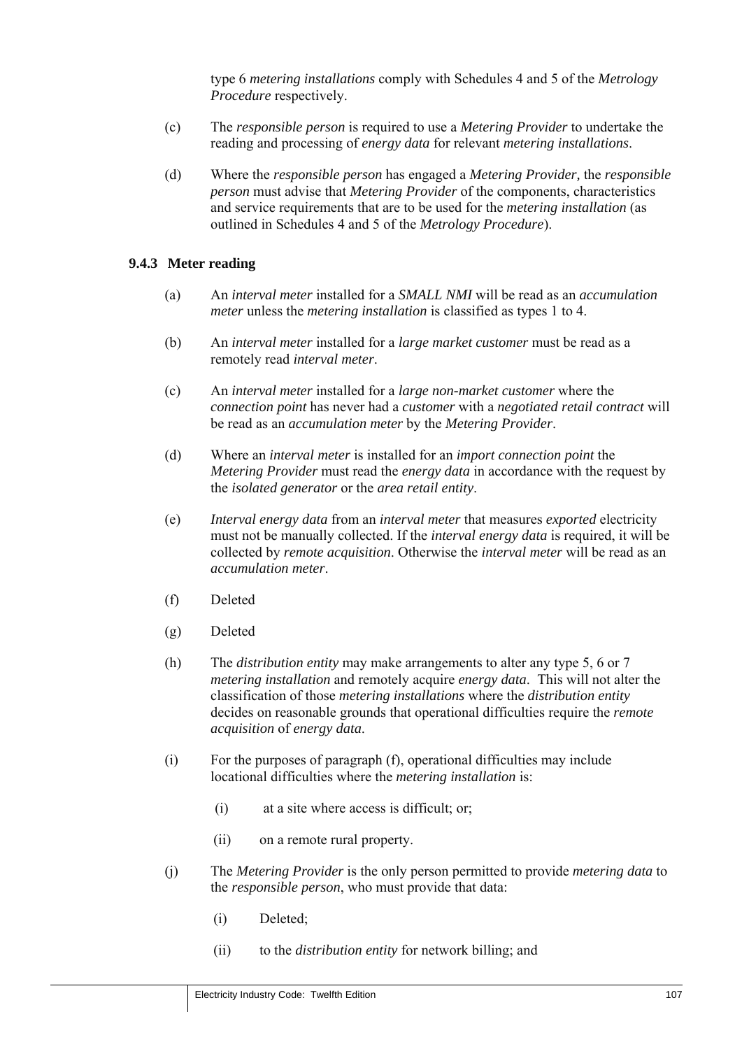type 6 *metering installations* comply with Schedules 4 and 5 of the *Metrology Procedure* respectively.

(c) The *responsible person* is required to use a *Metering Provider* to undertake the reading and processing of *energy data* for relevant *metering installations*.

(d) Where the *responsible person* has engaged a *Metering Provider*, the *responsible person* must advise that *Metering Provider* of the components, characteristics and service requirements that are to be used for the *metering installation* (as outlined in Schedules 4 and 5 of the *Metrology Procedure*).

### 9.4.3 Meter reading

(a) An *interval meter* installed for a *SMALL NMI* will be read as an *accumulation meter* unless the *metering installation* is classified as types 1 to 4.

(b) An *interval meter* installed for a *large market customer* must be read as a remotely read *interval meter*.

(c) An *interval meter* installed for a *large non-market customer* where the *connection point* has never had a *customer* with a *negotiated retail contract* will be read as an *accumulation meter* by the *Metering Provider*.

(d) Where an *interval meter* is installed for an *import connection point* the *Metering Provider* must read the *energy data* in accordance with the request by the *isolated generator* or the *area retail entity*.

(e) *Interval energy data* from an *interval meter* that measures *exported* electricity must not be manually collected. If the *interval energy data* is required, it will be collected by *remote acquisition*. Otherwise the *interval meter* will be read as an *accumulation meter*.

(f) Deleted

(g) Deleted

(h) The *distribution entity* may make arrangements to alter any type 5, 6 or 7 *metering installation* and remotely acquire *energy data*. This will not alter the classification of those *metering installations* where the *distribution entity* decides on reasonable grounds that operational difficulties require the *remote acquisition* of *energy data*.

(i) For the purposes of paragraph (f), operational difficulties may include locational difficulties where the *metering installation* is:

  (i) at a site where access is difficult; or;

  (ii) on a remote rural property.

(j) The *Metering Provider* is the only person permitted to provide *metering data* to the *responsible person*, who must provide that data:

  (i) Deleted;

  (ii) to the *distribution entity* for network billing; and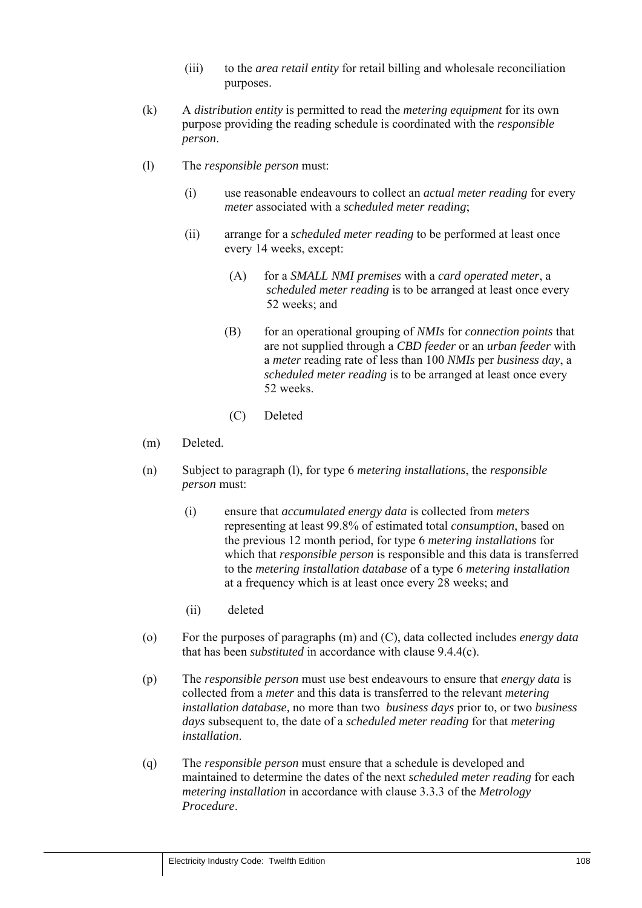(iii) to the *area retail entity* for retail billing and wholesale reconciliation purposes.

(k) A *distribution entity* is permitted to read the *metering equipment* for its own purpose providing the reading schedule is coordinated with the *responsible person*.

(l) The *responsible person* must:

(i) use reasonable endeavours to collect an *actual meter reading* for every *meter* associated with a *scheduled meter reading*;

(ii) arrange for a *scheduled meter reading* to be performed at least once every 14 weeks, except:

(A) for a *SMALL NMI premises* with a *card operated meter*, a *scheduled meter reading* is to be arranged at least once every 52 weeks; and

(B) for an operational grouping of *NMIs* for *connection points* that are not supplied through a *CBD feeder* or an *urban feeder* with a *meter* reading rate of less than 100 *NMIs* per *business day*, a *scheduled meter reading* is to be arranged at least once every 52 weeks.

(C) Deleted

(m) Deleted.

(n) Subject to paragraph (l), for type 6 *metering installations*, the *responsible person* must:

(i) ensure that *accumulated energy data* is collected from *meters* representing at least 99.8% of estimated total *consumption*, based on the previous 12 month period, for type 6 *metering installations* for which that *responsible person* is responsible and this data is transferred to the *metering installation database* of a type 6 *metering installation* at a frequency which is at least once every 28 weeks; and

(ii) deleted

(o) For the purposes of paragraphs (m) and (C), data collected includes *energy data* that has been *substituted* in accordance with clause 9.4.4(c).

(p) The *responsible person* must use best endeavours to ensure that *energy data* is collected from a *meter* and this data is transferred to the relevant *metering installation database,* no more than two *business days* prior to, or two *business days* subsequent to, the date of a *scheduled meter reading* for that *metering installation*.

(q) The *responsible person* must ensure that a schedule is developed and maintained to determine the dates of the next *scheduled meter reading* for each *metering installation* in accordance with clause 3.3.3 of the *Metrology Procedure*.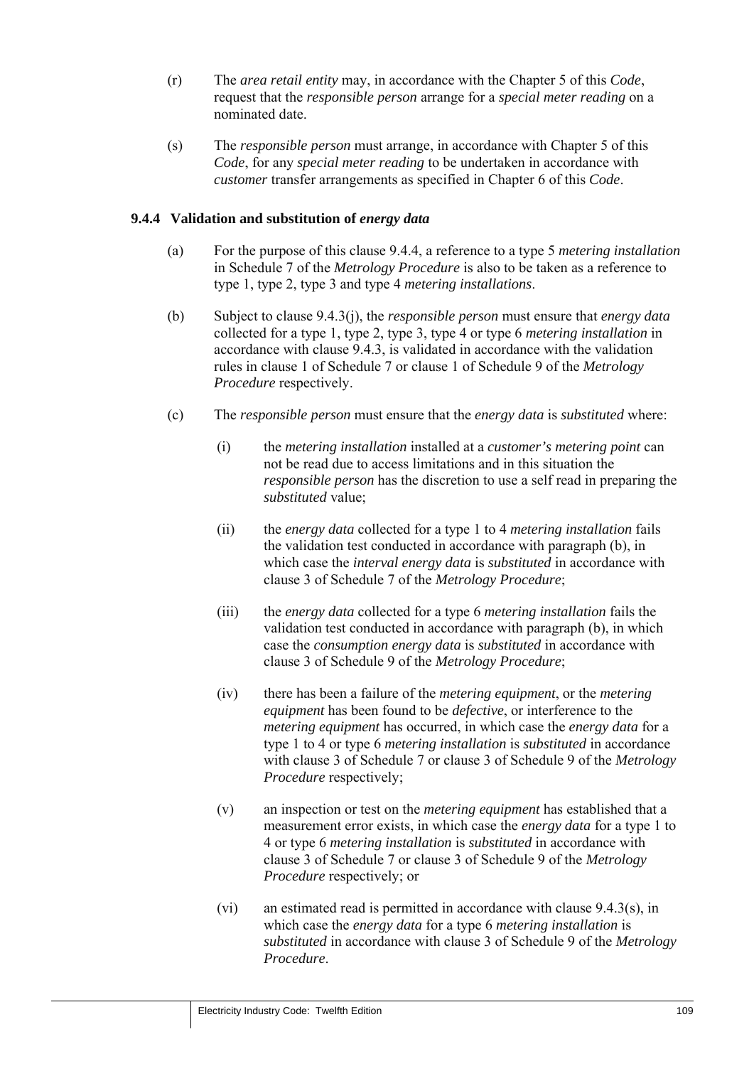(r) The *area retail entity* may, in accordance with the Chapter 5 of this *Code*, request that the *responsible person* arrange for a *special meter reading* on a nominated date.

(s) The *responsible person* must arrange, in accordance with Chapter 5 of this *Code*, for any *special meter reading* to be undertaken in accordance with *customer* transfer arrangements as specified in Chapter 6 of this *Code*.

### 9.4.4 Validation and substitution of *energy data*

(a) For the purpose of this clause 9.4.4, a reference to a type 5 *metering installation* in Schedule 7 of the *Metrology Procedure* is also to be taken as a reference to type 1, type 2, type 3 and type 4 *metering installations*.

(b) Subject to clause 9.4.3(j), the *responsible person* must ensure that *energy data* collected for a type 1, type 2, type 3, type 4 or type 6 *metering installation* in accordance with clause 9.4.3, is validated in accordance with the validation rules in clause 1 of Schedule 7 or clause 1 of Schedule 9 of the *Metrology Procedure* respectively.

(c) The *responsible person* must ensure that the *energy data* is *substituted* where:

(i) the *metering installation* installed at a *customer's metering point* can not be read due to access limitations and in this situation the *responsible person* has the discretion to use a self read in preparing the *substituted* value;

(ii) the *energy data* collected for a type 1 to 4 *metering installation* fails the validation test conducted in accordance with paragraph (b), in which case the *interval energy data* is *substituted* in accordance with clause 3 of Schedule 7 of the *Metrology Procedure*;

(iii) the *energy data* collected for a type 6 *metering installation* fails the validation test conducted in accordance with paragraph (b), in which case the *consumption energy data* is *substituted* in accordance with clause 3 of Schedule 9 of the *Metrology Procedure*;

(iv) there has been a failure of the *metering equipment*, or the *metering equipment* has been found to be *defective*, or interference to the *metering equipment* has occurred, in which case the *energy data* for a type 1 to 4 or type 6 *metering installation* is *substituted* in accordance with clause 3 of Schedule 7 or clause 3 of Schedule 9 of the *Metrology Procedure* respectively;

(v) an inspection or test on the *metering equipment* has established that a measurement error exists, in which case the *energy data* for a type 1 to 4 or type 6 *metering installation* is *substituted* in accordance with clause 3 of Schedule 7 or clause 3 of Schedule 9 of the *Metrology Procedure* respectively; or

(vi) an estimated read is permitted in accordance with clause 9.4.3(s), in which case the *energy data* for a type 6 *metering installation* is *substituted* in accordance with clause 3 of Schedule 9 of the *Metrology Procedure*.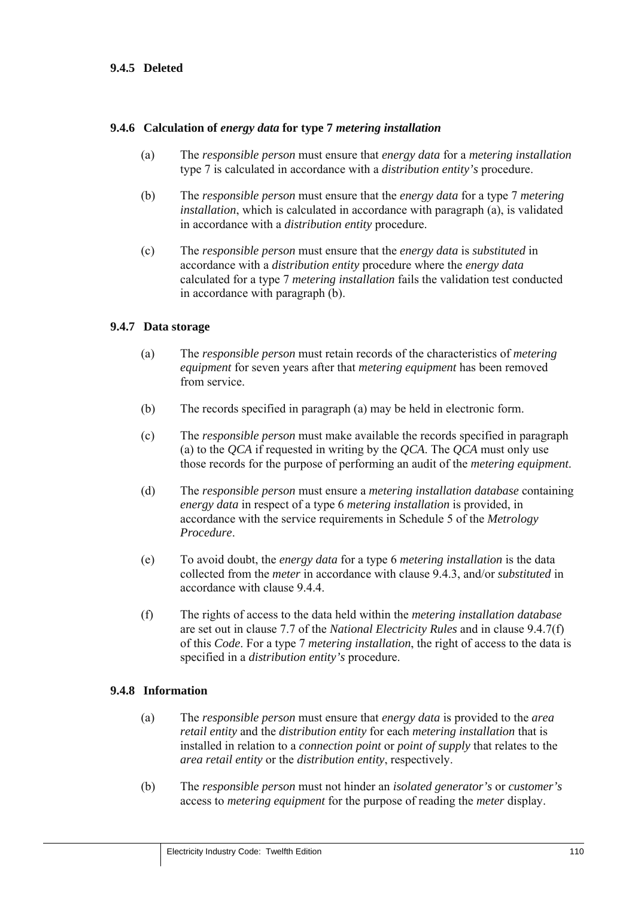### 9.4.5 Deleted

### 9.4.6 Calculation of *energy data* for type 7 *metering installation*

(a) The *responsible person* must ensure that *energy data* for a *metering installation* type 7 is calculated in accordance with a *distribution entity's* procedure.

(b) The *responsible person* must ensure that the *energy data* for a type 7 *metering installation*, which is calculated in accordance with paragraph (a), is validated in accordance with a *distribution entity* procedure.

(c) The *responsible person* must ensure that the *energy data* is *substituted* in accordance with a *distribution entity* procedure where the *energy data* calculated for a type 7 *metering installation* fails the validation test conducted in accordance with paragraph (b).

### 9.4.7 Data storage

(a) The *responsible person* must retain records of the characteristics of *metering equipment* for seven years after that *metering equipment* has been removed from service.

(b) The records specified in paragraph (a) may be held in electronic form.

(c) The *responsible person* must make available the records specified in paragraph (a) to the *QCA* if requested in writing by the *QCA*. The *QCA* must only use those records for the purpose of performing an audit of the *metering equipment*.

(d) The *responsible person* must ensure a *metering installation database* containing *energy data* in respect of a type 6 *metering installation* is provided, in accordance with the service requirements in Schedule 5 of the *Metrology Procedure*.

(e) To avoid doubt, the *energy data* for a type 6 *metering installation* is the data collected from the *meter* in accordance with clause 9.4.3, and/or *substituted* in accordance with clause 9.4.4.

(f) The rights of access to the data held within the *metering installation database* are set out in clause 7.7 of the *National Electricity Rules* and in clause 9.4.7(f) of this *Code*. For a type 7 *metering installation*, the right of access to the data is specified in a *distribution entity's* procedure.

### 9.4.8 Information

(a) The *responsible person* must ensure that *energy data* is provided to the *area retail entity* and the *distribution entity* for each *metering installation* that is installed in relation to a *connection point* or *point of supply* that relates to the *area retail entity* or the *distribution entity*, respectively.

(b) The *responsible person* must not hinder an *isolated generator's* or *customer's* access to *metering equipment* for the purpose of reading the *meter* display.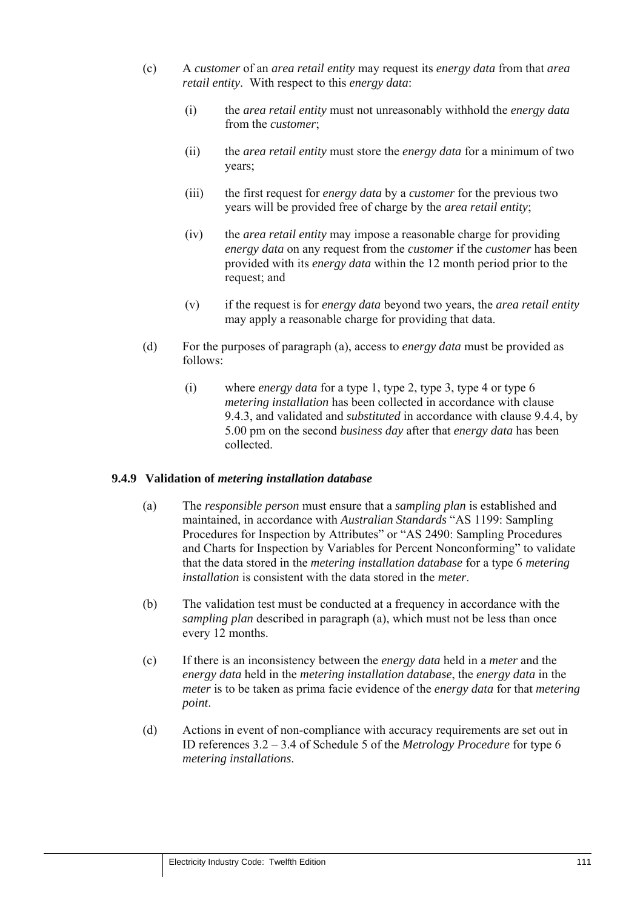(c) A *customer* of an *area retail entity* may request its *energy data* from that *area retail entity*. With respect to this *energy data*:

   (i) the *area retail entity* must not unreasonably withhold the *energy data* from the *customer*;

   (ii) the *area retail entity* must store the *energy data* for a minimum of two years;

   (iii) the first request for *energy data* by a *customer* for the previous two years will be provided free of charge by the *area retail entity*;

   (iv) the *area retail entity* may impose a reasonable charge for providing *energy data* on any request from the *customer* if the *customer* has been provided with its *energy data* within the 12 month period prior to the request; and

   (v) if the request is for *energy data* beyond two years, the *area retail entity* may apply a reasonable charge for providing that data.

(d) For the purposes of paragraph (a), access to *energy data* must be provided as follows:

   (i) where *energy data* for a type 1, type 2, type 3, type 4 or type 6 *metering installation* has been collected in accordance with clause 9.4.3, and validated and *substituted* in accordance with clause 9.4.4, by 5.00 pm on the second *business day* after that *energy data* has been collected.

### 9.4.9 Validation of *metering installation database*

(a) The *responsible person* must ensure that a *sampling plan* is established and maintained, in accordance with *Australian Standards* "AS 1199: Sampling Procedures for Inspection by Attributes" or "AS 2490: Sampling Procedures and Charts for Inspection by Variables for Percent Nonconforming" to validate that the data stored in the *metering installation database* for a type 6 *metering installation* is consistent with the data stored in the *meter*.

(b) The validation test must be conducted at a frequency in accordance with the *sampling plan* described in paragraph (a), which must not be less than once every 12 months.

(c) If there is an inconsistency between the *energy data* held in a *meter* and the *energy data* held in the *metering installation database*, the *energy data* in the *meter* is to be taken as prima facie evidence of the *energy data* for that *metering point*.

(d) Actions in event of non-compliance with accuracy requirements are set out in ID references 3.2 – 3.4 of Schedule 5 of the *Metrology Procedure* for type 6 *metering installations*.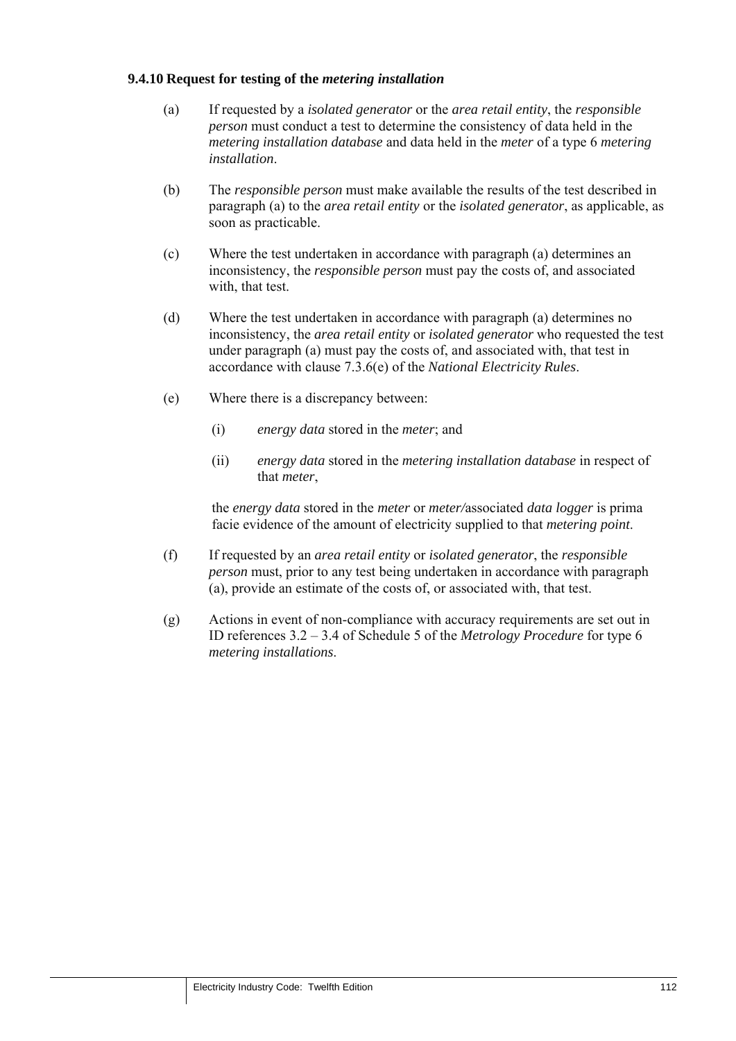### 9.4.10 Request for testing of the *metering installation*

(a) If requested by a *isolated generator* or the *area retail entity*, the *responsible person* must conduct a test to determine the consistency of data held in the *metering installation database* and data held in the *meter* of a type 6 *metering installation*.

(b) The *responsible person* must make available the results of the test described in paragraph (a) to the *area retail entity* or the *isolated generator*, as applicable, as soon as practicable.

(c) Where the test undertaken in accordance with paragraph (a) determines an inconsistency, the *responsible person* must pay the costs of, and associated with, that test.

(d) Where the test undertaken in accordance with paragraph (a) determines no inconsistency, the *area retail entity* or *isolated generator* who requested the test under paragraph (a) must pay the costs of, and associated with, that test in accordance with clause 7.3.6(e) of the *National Electricity Rules*.

(e) Where there is a discrepancy between:

(i) *energy data* stored in the *meter*; and

(ii) *energy data* stored in the *metering installation database* in respect of that *meter*,

the *energy data* stored in the *meter* or *meter/*associated *data logger* is prima facie evidence of the amount of electricity supplied to that *metering point*.

(f) If requested by an *area retail entity* or *isolated generator*, the *responsible person* must, prior to any test being undertaken in accordance with paragraph (a), provide an estimate of the costs of, or associated with, that test.

(g) Actions in event of non-compliance with accuracy requirements are set out in ID references 3.2 – 3.4 of Schedule 5 of the *Metrology Procedure* for type 6 *metering installations*.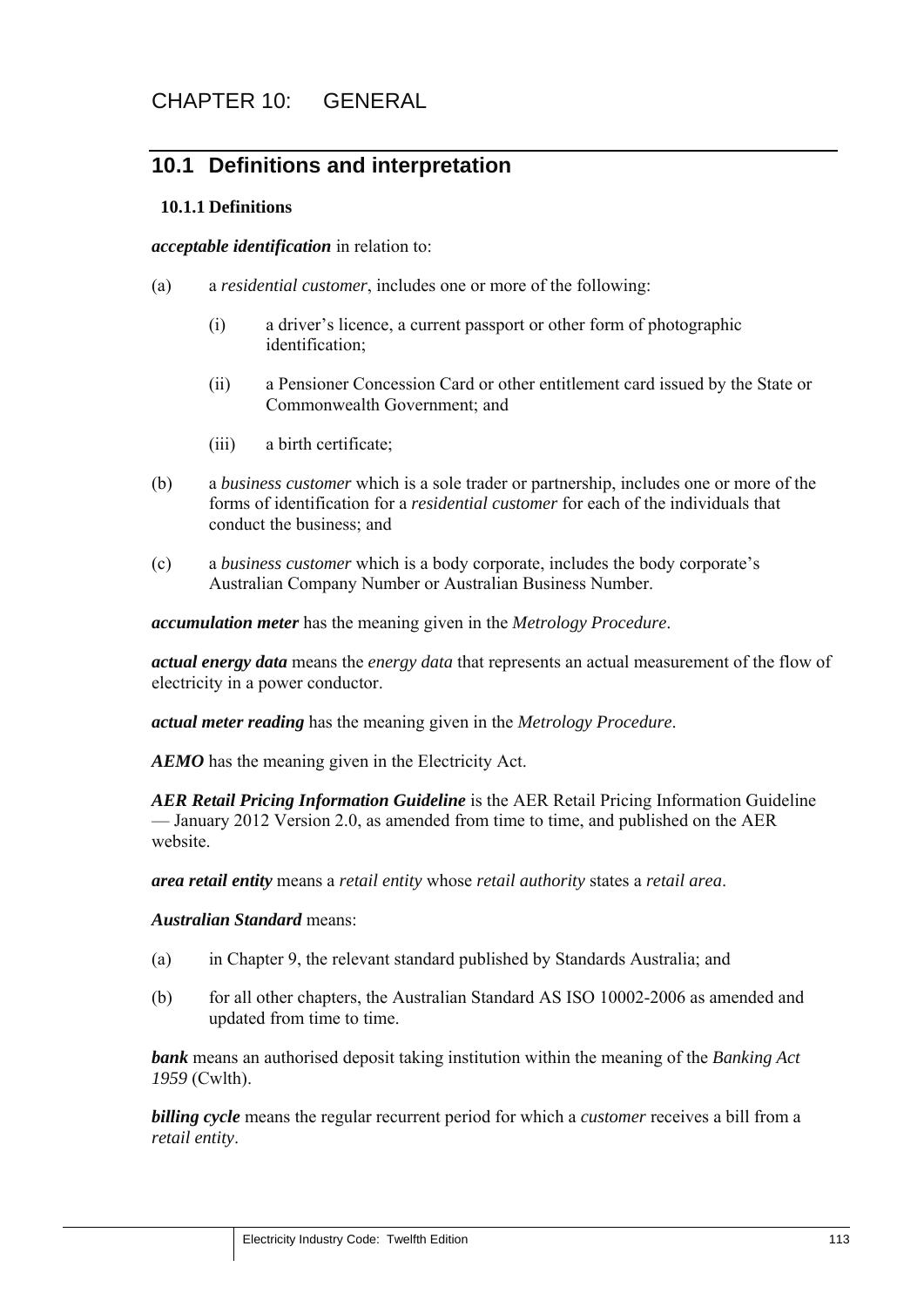# CHAPTER 10: GENERAL

## 10.1 Definitions and interpretation

### 10.1.1 Definitions

***acceptable identification*** in relation to:

(a) a *residential customer*, includes one or more of the following:

  (i) a driver's licence, a current passport or other form of photographic identification;

  (ii) a Pensioner Concession Card or other entitlement card issued by the State or Commonwealth Government; and

  (iii) a birth certificate;

(b) a *business customer* which is a sole trader or partnership, includes one or more of the forms of identification for a *residential customer* for each of the individuals that conduct the business; and

(c) a *business customer* which is a body corporate, includes the body corporate's Australian Company Number or Australian Business Number.

***accumulation meter*** has the meaning given in the *Metrology Procedure*.

***actual energy data*** means the *energy data* that represents an actual measurement of the flow of electricity in a power conductor.

***actual meter reading*** has the meaning given in the *Metrology Procedure*.

***AEMO*** has the meaning given in the Electricity Act.

***AER Retail Pricing Information Guideline*** is the AER Retail Pricing Information Guideline — January 2012 Version 2.0, as amended from time to time, and published on the AER website.

***area retail entity*** means a *retail entity* whose *retail authority* states a *retail area*.

***Australian Standard*** means:

(a) in Chapter 9, the relevant standard published by Standards Australia; and

(b) for all other chapters, the Australian Standard AS ISO 10002-2006 as amended and updated from time to time.

***bank*** means an authorised deposit taking institution within the meaning of the *Banking Act 1959* (Cwlth).

***billing cycle*** means the regular recurrent period for which a *customer* receives a bill from a *retail entity*.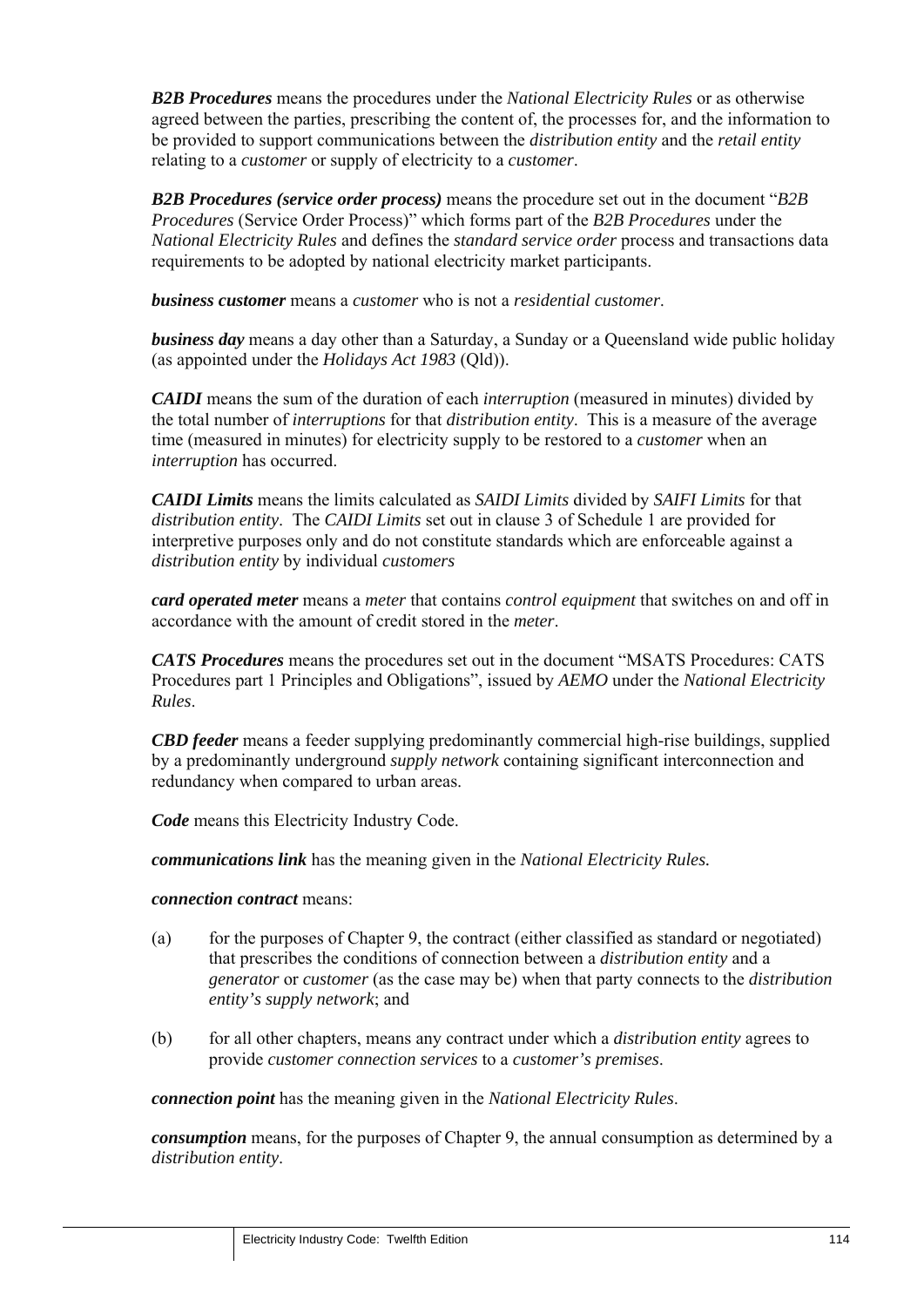***B2B Procedures*** means the procedures under the *National Electricity Rules* or as otherwise agreed between the parties, prescribing the content of, the processes for, and the information to be provided to support communications between the *distribution entity* and the *retail entity* relating to a *customer* or supply of electricity to a *customer*.

***B2B Procedures (service order process)*** means the procedure set out in the document "*B2B Procedures* (Service Order Process)" which forms part of the *B2B Procedures* under the *National Electricity Rules* and defines the *standard service order* process and transactions data requirements to be adopted by national electricity market participants.

***business customer*** means a *customer* who is not a *residential customer*.

***business day*** means a day other than a Saturday, a Sunday or a Queensland wide public holiday (as appointed under the *Holidays Act 1983* (Qld)).

***CAIDI*** means the sum of the duration of each *interruption* (measured in minutes) divided by the total number of *interruptions* for that *distribution entity*. This is a measure of the average time (measured in minutes) for electricity supply to be restored to a *customer* when an *interruption* has occurred.

***CAIDI Limits*** means the limits calculated as *SAIDI Limits* divided by *SAIFI Limits* for that *distribution entity*. The *CAIDI Limits* set out in clause 3 of Schedule 1 are provided for interpretive purposes only and do not constitute standards which are enforceable against a *distribution entity* by individual *customers*

***card operated meter*** means a *meter* that contains *control equipment* that switches on and off in accordance with the amount of credit stored in the *meter*.

***CATS Procedures*** means the procedures set out in the document "MSATS Procedures: CATS Procedures part 1 Principles and Obligations", issued by *AEMO* under the *National Electricity Rules*.

***CBD feeder*** means a feeder supplying predominantly commercial high-rise buildings, supplied by a predominantly underground *supply network* containing significant interconnection and redundancy when compared to urban areas.

***Code*** means this Electricity Industry Code.

***communications link*** has the meaning given in the *National Electricity Rules.*

***connection contract*** means:

(a) for the purposes of Chapter 9, the contract (either classified as standard or negotiated) that prescribes the conditions of connection between a *distribution entity* and a *generator* or *customer* (as the case may be) when that party connects to the *distribution entity's supply network*; and

(b) for all other chapters, means any contract under which a *distribution entity* agrees to provide *customer connection services* to a *customer's premises*.

***connection point*** has the meaning given in the *National Electricity Rules*.

***consumption*** means, for the purposes of Chapter 9, the annual consumption as determined by a *distribution entity*.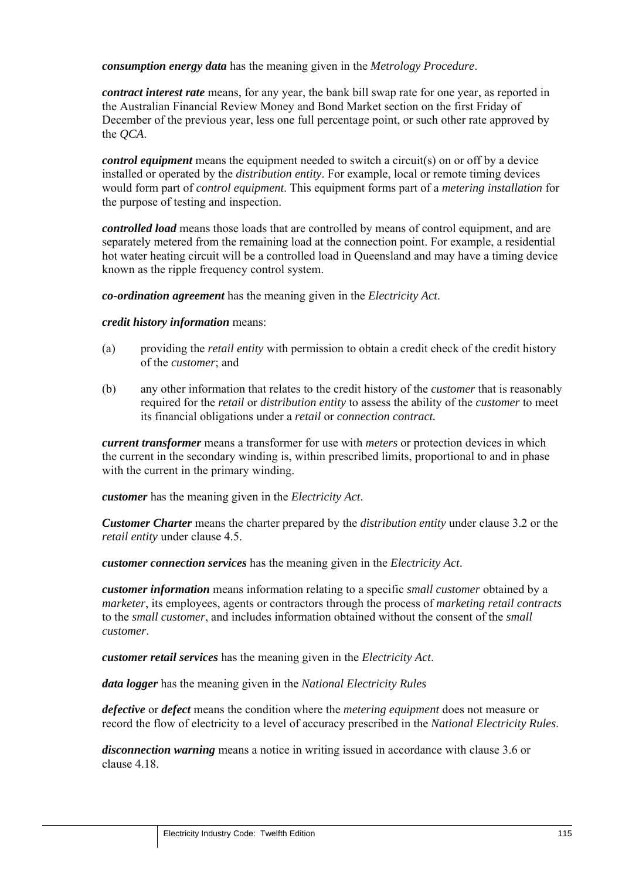***consumption energy data*** has the meaning given in the *Metrology Procedure*.

***contract interest rate*** means, for any year, the bank bill swap rate for one year, as reported in the Australian Financial Review Money and Bond Market section on the first Friday of December of the previous year, less one full percentage point, or such other rate approved by the *QCA*.

***control equipment*** means the equipment needed to switch a circuit(s) on or off by a device installed or operated by the *distribution entity*. For example, local or remote timing devices would form part of *control equipment*. This equipment forms part of a *metering installation* for the purpose of testing and inspection.

***controlled load*** means those loads that are controlled by means of control equipment, and are separately metered from the remaining load at the connection point. For example, a residential hot water heating circuit will be a controlled load in Queensland and may have a timing device known as the ripple frequency control system.

***co-ordination agreement*** has the meaning given in the *Electricity Act*.

***credit history information*** means:

(a) providing the *retail entity* with permission to obtain a credit check of the credit history of the *customer*; and

(b) any other information that relates to the credit history of the *customer* that is reasonably required for the *retail* or *distribution entity* to assess the ability of the *customer* to meet its financial obligations under a *retail* or *connection contract.*

***current transformer*** means a transformer for use with *meters* or protection devices in which the current in the secondary winding is, within prescribed limits, proportional to and in phase with the current in the primary winding.

***customer*** has the meaning given in the *Electricity Act*.

***Customer Charter*** means the charter prepared by the *distribution entity* under clause 3.2 or the *retail entity* under clause 4.5.

***customer connection services*** has the meaning given in the *Electricity Act*.

***customer information*** means information relating to a specific *small customer* obtained by a *marketer*, its employees, agents or contractors through the process of *marketing retail contracts* to the *small customer*, and includes information obtained without the consent of the *small customer*.

***customer retail services*** has the meaning given in the *Electricity Act*.

***data logger*** has the meaning given in the *National Electricity Rules*

***defective*** or ***defect*** means the condition where the *metering equipment* does not measure or record the flow of electricity to a level of accuracy prescribed in the *National Electricity Rules*.

***disconnection warning*** means a notice in writing issued in accordance with clause 3.6 or clause 4.18.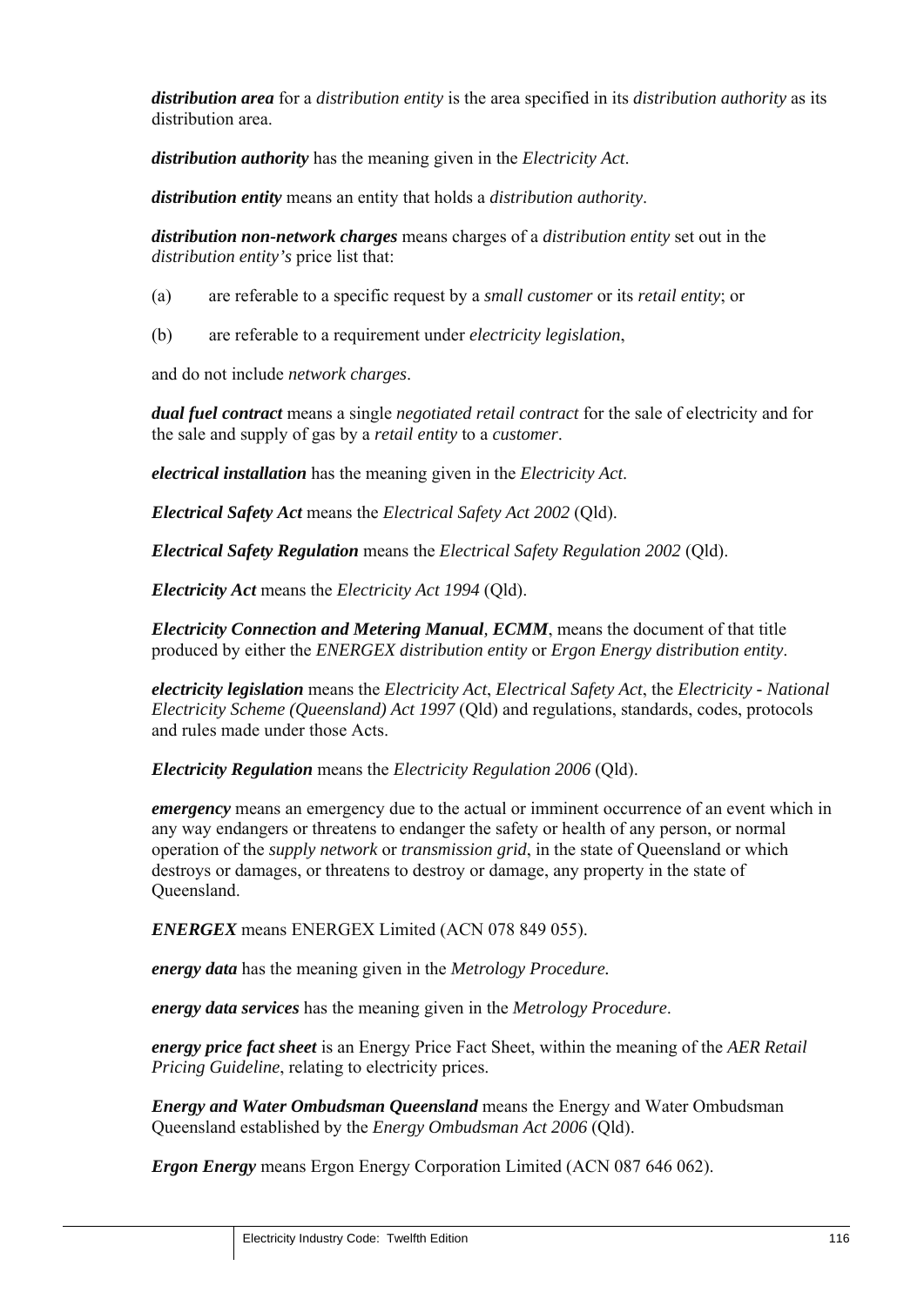***distribution area*** for a *distribution entity* is the area specified in its *distribution authority* as its distribution area.

***distribution authority*** has the meaning given in the *Electricity Act*.

***distribution entity*** means an entity that holds a *distribution authority*.

***distribution non-network charges*** means charges of a *distribution entity* set out in the *distribution entity's* price list that:

(a) are referable to a specific request by a *small customer* or its *retail entity*; or

(b) are referable to a requirement under *electricity legislation*,

and do not include *network charges*.

***dual fuel contract*** means a single *negotiated retail contract* for the sale of electricity and for the sale and supply of gas by a *retail entity* to a *customer*.

***electrical installation*** has the meaning given in the *Electricity Act*.

***Electrical Safety Act*** means the *Electrical Safety Act 2002* (Qld).

***Electrical Safety Regulation*** means the *Electrical Safety Regulation 2002* (Qld).

***Electricity Act*** means the *Electricity Act 1994* (Qld).

***Electricity Connection and Metering Manual***, ***ECMM***, means the document of that title produced by either the *ENERGEX distribution entity* or *Ergon Energy distribution entity*.

***electricity legislation*** means the *Electricity Act*, *Electrical Safety Act*, the *Electricity - National Electricity Scheme (Queensland) Act 1997* (Qld) and regulations, standards, codes, protocols and rules made under those Acts.

***Electricity Regulation*** means the *Electricity Regulation 2006* (Qld).

***emergency*** means an emergency due to the actual or imminent occurrence of an event which in any way endangers or threatens to endanger the safety or health of any person, or normal operation of the *supply network* or *transmission grid*, in the state of Queensland or which destroys or damages, or threatens to destroy or damage, any property in the state of Queensland.

***ENERGEX*** means ENERGEX Limited (ACN 078 849 055).

***energy data*** has the meaning given in the *Metrology Procedure.*

***energy data services*** has the meaning given in the *Metrology Procedure*.

***energy price fact sheet*** is an Energy Price Fact Sheet, within the meaning of the *AER Retail Pricing Guideline*, relating to electricity prices.

***Energy and Water Ombudsman Queensland*** means the Energy and Water Ombudsman Queensland established by the *Energy Ombudsman Act 2006* (Qld).

***Ergon Energy*** means Ergon Energy Corporation Limited (ACN 087 646 062).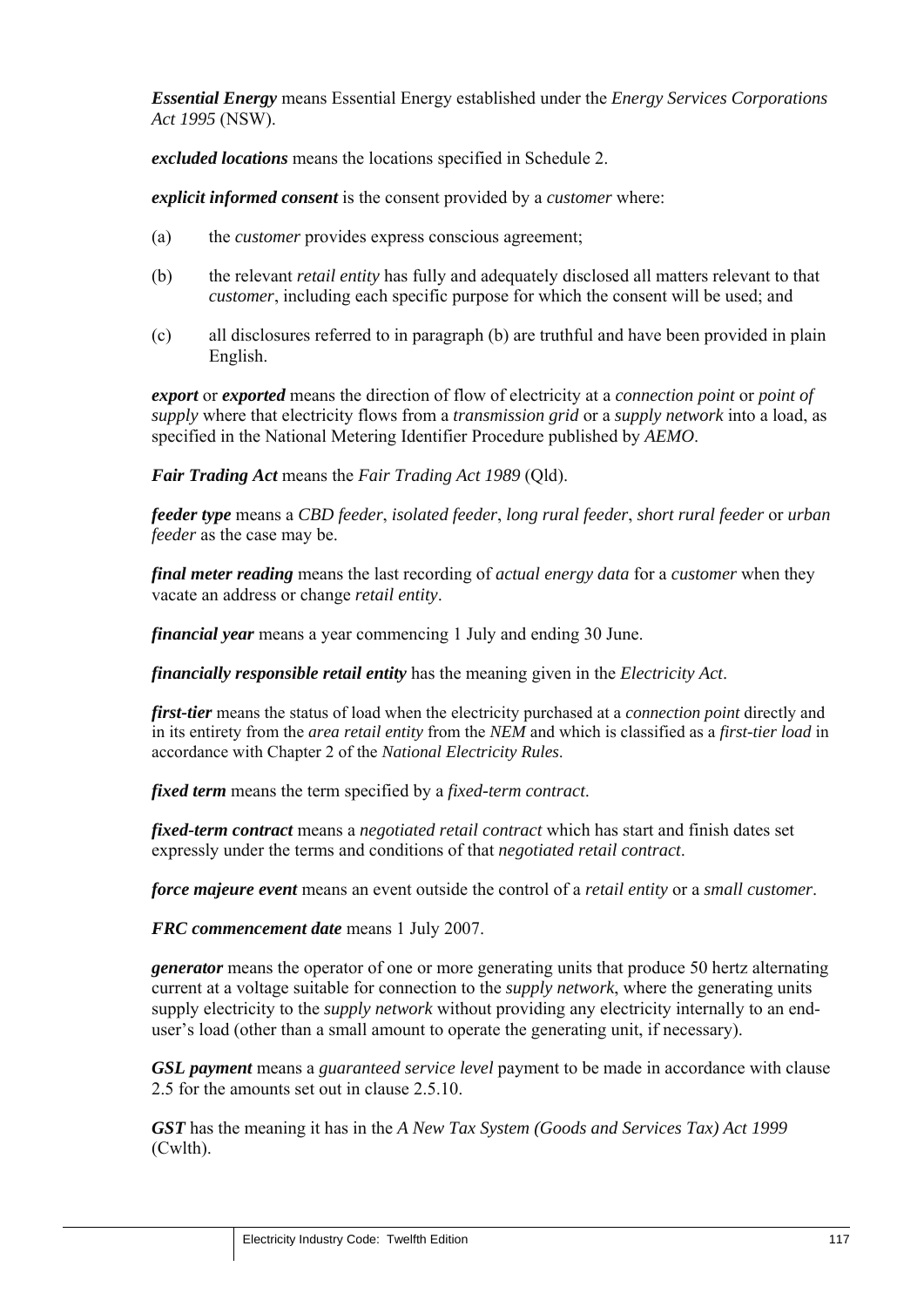***Essential Energy*** means Essential Energy established under the *Energy Services Corporations Act 1995* (NSW).

***excluded locations*** means the locations specified in Schedule 2.

***explicit informed consent*** is the consent provided by a *customer* where:

(a) the *customer* provides express conscious agreement;

(b) the relevant *retail entity* has fully and adequately disclosed all matters relevant to that *customer*, including each specific purpose for which the consent will be used; and

(c) all disclosures referred to in paragraph (b) are truthful and have been provided in plain English.

***export*** or ***exported*** means the direction of flow of electricity at a *connection point* or *point of supply* where that electricity flows from a *transmission grid* or a *supply network* into a load, as specified in the National Metering Identifier Procedure published by *AEMO*.

***Fair Trading Act*** means the *Fair Trading Act 1989* (Qld).

***feeder type*** means a *CBD feeder*, *isolated feeder*, *long rural feeder*, *short rural feeder* or *urban feeder* as the case may be.

***final meter reading*** means the last recording of *actual energy data* for a *customer* when they vacate an address or change *retail entity*.

***financial year*** means a year commencing 1 July and ending 30 June.

***financially responsible retail entity*** has the meaning given in the *Electricity Act*.

***first-tier*** means the status of load when the electricity purchased at a *connection point* directly and in its entirety from the *area retail entity* from the *NEM* and which is classified as a *first-tier load* in accordance with Chapter 2 of the *National Electricity Rules*.

***fixed term*** means the term specified by a *fixed-term contract*.

***fixed-term contract*** means a *negotiated retail contract* which has start and finish dates set expressly under the terms and conditions of that *negotiated retail contract*.

***force majeure event*** means an event outside the control of a *retail entity* or a *small customer*.

***FRC commencement date*** means 1 July 2007.

***generator*** means the operator of one or more generating units that produce 50 hertz alternating current at a voltage suitable for connection to the *supply network*, where the generating units supply electricity to the *supply network* without providing any electricity internally to an end-user's load (other than a small amount to operate the generating unit, if necessary).

***GSL payment*** means a *guaranteed service level* payment to be made in accordance with clause 2.5 for the amounts set out in clause 2.5.10.

***GST*** has the meaning it has in the *A New Tax System (Goods and Services Tax) Act 1999* (Cwlth).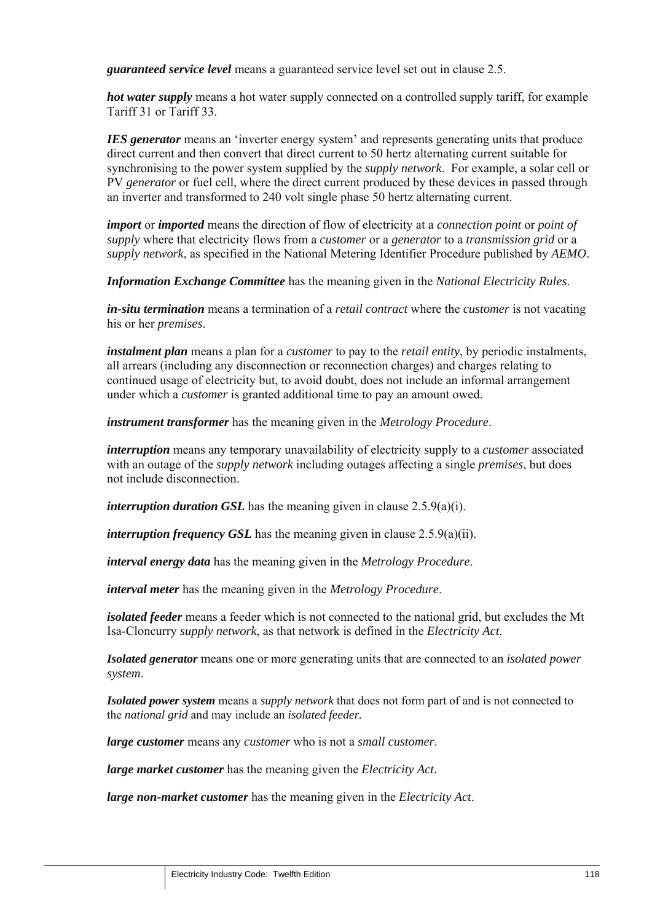***guaranteed service level*** means a guaranteed service level set out in clause 2.5.

***hot water supply*** means a hot water supply connected on a controlled supply tariff, for example Tariff 31 or Tariff 33.

***IES generator*** means an 'inverter energy system' and represents generating units that produce direct current and then convert that direct current to 50 hertz alternating current suitable for synchronising to the power system supplied by the *supply network*. For example, a solar cell or PV *generator* or fuel cell, where the direct current produced by these devices in passed through an inverter and transformed to 240 volt single phase 50 hertz alternating current.

***import*** or ***imported*** means the direction of flow of electricity at a *connection point* or *point of supply* where that electricity flows from a *customer* or a *generator* to a *transmission grid* or a *supply network*, as specified in the National Metering Identifier Procedure published by *AEMO*.

***Information Exchange Committee*** has the meaning given in the *National Electricity Rules*.

***in-situ termination*** means a termination of a *retail contract* where the *customer* is not vacating his or her *premises*.

***instalment plan*** means a plan for a *customer* to pay to the *retail entity*, by periodic instalments, all arrears (including any disconnection or reconnection charges) and charges relating to continued usage of electricity but, to avoid doubt, does not include an informal arrangement under which a *customer* is granted additional time to pay an amount owed.

***instrument transformer*** has the meaning given in the *Metrology Procedure*.

***interruption*** means any temporary unavailability of electricity supply to a *customer* associated with an outage of the *supply network* including outages affecting a single *premises*, but does not include disconnection.

***interruption duration GSL*** has the meaning given in clause 2.5.9(a)(i).

***interruption frequency GSL*** has the meaning given in clause 2.5.9(a)(ii).

***interval energy data*** has the meaning given in the *Metrology Procedure*.

***interval meter*** has the meaning given in the *Metrology Procedure*.

***isolated feeder*** means a feeder which is not connected to the national grid, but excludes the Mt Isa-Cloncurry *supply network*, as that network is defined in the *Electricity Act*.

***Isolated generator*** means one or more generating units that are connected to an *isolated power system*.

***Isolated power system*** means a *supply network* that does not form part of and is not connected to the *national grid* and may include an *isolated feeder.*

***large customer*** means any *customer* who is not a *small customer*.

***large market customer*** has the meaning given the *Electricity Act*.

***large non-market customer*** has the meaning given in the *Electricity Act*.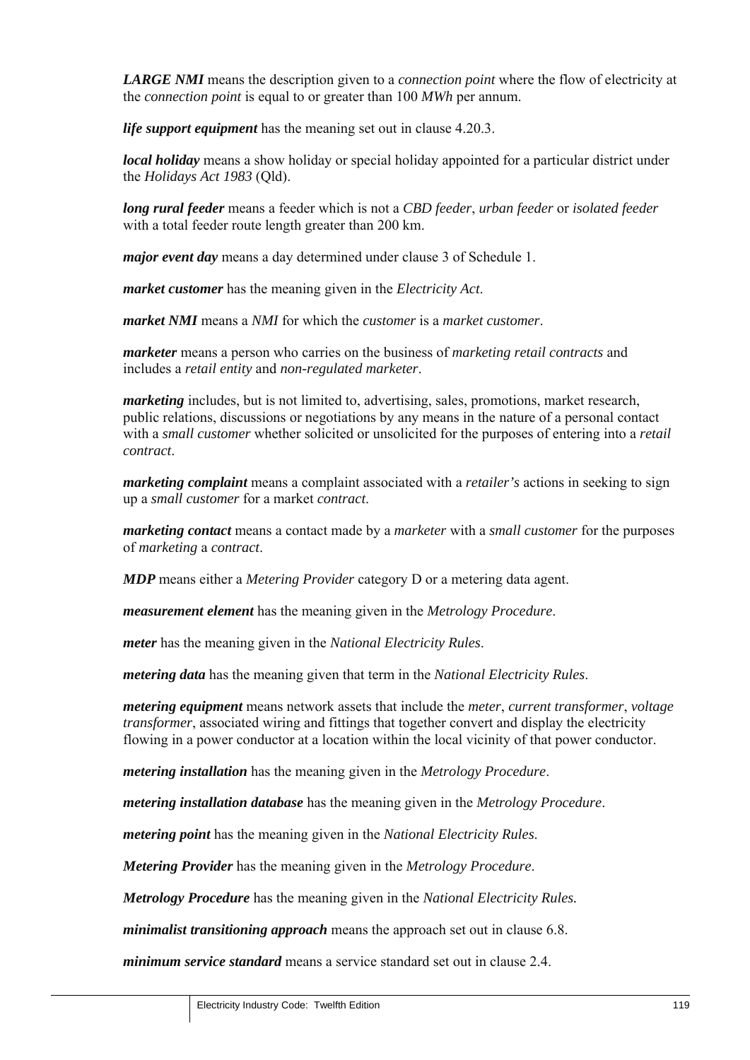***LARGE NMI*** means the description given to a *connection point* where the flow of electricity at the *connection point* is equal to or greater than 100 *MWh* per annum.

***life support equipment*** has the meaning set out in clause 4.20.3.

***local holiday*** means a show holiday or special holiday appointed for a particular district under the *Holidays Act 1983* (Qld).

***long rural feeder*** means a feeder which is not a *CBD feeder*, *urban feeder* or *isolated feeder* with a total feeder route length greater than 200 km.

***major event day*** means a day determined under clause 3 of Schedule 1.

***market customer*** has the meaning given in the *Electricity Act*.

***market NMI*** means a *NMI* for which the *customer* is a *market customer*.

***marketer*** means a person who carries on the business of *marketing retail contracts* and includes a *retail entity* and *non-regulated marketer*.

***marketing*** includes, but is not limited to, advertising, sales, promotions, market research, public relations, discussions or negotiations by any means in the nature of a personal contact with a *small customer* whether solicited or unsolicited for the purposes of entering into a *retail contract*.

***marketing complaint*** means a complaint associated with a *retailer's* actions in seeking to sign up a *small customer* for a market *contract*.

***marketing contact*** means a contact made by a *marketer* with a *small customer* for the purposes of *marketing* a *contract*.

***MDP*** means either a *Metering Provider* category D or a metering data agent.

***measurement element*** has the meaning given in the *Metrology Procedure*.

***meter*** has the meaning given in the *National Electricity Rules*.

***metering data*** has the meaning given that term in the *National Electricity Rules*.

***metering equipment*** means network assets that include the *meter*, *current transformer*, *voltage transformer*, associated wiring and fittings that together convert and display the electricity flowing in a power conductor at a location within the local vicinity of that power conductor.

***metering installation*** has the meaning given in the *Metrology Procedure*.

***metering installation database*** has the meaning given in the *Metrology Procedure*.

***metering point*** has the meaning given in the *National Electricity Rules*.

***Metering Provider*** has the meaning given in the *Metrology Procedure*.

***Metrology Procedure*** has the meaning given in the *National Electricity Rules.*

***minimalist transitioning approach*** means the approach set out in clause 6.8.

***minimum service standard*** means a service standard set out in clause 2.4.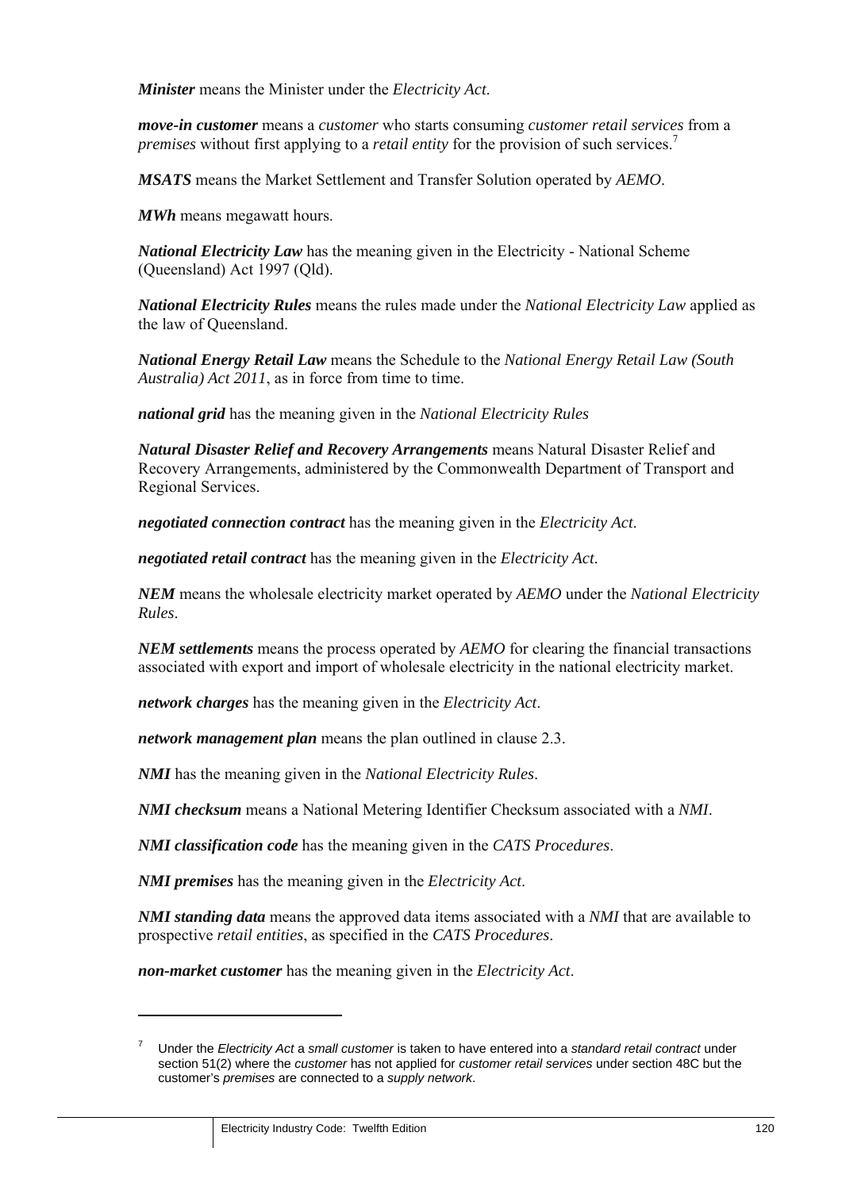***Minister*** means the Minister under the *Electricity Act*.

***move-in customer*** means a *customer* who starts consuming *customer retail services* from a *premises* without first applying to a *retail entity* for the provision of such services.[7]

***MSATS*** means the Market Settlement and Transfer Solution operated by *AEMO*.

***MWh*** means megawatt hours.

***National Electricity Law*** has the meaning given in the Electricity - National Scheme (Queensland) Act 1997 (Qld).

***National Electricity Rules*** means the rules made under the *National Electricity Law* applied as the law of Queensland.

***National Energy Retail Law*** means the Schedule to the *National Energy Retail Law (South Australia) Act 2011*, as in force from time to time.

***national grid*** has the meaning given in the *National Electricity Rules*

***Natural Disaster Relief and Recovery Arrangements*** means Natural Disaster Relief and Recovery Arrangements, administered by the Commonwealth Department of Transport and Regional Services.

***negotiated connection contract*** has the meaning given in the *Electricity Act*.

***negotiated retail contract*** has the meaning given in the *Electricity Act*.

***NEM*** means the wholesale electricity market operated by *AEMO* under the *National Electricity Rules*.

***NEM settlements*** means the process operated by *AEMO* for clearing the financial transactions associated with export and import of wholesale electricity in the national electricity market.

***network charges*** has the meaning given in the *Electricity Act*.

***network management plan*** means the plan outlined in clause 2.3.

***NMI*** has the meaning given in the *National Electricity Rules*.

***NMI checksum*** means a National Metering Identifier Checksum associated with a *NMI*.

***NMI classification code*** has the meaning given in the *CATS Procedures*.

***NMI premises*** has the meaning given in the *Electricity Act*.

***NMI standing data*** means the approved data items associated with a *NMI* that are available to prospective *retail entities*, as specified in the *CATS Procedures*.

***non-market customer*** has the meaning given in the *Electricity Act*.

---

[7] Under the *Electricity Act* a *small customer* is taken to have entered into a *standard retail contract* under section 51(2) where the *customer* has not applied for *customer retail services* under section 48C but the customer's *premises* are connected to a *supply network*.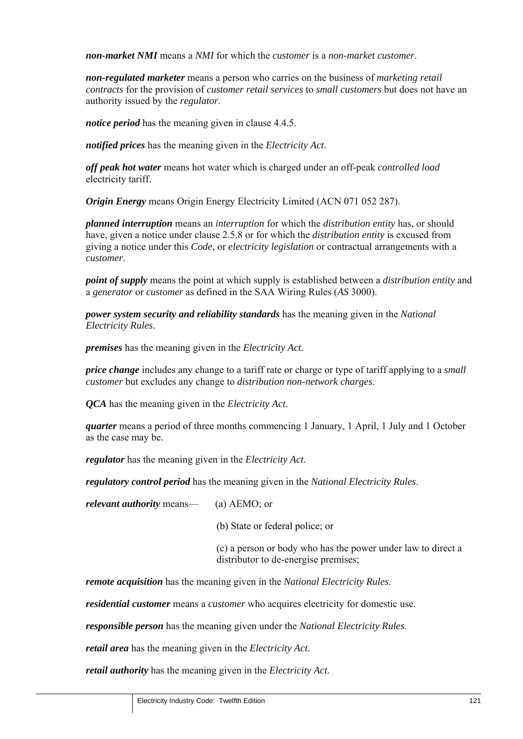***non-market NMI*** means a *NMI* for which the *customer* is a *non-market customer*.

***non-regulated marketer*** means a person who carries on the business of *marketing retail contracts* for the provision of *customer retail services* to *small customers* but does not have an authority issued by the *regulator*.

***notice period*** has the meaning given in clause 4.4.5.

***notified prices*** has the meaning given in the *Electricity Act*.

***off peak hot water*** means hot water which is charged under an off-peak *controlled load* electricity tariff.

***Origin Energy*** means Origin Energy Electricity Limited (ACN 071 052 287).

***planned interruption*** means an *interruption* for which the *distribution entity* has, or should have, given a notice under clause 2.5.8 or for which the *distribution entity* is excused from giving a notice under this *Code*, or *electricity legislation* or contractual arrangements with a *customer*.

***point of supply*** means the point at which supply is established between a *distribution entity* and a *generator* or *customer* as defined in the SAA Wiring Rules (*AS* 3000).

***power system security and reliability standards*** has the meaning given in the *National Electricity Rules*.

***premises*** has the meaning given in the *Electricity Act*.

***price change*** includes any change to a tariff rate or charge or type of tariff applying to a *small customer* but excludes any change to *distribution non-network charges*.

***QCA*** has the meaning given in the *Electricity Act*.

***quarter*** means a period of three months commencing 1 January, 1 April, 1 July and 1 October as the case may be.

***regulator*** has the meaning given in the *Electricity Act*.

***regulatory control period*** has the meaning given in the *National Electricity Rules*.

***relevant authority*** means—

(a) AEMO; or

(b) State or federal police; or

(c) a person or body who has the power under law to direct a distributor to de-energise premises;

***remote acquisition*** has the meaning given in the *National Electricity Rules*.

***residential customer*** means a *customer* who acquires electricity for domestic use.

***responsible person*** has the meaning given under the *National Electricity Rules*.

***retail area*** has the meaning given in the *Electricity Act*.

***retail authority*** has the meaning given in the *Electricity Act*.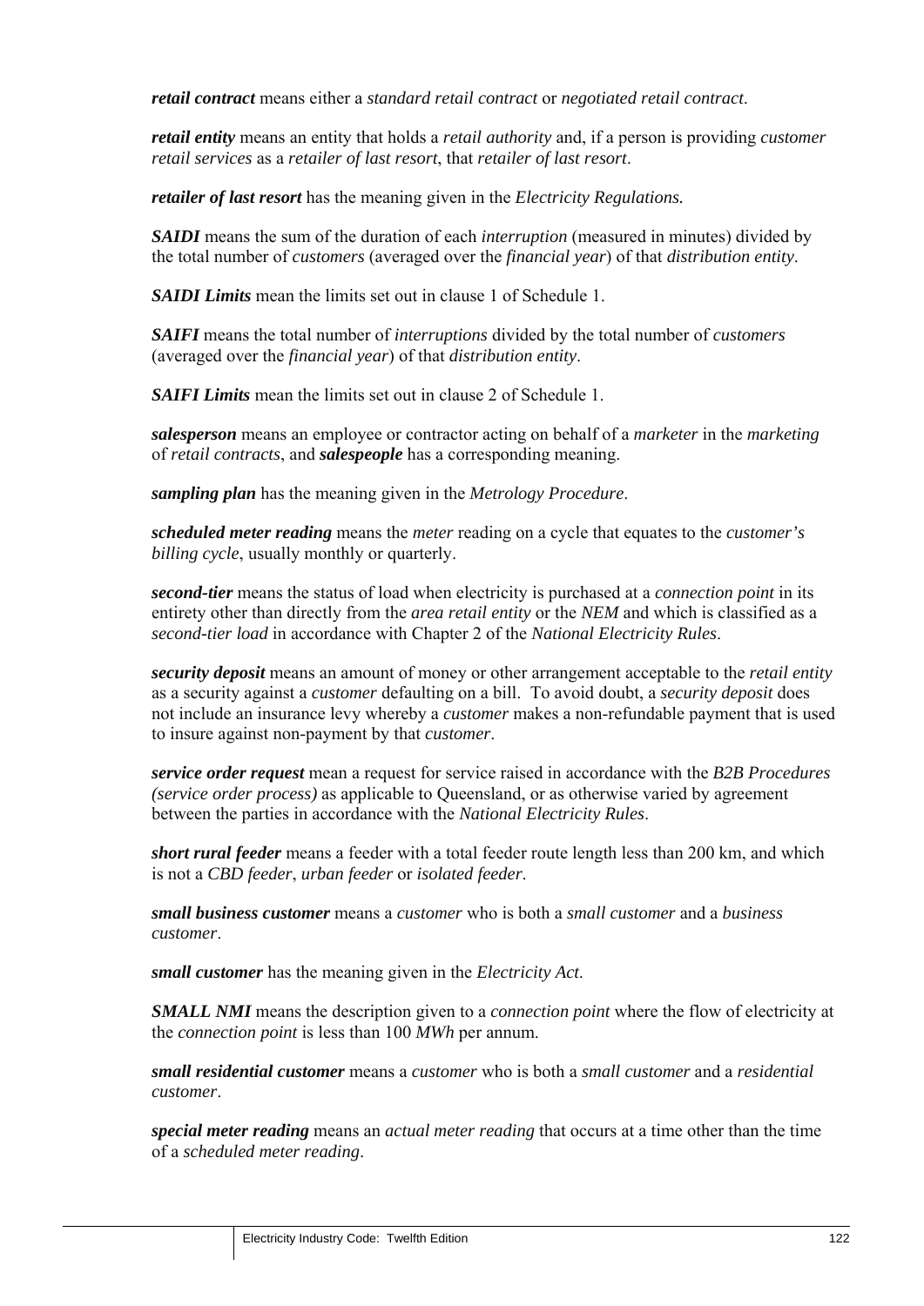***retail contract*** means either a *standard retail contract* or *negotiated retail contract*.

***retail entity*** means an entity that holds a *retail authority* and, if a person is providing *customer retail services* as a *retailer of last resort*, that *retailer of last resort*.

***retailer of last resort*** has the meaning given in the *Electricity Regulations.*

***SAIDI*** means the sum of the duration of each *interruption* (measured in minutes) divided by the total number of *customers* (averaged over the *financial year*) of that *distribution entity*.

***SAIDI Limits*** mean the limits set out in clause 1 of Schedule 1.

***SAIFI*** means the total number of *interruptions* divided by the total number of *customers* (averaged over the *financial year*) of that *distribution entity*.

***SAIFI Limits*** mean the limits set out in clause 2 of Schedule 1.

***salesperson*** means an employee or contractor acting on behalf of a *marketer* in the *marketing* of *retail contracts*, and ***salespeople*** has a corresponding meaning.

***sampling plan*** has the meaning given in the *Metrology Procedure*.

***scheduled meter reading*** means the *meter* reading on a cycle that equates to the *customer's billing cycle*, usually monthly or quarterly.

***second-tier*** means the status of load when electricity is purchased at a *connection point* in its entirety other than directly from the *area retail entity* or the *NEM* and which is classified as a *second-tier load* in accordance with Chapter 2 of the *National Electricity Rules*.

***security deposit*** means an amount of money or other arrangement acceptable to the *retail entity* as a security against a *customer* defaulting on a bill. To avoid doubt, a *security deposit* does not include an insurance levy whereby a *customer* makes a non-refundable payment that is used to insure against non-payment by that *customer*.

***service order request*** mean a request for service raised in accordance with the *B2B Procedures (service order process)* as applicable to Queensland, or as otherwise varied by agreement between the parties in accordance with the *National Electricity Rules*.

***short rural feeder*** means a feeder with a total feeder route length less than 200 km, and which is not a *CBD feeder*, *urban feeder* or *isolated feeder*.

***small business customer*** means a *customer* who is both a *small customer* and a *business customer*.

***small customer*** has the meaning given in the *Electricity Act*.

***SMALL NMI*** means the description given to a *connection point* where the flow of electricity at the *connection point* is less than 100 *MWh* per annum.

***small residential customer*** means a *customer* who is both a *small customer* and a *residential customer*.

***special meter reading*** means an *actual meter reading* that occurs at a time other than the time of a *scheduled meter reading*.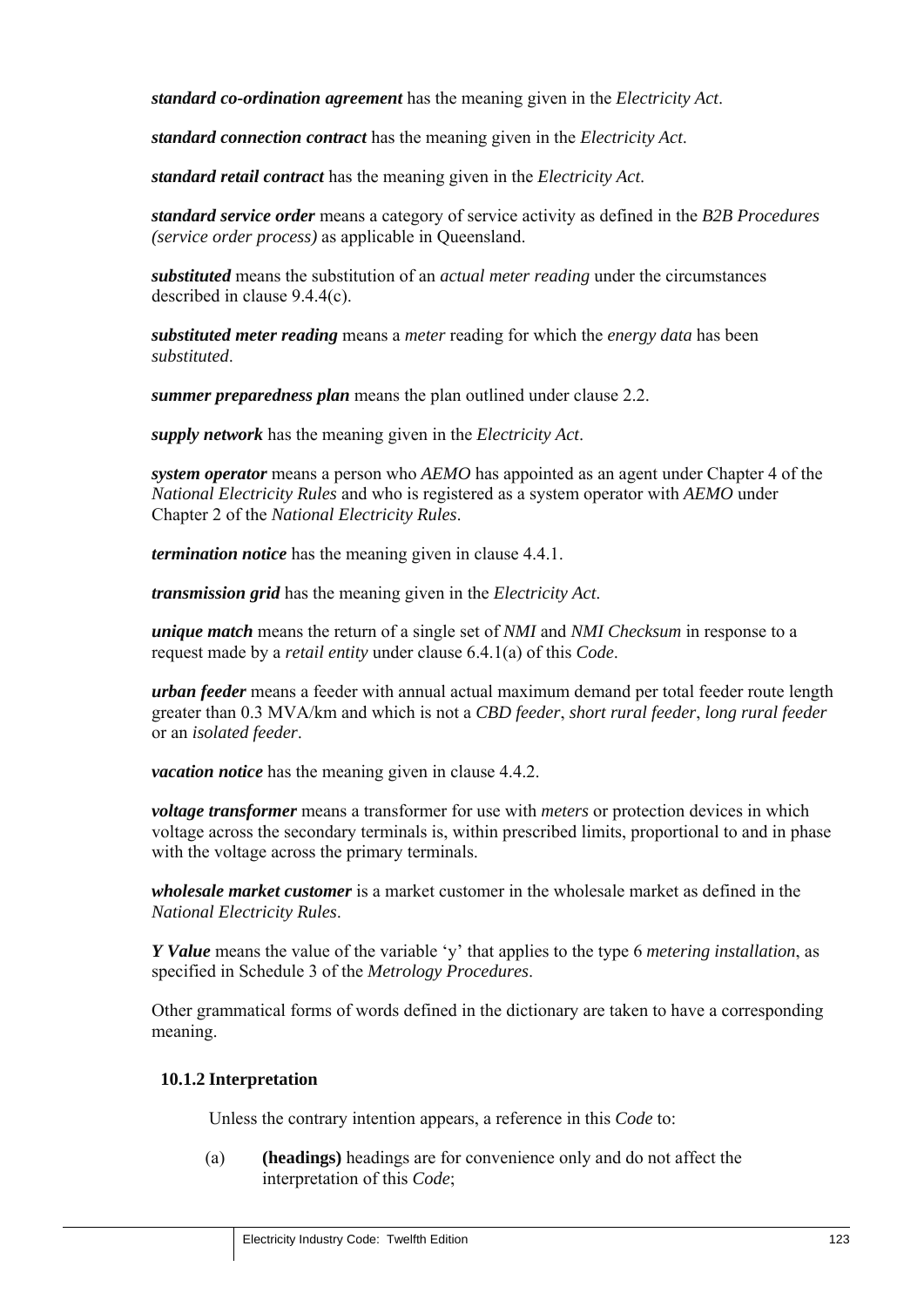***standard co-ordination agreement*** has the meaning given in the *Electricity Act*.

***standard connection contract*** has the meaning given in the *Electricity Act*.

***standard retail contract*** has the meaning given in the *Electricity Act*.

***standard service order*** means a category of service activity as defined in the *B2B Procedures (service order process)* as applicable in Queensland.

***substituted*** means the substitution of an *actual meter reading* under the circumstances described in clause 9.4.4(c).

***substituted meter reading*** means a *meter* reading for which the *energy data* has been *substituted*.

***summer preparedness plan*** means the plan outlined under clause 2.2.

***supply network*** has the meaning given in the *Electricity Act*.

***system operator*** means a person who *AEMO* has appointed as an agent under Chapter 4 of the *National Electricity Rules* and who is registered as a system operator with *AEMO* under Chapter 2 of the *National Electricity Rules*.

***termination notice*** has the meaning given in clause 4.4.1.

***transmission grid*** has the meaning given in the *Electricity Act*.

***unique match*** means the return of a single set of *NMI* and *NMI Checksum* in response to a request made by a *retail entity* under clause 6.4.1(a) of this *Code*.

***urban feeder*** means a feeder with annual actual maximum demand per total feeder route length greater than 0.3 MVA/km and which is not a *CBD feeder*, *short rural feeder*, *long rural feeder* or an *isolated feeder*.

***vacation notice*** has the meaning given in clause 4.4.2.

***voltage transformer*** means a transformer for use with *meters* or protection devices in which voltage across the secondary terminals is, within prescribed limits, proportional to and in phase with the voltage across the primary terminals.

***wholesale market customer*** is a market customer in the wholesale market as defined in the *National Electricity Rules*.

***Y Value*** means the value of the variable 'y' that applies to the type 6 *metering installation*, as specified in Schedule 3 of the *Metrology Procedures*.

Other grammatical forms of words defined in the dictionary are taken to have a corresponding meaning.

### 10.1.2 Interpretation

Unless the contrary intention appears, a reference in this *Code* to:

(a) **(headings)** headings are for convenience only and do not affect the interpretation of this *Code*;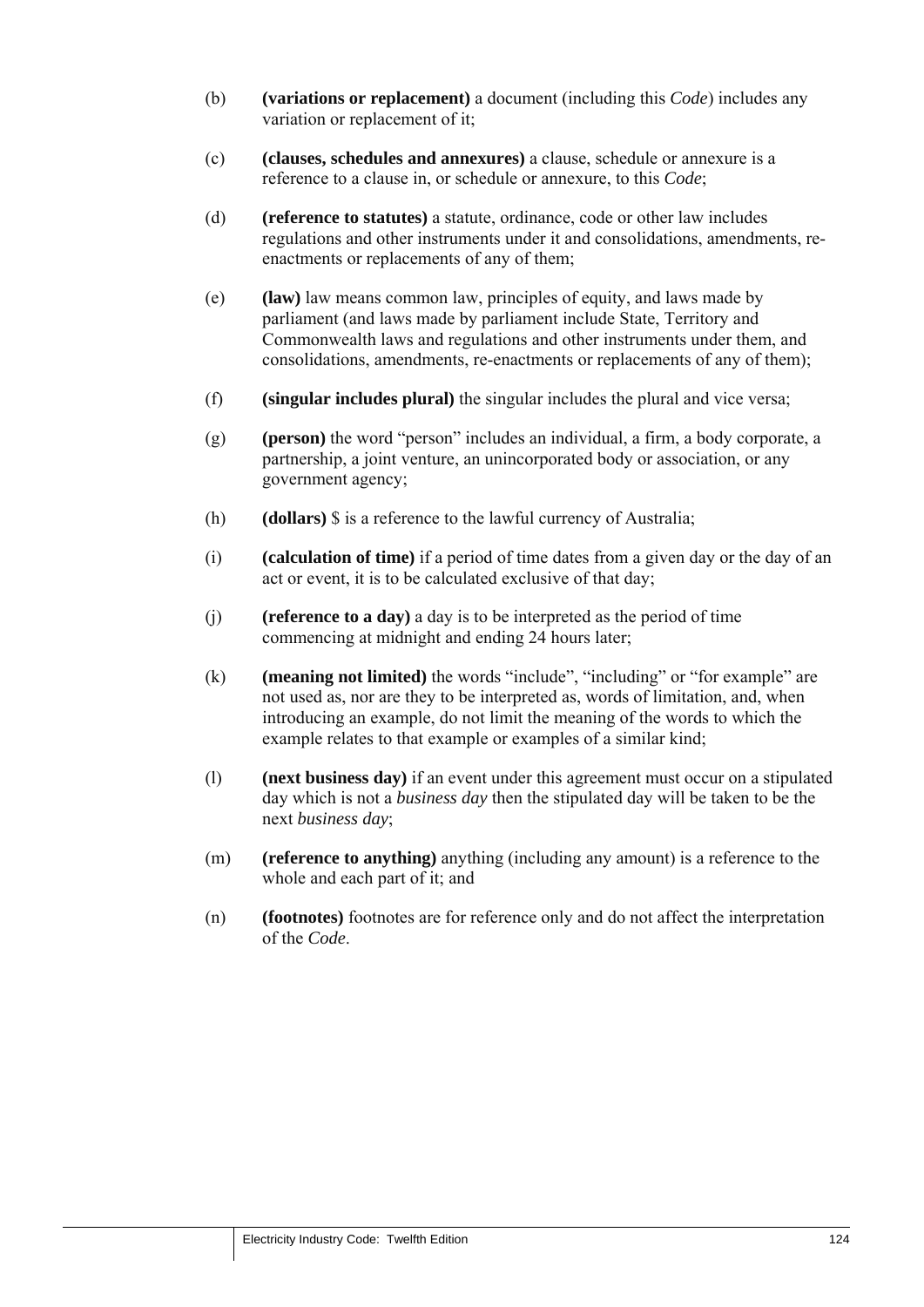(b) **(variations or replacement)** a document (including this *Code*) includes any variation or replacement of it;

(c) **(clauses, schedules and annexures)** a clause, schedule or annexure is a reference to a clause in, or schedule or annexure, to this *Code*;

(d) **(reference to statutes)** a statute, ordinance, code or other law includes regulations and other instruments under it and consolidations, amendments, re-enactments or replacements of any of them;

(e) **(law)** law means common law, principles of equity, and laws made by parliament (and laws made by parliament include State, Territory and Commonwealth laws and regulations and other instruments under them, and consolidations, amendments, re-enactments or replacements of any of them);

(f) **(singular includes plural)** the singular includes the plural and vice versa;

(g) **(person)** the word "person" includes an individual, a firm, a body corporate, a partnership, a joint venture, an unincorporated body or association, or any government agency;

(h) **(dollars)** $ is a reference to the lawful currency of Australia;

(i) **(calculation of time)** if a period of time dates from a given day or the day of an act or event, it is to be calculated exclusive of that day;

(j) **(reference to a day)** a day is to be interpreted as the period of time commencing at midnight and ending 24 hours later;

(k) **(meaning not limited)** the words "include", "including" or "for example" are not used as, nor are they to be interpreted as, words of limitation, and, when introducing an example, do not limit the meaning of the words to which the example relates to that example or examples of a similar kind;

(l) **(next business day)** if an event under this agreement must occur on a stipulated day which is not a *business day* then the stipulated day will be taken to be the next *business day*;

(m) **(reference to anything)** anything (including any amount) is a reference to the whole and each part of it; and

(n) **(footnotes)** footnotes are for reference only and do not affect the interpretation of the *Code*.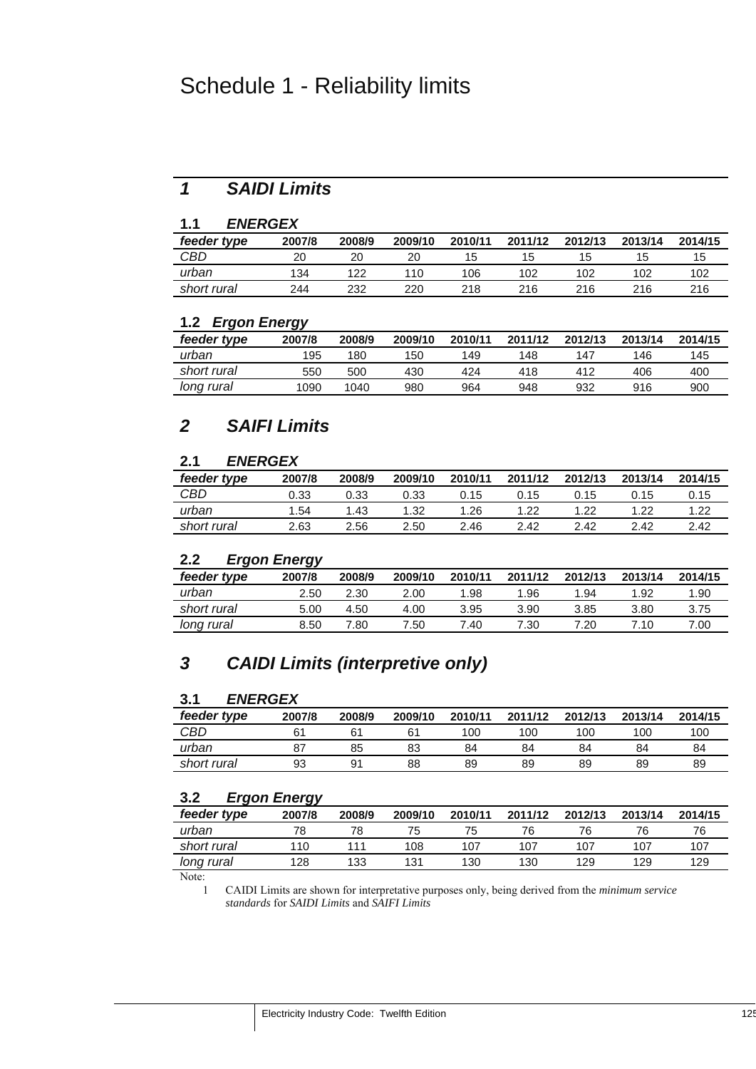#  Schedule 1 - Reliability limits

## *1 SAIDI Limits*

### *1.1 ENERGEX*

| *feeder type* | 2007/8 | 2008/9 | 2009/10 | 2010/11 | 2011/12 | 2012/13 | 2013/14 | 2014/15 |
|---|---|---|---|---|---|---|---|---|
| *CBD* | 20 | 20 | 20 | 15 | 15 | 15 | 15 | 15 |
| *urban* | 134 | 122 | 110 | 106 | 102 | 102 | 102 | 102 |
| *short rural* | 244 | 232 | 220 | 218 | 216 | 216 | 216 | 216 |

### *1.2 Ergon Energy*

| *feeder type* | 2007/8 | 2008/9 | 2009/10 | 2010/11 | 2011/12 | 2012/13 | 2013/14 | 2014/15 |
|---|---|---|---|---|---|---|---|---|
| *urban* | 195 | 180 | 150 | 149 | 148 | 147 | 146 | 145 |
| *short rural* | 550 | 500 | 430 | 424 | 418 | 412 | 406 | 400 |
| *long rural* | 1090 | 1040 | 980 | 964 | 948 | 932 | 916 | 900 |

## *2 SAIFI Limits*

### *2.1 ENERGEX*

| *feeder type* | 2007/8 | 2008/9 | 2009/10 | 2010/11 | 2011/12 | 2012/13 | 2013/14 | 2014/15 |
|---|---|---|---|---|---|---|---|---|
| *CBD* | 0.33 | 0.33 | 0.33 | 0.15 | 0.15 | 0.15 | 0.15 | 0.15 |
| *urban* | 1.54 | 1.43 | 1.32 | 1.26 | 1.22 | 1.22 | 1.22 | 1.22 |
| *short rural* | 2.63 | 2.56 | 2.50 | 2.46 | 2.42 | 2.42 | 2.42 | 2.42 |

### *2.2 Ergon Energy*

| *feeder type* | 2007/8 | 2008/9 | 2009/10 | 2010/11 | 2011/12 | 2012/13 | 2013/14 | 2014/15 |
|---|---|---|---|---|---|---|---|---|
| *urban* | 2.50 | 2.30 | 2.00 | 1.98 | 1.96 | 1.94 | 1.92 | 1.90 |
| *short rural* | 5.00 | 4.50 | 4.00 | 3.95 | 3.90 | 3.85 | 3.80 | 3.75 |
| *long rural* | 8.50 | 7.80 | 7.50 | 7.40 | 7.30 | 7.20 | 7.10 | 7.00 |

## *3 CAIDI Limits (interpretive only)*

### *3.1 ENERGEX*

| *feeder type* | 2007/8 | 2008/9 | 2009/10 | 2010/11 | 2011/12 | 2012/13 | 2013/14 | 2014/15 |
|---|---|---|---|---|---|---|---|---|
| *CBD* | 61 | 61 | 61 | 100 | 100 | 100 | 100 | 100 |
| *urban* | 87 | 85 | 83 | 84 | 84 | 84 | 84 | 84 |
| *short rural* | 93 | 91 | 88 | 89 | 89 | 89 | 89 | 89 |

### *3.2 Ergon Energy*

| *feeder type* | 2007/8 | 2008/9 | 2009/10 | 2010/11 | 2011/12 | 2012/13 | 2013/14 | 2014/15 |
|---|---|---|---|---|---|---|---|---|
| *urban* | 78 | 78 | 75 | 75 | 76 | 76 | 76 | 76 |
| *short rural* | 110 | 111 | 108 | 107 | 107 | 107 | 107 | 107 |
| *long rural* | 128 | 133 | 131 | 130 | 130 | 129 | 129 | 129 |

Note:

1 CAIDI Limits are shown for interpretative purposes only, being derived from the *minimum service standards* for *SAIDI Limits* and *SAIFI Limits*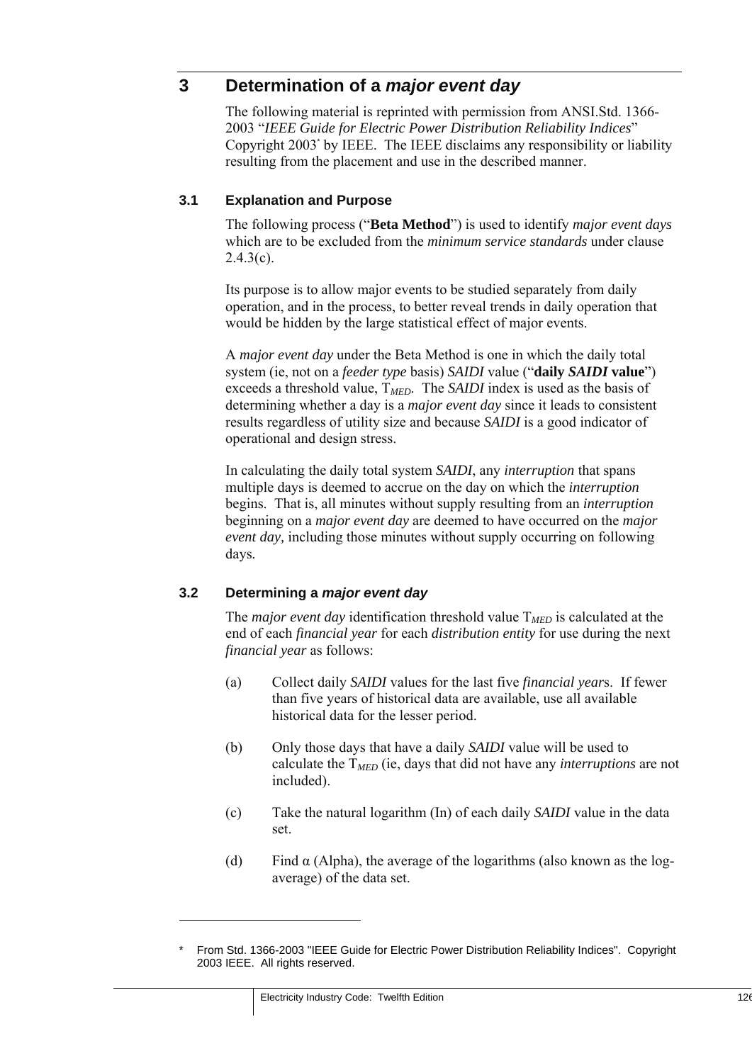# 3 Determination of a *major event day*

The following material is reprinted with permission from ANSI.Std. 1366-2003 "*IEEE Guide for Electric Power Distribution Reliability Indices*" Copyright 2003* by IEEE. The IEEE disclaims any responsibility or liability resulting from the placement and use in the described manner.

## 3.1 Explanation and Purpose

The following process ("**Beta Method**") is used to identify *major event days* which are to be excluded from the *minimum service standards* under clause 2.4.3(c).

Its purpose is to allow major events to be studied separately from daily operation, and in the process, to better reveal trends in daily operation that would be hidden by the large statistical effect of major events.

A *major event day* under the Beta Method is one in which the daily total system (ie, not on a *feeder type* basis) *SAIDI* value ("**daily *SAIDI* value**") exceeds a threshold value, $T_{MED}$. The *SAIDI* index is used as the basis of determining whether a day is a *major event day* since it leads to consistent results regardless of utility size and because *SAIDI* is a good indicator of operational and design stress.

In calculating the daily total system *SAIDI*, any *interruption* that spans multiple days is deemed to accrue on the day on which the *interruption* begins. That is, all minutes without supply resulting from an *interruption* beginning on a *major event day* are deemed to have occurred on the *major event day,* including those minutes without supply occurring on following days.

## 3.2 Determining a *major event day*

The *major event day* identification threshold value $T_{MED}$ is calculated at the end of each *financial year* for each *distribution entity* for use during the next *financial year* as follows:

(a) Collect daily *SAIDI* values for the last five *financial year*s. If fewer than five years of historical data are available, use all available historical data for the lesser period.

(b) Only those days that have a daily *SAIDI* value will be used to calculate the $T_{MED}$ (ie, days that did not have any *interruptions* are not included).

(c) Take the natural logarithm (In) of each daily *SAIDI* value in the data set.

(d) Find α (Alpha), the average of the logarithms (also known as the log-average) of the data set.

---

\* From Std. 1366-2003 "IEEE Guide for Electric Power Distribution Reliability Indices". Copyright 2003 IEEE. All rights reserved.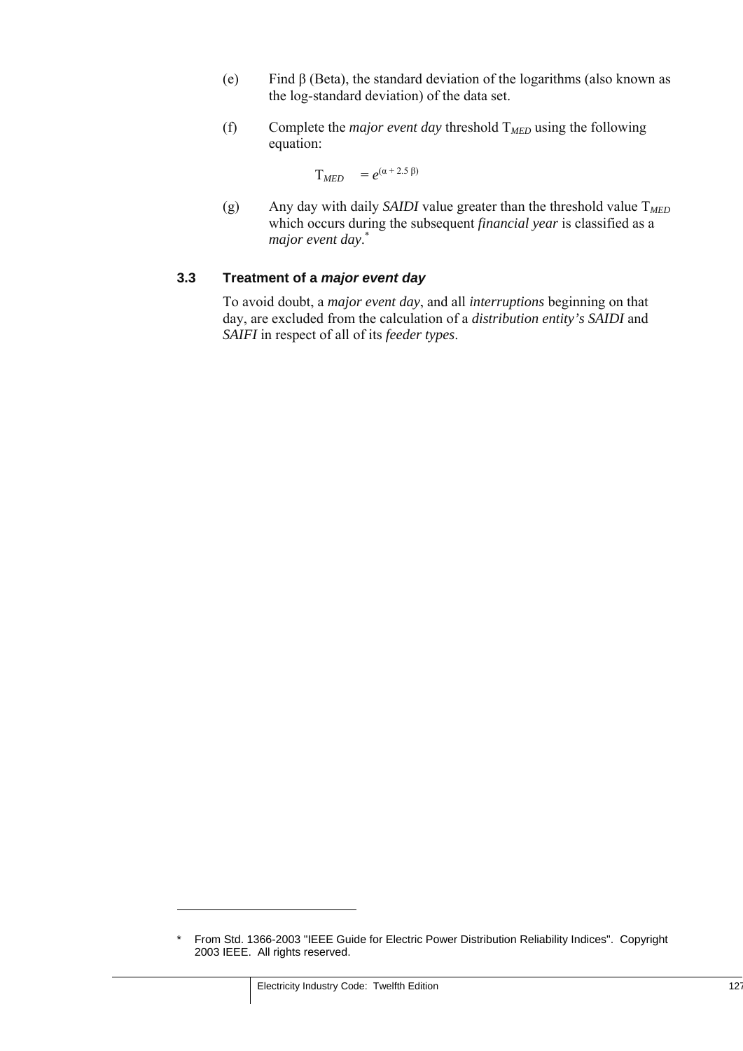(e) Find β (Beta), the standard deviation of the logarithms (also known as the log-standard deviation) of the data set.

(f) Complete the *major event day* threshold $T_{MED}$ using the following equation:

$$T_{MED} = e^{(\alpha + 2.5\,\beta)}$$

(g) Any day with daily *SAIDI* value greater than the threshold value $T_{MED}$ which occurs during the subsequent *financial year* is classified as a *major event day*.*

### 3.3 Treatment of a ***major event day***

To avoid doubt, a *major event day*, and all *interruptions* beginning on that day, are excluded from the calculation of a *distribution entity's SAIDI* and *SAIFI* in respect of all of its *feeder types*.

---

\* From Std. 1366-2003 "IEEE Guide for Electric Power Distribution Reliability Indices". Copyright 2003 IEEE. All rights reserved.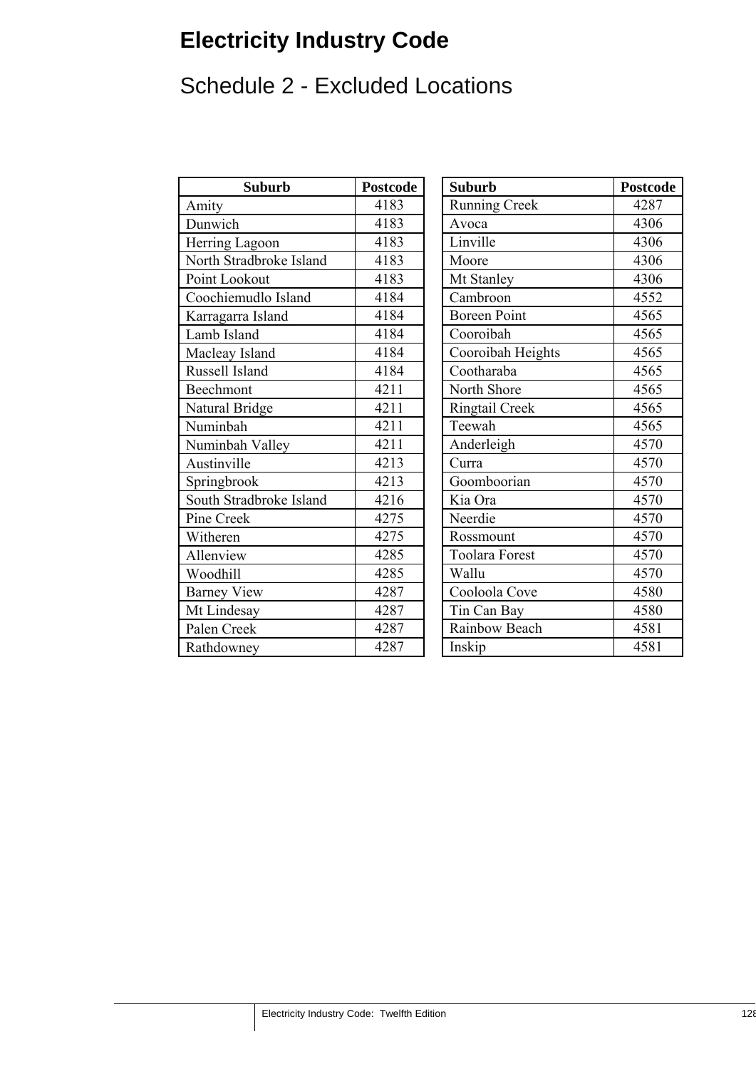# Electricity Industry Code

## Schedule 2 - Excluded Locations

| Suburb | Postcode |
|---|---|
| Amity | 4183 |
| Dunwich | 4183 |
| Herring Lagoon | 4183 |
| North Stradbroke Island | 4183 |
| Point Lookout | 4183 |
| Coochiemudlo Island | 4184 |
| Karragarra Island | 4184 |
| Lamb Island | 4184 |
| Macleay Island | 4184 |
| Russell Island | 4184 |
| Beechmont | 4211 |
| Natural Bridge | 4211 |
| Numinbah | 4211 |
| Numinbah Valley | 4211 |
| Austinville | 4213 |
| Springbrook | 4213 |
| South Stradbroke Island | 4216 |
| Pine Creek | 4275 |
| Witheren | 4275 |
| Allenview | 4285 |
| Woodhill | 4285 |
| Barney View | 4287 |
| Mt Lindesay | 4287 |
| Palen Creek | 4287 |
| Rathdowney | 4287 |

| Suburb | Postcode |
|---|---|
| Running Creek | 4287 |
| Avoca | 4306 |
| Linville | 4306 |
| Moore | 4306 |
| Mt Stanley | 4306 |
| Cambroon | 4552 |
| Boreen Point | 4565 |
| Cooroibah | 4565 |
| Cooroibah Heights | 4565 |
| Cootharaba | 4565 |
| North Shore | 4565 |
| Ringtail Creek | 4565 |
| Teewah | 4565 |
| Anderleigh | 4570 |
| Curra | 4570 |
| Goomboorian | 4570 |
| Kia Ora | 4570 |
| Neerdie | 4570 |
| Rossmount | 4570 |
| Toolara Forest | 4570 |
| Wallu | 4570 |
| Cooloola Cove | 4580 |
| Tin Can Bay | 4580 |
| Rainbow Beach | 4581 |
| Inskip | 4581 |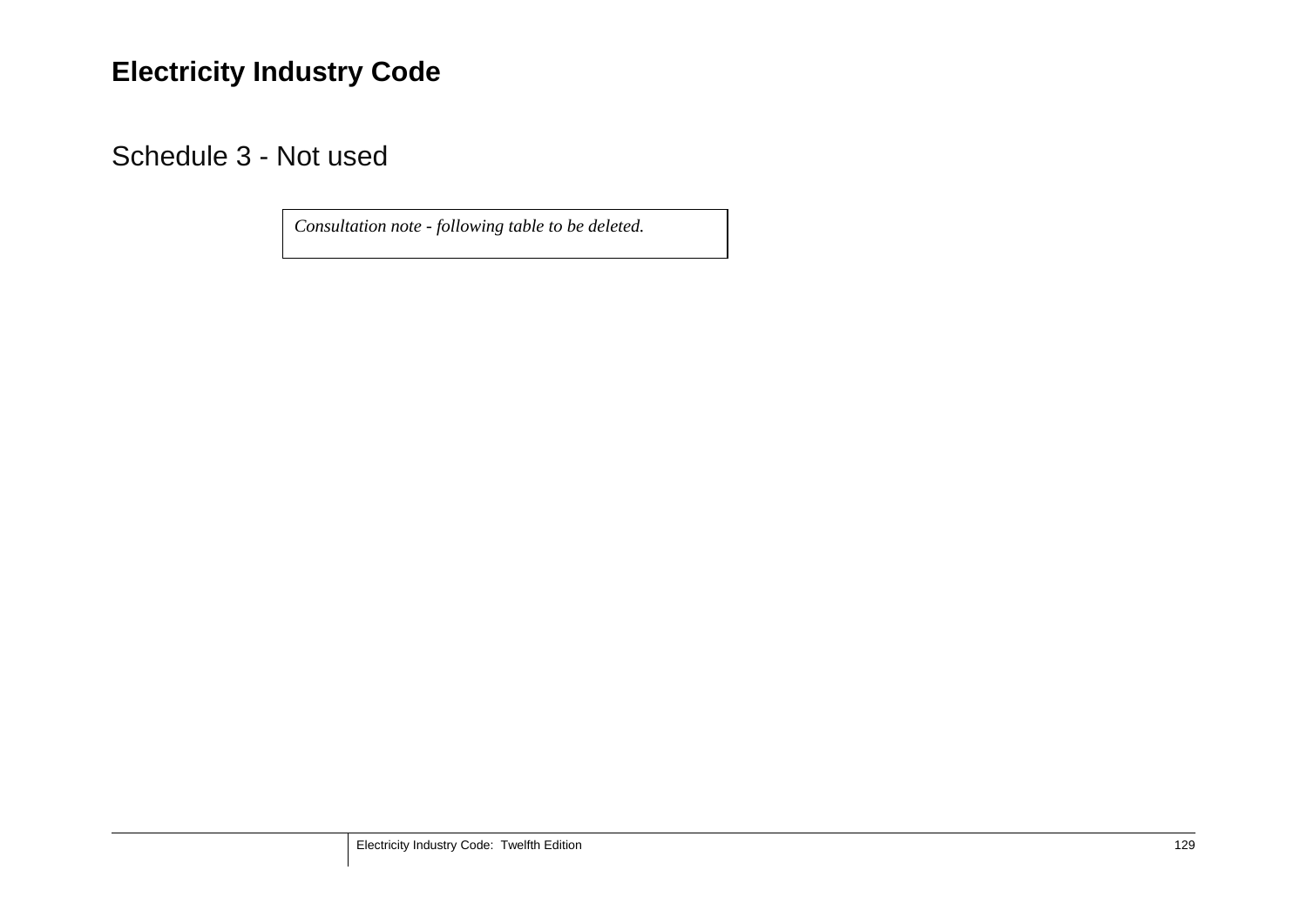# Electricity Industry Code

## Schedule 3 - Not used

*Consultation note - following table to be deleted.*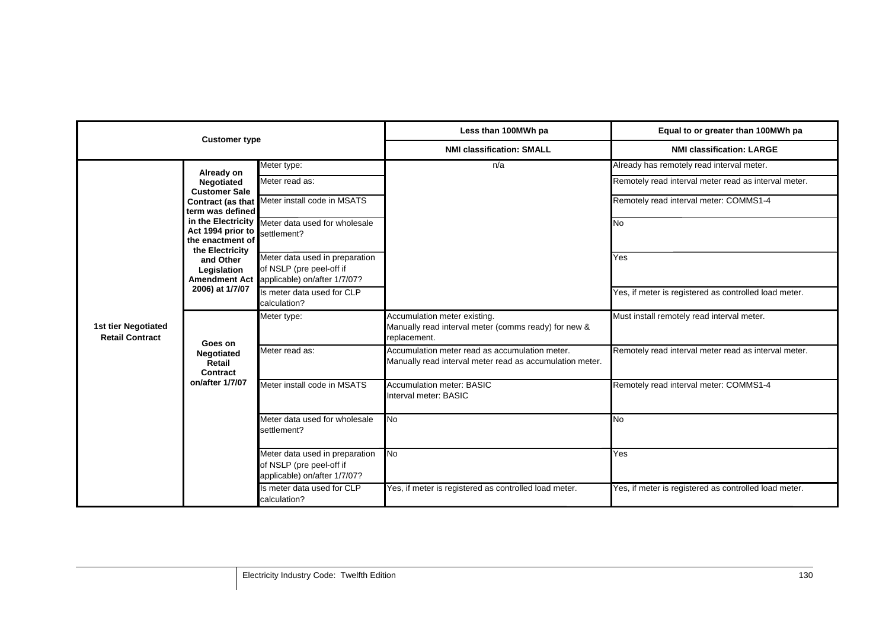| Customer type | | | Less than 100MWh pa | Equal to or greater than 100MWh pa |
|---|---|---|---|---|
| | | | **NMI classification: SMALL** | **NMI classification: LARGE** |
| **1st tier Negotiated Retail Contract** | **Already on Negotiated Customer Sale Contract (as that term was defined in the Electricity Act 1994 prior to the enactment of the Electricity and Other Legislation Amendment Act 2006) at 1/7/07** | Meter type: | n/a | Already has remotely read interval meter. |
| | | Meter read as: | | Remotely read interval meter read as interval meter. |
| | | Meter install code in MSATS | | Remotely read interval meter: COMMS1-4 |
| | | Meter data used for wholesale settlement? | | No |
| | | Meter data used in preparation of NSLP (pre peel-off if applicable) on/after 1/7/07? | | Yes |
| | | Is meter data used for CLP calculation? | | Yes, if meter is registered as controlled load meter. |
| | **Goes on Negotiated Retail Contract on/after 1/7/07** | Meter type: | Accumulation meter existing.<br>Manually read interval meter (comms ready) for new & replacement. | Must install remotely read interval meter. |
| | | Meter read as: | Accumulation meter read as accumulation meter.<br>Manually read interval meter read as accumulation meter. | Remotely read interval meter read as interval meter. |
| | | Meter install code in MSATS | Accumulation meter: BASIC<br>Interval meter: BASIC | Remotely read interval meter: COMMS1-4 |
| | | Meter data used for wholesale settlement? | No | No |
| | | Meter data used in preparation of NSLP (pre peel-off if applicable) on/after 1/7/07? | No | Yes |
| | | Is meter data used for CLP calculation? | Yes, if meter is registered as controlled load meter. | Yes, if meter is registered as controlled load meter. |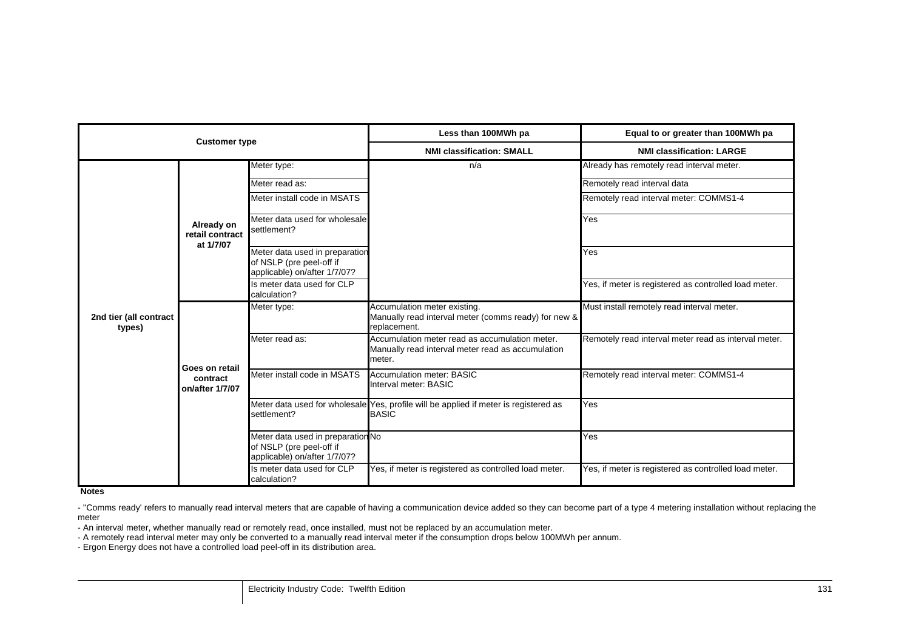| Customer type | | | Less than 100MWh pa | Equal to or greater than 100MWh pa |
|---|---|---|---|---|
| | | | NMI classification: SMALL | NMI classification: LARGE |
| 2nd tier (all contract types) | Already on retail contract at 1/7/07 | Meter type: | n/a | Already has remotely read interval meter. |
| | | Meter read as: | | Remotely read interval data |
| | | Meter install code in MSATS | | Remotely read interval meter: COMMS1-4 |
| | | Meter data used for wholesale settlement? | | Yes |
| | | Meter data used in preparation of NSLP (pre peel-off if applicable) on/after 1/7/07? | | Yes |
| | | Is meter data used for CLP calculation? | | Yes, if meter is registered as controlled load meter. |
| | Goes on retail contract on/after 1/7/07 | Meter type: | Accumulation meter existing. Manually read interval meter (comms ready) for new & replacement. | Must install remotely read interval meter. |
| | | Meter read as: | Accumulation meter read as accumulation meter. Manually read interval meter read as accumulation meter. | Remotely read interval meter read as interval meter. |
| | | Meter install code in MSATS | Accumulation meter: BASIC Interval meter: BASIC | Remotely read interval meter: COMMS1-4 |
| | | Meter data used for wholesale settlement? | Yes, profile will be applied if meter is registered as BASIC | Yes |
| | | Meter data used in preparation of NSLP (pre peel-off if applicable) on/after 1/7/07? | No | Yes |
| | | Is meter data used for CLP calculation? | Yes, if meter is registered as controlled load meter. | Yes, if meter is registered as controlled load meter. |

**Notes**

- 'Comms ready' refers to manually read interval meters that are capable of having a communication device added so they can become part of a type 4 metering installation without replacing the meter
- An interval meter, whether manually read or remotely read, once installed, must not be replaced by an accumulation meter.
- A remotely read interval meter may only be converted to a manually read interval meter if the consumption drops below 100MWh per annum.
- Ergon Energy does not have a controlled load peel-off in its distribution area.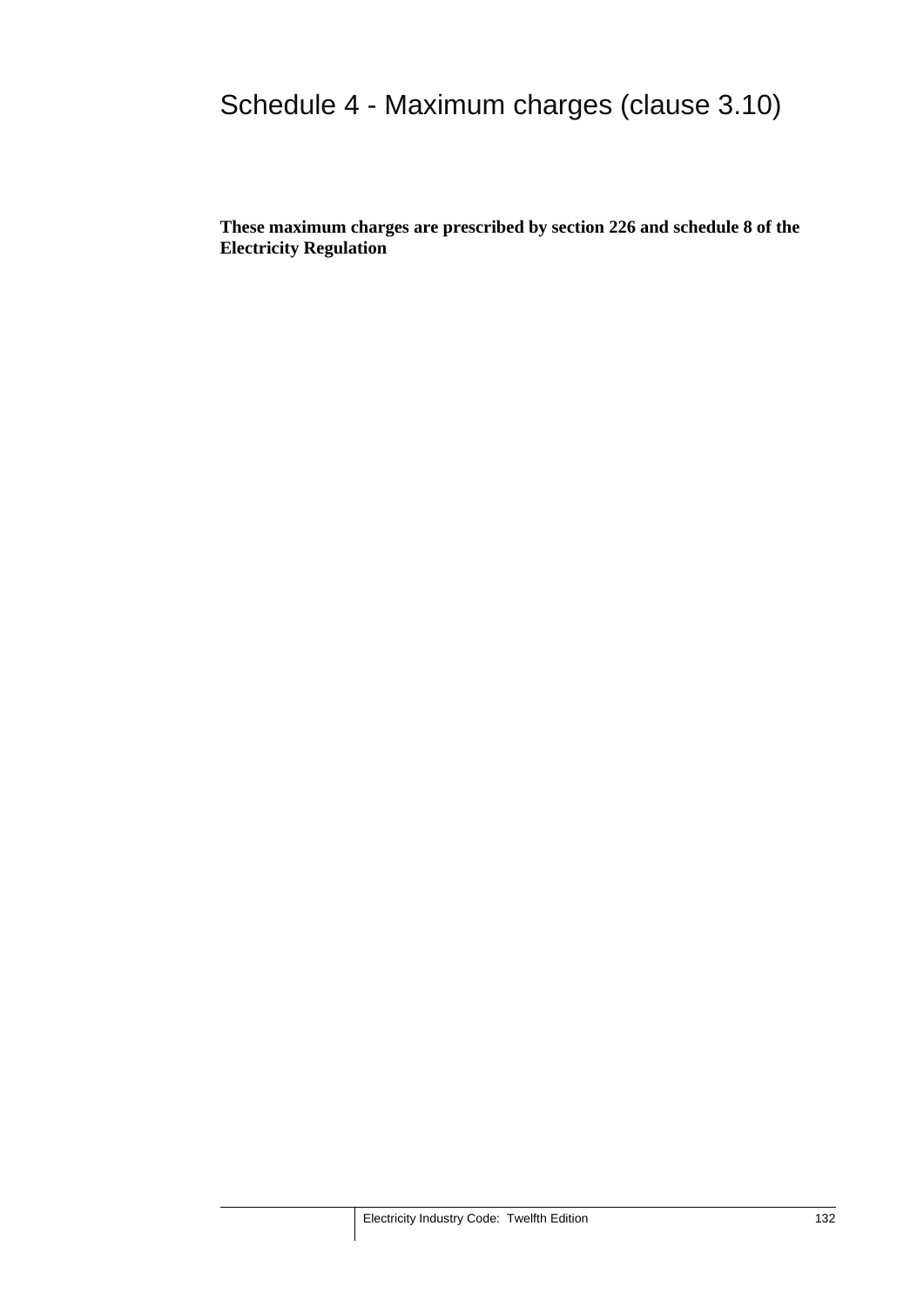# Schedule 4 - Maximum charges (clause 3.10)

**These maximum charges are prescribed by section 226 and schedule 8 of the Electricity Regulation**